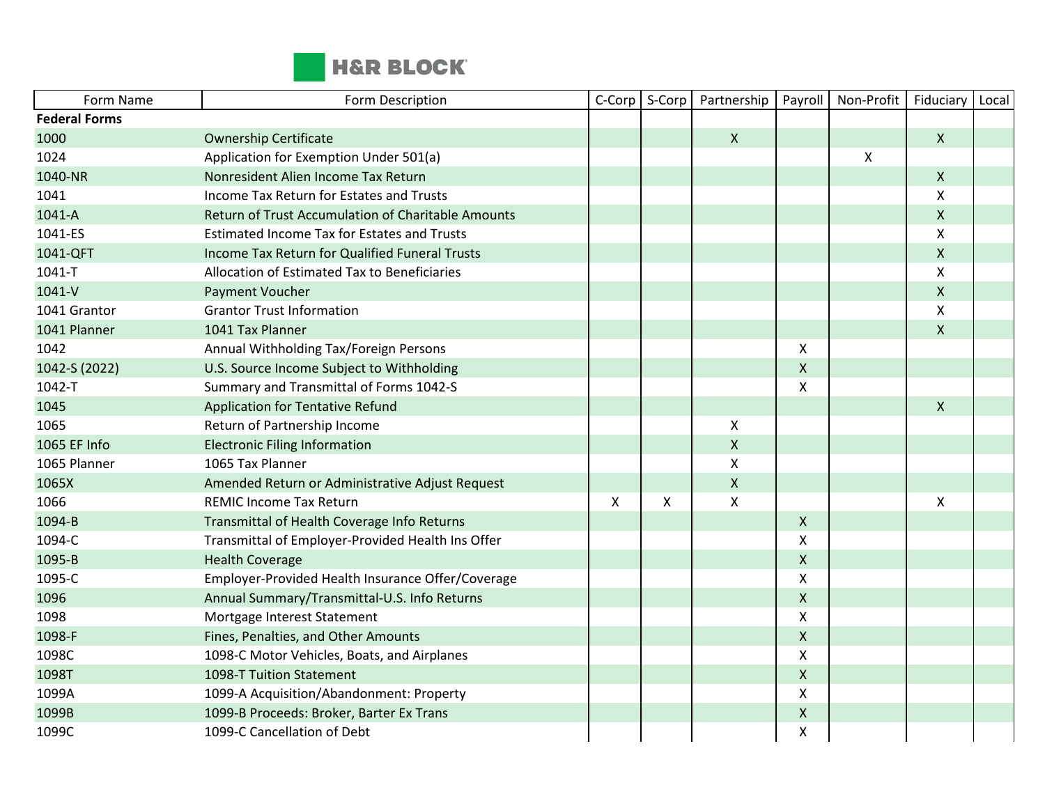# H&R BLOCK

| Form Name | Form Description | C-Corp | S-Corp | Partnership | Payroll | Non-Profit | Fiduciary | Local |
|---|---|---|---|---|---|---|---|---|
| **Federal Forms** | | | | | | | | |
| 1000 | Ownership Certificate | | | X | | | X | |
| 1024 | Application for Exemption Under 501(a) | | | | | X | | |
| 1040-NR | Nonresident Alien Income Tax Return | | | | | | X | |
| 1041 | Income Tax Return for Estates and Trusts | | | | | | X | |
| 1041-A | Return of Trust Accumulation of Charitable Amounts | | | | | | X | |
| 1041-ES | Estimated Income Tax for Estates and Trusts | | | | | | X | |
| 1041-QFT | Income Tax Return for Qualified Funeral Trusts | | | | | | X | |
| 1041-T | Allocation of Estimated Tax to Beneficiaries | | | | | | X | |
| 1041-V | Payment Voucher | | | | | | X | |
| 1041 Grantor | Grantor Trust Information | | | | | | X | |
| 1041 Planner | 1041 Tax Planner | | | | | | X | |
| 1042 | Annual Withholding Tax/Foreign Persons | | | | X | | | |
| 1042-S (2022) | U.S. Source Income Subject to Withholding | | | | X | | | |
| 1042-T | Summary and Transmittal of Forms 1042-S | | | | X | | | |
| 1045 | Application for Tentative Refund | | | | | | X | |
| 1065 | Return of Partnership Income | | | X | | | | |
| 1065 EF Info | Electronic Filing Information | | | X | | | | |
| 1065 Planner | 1065 Tax Planner | | | X | | | | |
| 1065X | Amended Return or Administrative Adjust Request | | | X | | | | |
| 1066 | REMIC Income Tax Return | X | X | X | | | X | |
| 1094-B | Transmittal of Health Coverage Info Returns | | | | X | | | |
| 1094-C | Transmittal of Employer-Provided Health Ins Offer | | | | X | | | |
| 1095-B | Health Coverage | | | | X | | | |
| 1095-C | Employer-Provided Health Insurance Offer/Coverage | | | | X | | | |
| 1096 | Annual Summary/Transmittal-U.S. Info Returns | | | | X | | | |
| 1098 | Mortgage Interest Statement | | | | X | | | |
| 1098-F | Fines, Penalties, and Other Amounts | | | | X | | | |
| 1098C | 1098-C Motor Vehicles, Boats, and Airplanes | | | | X | | | |
| 1098T | 1098-T Tuition Statement | | | | X | | | |
| 1099A | 1099-A Acquisition/Abandonment: Property | | | | X | | | |
| 1099B | 1099-B Proceeds: Broker, Barter Ex Trans | | | | X | | | |
| 1099C | 1099-C Cancellation of Debt | | | | X | | | |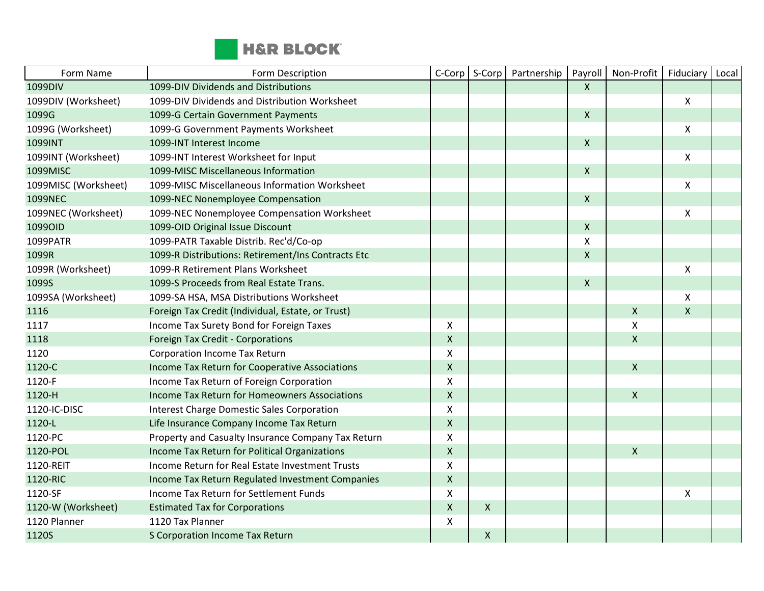| Form Name | Form Description | C-Corp | S-Corp | Partnership | Payroll | Non-Profit | Fiduciary | Local |
|---|---|---|---|---|---|---|---|---|
| 1099DIV | 1099-DIV Dividends and Distributions | | | | X | | | |
| 1099DIV (Worksheet) | 1099-DIV Dividends and Distribution Worksheet | | | | | | X | |
| 1099G | 1099-G Certain Government Payments | | | | X | | | |
| 1099G (Worksheet) | 1099-G Government Payments Worksheet | | | | | | X | |
| 1099INT | 1099-INT Interest Income | | | | X | | | |
| 1099INT (Worksheet) | 1099-INT Interest Worksheet for Input | | | | | | X | |
| 1099MISC | 1099-MISC Miscellaneous Information | | | | X | | | |
| 1099MISC (Worksheet) | 1099-MISC Miscellaneous Information Worksheet | | | | | | X | |
| 1099NEC | 1099-NEC Nonemployee Compensation | | | | X | | | |
| 1099NEC (Worksheet) | 1099-NEC Nonemployee Compensation Worksheet | | | | | | X | |
| 1099OID | 1099-OID Original Issue Discount | | | | X | | | |
| 1099PATR | 1099-PATR Taxable Distrib. Rec'd/Co-op | | | | X | | | |
| 1099R | 1099-R Distributions: Retirement/Ins Contracts Etc | | | | X | | | |
| 1099R (Worksheet) | 1099-R Retirement Plans Worksheet | | | | | | X | |
| 1099S | 1099-S Proceeds from Real Estate Trans. | | | | X | | | |
| 1099SA (Worksheet) | 1099-SA HSA, MSA Distributions Worksheet | | | | | | X | |
| 1116 | Foreign Tax Credit (Individual, Estate, or Trust) | | | | | X | X | |
| 1117 | Income Tax Surety Bond for Foreign Taxes | X | | | | X | | |
| 1118 | Foreign Tax Credit - Corporations | X | | | | X | | |
| 1120 | Corporation Income Tax Return | X | | | | | | |
| 1120-C | Income Tax Return for Cooperative Associations | X | | | | X | | |
| 1120-F | Income Tax Return of Foreign Corporation | X | | | | | | |
| 1120-H | Income Tax Return for Homeowners Associations | X | | | | X | | |
| 1120-IC-DISC | Interest Charge Domestic Sales Corporation | X | | | | | | |
| 1120-L | Life Insurance Company Income Tax Return | X | | | | | | |
| 1120-PC | Property and Casualty Insurance Company Tax Return | X | | | | | | |
| 1120-POL | Income Tax Return for Political Organizations | X | | | | X | | |
| 1120-REIT | Income Return for Real Estate Investment Trusts | X | | | | | | |
| 1120-RIC | Income Tax Return Regulated Investment Companies | X | | | | | | |
| 1120-SF | Income Tax Return for Settlement Funds | X | | | | | X | |
| 1120-W (Worksheet) | Estimated Tax for Corporations | X | X | | | | | |
| 1120 Planner | 1120 Tax Planner | X | | | | | | |
| 1120S | S Corporation Income Tax Return | | X | | | | | |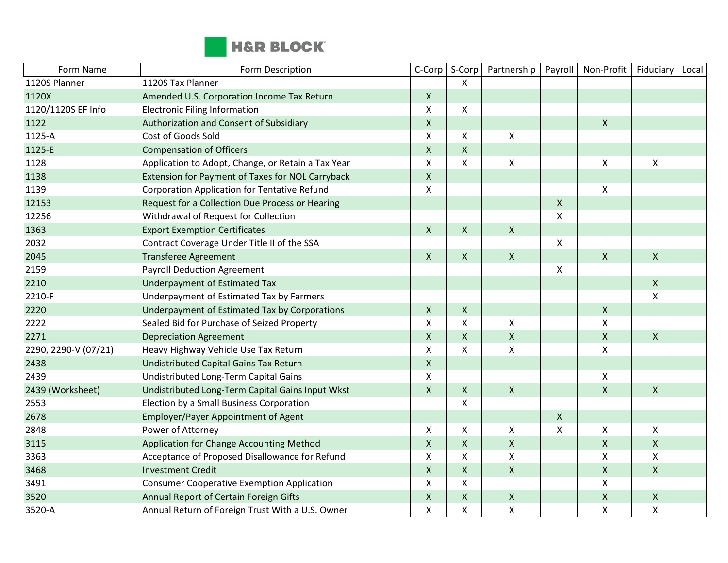| Form Name | Form Description | C-Corp | S-Corp | Partnership | Payroll | Non-Profit | Fiduciary | Local |
|---|---|---|---|---|---|---|---|---|
| 1120S Planner | 1120S Tax Planner | | X | | | | | |
| 1120X | Amended U.S. Corporation Income Tax Return | X | | | | | | |
| 1120/1120S EF Info | Electronic Filing Information | X | X | | | | | |
| 1122 | Authorization and Consent of Subsidiary | X | | | | X | | |
| 1125-A | Cost of Goods Sold | X | X | X | | | | |
| 1125-E | Compensation of Officers | X | X | | | | | |
| 1128 | Application to Adopt, Change, or Retain a Tax Year | X | X | X | | X | X | |
| 1138 | Extension for Payment of Taxes for NOL Carryback | X | | | | | | |
| 1139 | Corporation Application for Tentative Refund | X | | | | X | | |
| 12153 | Request for a Collection Due Process or Hearing | | | | X | | | |
| 12256 | Withdrawal of Request for Collection | | | | X | | | |
| 1363 | Export Exemption Certificates | X | X | X | | | | |
| 2032 | Contract Coverage Under Title II of the SSA | | | | X | | | |
| 2045 | Transferee Agreement | X | X | X | | X | X | |
| 2159 | Payroll Deduction Agreement | | | | X | | | |
| 2210 | Underpayment of Estimated Tax | | | | | | X | |
| 2210-F | Underpayment of Estimated Tax by Farmers | | | | | | X | |
| 2220 | Underpayment of Estimated Tax by Corporations | X | X | | | X | | |
| 2222 | Sealed Bid for Purchase of Seized Property | X | X | X | | X | | |
| 2271 | Depreciation Agreement | X | X | X | | X | X | |
| 2290, 2290-V (07/21) | Heavy Highway Vehicle Use Tax Return | X | X | X | | X | | |
| 2438 | Undistributed Capital Gains Tax Return | X | | | | | | |
| 2439 | Undistributed Long-Term Capital Gains | X | | | | X | | |
| 2439 (Worksheet) | Undistributed Long-Term Capital Gains Input Wkst | X | X | X | | X | X | |
| 2553 | Election by a Small Business Corporation | | X | | | | | |
| 2678 | Employer/Payer Appointment of Agent | | | | X | | | |
| 2848 | Power of Attorney | X | X | X | X | X | X | |
| 3115 | Application for Change Accounting Method | X | X | X | | X | X | |
| 3363 | Acceptance of Proposed Disallowance for Refund | X | X | X | | X | X | |
| 3468 | Investment Credit | X | X | X | | X | X | |
| 3491 | Consumer Cooperative Exemption Application | X | X | | | X | | |
| 3520 | Annual Report of Certain Foreign Gifts | X | X | X | | X | X | |
| 3520-A | Annual Return of Foreign Trust With a U.S. Owner | X | X | X | | X | X | |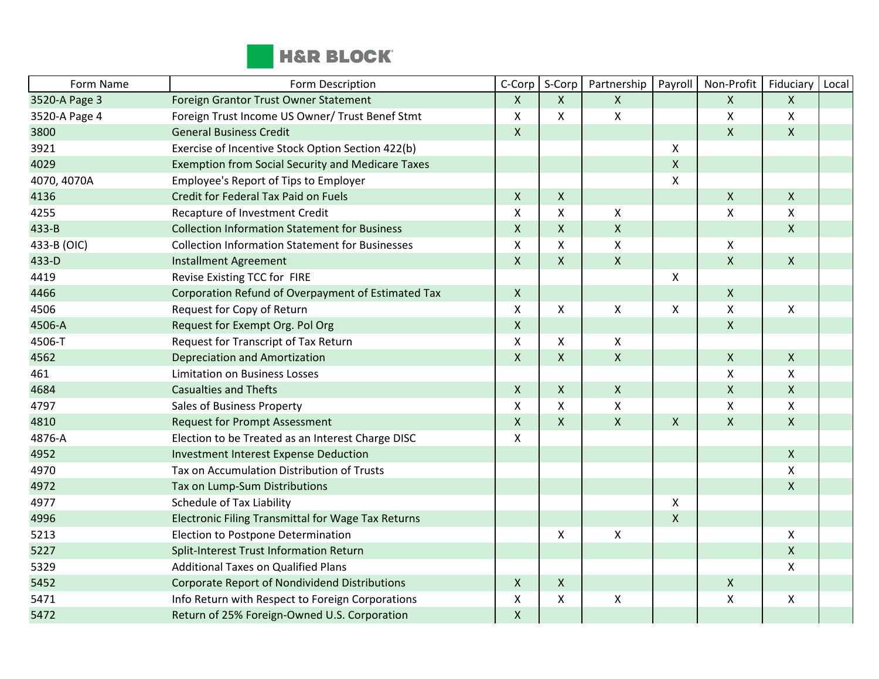| Form Name | Form Description | C-Corp | S-Corp | Partnership | Payroll | Non-Profit | Fiduciary | Local |
|---|---|---|---|---|---|---|---|---|
| 3520-A Page 3 | Foreign Grantor Trust Owner Statement | X | X | X | | X | X | |
| 3520-A Page 4 | Foreign Trust Income US Owner/ Trust Benef Stmt | X | X | X | | X | X | |
| 3800 | General Business Credit | X | | | | X | X | |
| 3921 | Exercise of Incentive Stock Option Section 422(b) | | | | X | | | |
| 4029 | Exemption from Social Security and Medicare Taxes | | | | X | | | |
| 4070, 4070A | Employee's Report of Tips to Employer | | | | X | | | |
| 4136 | Credit for Federal Tax Paid on Fuels | X | X | | | X | X | |
| 4255 | Recapture of Investment Credit | X | X | X | | X | X | |
| 433-B | Collection Information Statement for Business | X | X | X | | | X | |
| 433-B (OIC) | Collection Information Statement for Businesses | X | X | X | | X | | |
| 433-D | Installment Agreement | X | X | X | | X | X | |
| 4419 | Revise Existing TCC for FIRE | | | | X | | | |
| 4466 | Corporation Refund of Overpayment of Estimated Tax | X | | | | X | | |
| 4506 | Request for Copy of Return | X | X | X | X | X | X | |
| 4506-A | Request for Exempt Org. Pol Org | X | | | | X | | |
| 4506-T | Request for Transcript of Tax Return | X | X | X | | | | |
| 4562 | Depreciation and Amortization | X | X | X | | X | X | |
| 461 | Limitation on Business Losses | | | | | X | X | |
| 4684 | Casualties and Thefts | X | X | X | | X | X | |
| 4797 | Sales of Business Property | X | X | X | | X | X | |
| 4810 | Request for Prompt Assessment | X | X | X | X | X | X | |
| 4876-A | Election to be Treated as an Interest Charge DISC | X | | | | | | |
| 4952 | Investment Interest Expense Deduction | | | | | | X | |
| 4970 | Tax on Accumulation Distribution of Trusts | | | | | | X | |
| 4972 | Tax on Lump-Sum Distributions | | | | | | X | |
| 4977 | Schedule of Tax Liability | | | | X | | | |
| 4996 | Electronic Filing Transmittal for Wage Tax Returns | | | | X | | | |
| 5213 | Election to Postpone Determination | | X | X | | | X | |
| 5227 | Split-Interest Trust Information Return | | | | | | X | |
| 5329 | Additional Taxes on Qualified Plans | | | | | | X | |
| 5452 | Corporate Report of Nondividend Distributions | X | X | | | X | | |
| 5471 | Info Return with Respect to Foreign Corporations | X | X | X | | X | X | |
| 5472 | Return of 25% Foreign-Owned U.S. Corporation | X | | | | | | |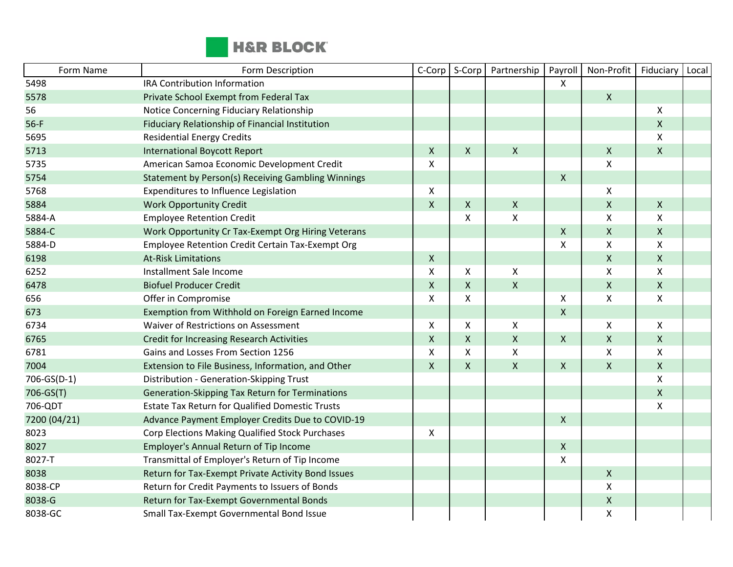| Form Name | Form Description | C-Corp | S-Corp | Partnership | Payroll | Non-Profit | Fiduciary | Local |
|---|---|---|---|---|---|---|---|---|
| 5498 | IRA Contribution Information | | | | X | | | |
| 5578 | Private School Exempt from Federal Tax | | | | | X | | |
| 56 | Notice Concerning Fiduciary Relationship | | | | | | X | |
| 56-F | Fiduciary Relationship of Financial Institution | | | | | | X | |
| 5695 | Residential Energy Credits | | | | | | X | |
| 5713 | International Boycott Report | X | X | X | | X | X | |
| 5735 | American Samoa Economic Development Credit | X | | | | X | | |
| 5754 | Statement by Person(s) Receiving Gambling Winnings | | | | X | | | |
| 5768 | Expenditures to Influence Legislation | X | | | | X | | |
| 5884 | Work Opportunity Credit | X | X | X | | X | X | |
| 5884-A | Employee Retention Credit | | X | X | | X | X | |
| 5884-C | Work Opportunity Cr Tax-Exempt Org Hiring Veterans | | | | X | X | X | |
| 5884-D | Employee Retention Credit Certain Tax-Exempt Org | | | | X | X | X | |
| 6198 | At-Risk Limitations | X | | | | X | X | |
| 6252 | Installment Sale Income | X | X | X | | X | X | |
| 6478 | Biofuel Producer Credit | X | X | X | | X | X | |
| 656 | Offer in Compromise | X | X | | X | X | X | |
| 673 | Exemption from Withhold on Foreign Earned Income | | | | X | | | |
| 6734 | Waiver of Restrictions on Assessment | X | X | X | | X | X | |
| 6765 | Credit for Increasing Research Activities | X | X | X | X | X | X | |
| 6781 | Gains and Losses From Section 1256 | X | X | X | | X | X | |
| 7004 | Extension to File Business, Information, and Other | X | X | X | X | X | X | |
| 706-GS(D-1) | Distribution - Generation-Skipping Trust | | | | | | X | |
| 706-GS(T) | Generation-Skipping Tax Return for Terminations | | | | | | X | |
| 706-QDT | Estate Tax Return for Qualified Domestic Trusts | | | | | | X | |
| 7200 (04/21) | Advance Payment Employer Credits Due to COVID-19 | | | | X | | | |
| 8023 | Corp Elections Making Qualified Stock Purchases | X | | | | | | |
| 8027 | Employer's Annual Return of Tip Income | | | | X | | | |
| 8027-T | Transmittal of Employer's Return of Tip Income | | | | X | | | |
| 8038 | Return for Tax-Exempt Private Activity Bond Issues | | | | | X | | |
| 8038-CP | Return for Credit Payments to Issuers of Bonds | | | | | X | | |
| 8038-G | Return for Tax-Exempt Governmental Bonds | | | | | X | | |
| 8038-GC | Small Tax-Exempt Governmental Bond Issue | | | | | X | | |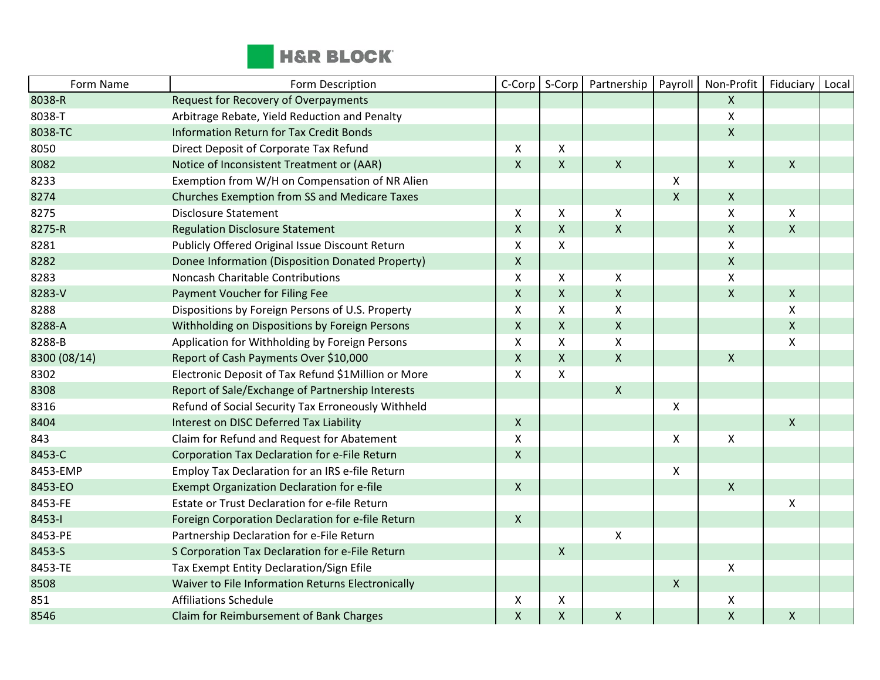| Form Name | Form Description | C-Corp | S-Corp | Partnership | Payroll | Non-Profit | Fiduciary | Local |
|---|---|---|---|---|---|---|---|---|
| 8038-R | Request for Recovery of Overpayments | | | | | X | | |
| 8038-T | Arbitrage Rebate, Yield Reduction and Penalty | | | | | X | | |
| 8038-TC | Information Return for Tax Credit Bonds | | | | | X | | |
| 8050 | Direct Deposit of Corporate Tax Refund | X | X | | | | | |
| 8082 | Notice of Inconsistent Treatment or (AAR) | X | X | X | | X | X | |
| 8233 | Exemption from W/H on Compensation of NR Alien | | | | X | | | |
| 8274 | Churches Exemption from SS and Medicare Taxes | | | | X | X | | |
| 8275 | Disclosure Statement | X | X | X | | X | X | |
| 8275-R | Regulation Disclosure Statement | X | X | X | | X | X | |
| 8281 | Publicly Offered Original Issue Discount Return | X | X | | | X | | |
| 8282 | Donee Information (Disposition Donated Property) | X | | | | X | | |
| 8283 | Noncash Charitable Contributions | X | X | X | | X | | |
| 8283-V | Payment Voucher for Filing Fee | X | X | X | | X | X | |
| 8288 | Dispositions by Foreign Persons of U.S. Property | X | X | X | | | X | |
| 8288-A | Withholding on Dispositions by Foreign Persons | X | X | X | | | X | |
| 8288-B | Application for Withholding by Foreign Persons | X | X | X | | | X | |
| 8300 (08/14) | Report of Cash Payments Over $10,000 | X | X | X | | X | | |
| 8302 | Electronic Deposit of Tax Refund $1Million or More | X | X | | | | | |
| 8308 | Report of Sale/Exchange of Partnership Interests | | | X | | | | |
| 8316 | Refund of Social Security Tax Erroneously Withheld | | | | X | | | |
| 8404 | Interest on DISC Deferred Tax Liability | X | | | | | X | |
| 843 | Claim for Refund and Request for Abatement | X | | | X | X | | |
| 8453-C | Corporation Tax Declaration for e-File Return | X | | | | | | |
| 8453-EMP | Employ Tax Declaration for an IRS e-file Return | | | | X | | | |
| 8453-EO | Exempt Organization Declaration for e-file | X | | | | X | | |
| 8453-FE | Estate or Trust Declaration for e-file Return | | | | | | X | |
| 8453-I | Foreign Corporation Declaration for e-file Return | X | | | | | | |
| 8453-PE | Partnership Declaration for e-File Return | | | X | | | | |
| 8453-S | S Corporation Tax Declaration for e-File Return | | X | | | | | |
| 8453-TE | Tax Exempt Entity Declaration/Sign Efile | | | | | X | | |
| 8508 | Waiver to File Information Returns Electronically | | | | X | | | |
| 851 | Affiliations Schedule | X | X | | | X | | |
| 8546 | Claim for Reimbursement of Bank Charges | X | X | X | | X | X | |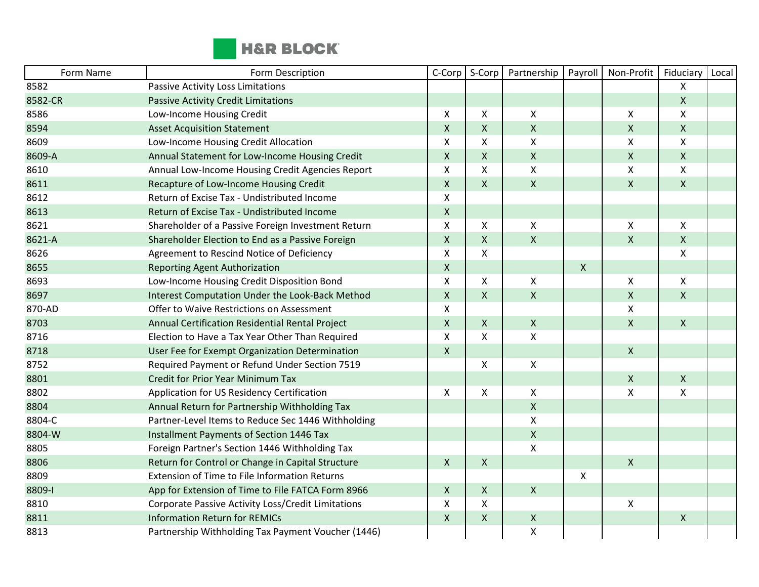| Form Name | Form Description | C-Corp | S-Corp | Partnership | Payroll | Non-Profit | Fiduciary | Local |
|---|---|---|---|---|---|---|---|---|
| 8582 | Passive Activity Loss Limitations | | | | | | X | |
| 8582-CR | Passive Activity Credit Limitations | | | | | | X | |
| 8586 | Low-Income Housing Credit | X | X | X | | X | X | |
| 8594 | Asset Acquisition Statement | X | X | X | | X | X | |
| 8609 | Low-Income Housing Credit Allocation | X | X | X | | X | X | |
| 8609-A | Annual Statement for Low-Income Housing Credit | X | X | X | | X | X | |
| 8610 | Annual Low-Income Housing Credit Agencies Report | X | X | X | | X | X | |
| 8611 | Recapture of Low-Income Housing Credit | X | X | X | | X | X | |
| 8612 | Return of Excise Tax - Undistributed Income | X | | | | | | |
| 8613 | Return of Excise Tax - Undistributed Income | X | | | | | | |
| 8621 | Shareholder of a Passive Foreign Investment Return | X | X | X | | X | X | |
| 8621-A | Shareholder Election to End as a Passive Foreign | X | X | X | | X | X | |
| 8626 | Agreement to Rescind Notice of Deficiency | X | X | | | | X | |
| 8655 | Reporting Agent Authorization | X | | | X | | | |
| 8693 | Low-Income Housing Credit Disposition Bond | X | X | X | | X | X | |
| 8697 | Interest Computation Under the Look-Back Method | X | X | X | | X | X | |
| 870-AD | Offer to Waive Restrictions on Assessment | X | | | | X | | |
| 8703 | Annual Certification Residential Rental Project | X | X | X | | X | X | |
| 8716 | Election to Have a Tax Year Other Than Required | X | X | X | | | | |
| 8718 | User Fee for Exempt Organization Determination | X | | | | X | | |
| 8752 | Required Payment or Refund Under Section 7519 | | X | X | | | | |
| 8801 | Credit for Prior Year Minimum Tax | | | | | X | X | |
| 8802 | Application for US Residency Certification | X | X | X | | X | X | |
| 8804 | Annual Return for Partnership Withholding Tax | | | X | | | | |
| 8804-C | Partner-Level Items to Reduce Sec 1446 Withholding | | | X | | | | |
| 8804-W | Installment Payments of Section 1446 Tax | | | X | | | | |
| 8805 | Foreign Partner's Section 1446 Withholding Tax | | | X | | | | |
| 8806 | Return for Control or Change in Capital Structure | X | X | | | X | | |
| 8809 | Extension of Time to File Information Returns | | | | X | | | |
| 8809-I | App for Extension of Time to File FATCA Form 8966 | X | X | X | | | | |
| 8810 | Corporate Passive Activity Loss/Credit Limitations | X | X | | | X | | |
| 8811 | Information Return for REMICs | X | X | X | | | X | |
| 8813 | Partnership Withholding Tax Payment Voucher (1446) | | | X | | | | |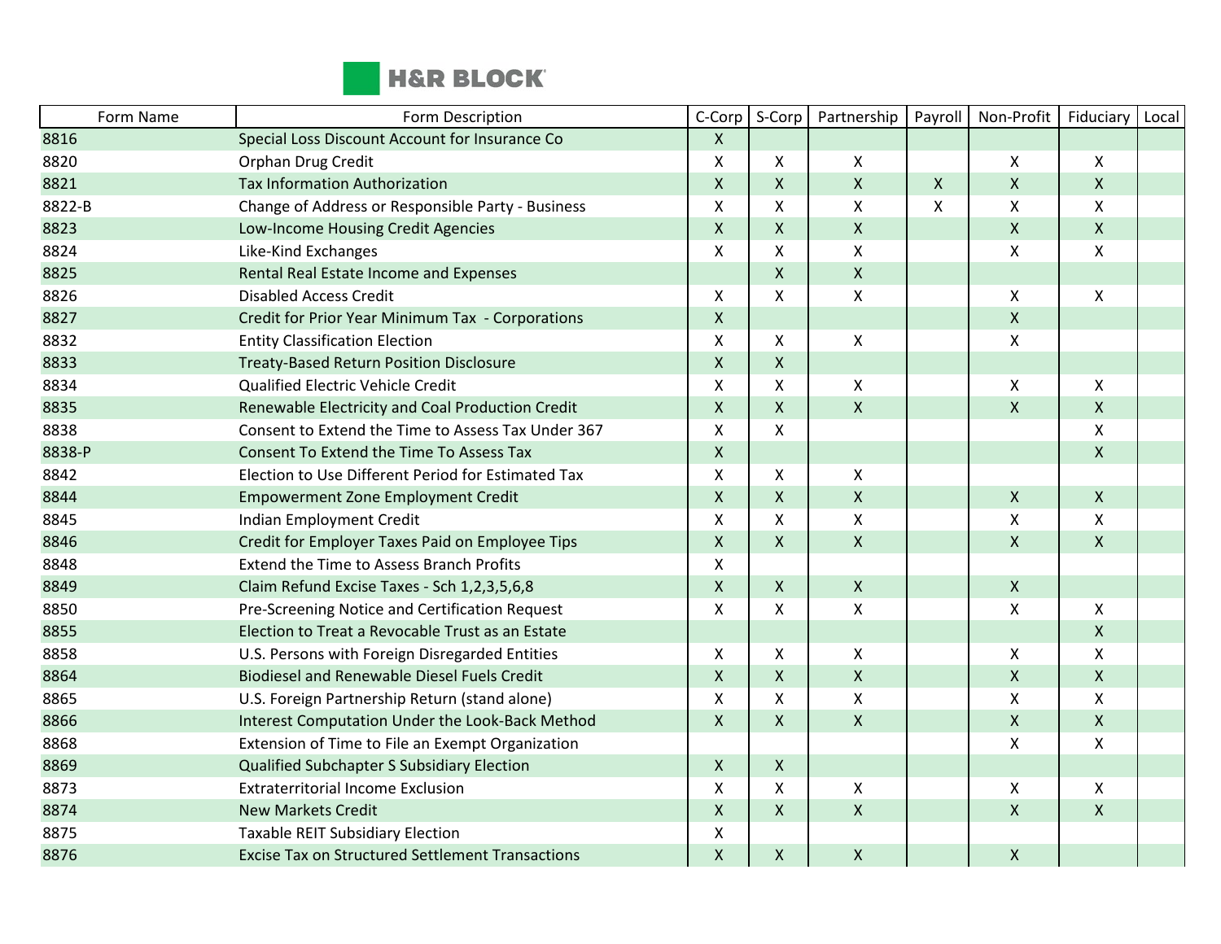| Form Name | Form Description | C-Corp | S-Corp | Partnership | Payroll | Non-Profit | Fiduciary | Local |
|---|---|---|---|---|---|---|---|---|
| 8816 | Special Loss Discount Account for Insurance Co | X | | | | | | |
| 8820 | Orphan Drug Credit | X | X | X | | X | X | |
| 8821 | Tax Information Authorization | X | X | X | X | X | X | |
| 8822-B | Change of Address or Responsible Party - Business | X | X | X | X | X | X | |
| 8823 | Low-Income Housing Credit Agencies | X | X | X | | X | X | |
| 8824 | Like-Kind Exchanges | X | X | X | | X | X | |
| 8825 | Rental Real Estate Income and Expenses | | X | X | | | | |
| 8826 | Disabled Access Credit | X | X | X | | X | X | |
| 8827 | Credit for Prior Year Minimum Tax - Corporations | X | | | | X | | |
| 8832 | Entity Classification Election | X | X | X | | X | | |
| 8833 | Treaty-Based Return Position Disclosure | X | X | | | | | |
| 8834 | Qualified Electric Vehicle Credit | X | X | X | | X | X | |
| 8835 | Renewable Electricity and Coal Production Credit | X | X | X | | X | X | |
| 8838 | Consent to Extend the Time to Assess Tax Under 367 | X | X | | | | X | |
| 8838-P | Consent To Extend the Time To Assess Tax | X | | | | | X | |
| 8842 | Election to Use Different Period for Estimated Tax | X | X | X | | | | |
| 8844 | Empowerment Zone Employment Credit | X | X | X | | X | X | |
| 8845 | Indian Employment Credit | X | X | X | | X | X | |
| 8846 | Credit for Employer Taxes Paid on Employee Tips | X | X | X | | X | X | |
| 8848 | Extend the Time to Assess Branch Profits | X | | | | | | |
| 8849 | Claim Refund Excise Taxes - Sch 1,2,3,5,6,8 | X | X | X | | X | | |
| 8850 | Pre-Screening Notice and Certification Request | X | X | X | | X | X | |
| 8855 | Election to Treat a Revocable Trust as an Estate | | | | | | X | |
| 8858 | U.S. Persons with Foreign Disregarded Entities | X | X | X | | X | X | |
| 8864 | Biodiesel and Renewable Diesel Fuels Credit | X | X | X | | X | X | |
| 8865 | U.S. Foreign Partnership Return (stand alone) | X | X | X | | X | X | |
| 8866 | Interest Computation Under the Look-Back Method | X | X | X | | X | X | |
| 8868 | Extension of Time to File an Exempt Organization | | | | | X | X | |
| 8869 | Qualified Subchapter S Subsidiary Election | X | X | | | | | |
| 8873 | Extraterritorial Income Exclusion | X | X | X | | X | X | |
| 8874 | New Markets Credit | X | X | X | | X | X | |
| 8875 | Taxable REIT Subsidiary Election | X | | | | | | |
| 8876 | Excise Tax on Structured Settlement Transactions | X | X | X | | X | | |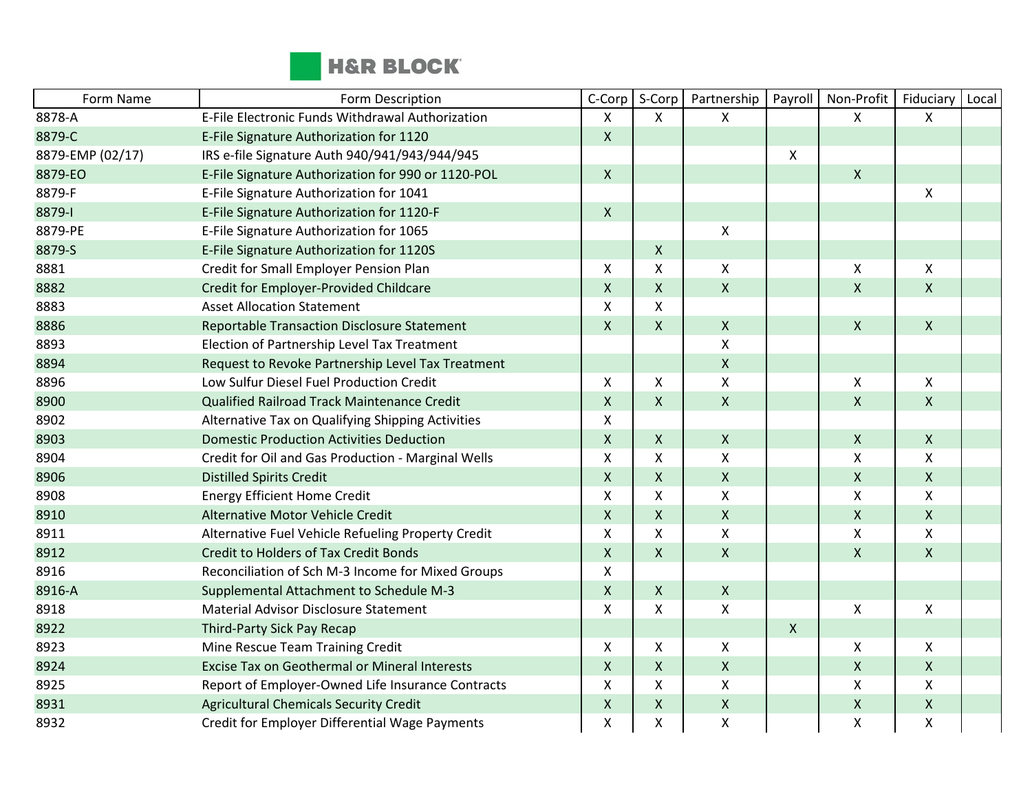| Form Name | Form Description | C-Corp | S-Corp | Partnership | Payroll | Non-Profit | Fiduciary | Local |
|---|---|---|---|---|---|---|---|---|
| 8878-A | E-File Electronic Funds Withdrawal Authorization | X | X | X | | X | X | |
| 8879-C | E-File Signature Authorization for 1120 | X | | | | | | |
| 8879-EMP (02/17) | IRS e-file Signature Auth 940/941/943/944/945 | | | | X | | | |
| 8879-EO | E-File Signature Authorization for 990 or 1120-POL | X | | | | X | | |
| 8879-F | E-File Signature Authorization for 1041 | | | | | | X | |
| 8879-I | E-File Signature Authorization for 1120-F | X | | | | | | |
| 8879-PE | E-File Signature Authorization for 1065 | | | X | | | | |
| 8879-S | E-File Signature Authorization for 1120S | | X | | | | | |
| 8881 | Credit for Small Employer Pension Plan | X | X | X | | X | X | |
| 8882 | Credit for Employer-Provided Childcare | X | X | X | | X | X | |
| 8883 | Asset Allocation Statement | X | X | | | | | |
| 8886 | Reportable Transaction Disclosure Statement | X | X | X | | X | X | |
| 8893 | Election of Partnership Level Tax Treatment | | | X | | | | |
| 8894 | Request to Revoke Partnership Level Tax Treatment | | | X | | | | |
| 8896 | Low Sulfur Diesel Fuel Production Credit | X | X | X | | X | X | |
| 8900 | Qualified Railroad Track Maintenance Credit | X | X | X | | X | X | |
| 8902 | Alternative Tax on Qualifying Shipping Activities | X | | | | | | |
| 8903 | Domestic Production Activities Deduction | X | X | X | | X | X | |
| 8904 | Credit for Oil and Gas Production - Marginal Wells | X | X | X | | X | X | |
| 8906 | Distilled Spirits Credit | X | X | X | | X | X | |
| 8908 | Energy Efficient Home Credit | X | X | X | | X | X | |
| 8910 | Alternative Motor Vehicle Credit | X | X | X | | X | X | |
| 8911 | Alternative Fuel Vehicle Refueling Property Credit | X | X | X | | X | X | |
| 8912 | Credit to Holders of Tax Credit Bonds | X | X | X | | X | X | |
| 8916 | Reconciliation of Sch M-3 Income for Mixed Groups | X | | | | | | |
| 8916-A | Supplemental Attachment to Schedule M-3 | X | X | X | | | | |
| 8918 | Material Advisor Disclosure Statement | X | X | X | | X | X | |
| 8922 | Third-Party Sick Pay Recap | | | | X | | | |
| 8923 | Mine Rescue Team Training Credit | X | X | X | | X | X | |
| 8924 | Excise Tax on Geothermal or Mineral Interests | X | X | X | | X | X | |
| 8925 | Report of Employer-Owned Life Insurance Contracts | X | X | X | | X | X | |
| 8931 | Agricultural Chemicals Security Credit | X | X | X | | X | X | |
| 8932 | Credit for Employer Differential Wage Payments | X | X | X | | X | X | |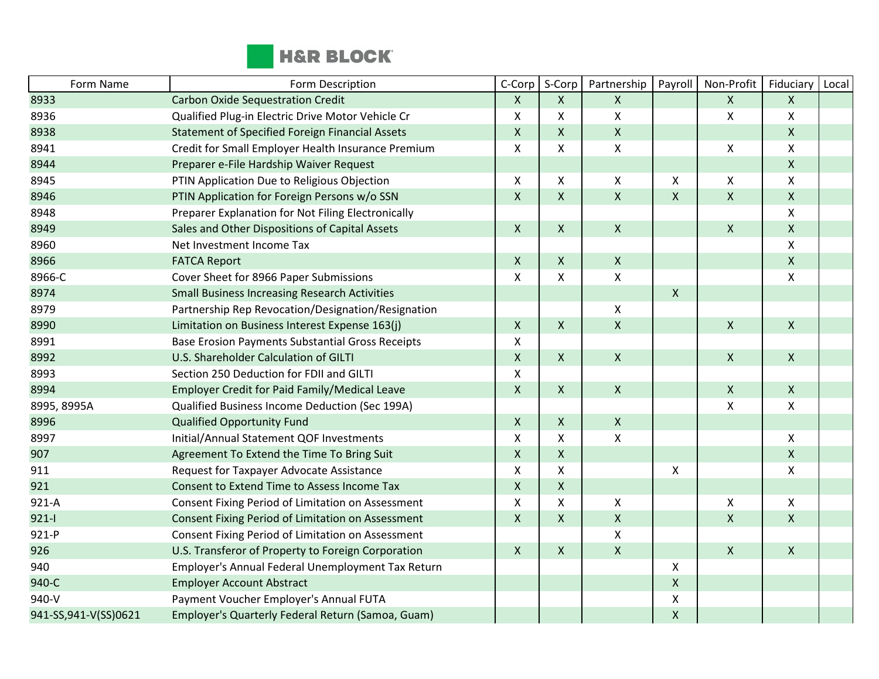| Form Name | Form Description | C-Corp | S-Corp | Partnership | Payroll | Non-Profit | Fiduciary | Local |
|---|---|---|---|---|---|---|---|---|
| 8933 | Carbon Oxide Sequestration Credit | X | X | X | | X | X | |
| 8936 | Qualified Plug-in Electric Drive Motor Vehicle Cr | X | X | X | | X | X | |
| 8938 | Statement of Specified Foreign Financial Assets | X | X | X | | | X | |
| 8941 | Credit for Small Employer Health Insurance Premium | X | X | X | | X | X | |
| 8944 | Preparer e-File Hardship Waiver Request | | | | | | X | |
| 8945 | PTIN Application Due to Religious Objection | X | X | X | X | X | X | |
| 8946 | PTIN Application for Foreign Persons w/o SSN | X | X | X | X | X | X | |
| 8948 | Preparer Explanation for Not Filing Electronically | | | | | | X | |
| 8949 | Sales and Other Dispositions of Capital Assets | X | X | X | | X | X | |
| 8960 | Net Investment Income Tax | | | | | | X | |
| 8966 | FATCA Report | X | X | X | | | X | |
| 8966-C | Cover Sheet for 8966 Paper Submissions | X | X | X | | | X | |
| 8974 | Small Business Increasing Research Activities | | | | X | | | |
| 8979 | Partnership Rep Revocation/Designation/Resignation | | | X | | | | |
| 8990 | Limitation on Business Interest Expense 163(j) | X | X | X | | X | X | |
| 8991 | Base Erosion Payments Substantial Gross Receipts | X | | | | | | |
| 8992 | U.S. Shareholder Calculation of GILTI | X | X | X | | X | X | |
| 8993 | Section 250 Deduction for FDII and GILTI | X | | | | | | |
| 8994 | Employer Credit for Paid Family/Medical Leave | X | X | X | | X | X | |
| 8995, 8995A | Qualified Business Income Deduction (Sec 199A) | | | | | X | X | |
| 8996 | Qualified Opportunity Fund | X | X | X | | | | |
| 8997 | Initial/Annual Statement QOF Investments | X | X | X | | | X | |
| 907 | Agreement To Extend the Time To Bring Suit | X | X | | | | X | |
| 911 | Request for Taxpayer Advocate Assistance | X | X | | X | | X | |
| 921 | Consent to Extend Time to Assess Income Tax | X | X | | | | | |
| 921-A | Consent Fixing Period of Limitation on Assessment | X | X | X | | X | X | |
| 921-I | Consent Fixing Period of Limitation on Assessment | X | X | X | | X | X | |
| 921-P | Consent Fixing Period of Limitation on Assessment | | | X | | | | |
| 926 | U.S. Transferor of Property to Foreign Corporation | X | X | X | | X | X | |
| 940 | Employer's Annual Federal Unemployment Tax Return | | | | X | | | |
| 940-C | Employer Account Abstract | | | | X | | | |
| 940-V | Payment Voucher Employer's Annual FUTA | | | | X | | | |
| 941-SS,941-V(SS)0621 | Employer's Quarterly Federal Return (Samoa, Guam) | | | | X | | | |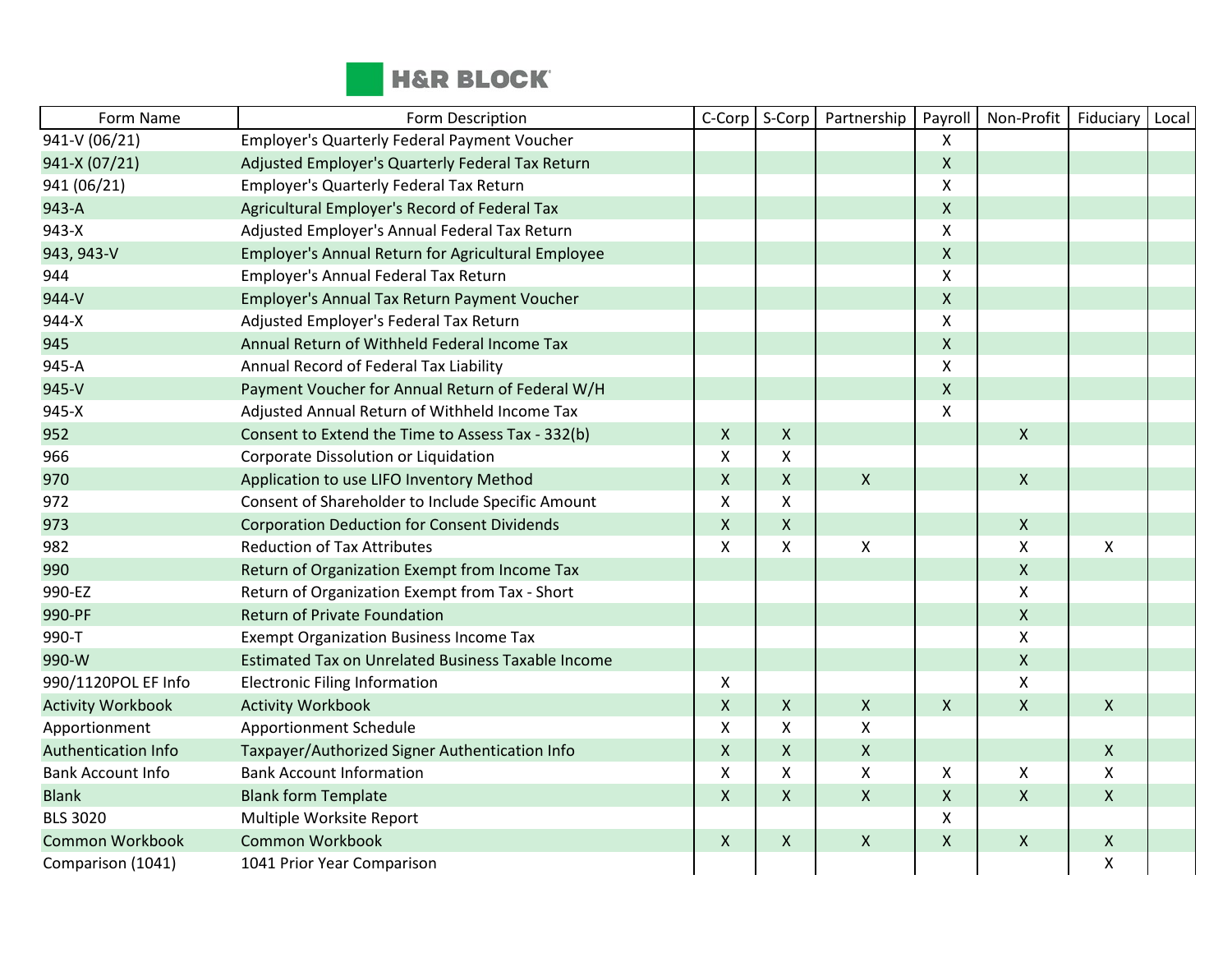| Form Name | Form Description | C-Corp | S-Corp | Partnership | Payroll | Non-Profit | Fiduciary | Local |
|---|---|---|---|---|---|---|---|---|
| 941-V (06/21) | Employer's Quarterly Federal Payment Voucher | | | | X | | | |
| 941-X (07/21) | Adjusted Employer's Quarterly Federal Tax Return | | | | X | | | |
| 941 (06/21) | Employer's Quarterly Federal Tax Return | | | | X | | | |
| 943-A | Agricultural Employer's Record of Federal Tax | | | | X | | | |
| 943-X | Adjusted Employer's Annual Federal Tax Return | | | | X | | | |
| 943, 943-V | Employer's Annual Return for Agricultural Employee | | | | X | | | |
| 944 | Employer's Annual Federal Tax Return | | | | X | | | |
| 944-V | Employer's Annual Tax Return Payment Voucher | | | | X | | | |
| 944-X | Adjusted Employer's Federal Tax Return | | | | X | | | |
| 945 | Annual Return of Withheld Federal Income Tax | | | | X | | | |
| 945-A | Annual Record of Federal Tax Liability | | | | X | | | |
| 945-V | Payment Voucher for Annual Return of Federal W/H | | | | X | | | |
| 945-X | Adjusted Annual Return of Withheld Income Tax | | | | X | | | |
| 952 | Consent to Extend the Time to Assess Tax - 332(b) | X | X | | | X | | |
| 966 | Corporate Dissolution or Liquidation | X | X | | | | | |
| 970 | Application to use LIFO Inventory Method | X | X | X | | X | | |
| 972 | Consent of Shareholder to Include Specific Amount | X | X | | | | | |
| 973 | Corporation Deduction for Consent Dividends | X | X | | | X | | |
| 982 | Reduction of Tax Attributes | X | X | X | | X | X | |
| 990 | Return of Organization Exempt from Income Tax | | | | | X | | |
| 990-EZ | Return of Organization Exempt from Tax - Short | | | | | X | | |
| 990-PF | Return of Private Foundation | | | | | X | | |
| 990-T | Exempt Organization Business Income Tax | | | | | X | | |
| 990-W | Estimated Tax on Unrelated Business Taxable Income | | | | | X | | |
| 990/1120POL EF Info | Electronic Filing Information | X | | | | X | | |
| Activity Workbook | Activity Workbook | X | X | X | X | X | X | |
| Apportionment | Apportionment Schedule | X | X | X | | | | |
| Authentication Info | Taxpayer/Authorized Signer Authentication Info | X | X | X | | | X | |
| Bank Account Info | Bank Account Information | X | X | X | X | X | X | |
| Blank | Blank form Template | X | X | X | X | X | X | |
| BLS 3020 | Multiple Worksite Report | | | | X | | | |
| Common Workbook | Common Workbook | X | X | X | X | X | X | |
| Comparison (1041) | 1041 Prior Year Comparison | | | | | | X | |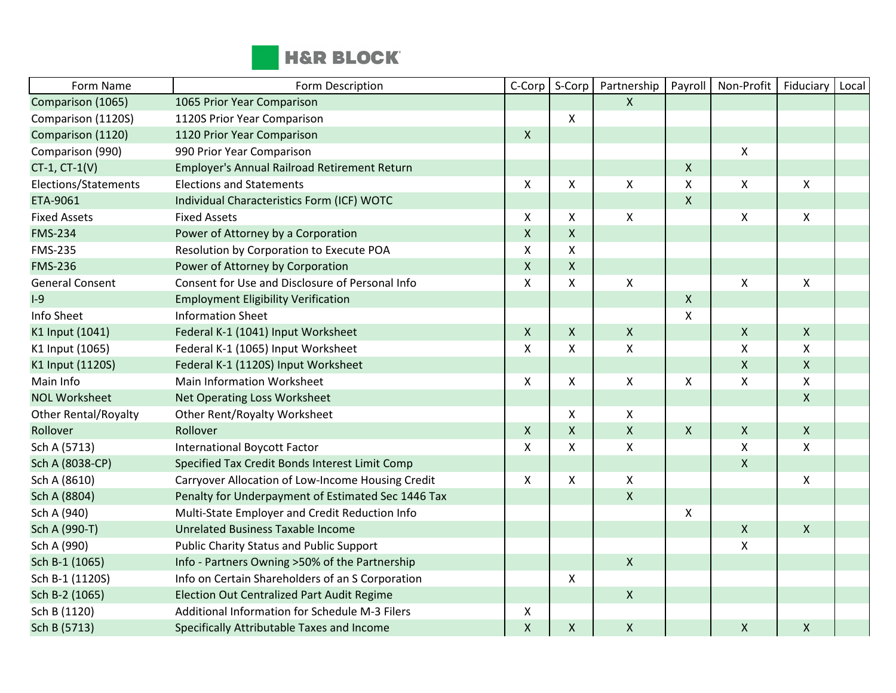| Form Name | Form Description | C-Corp | S-Corp | Partnership | Payroll | Non-Profit | Fiduciary | Local |
|---|---|---|---|---|---|---|---|---|
| Comparison (1065) | 1065 Prior Year Comparison | | | X | | | | |
| Comparison (1120S) | 1120S Prior Year Comparison | | X | | | | | |
| Comparison (1120) | 1120 Prior Year Comparison | X | | | | | | |
| Comparison (990) | 990 Prior Year Comparison | | | | | X | | |
| CT-1, CT-1(V) | Employer's Annual Railroad Retirement Return | | | | X | | | |
| Elections/Statements | Elections and Statements | X | X | X | X | X | X | |
| ETA-9061 | Individual Characteristics Form (ICF) WOTC | | | | X | | | |
| Fixed Assets | Fixed Assets | X | X | X | | X | X | |
| FMS-234 | Power of Attorney by a Corporation | X | X | | | | | |
| FMS-235 | Resolution by Corporation to Execute POA | X | X | | | | | |
| FMS-236 | Power of Attorney by Corporation | X | X | | | | | |
| General Consent | Consent for Use and Disclosure of Personal Info | X | X | X | | X | X | |
| I-9 | Employment Eligibility Verification | | | | X | | | |
| Info Sheet | Information Sheet | | | | X | | | |
| K1 Input (1041) | Federal K-1 (1041) Input Worksheet | X | X | X | | X | X | |
| K1 Input (1065) | Federal K-1 (1065) Input Worksheet | X | X | X | | X | X | |
| K1 Input (1120S) | Federal K-1 (1120S) Input Worksheet | | | | | X | X | |
| Main Info | Main Information Worksheet | X | X | X | X | X | X | |
| NOL Worksheet | Net Operating Loss Worksheet | | | | | | X | |
| Other Rental/Royalty | Other Rent/Royalty Worksheet | | X | X | | | | |
| Rollover | Rollover | X | X | X | X | X | X | |
| Sch A (5713) | International Boycott Factor | X | X | X | | X | X | |
| Sch A (8038-CP) | Specified Tax Credit Bonds Interest Limit Comp | | | | | X | | |
| Sch A (8610) | Carryover Allocation of Low-Income Housing Credit | X | X | X | | | X | |
| Sch A (8804) | Penalty for Underpayment of Estimated Sec 1446 Tax | | | X | | | | |
| Sch A (940) | Multi-State Employer and Credit Reduction Info | | | | X | | | |
| Sch A (990-T) | Unrelated Business Taxable Income | | | | | X | X | |
| Sch A (990) | Public Charity Status and Public Support | | | | | X | | |
| Sch B-1 (1065) | Info - Partners Owning >50% of the Partnership | | | X | | | | |
| Sch B-1 (1120S) | Info on Certain Shareholders of an S Corporation | | X | | | | | |
| Sch B-2 (1065) | Election Out Centralized Part Audit Regime | | | X | | | | |
| Sch B (1120) | Additional Information for Schedule M-3 Filers | X | | | | | | |
| Sch B (5713) | Specifically Attributable Taxes and Income | X | X | X | | X | X | |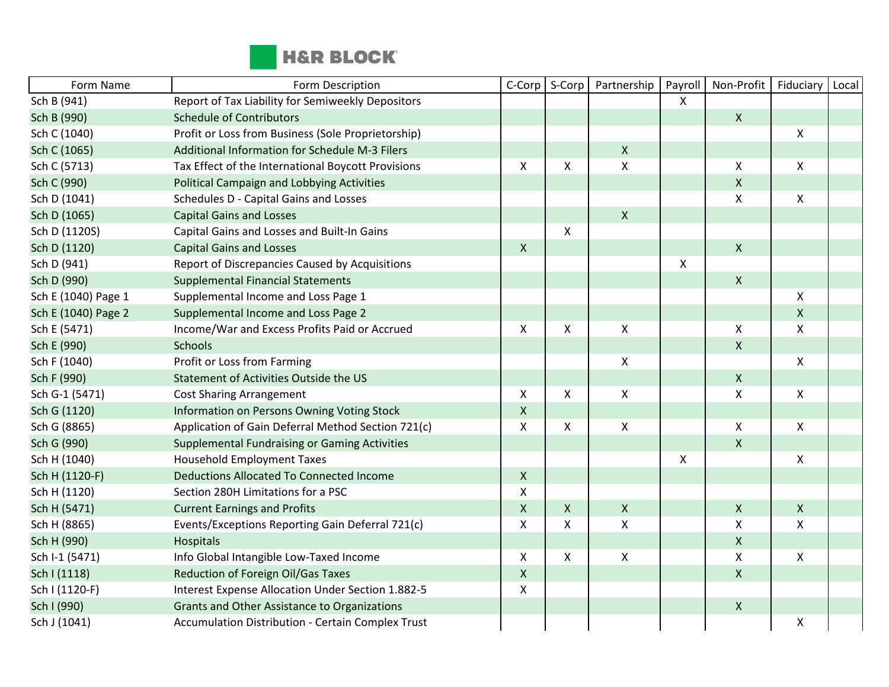| Form Name | Form Description | C-Corp | S-Corp | Partnership | Payroll | Non-Profit | Fiduciary | Local |
|---|---|---|---|---|---|---|---|---|
| Sch B (941) | Report of Tax Liability for Semiweekly Depositors | | | | X | | | |
| Sch B (990) | Schedule of Contributors | | | | | X | | |
| Sch C (1040) | Profit or Loss from Business (Sole Proprietorship) | | | | | | X | |
| Sch C (1065) | Additional Information for Schedule M-3 Filers | | | X | | | | |
| Sch C (5713) | Tax Effect of the International Boycott Provisions | X | X | X | | X | X | |
| Sch C (990) | Political Campaign and Lobbying Activities | | | | | X | | |
| Sch D (1041) | Schedules D - Capital Gains and Losses | | | | | X | X | |
| Sch D (1065) | Capital Gains and Losses | | | X | | | | |
| Sch D (1120S) | Capital Gains and Losses and Built-In Gains | | X | | | | | |
| Sch D (1120) | Capital Gains and Losses | X | | | | X | | |
| Sch D (941) | Report of Discrepancies Caused by Acquisitions | | | | X | | | |
| Sch D (990) | Supplemental Financial Statements | | | | | X | | |
| Sch E (1040) Page 1 | Supplemental Income and Loss Page 1 | | | | | | X | |
| Sch E (1040) Page 2 | Supplemental Income and Loss Page 2 | | | | | | X | |
| Sch E (5471) | Income/War and Excess Profits Paid or Accrued | X | X | X | | X | X | |
| Sch E (990) | Schools | | | | | X | | |
| Sch F (1040) | Profit or Loss from Farming | | | X | | | X | |
| Sch F (990) | Statement of Activities Outside the US | | | | | X | | |
| Sch G-1 (5471) | Cost Sharing Arrangement | X | X | X | | X | X | |
| Sch G (1120) | Information on Persons Owning Voting Stock | X | | | | | | |
| Sch G (8865) | Application of Gain Deferral Method Section 721(c) | X | X | X | | X | X | |
| Sch G (990) | Supplemental Fundraising or Gaming Activities | | | | | X | | |
| Sch H (1040) | Household Employment Taxes | | | | X | | X | |
| Sch H (1120-F) | Deductions Allocated To Connected Income | X | | | | | | |
| Sch H (1120) | Section 280H Limitations for a PSC | X | | | | | | |
| Sch H (5471) | Current Earnings and Profits | X | X | X | | X | X | |
| Sch H (8865) | Events/Exceptions Reporting Gain Deferral 721(c) | X | X | X | | X | X | |
| Sch H (990) | Hospitals | | | | | X | | |
| Sch I-1 (5471) | Info Global Intangible Low-Taxed Income | X | X | X | | X | X | |
| Sch I (1118) | Reduction of Foreign Oil/Gas Taxes | X | | | | X | | |
| Sch I (1120-F) | Interest Expense Allocation Under Section 1.882-5 | X | | | | | | |
| Sch I (990) | Grants and Other Assistance to Organizations | | | | | X | | |
| Sch J (1041) | Accumulation Distribution - Certain Complex Trust | | | | | | X | |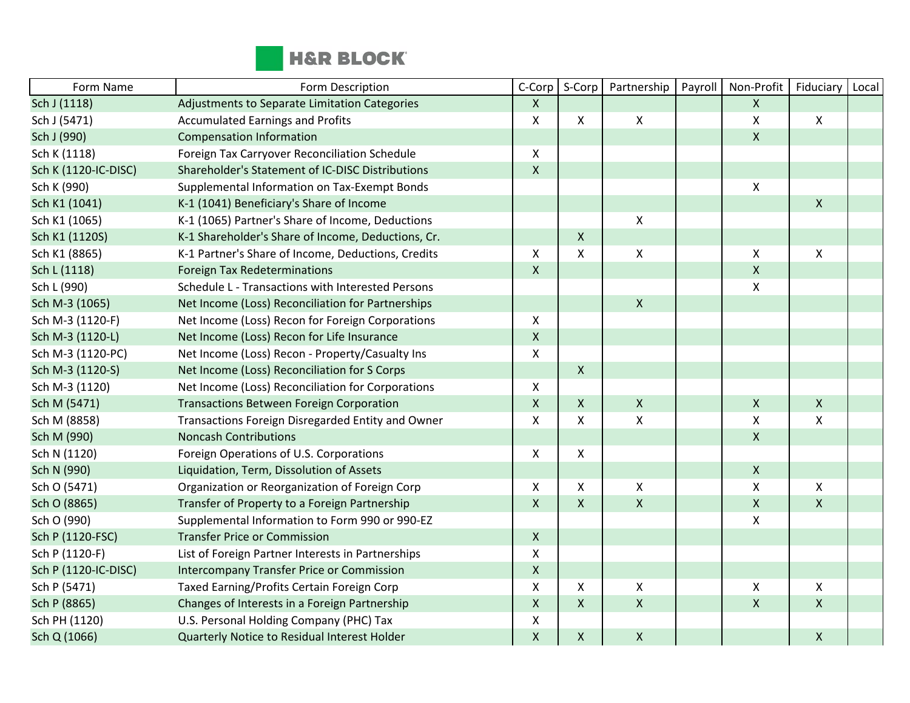| Form Name | Form Description | C-Corp | S-Corp | Partnership | Payroll | Non-Profit | Fiduciary | Local |
|---|---|---|---|---|---|---|---|---|
| Sch J (1118) | Adjustments to Separate Limitation Categories | X | | | | X | | |
| Sch J (5471) | Accumulated Earnings and Profits | X | X | X | | X | X | |
| Sch J (990) | Compensation Information | | | | | X | | |
| Sch K (1118) | Foreign Tax Carryover Reconciliation Schedule | X | | | | | | |
| Sch K (1120-IC-DISC) | Shareholder's Statement of IC-DISC Distributions | X | | | | | | |
| Sch K (990) | Supplemental Information on Tax-Exempt Bonds | | | | | X | | |
| Sch K1 (1041) | K-1 (1041) Beneficiary's Share of Income | | | | | | X | |
| Sch K1 (1065) | K-1 (1065) Partner's Share of Income, Deductions | | | X | | | | |
| Sch K1 (1120S) | K-1 Shareholder's Share of Income, Deductions, Cr. | | X | | | | | |
| Sch K1 (8865) | K-1 Partner's Share of Income, Deductions, Credits | X | X | X | | X | X | |
| Sch L (1118) | Foreign Tax Redeterminations | X | | | | X | | |
| Sch L (990) | Schedule L - Transactions with Interested Persons | | | | | X | | |
| Sch M-3 (1065) | Net Income (Loss) Reconciliation for Partnerships | | | X | | | | |
| Sch M-3 (1120-F) | Net Income (Loss) Recon for Foreign Corporations | X | | | | | | |
| Sch M-3 (1120-L) | Net Income (Loss) Recon for Life Insurance | X | | | | | | |
| Sch M-3 (1120-PC) | Net Income (Loss) Recon - Property/Casualty Ins | X | | | | | | |
| Sch M-3 (1120-S) | Net Income (Loss) Reconciliation for S Corps | | X | | | | | |
| Sch M-3 (1120) | Net Income (Loss) Reconciliation for Corporations | X | | | | | | |
| Sch M (5471) | Transactions Between Foreign Corporation | X | X | X | | X | X | |
| Sch M (8858) | Transactions Foreign Disregarded Entity and Owner | X | X | X | | X | X | |
| Sch M (990) | Noncash Contributions | | | | | X | | |
| Sch N (1120) | Foreign Operations of U.S. Corporations | X | X | | | | | |
| Sch N (990) | Liquidation, Term, Dissolution of Assets | | | | | X | | |
| Sch O (5471) | Organization or Reorganization of Foreign Corp | X | X | X | | X | X | |
| Sch O (8865) | Transfer of Property to a Foreign Partnership | X | X | X | | X | X | |
| Sch O (990) | Supplemental Information to Form 990 or 990-EZ | | | | | X | | |
| Sch P (1120-FSC) | Transfer Price or Commission | X | | | | | | |
| Sch P (1120-F) | List of Foreign Partner Interests in Partnerships | X | | | | | | |
| Sch P (1120-IC-DISC) | Intercompany Transfer Price or Commission | X | | | | | | |
| Sch P (5471) | Taxed Earning/Profits Certain Foreign Corp | X | X | X | | X | X | |
| Sch P (8865) | Changes of Interests in a Foreign Partnership | X | X | X | | X | X | |
| Sch PH (1120) | U.S. Personal Holding Company (PHC) Tax | X | | | | | | |
| Sch Q (1066) | Quarterly Notice to Residual Interest Holder | X | X | X | | | X | |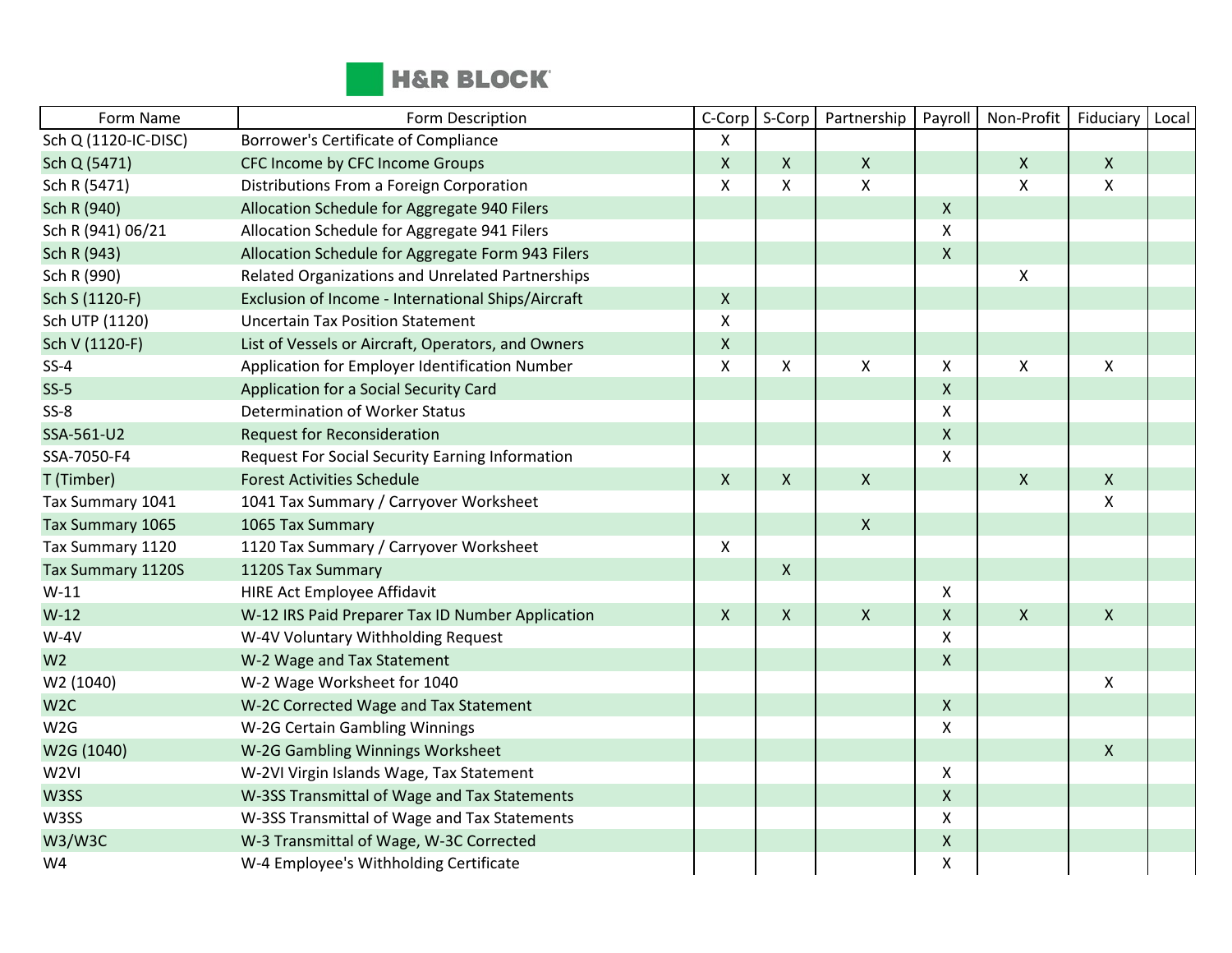| Form Name | Form Description | C-Corp | S-Corp | Partnership | Payroll | Non-Profit | Fiduciary | Local |
|---|---|---|---|---|---|---|---|---|
| Sch Q (1120-IC-DISC) | Borrower's Certificate of Compliance | X | | | | | | |
| Sch Q (5471) | CFC Income by CFC Income Groups | X | X | X | | X | X | |
| Sch R (5471) | Distributions From a Foreign Corporation | X | X | X | | X | X | |
| Sch R (940) | Allocation Schedule for Aggregate 940 Filers | | | | X | | | |
| Sch R (941) 06/21 | Allocation Schedule for Aggregate 941 Filers | | | | X | | | |
| Sch R (943) | Allocation Schedule for Aggregate Form 943 Filers | | | | X | | | |
| Sch R (990) | Related Organizations and Unrelated Partnerships | | | | | X | | |
| Sch S (1120-F) | Exclusion of Income - International Ships/Aircraft | X | | | | | | |
| Sch UTP (1120) | Uncertain Tax Position Statement | X | | | | | | |
| Sch V (1120-F) | List of Vessels or Aircraft, Operators, and Owners | X | | | | | | |
| SS-4 | Application for Employer Identification Number | X | X | X | X | X | X | |
| SS-5 | Application for a Social Security Card | | | | X | | | |
| SS-8 | Determination of Worker Status | | | | X | | | |
| SSA-561-U2 | Request for Reconsideration | | | | X | | | |
| SSA-7050-F4 | Request For Social Security Earning Information | | | | X | | | |
| T (Timber) | Forest Activities Schedule | X | X | X | | X | X | |
| Tax Summary 1041 | 1041 Tax Summary / Carryover Worksheet | | | | | | X | |
| Tax Summary 1065 | 1065 Tax Summary | | | X | | | | |
| Tax Summary 1120 | 1120 Tax Summary / Carryover Worksheet | X | | | | | | |
| Tax Summary 1120S | 1120S Tax Summary | | X | | | | | |
| W-11 | HIRE Act Employee Affidavit | | | | X | | | |
| W-12 | W-12 IRS Paid Preparer Tax ID Number Application | X | X | X | X | X | X | |
| W-4V | W-4V Voluntary Withholding Request | | | | X | | | |
| W2 | W-2 Wage and Tax Statement | | | | X | | | |
| W2 (1040) | W-2 Wage Worksheet for 1040 | | | | | | X | |
| W2C | W-2C Corrected Wage and Tax Statement | | | | X | | | |
| W2G | W-2G Certain Gambling Winnings | | | | X | | | |
| W2G (1040) | W-2G Gambling Winnings Worksheet | | | | | | X | |
| W2VI | W-2VI Virgin Islands Wage, Tax Statement | | | | X | | | |
| W3SS | W-3SS Transmittal of Wage and Tax Statements | | | | X | | | |
| W3SS | W-3SS Transmittal of Wage and Tax Statements | | | | X | | | |
| W3/W3C | W-3 Transmittal of Wage, W-3C Corrected | | | | X | | | |
| W4 | W-4 Employee's Withholding Certificate | | | | X | | | |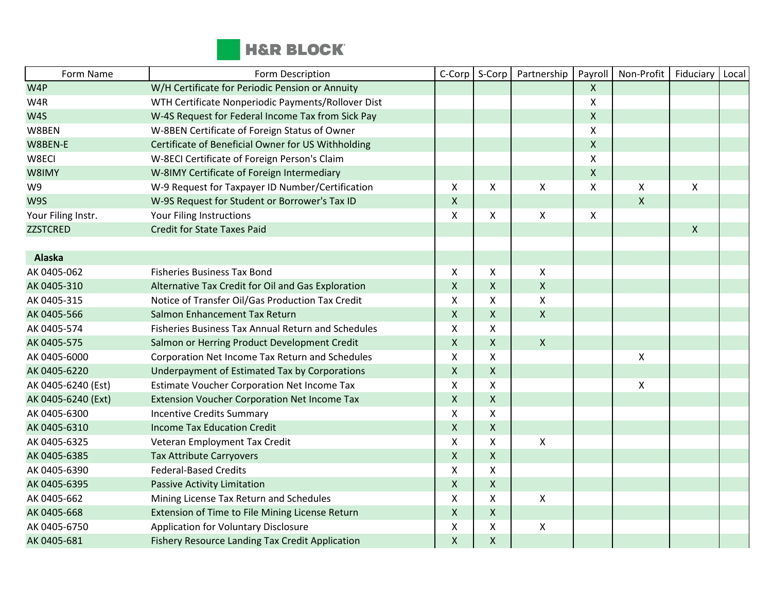| Form Name | Form Description | C-Corp | S-Corp | Partnership | Payroll | Non-Profit | Fiduciary | Local |
|---|---|---|---|---|---|---|---|---|
| W4P | W/H Certificate for Periodic Pension or Annuity | | | | X | | | |
| W4R | WTH Certificate Nonperiodic Payments/Rollover Dist | | | | X | | | |
| W4S | W-4S Request for Federal Income Tax from Sick Pay | | | | X | | | |
| W8BEN | W-8BEN Certificate of Foreign Status of Owner | | | | X | | | |
| W8BEN-E | Certificate of Beneficial Owner for US Withholding | | | | X | | | |
| W8ECI | W-8ECI Certificate of Foreign Person's Claim | | | | X | | | |
| W8IMY | W-8IMY Certificate of Foreign Intermediary | | | | X | | | |
| W9 | W-9 Request for Taxpayer ID Number/Certification | X | X | X | X | X | X | |
| W9S | W-9S Request for Student or Borrower's Tax ID | X | | | | X | | |
| Your Filing Instr. | Your Filing Instructions | X | X | X | X | | | |
| ZZSTCRED | Credit for State Taxes Paid | | | | | | X | |
| | | | | | | | | |
| **Alaska** | | | | | | | | |
| AK 0405-062 | Fisheries Business Tax Bond | X | X | X | | | | |
| AK 0405-310 | Alternative Tax Credit for Oil and Gas Exploration | X | X | X | | | | |
| AK 0405-315 | Notice of Transfer Oil/Gas Production Tax Credit | X | X | X | | | | |
| AK 0405-566 | Salmon Enhancement Tax Return | X | X | X | | | | |
| AK 0405-574 | Fisheries Business Tax Annual Return and Schedules | X | X | | | | | |
| AK 0405-575 | Salmon or Herring Product Development Credit | X | X | X | | | | |
| AK 0405-6000 | Corporation Net Income Tax Return and Schedules | X | X | | | X | | |
| AK 0405-6220 | Underpayment of Estimated Tax by Corporations | X | X | | | | | |
| AK 0405-6240 (Est) | Estimate Voucher Corporation Net Income Tax | X | X | | | X | | |
| AK 0405-6240 (Ext) | Extension Voucher Corporation Net Income Tax | X | X | | | | | |
| AK 0405-6300 | Incentive Credits Summary | X | X | | | | | |
| AK 0405-6310 | Income Tax Education Credit | X | X | | | | | |
| AK 0405-6325 | Veteran Employment Tax Credit | X | X | X | | | | |
| AK 0405-6385 | Tax Attribute Carryovers | X | X | | | | | |
| AK 0405-6390 | Federal-Based Credits | X | X | | | | | |
| AK 0405-6395 | Passive Activity Limitation | X | X | | | | | |
| AK 0405-662 | Mining License Tax Return and Schedules | X | X | X | | | | |
| AK 0405-668 | Extension of Time to File Mining License Return | X | X | | | | | |
| AK 0405-6750 | Application for Voluntary Disclosure | X | X | X | | | | |
| AK 0405-681 | Fishery Resource Landing Tax Credit Application | X | X | | | | | |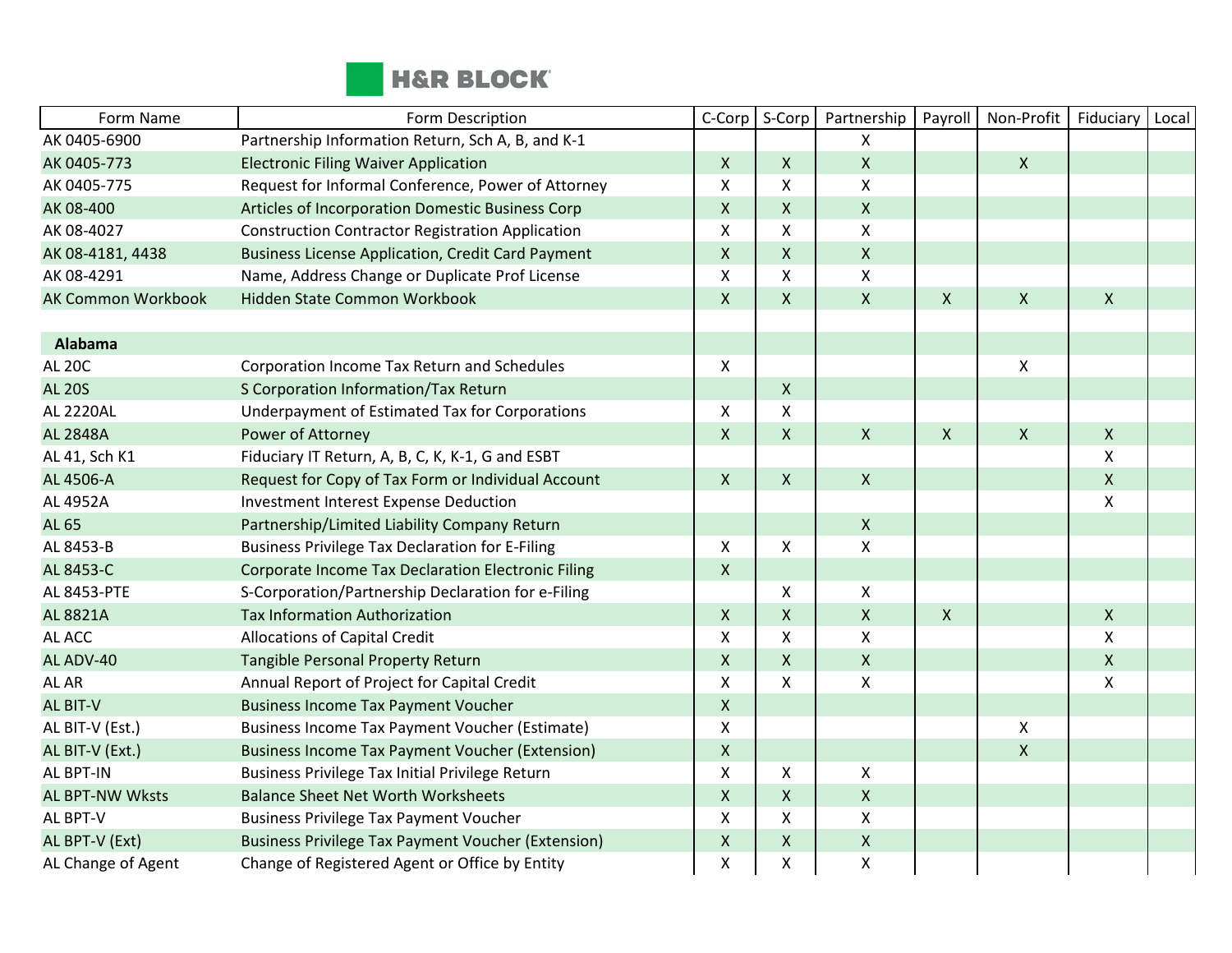| Form Name | Form Description | C-Corp | S-Corp | Partnership | Payroll | Non-Profit | Fiduciary | Local |
|---|---|---|---|---|---|---|---|---|
| AK 0405-6900 | Partnership Information Return, Sch A, B, and K-1 | | | X | | | | |
| AK 0405-773 | Electronic Filing Waiver Application | X | X | X | | X | | |
| AK 0405-775 | Request for Informal Conference, Power of Attorney | X | X | X | | | | |
| AK 08-400 | Articles of Incorporation Domestic Business Corp | X | X | X | | | | |
| AK 08-4027 | Construction Contractor Registration Application | X | X | X | | | | |
| AK 08-4181, 4438 | Business License Application, Credit Card Payment | X | X | X | | | | |
| AK 08-4291 | Name, Address Change or Duplicate Prof License | X | X | X | | | | |
| AK Common Workbook | Hidden State Common Workbook | X | X | X | X | X | X | |
| | | | | | | | | |
| **Alabama** | | | | | | | | |
| AL 20C | Corporation Income Tax Return and Schedules | X | | | | X | | |
| AL 20S | S Corporation Information/Tax Return | | X | | | | | |
| AL 2220AL | Underpayment of Estimated Tax for Corporations | X | X | | | | | |
| AL 2848A | Power of Attorney | X | X | X | X | X | X | |
| AL 41, Sch K1 | Fiduciary IT Return, A, B, C, K, K-1, G and ESBT | | | | | | X | |
| AL 4506-A | Request for Copy of Tax Form or Individual Account | X | X | X | | | X | |
| AL 4952A | Investment Interest Expense Deduction | | | | | | X | |
| AL 65 | Partnership/Limited Liability Company Return | | | X | | | | |
| AL 8453-B | Business Privilege Tax Declaration for E-Filing | X | X | X | | | | |
| AL 8453-C | Corporate Income Tax Declaration Electronic Filing | X | | | | | | |
| AL 8453-PTE | S-Corporation/Partnership Declaration for e-Filing | | X | X | | | | |
| AL 8821A | Tax Information Authorization | X | X | X | X | | X | |
| AL ACC | Allocations of Capital Credit | X | X | X | | | X | |
| AL ADV-40 | Tangible Personal Property Return | X | X | X | | | X | |
| AL AR | Annual Report of Project for Capital Credit | X | X | X | | | X | |
| AL BIT-V | Business Income Tax Payment Voucher | X | | | | | | |
| AL BIT-V (Est.) | Business Income Tax Payment Voucher (Estimate) | X | | | | X | | |
| AL BIT-V (Ext.) | Business Income Tax Payment Voucher (Extension) | X | | | | X | | |
| AL BPT-IN | Business Privilege Tax Initial Privilege Return | X | X | X | | | | |
| AL BPT-NW Wksts | Balance Sheet Net Worth Worksheets | X | X | X | | | | |
| AL BPT-V | Business Privilege Tax Payment Voucher | X | X | X | | | | |
| AL BPT-V (Ext) | Business Privilege Tax Payment Voucher (Extension) | X | X | X | | | | |
| AL Change of Agent | Change of Registered Agent or Office by Entity | X | X | X | | | | |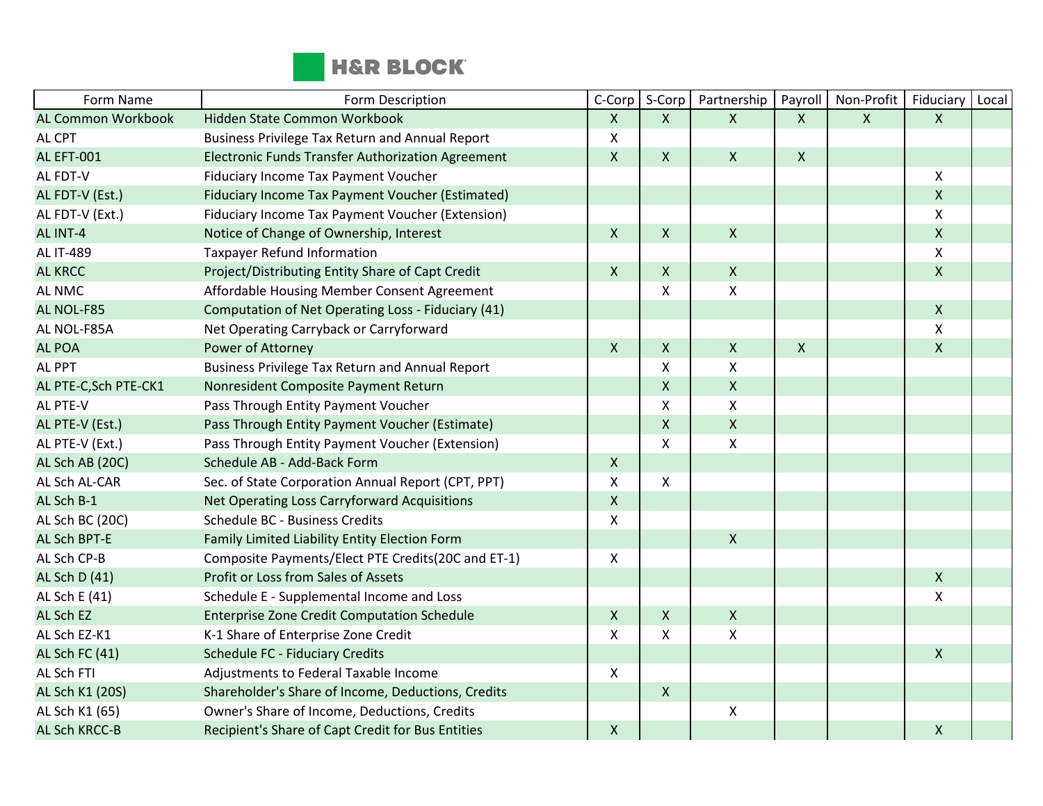| Form Name | Form Description | C-Corp | S-Corp | Partnership | Payroll | Non-Profit | Fiduciary | Local |
|---|---|---|---|---|---|---|---|---|
| AL Common Workbook | Hidden State Common Workbook | X | X | X | X | X | X | |
| AL CPT | Business Privilege Tax Return and Annual Report | X | | | | | | |
| AL EFT-001 | Electronic Funds Transfer Authorization Agreement | X | X | X | X | | | |
| AL FDT-V | Fiduciary Income Tax Payment Voucher | | | | | | X | |
| AL FDT-V (Est.) | Fiduciary Income Tax Payment Voucher (Estimated) | | | | | | X | |
| AL FDT-V (Ext.) | Fiduciary Income Tax Payment Voucher (Extension) | | | | | | X | |
| AL INT-4 | Notice of Change of Ownership, Interest | X | X | X | | | X | |
| AL IT-489 | Taxpayer Refund Information | | | | | | X | |
| AL KRCC | Project/Distributing Entity Share of Capt Credit | X | X | X | | | X | |
| AL NMC | Affordable Housing Member Consent Agreement | | X | X | | | | |
| AL NOL-F85 | Computation of Net Operating Loss - Fiduciary (41) | | | | | | X | |
| AL NOL-F85A | Net Operating Carryback or Carryforward | | | | | | X | |
| AL POA | Power of Attorney | X | X | X | X | | X | |
| AL PPT | Business Privilege Tax Return and Annual Report | | X | X | | | | |
| AL PTE-C,Sch PTE-CK1 | Nonresident Composite Payment Return | | X | X | | | | |
| AL PTE-V | Pass Through Entity Payment Voucher | | X | X | | | | |
| AL PTE-V (Est.) | Pass Through Entity Payment Voucher (Estimate) | | X | X | | | | |
| AL PTE-V (Ext.) | Pass Through Entity Payment Voucher (Extension) | | X | X | | | | |
| AL Sch AB (20C) | Schedule AB - Add-Back Form | X | | | | | | |
| AL Sch AL-CAR | Sec. of State Corporation Annual Report (CPT, PPT) | X | X | | | | | |
| AL Sch B-1 | Net Operating Loss Carryforward Acquisitions | X | | | | | | |
| AL Sch BC (20C) | Schedule BC - Business Credits | X | | | | | | |
| AL Sch BPT-E | Family Limited Liability Entity Election Form | | | X | | | | |
| AL Sch CP-B | Composite Payments/Elect PTE Credits(20C and ET-1) | X | | | | | | |
| AL Sch D (41) | Profit or Loss from Sales of Assets | | | | | | X | |
| AL Sch E (41) | Schedule E - Supplemental Income and Loss | | | | | | X | |
| AL Sch EZ | Enterprise Zone Credit Computation Schedule | X | X | X | | | | |
| AL Sch EZ-K1 | K-1 Share of Enterprise Zone Credit | X | X | X | | | | |
| AL Sch FC (41) | Schedule FC - Fiduciary Credits | | | | | | X | |
| AL Sch FTI | Adjustments to Federal Taxable Income | X | | | | | | |
| AL Sch K1 (20S) | Shareholder's Share of Income, Deductions, Credits | | X | | | | | |
| AL Sch K1 (65) | Owner's Share of Income, Deductions, Credits | | | X | | | | |
| AL Sch KRCC-B | Recipient's Share of Capt Credit for Bus Entities | X | | | | | X | |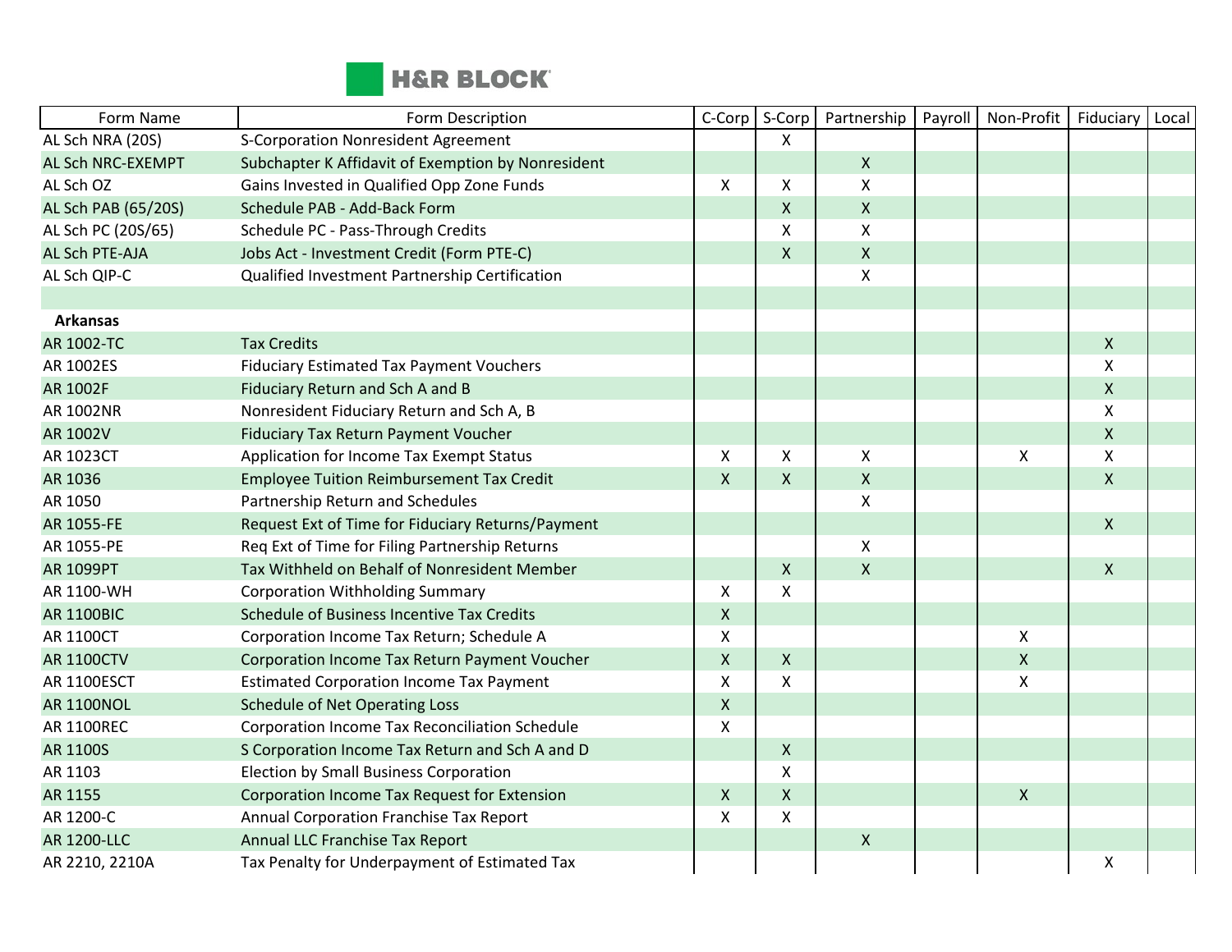| Form Name | Form Description | C-Corp | S-Corp | Partnership | Payroll | Non-Profit | Fiduciary | Local |
|---|---|---|---|---|---|---|---|---|
| AL Sch NRA (20S) | S-Corporation Nonresident Agreement | | X | | | | | |
| AL Sch NRC-EXEMPT | Subchapter K Affidavit of Exemption by Nonresident | | | X | | | | |
| AL Sch OZ | Gains Invested in Qualified Opp Zone Funds | X | X | X | | | | |
| AL Sch PAB (65/20S) | Schedule PAB - Add-Back Form | | X | X | | | | |
| AL Sch PC (20S/65) | Schedule PC - Pass-Through Credits | | X | X | | | | |
| AL Sch PTE-AJA | Jobs Act - Investment Credit (Form PTE-C) | | X | X | | | | |
| AL Sch QIP-C | Qualified Investment Partnership Certification | | | X | | | | |
| | | | | | | | | |
| **Arkansas** | | | | | | | | |
| AR 1002-TC | Tax Credits | | | | | | X | |
| AR 1002ES | Fiduciary Estimated Tax Payment Vouchers | | | | | | X | |
| AR 1002F | Fiduciary Return and Sch A and B | | | | | | X | |
| AR 1002NR | Nonresident Fiduciary Return and Sch A, B | | | | | | X | |
| AR 1002V | Fiduciary Tax Return Payment Voucher | | | | | | X | |
| AR 1023CT | Application for Income Tax Exempt Status | X | X | X | | X | X | |
| AR 1036 | Employee Tuition Reimbursement Tax Credit | X | X | X | | | X | |
| AR 1050 | Partnership Return and Schedules | | | X | | | | |
| AR 1055-FE | Request Ext of Time for Fiduciary Returns/Payment | | | | | | X | |
| AR 1055-PE | Req Ext of Time for Filing Partnership Returns | | | X | | | | |
| AR 1099PT | Tax Withheld on Behalf of Nonresident Member | | X | X | | | X | |
| AR 1100-WH | Corporation Withholding Summary | X | X | | | | | |
| AR 1100BIC | Schedule of Business Incentive Tax Credits | X | | | | | | |
| AR 1100CT | Corporation Income Tax Return; Schedule A | X | | | | X | | |
| AR 1100CTV | Corporation Income Tax Return Payment Voucher | X | X | | | X | | |
| AR 1100ESCT | Estimated Corporation Income Tax Payment | X | X | | | X | | |
| AR 1100NOL | Schedule of Net Operating Loss | X | | | | | | |
| AR 1100REC | Corporation Income Tax Reconciliation Schedule | X | | | | | | |
| AR 1100S | S Corporation Income Tax Return and Sch A and D | | X | | | | | |
| AR 1103 | Election by Small Business Corporation | | X | | | | | |
| AR 1155 | Corporation Income Tax Request for Extension | X | X | | | X | | |
| AR 1200-C | Annual Corporation Franchise Tax Report | X | X | | | | | |
| AR 1200-LLC | Annual LLC Franchise Tax Report | | | X | | | | |
| AR 2210, 2210A | Tax Penalty for Underpayment of Estimated Tax | | | | | | X | |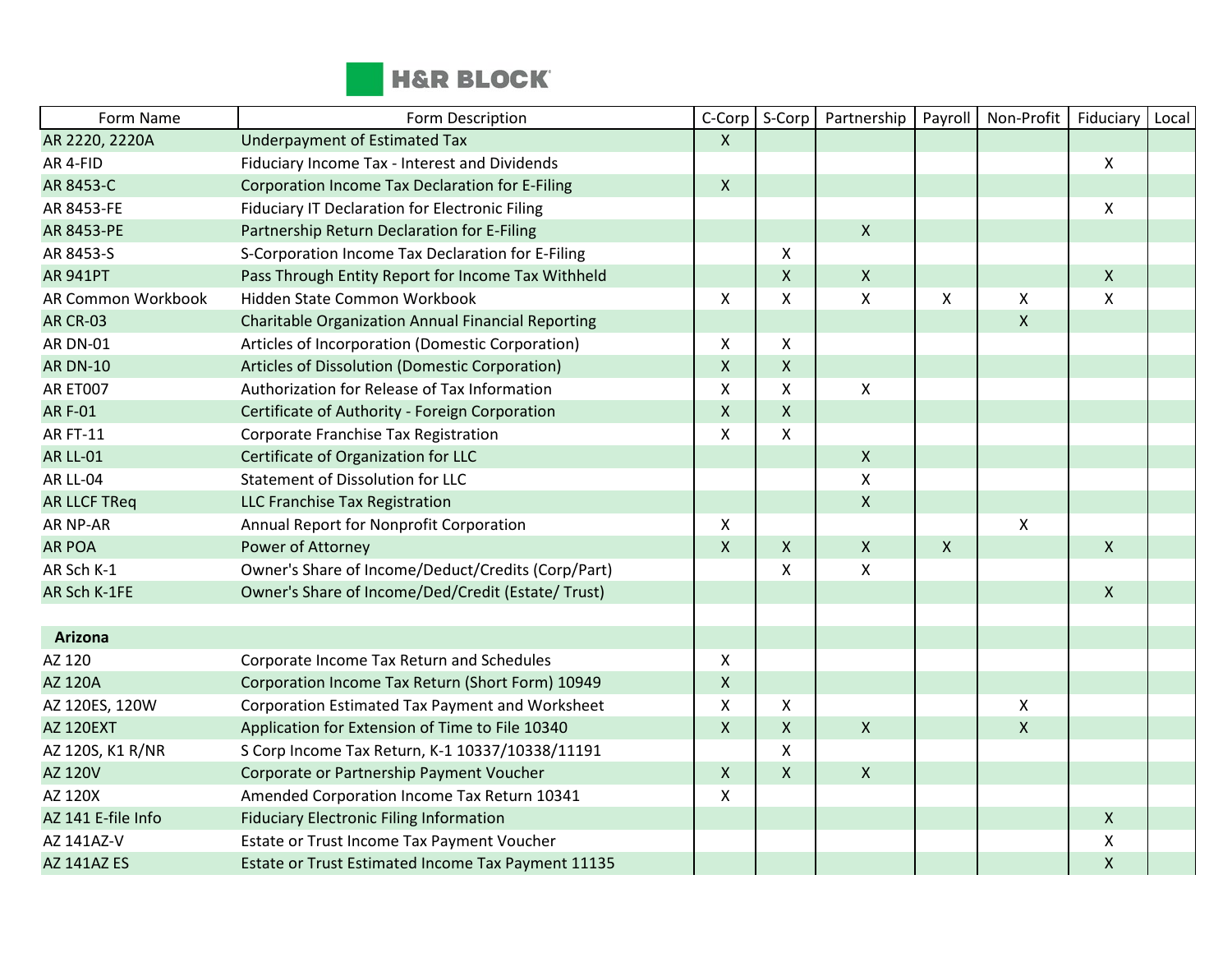| Form Name | Form Description | C-Corp | S-Corp | Partnership | Payroll | Non-Profit | Fiduciary | Local |
|---|---|---|---|---|---|---|---|---|
| AR 2220, 2220A | Underpayment of Estimated Tax | X | | | | | | |
| AR 4-FID | Fiduciary Income Tax - Interest and Dividends | | | | | | X | |
| AR 8453-C | Corporation Income Tax Declaration for E-Filing | X | | | | | | |
| AR 8453-FE | Fiduciary IT Declaration for Electronic Filing | | | | | | X | |
| AR 8453-PE | Partnership Return Declaration for E-Filing | | | X | | | | |
| AR 8453-S | S-Corporation Income Tax Declaration for E-Filing | | X | | | | | |
| AR 941PT | Pass Through Entity Report for Income Tax Withheld | | X | X | | | X | |
| AR Common Workbook | Hidden State Common Workbook | X | X | X | X | X | X | |
| AR CR-03 | Charitable Organization Annual Financial Reporting | | | | | X | | |
| AR DN-01 | Articles of Incorporation (Domestic Corporation) | X | X | | | | | |
| AR DN-10 | Articles of Dissolution (Domestic Corporation) | X | X | | | | | |
| AR ET007 | Authorization for Release of Tax Information | X | X | X | | | | |
| AR F-01 | Certificate of Authority - Foreign Corporation | X | X | | | | | |
| AR FT-11 | Corporate Franchise Tax Registration | X | X | | | | | |
| AR LL-01 | Certificate of Organization for LLC | | | X | | | | |
| AR LL-04 | Statement of Dissolution for LLC | | | X | | | | |
| AR LLCF TReq | LLC Franchise Tax Registration | | | X | | | | |
| AR NP-AR | Annual Report for Nonprofit Corporation | X | | | | X | | |
| AR POA | Power of Attorney | X | X | X | X | | X | |
| AR Sch K-1 | Owner's Share of Income/Deduct/Credits (Corp/Part) | | X | X | | | | |
| AR Sch K-1FE | Owner's Share of Income/Ded/Credit (Estate/ Trust) | | | | | | X | |
| | | | | | | | | |
| **Arizona** | | | | | | | | |
| AZ 120 | Corporate Income Tax Return and Schedules | X | | | | | | |
| AZ 120A | Corporation Income Tax Return (Short Form) 10949 | X | | | | | | |
| AZ 120ES, 120W | Corporation Estimated Tax Payment and Worksheet | X | X | | | X | | |
| AZ 120EXT | Application for Extension of Time to File 10340 | X | X | X | | X | | |
| AZ 120S, K1 R/NR | S Corp Income Tax Return, K-1 10337/10338/11191 | | X | | | | | |
| AZ 120V | Corporate or Partnership Payment Voucher | X | X | X | | | | |
| AZ 120X | Amended Corporation Income Tax Return 10341 | X | | | | | | |
| AZ 141 E-file Info | Fiduciary Electronic Filing Information | | | | | | X | |
| AZ 141AZ-V | Estate or Trust Income Tax Payment Voucher | | | | | | X | |
| AZ 141AZ ES | Estate or Trust Estimated Income Tax Payment 11135 | | | | | | X | |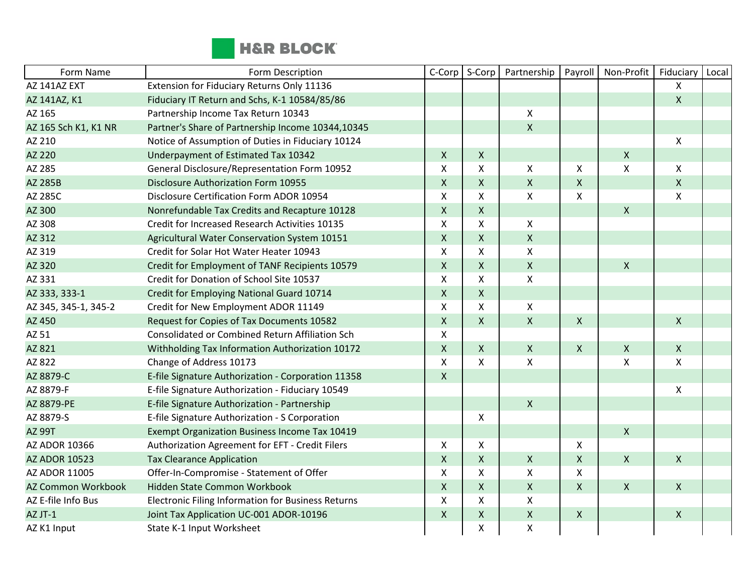H&R BLOCK

| Form Name | Form Description | C-Corp | S-Corp | Partnership | Payroll | Non-Profit | Fiduciary | Local |
|---|---|---|---|---|---|---|---|---|
| AZ 141AZ EXT | Extension for Fiduciary Returns Only 11136 | | | | | | X | |
| AZ 141AZ, K1 | Fiduciary IT Return and Schs, K-1 10584/85/86 | | | | | | X | |
| AZ 165 | Partnership Income Tax Return 10343 | | | X | | | | |
| AZ 165 Sch K1, K1 NR | Partner's Share of Partnership Income 10344,10345 | | | X | | | | |
| AZ 210 | Notice of Assumption of Duties in Fiduciary 10124 | | | | | | X | |
| AZ 220 | Underpayment of Estimated Tax 10342 | X | X | | | X | | |
| AZ 285 | General Disclosure/Representation Form 10952 | X | X | X | X | X | X | |
| AZ 285B | Disclosure Authorization Form 10955 | X | X | X | X | | X | |
| AZ 285C | Disclosure Certification Form ADOR 10954 | X | X | X | X | | X | |
| AZ 300 | Nonrefundable Tax Credits and Recapture 10128 | X | X | | | X | | |
| AZ 308 | Credit for Increased Research Activities 10135 | X | X | X | | | | |
| AZ 312 | Agricultural Water Conservation System 10151 | X | X | X | | | | |
| AZ 319 | Credit for Solar Hot Water Heater 10943 | X | X | X | | | | |
| AZ 320 | Credit for Employment of TANF Recipients 10579 | X | X | X | | X | | |
| AZ 331 | Credit for Donation of School Site 10537 | X | X | X | | | | |
| AZ 333, 333-1 | Credit for Employing National Guard 10714 | X | X | | | | | |
| AZ 345, 345-1, 345-2 | Credit for New Employment ADOR 11149 | X | X | X | | | | |
| AZ 450 | Request for Copies of Tax Documents 10582 | X | X | X | X | | X | |
| AZ 51 | Consolidated or Combined Return Affiliation Sch | X | | | | | | |
| AZ 821 | Withholding Tax Information Authorization 10172 | X | X | X | X | X | X | |
| AZ 822 | Change of Address 10173 | X | X | X | | X | X | |
| AZ 8879-C | E-file Signature Authorization - Corporation 11358 | X | | | | | | |
| AZ 8879-F | E-file Signature Authorization - Fiduciary 10549 | | | | | | X | |
| AZ 8879-PE | E-file Signature Authorization - Partnership | | | X | | | | |
| AZ 8879-S | E-file Signature Authorization - S Corporation | | X | | | | | |
| AZ 99T | Exempt Organization Business Income Tax 10419 | | | | | X | | |
| AZ ADOR 10366 | Authorization Agreement for EFT - Credit Filers | X | X | | X | | | |
| AZ ADOR 10523 | Tax Clearance Application | X | X | X | X | X | X | |
| AZ ADOR 11005 | Offer-In-Compromise - Statement of Offer | X | X | X | X | | | |
| AZ Common Workbook | Hidden State Common Workbook | X | X | X | X | X | X | |
| AZ E-file Info Bus | Electronic Filing Information for Business Returns | X | X | X | | | | |
| AZ JT-1 | Joint Tax Application UC-001 ADOR-10196 | X | X | X | X | | X | |
| AZ K1 Input | State K-1 Input Worksheet | | X | X | | | | |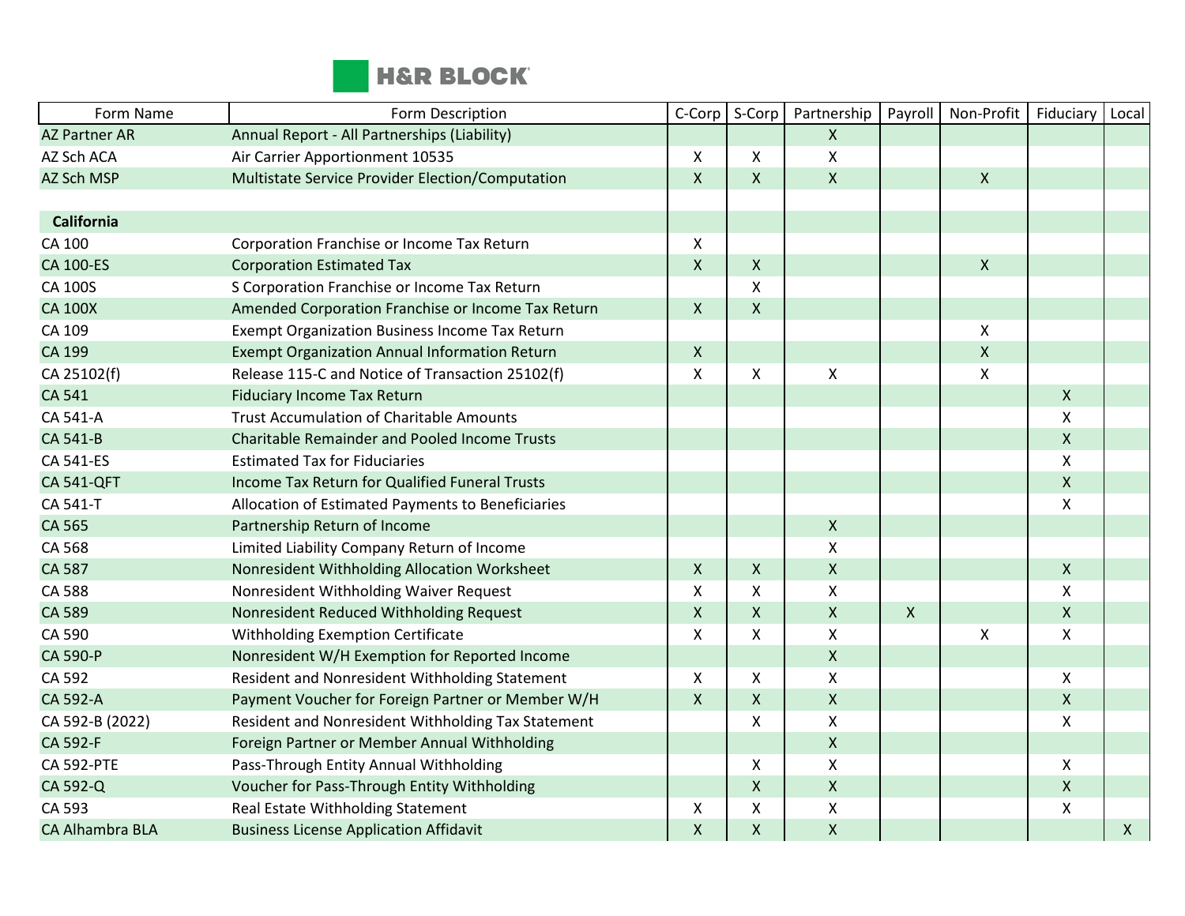| Form Name | Form Description | C-Corp | S-Corp | Partnership | Payroll | Non-Profit | Fiduciary | Local |
|---|---|---|---|---|---|---|---|---|
| AZ Partner AR | Annual Report - All Partnerships (Liability) | | | X | | | | |
| AZ Sch ACA | Air Carrier Apportionment 10535 | X | X | X | | | | |
| AZ Sch MSP | Multistate Service Provider Election/Computation | X | X | X | | X | | |
| | | | | | | | | |
| **California** | | | | | | | | |
| CA 100 | Corporation Franchise or Income Tax Return | X | | | | | | |
| CA 100-ES | Corporation Estimated Tax | X | X | | | X | | |
| CA 100S | S Corporation Franchise or Income Tax Return | | X | | | | | |
| CA 100X | Amended Corporation Franchise or Income Tax Return | X | X | | | | | |
| CA 109 | Exempt Organization Business Income Tax Return | | | | | X | | |
| CA 199 | Exempt Organization Annual Information Return | X | | | | X | | |
| CA 25102(f) | Release 115-C and Notice of Transaction 25102(f) | X | X | X | | X | | |
| CA 541 | Fiduciary Income Tax Return | | | | | | X | |
| CA 541-A | Trust Accumulation of Charitable Amounts | | | | | | X | |
| CA 541-B | Charitable Remainder and Pooled Income Trusts | | | | | | X | |
| CA 541-ES | Estimated Tax for Fiduciaries | | | | | | X | |
| CA 541-QFT | Income Tax Return for Qualified Funeral Trusts | | | | | | X | |
| CA 541-T | Allocation of Estimated Payments to Beneficiaries | | | | | | X | |
| CA 565 | Partnership Return of Income | | | X | | | | |
| CA 568 | Limited Liability Company Return of Income | | | X | | | | |
| CA 587 | Nonresident Withholding Allocation Worksheet | X | X | X | | | X | |
| CA 588 | Nonresident Withholding Waiver Request | X | X | X | | | X | |
| CA 589 | Nonresident Reduced Withholding Request | X | X | X | X | | X | |
| CA 590 | Withholding Exemption Certificate | X | X | X | | X | X | |
| CA 590-P | Nonresident W/H Exemption for Reported Income | | | X | | | | |
| CA 592 | Resident and Nonresident Withholding Statement | X | X | X | | | X | |
| CA 592-A | Payment Voucher for Foreign Partner or Member W/H | X | X | X | | | X | |
| CA 592-B (2022) | Resident and Nonresident Withholding Tax Statement | | X | X | | | X | |
| CA 592-F | Foreign Partner or Member Annual Withholding | | | X | | | | |
| CA 592-PTE | Pass-Through Entity Annual Withholding | | X | X | | | X | |
| CA 592-Q | Voucher for Pass-Through Entity Withholding | | X | X | | | X | |
| CA 593 | Real Estate Withholding Statement | X | X | X | | | X | |
| CA Alhambra BLA | Business License Application Affidavit | X | X | X | | | | X |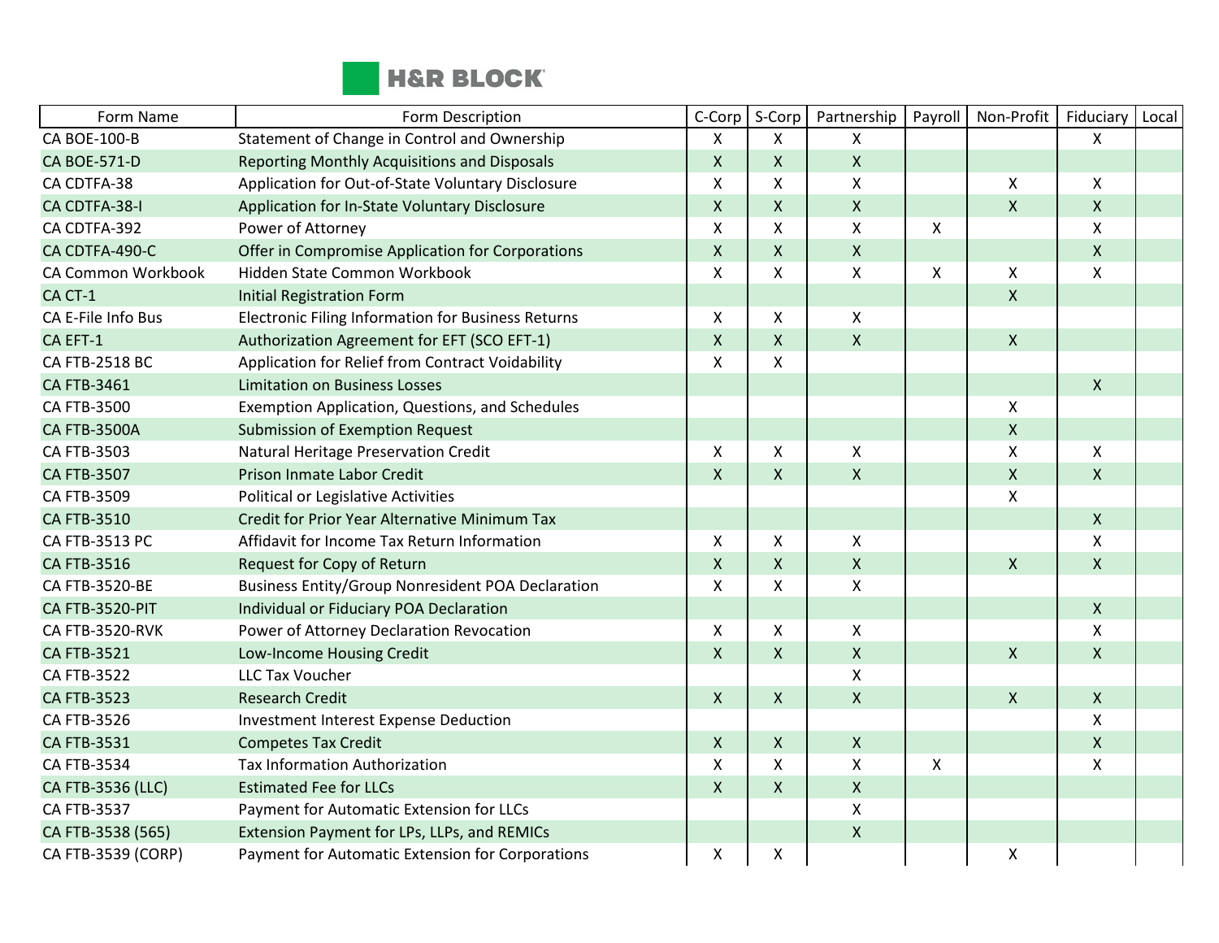| Form Name | Form Description | C-Corp | S-Corp | Partnership | Payroll | Non-Profit | Fiduciary | Local |
|---|---|---|---|---|---|---|---|---|
| CA BOE-100-B | Statement of Change in Control and Ownership | X | X | X | | | X | |
| CA BOE-571-D | Reporting Monthly Acquisitions and Disposals | X | X | X | | | | |
| CA CDTFA-38 | Application for Out-of-State Voluntary Disclosure | X | X | X | | X | X | |
| CA CDTFA-38-I | Application for In-State Voluntary Disclosure | X | X | X | | X | X | |
| CA CDTFA-392 | Power of Attorney | X | X | X | X | | X | |
| CA CDTFA-490-C | Offer in Compromise Application for Corporations | X | X | X | | | X | |
| CA Common Workbook | Hidden State Common Workbook | X | X | X | X | X | X | |
| CA CT-1 | Initial Registration Form | | | | | X | | |
| CA E-File Info Bus | Electronic Filing Information for Business Returns | X | X | X | | | | |
| CA EFT-1 | Authorization Agreement for EFT (SCO EFT-1) | X | X | X | | X | | |
| CA FTB-2518 BC | Application for Relief from Contract Voidability | X | X | | | | | |
| CA FTB-3461 | Limitation on Business Losses | | | | | | X | |
| CA FTB-3500 | Exemption Application, Questions, and Schedules | | | | | X | | |
| CA FTB-3500A | Submission of Exemption Request | | | | | X | | |
| CA FTB-3503 | Natural Heritage Preservation Credit | X | X | X | | X | X | |
| CA FTB-3507 | Prison Inmate Labor Credit | X | X | X | | X | X | |
| CA FTB-3509 | Political or Legislative Activities | | | | | X | | |
| CA FTB-3510 | Credit for Prior Year Alternative Minimum Tax | | | | | | X | |
| CA FTB-3513 PC | Affidavit for Income Tax Return Information | X | X | X | | | X | |
| CA FTB-3516 | Request for Copy of Return | X | X | X | | X | X | |
| CA FTB-3520-BE | Business Entity/Group Nonresident POA Declaration | X | X | X | | | | |
| CA FTB-3520-PIT | Individual or Fiduciary POA Declaration | | | | | | X | |
| CA FTB-3520-RVK | Power of Attorney Declaration Revocation | X | X | X | | | X | |
| CA FTB-3521 | Low-Income Housing Credit | X | X | X | | X | X | |
| CA FTB-3522 | LLC Tax Voucher | | | X | | | | |
| CA FTB-3523 | Research Credit | X | X | X | | X | X | |
| CA FTB-3526 | Investment Interest Expense Deduction | | | | | | X | |
| CA FTB-3531 | Competes Tax Credit | X | X | X | | | X | |
| CA FTB-3534 | Tax Information Authorization | X | X | X | X | | X | |
| CA FTB-3536 (LLC) | Estimated Fee for LLCs | X | X | X | | | | |
| CA FTB-3537 | Payment for Automatic Extension for LLCs | | | X | | | | |
| CA FTB-3538 (565) | Extension Payment for LPs, LLPs, and REMICs | | | X | | | | |
| CA FTB-3539 (CORP) | Payment for Automatic Extension for Corporations | X | X | | | X | | |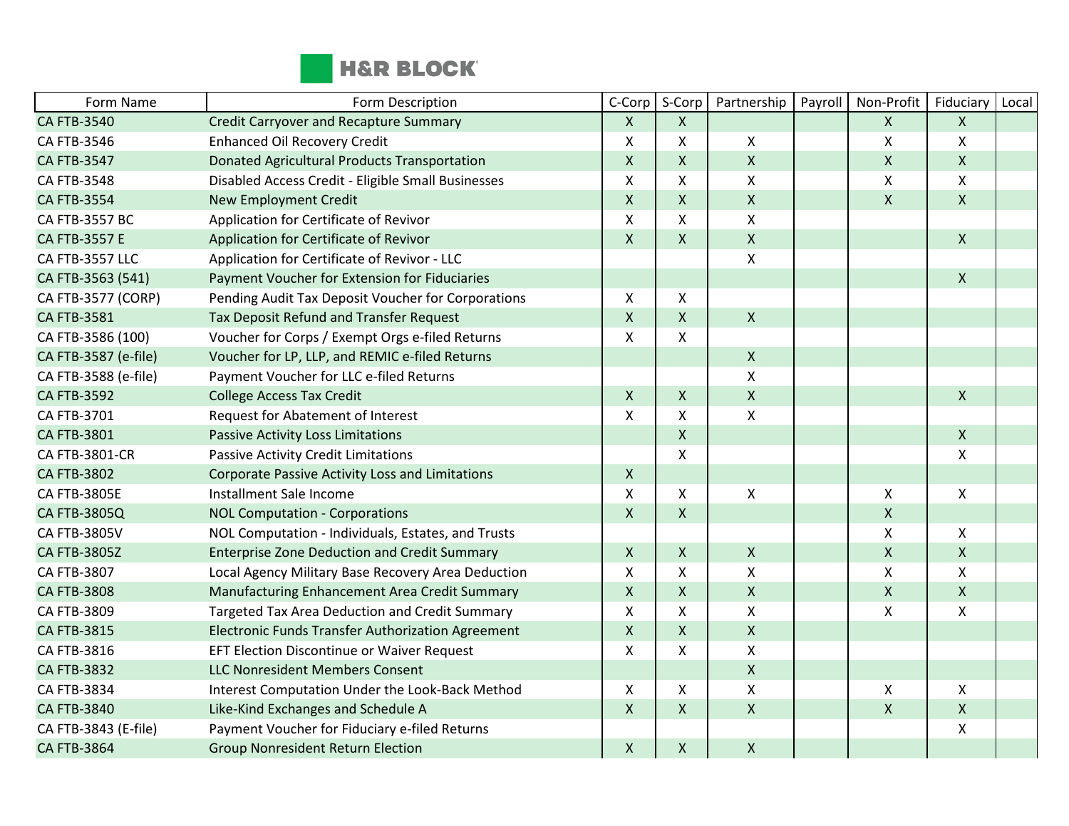H&R BLOCK

| Form Name | Form Description | C-Corp | S-Corp | Partnership | Payroll | Non-Profit | Fiduciary | Local |
|---|---|---|---|---|---|---|---|---|
| CA FTB-3540 | Credit Carryover and Recapture Summary | X | X | | | X | X | |
| CA FTB-3546 | Enhanced Oil Recovery Credit | X | X | X | | X | X | |
| CA FTB-3547 | Donated Agricultural Products Transportation | X | X | X | | X | X | |
| CA FTB-3548 | Disabled Access Credit - Eligible Small Businesses | X | X | X | | X | X | |
| CA FTB-3554 | New Employment Credit | X | X | X | | X | X | |
| CA FTB-3557 BC | Application for Certificate of Revivor | X | X | X | | | | |
| CA FTB-3557 E | Application for Certificate of Revivor | X | X | X | | | X | |
| CA FTB-3557 LLC | Application for Certificate of Revivor - LLC | | | X | | | | |
| CA FTB-3563 (541) | Payment Voucher for Extension for Fiduciaries | | | | | | X | |
| CA FTB-3577 (CORP) | Pending Audit Tax Deposit Voucher for Corporations | X | X | | | | | |
| CA FTB-3581 | Tax Deposit Refund and Transfer Request | X | X | X | | | | |
| CA FTB-3586 (100) | Voucher for Corps / Exempt Orgs e-filed Returns | X | X | | | | | |
| CA FTB-3587 (e-file) | Voucher for LP, LLP, and REMIC e-filed Returns | | | X | | | | |
| CA FTB-3588 (e-file) | Payment Voucher for LLC e-filed Returns | | | X | | | | |
| CA FTB-3592 | College Access Tax Credit | X | X | X | | | X | |
| CA FTB-3701 | Request for Abatement of Interest | X | X | X | | | | |
| CA FTB-3801 | Passive Activity Loss Limitations | | X | | | | X | |
| CA FTB-3801-CR | Passive Activity Credit Limitations | | X | | | | X | |
| CA FTB-3802 | Corporate Passive Activity Loss and Limitations | X | | | | | | |
| CA FTB-3805E | Installment Sale Income | X | X | X | | X | X | |
| CA FTB-3805Q | NOL Computation - Corporations | X | X | | | X | | |
| CA FTB-3805V | NOL Computation - Individuals, Estates, and Trusts | | | | | X | X | |
| CA FTB-3805Z | Enterprise Zone Deduction and Credit Summary | X | X | X | | X | X | |
| CA FTB-3807 | Local Agency Military Base Recovery Area Deduction | X | X | X | | X | X | |
| CA FTB-3808 | Manufacturing Enhancement Area Credit Summary | X | X | X | | X | X | |
| CA FTB-3809 | Targeted Tax Area Deduction and Credit Summary | X | X | X | | X | X | |
| CA FTB-3815 | Electronic Funds Transfer Authorization Agreement | X | X | X | | | | |
| CA FTB-3816 | EFT Election Discontinue or Waiver Request | X | X | X | | | | |
| CA FTB-3832 | LLC Nonresident Members Consent | | | X | | | | |
| CA FTB-3834 | Interest Computation Under the Look-Back Method | X | X | X | | X | X | |
| CA FTB-3840 | Like-Kind Exchanges and Schedule A | X | X | X | | X | X | |
| CA FTB-3843 (E-file) | Payment Voucher for Fiduciary e-filed Returns | | | | | | X | |
| CA FTB-3864 | Group Nonresident Return Election | X | X | X | | | | |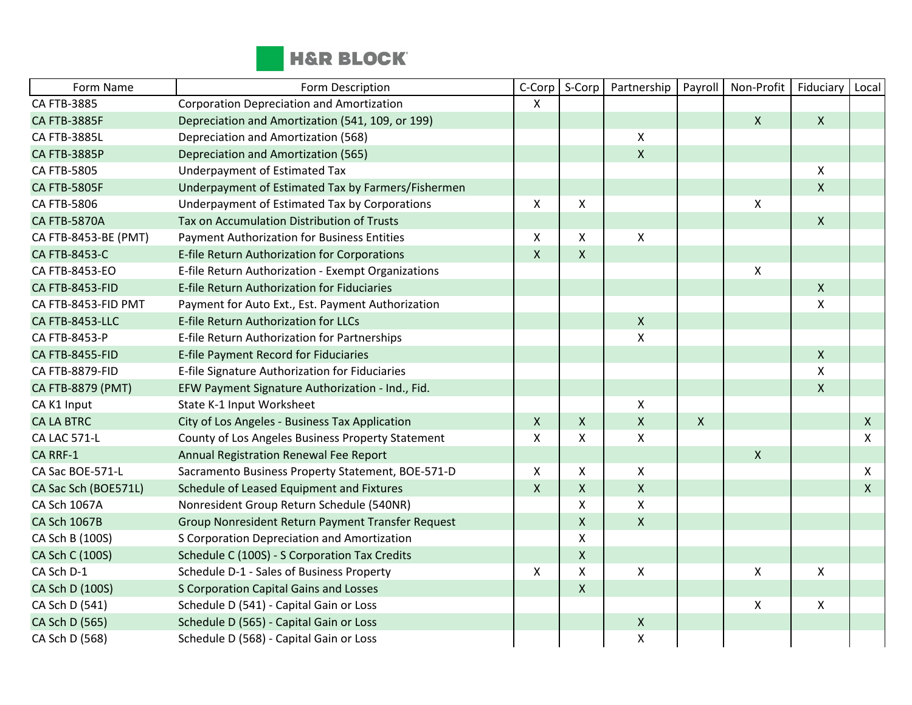| Form Name | Form Description | C-Corp | S-Corp | Partnership | Payroll | Non-Profit | Fiduciary | Local |
|---|---|---|---|---|---|---|---|---|
| CA FTB-3885 | Corporation Depreciation and Amortization | X | | | | | | |
| CA FTB-3885F | Depreciation and Amortization (541, 109, or 199) | | | | | X | X | |
| CA FTB-3885L | Depreciation and Amortization (568) | | | X | | | | |
| CA FTB-3885P | Depreciation and Amortization (565) | | | X | | | | |
| CA FTB-5805 | Underpayment of Estimated Tax | | | | | | X | |
| CA FTB-5805F | Underpayment of Estimated Tax by Farmers/Fishermen | | | | | | X | |
| CA FTB-5806 | Underpayment of Estimated Tax by Corporations | X | X | | | X | | |
| CA FTB-5870A | Tax on Accumulation Distribution of Trusts | | | | | | X | |
| CA FTB-8453-BE (PMT) | Payment Authorization for Business Entities | X | X | X | | | | |
| CA FTB-8453-C | E-file Return Authorization for Corporations | X | X | | | | | |
| CA FTB-8453-EO | E-file Return Authorization - Exempt Organizations | | | | | X | | |
| CA FTB-8453-FID | E-file Return Authorization for Fiduciaries | | | | | | X | |
| CA FTB-8453-FID PMT | Payment for Auto Ext., Est. Payment Authorization | | | | | | X | |
| CA FTB-8453-LLC | E-file Return Authorization for LLCs | | | X | | | | |
| CA FTB-8453-P | E-file Return Authorization for Partnerships | | | X | | | | |
| CA FTB-8455-FID | E-file Payment Record for Fiduciaries | | | | | | X | |
| CA FTB-8879-FID | E-file Signature Authorization for Fiduciaries | | | | | | X | |
| CA FTB-8879 (PMT) | EFW Payment Signature Authorization - Ind., Fid. | | | | | | X | |
| CA K1 Input | State K-1 Input Worksheet | | | X | | | | |
| CA LA BTRC | City of Los Angeles - Business Tax Application | X | X | X | X | | | X |
| CA LAC 571-L | County of Los Angeles Business Property Statement | X | X | X | | | | X |
| CA RRF-1 | Annual Registration Renewal Fee Report | | | | | X | | |
| CA Sac BOE-571-L | Sacramento Business Property Statement, BOE-571-D | X | X | X | | | | X |
| CA Sac Sch (BOE571L) | Schedule of Leased Equipment and Fixtures | X | X | X | | | | X |
| CA Sch 1067A | Nonresident Group Return Schedule (540NR) | | X | X | | | | |
| CA Sch 1067B | Group Nonresident Return Payment Transfer Request | | X | X | | | | |
| CA Sch B (100S) | S Corporation Depreciation and Amortization | | X | | | | | |
| CA Sch C (100S) | Schedule C (100S) - S Corporation Tax Credits | | X | | | | | |
| CA Sch D-1 | Schedule D-1 - Sales of Business Property | X | X | X | | X | X | |
| CA Sch D (100S) | S Corporation Capital Gains and Losses | | X | | | | | |
| CA Sch D (541) | Schedule D (541) - Capital Gain or Loss | | | | | X | X | |
| CA Sch D (565) | Schedule D (565) - Capital Gain or Loss | | | X | | | | |
| CA Sch D (568) | Schedule D (568) - Capital Gain or Loss | | | X | | | | |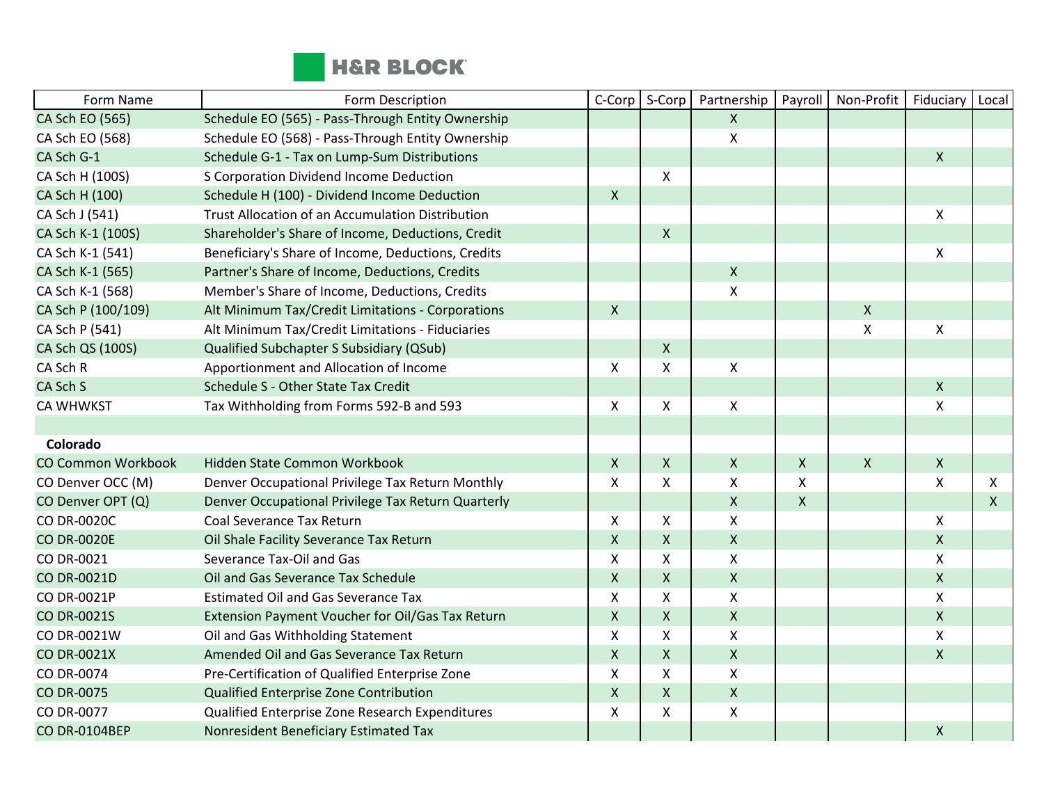| Form Name | Form Description | C-Corp | S-Corp | Partnership | Payroll | Non-Profit | Fiduciary | Local |
|---|---|---|---|---|---|---|---|---|
| CA Sch EO (565) | Schedule EO (565) - Pass-Through Entity Ownership | | | X | | | | |
| CA Sch EO (568) | Schedule EO (568) - Pass-Through Entity Ownership | | | X | | | | |
| CA Sch G-1 | Schedule G-1 - Tax on Lump-Sum Distributions | | | | | | X | |
| CA Sch H (100S) | S Corporation Dividend Income Deduction | | X | | | | | |
| CA Sch H (100) | Schedule H (100) - Dividend Income Deduction | X | | | | | | |
| CA Sch J (541) | Trust Allocation of an Accumulation Distribution | | | | | | X | |
| CA Sch K-1 (100S) | Shareholder's Share of Income, Deductions, Credit | | X | | | | | |
| CA Sch K-1 (541) | Beneficiary's Share of Income, Deductions, Credits | | | | | | X | |
| CA Sch K-1 (565) | Partner's Share of Income, Deductions, Credits | | | X | | | | |
| CA Sch K-1 (568) | Member's Share of Income, Deductions, Credits | | | X | | | | |
| CA Sch P (100/109) | Alt Minimum Tax/Credit Limitations - Corporations | X | | | | X | | |
| CA Sch P (541) | Alt Minimum Tax/Credit Limitations - Fiduciaries | | | | | X | X | |
| CA Sch QS (100S) | Qualified Subchapter S Subsidiary (QSub) | | X | | | | | |
| CA Sch R | Apportionment and Allocation of Income | X | X | X | | | | |
| CA Sch S | Schedule S - Other State Tax Credit | | | | | | X | |
| CA WHWKST | Tax Withholding from Forms 592-B and 593 | X | X | X | | | X | |
| | | | | | | | | |
| **Colorado** | | | | | | | | |
| CO Common Workbook | Hidden State Common Workbook | X | X | X | X | X | X | |
| CO Denver OCC (M) | Denver Occupational Privilege Tax Return Monthly | X | X | X | X | | X | X |
| CO Denver OPT (Q) | Denver Occupational Privilege Tax Return Quarterly | | | X | X | | | X |
| CO DR-0020C | Coal Severance Tax Return | X | X | X | | | X | |
| CO DR-0020E | Oil Shale Facility Severance Tax Return | X | X | X | | | X | |
| CO DR-0021 | Severance Tax-Oil and Gas | X | X | X | | | X | |
| CO DR-0021D | Oil and Gas Severance Tax Schedule | X | X | X | | | X | |
| CO DR-0021P | Estimated Oil and Gas Severance Tax | X | X | X | | | X | |
| CO DR-0021S | Extension Payment Voucher for Oil/Gas Tax Return | X | X | X | | | X | |
| CO DR-0021W | Oil and Gas Withholding Statement | X | X | X | | | X | |
| CO DR-0021X | Amended Oil and Gas Severance Tax Return | X | X | X | | | X | |
| CO DR-0074 | Pre-Certification of Qualified Enterprise Zone | X | X | X | | | | |
| CO DR-0075 | Qualified Enterprise Zone Contribution | X | X | X | | | | |
| CO DR-0077 | Qualified Enterprise Zone Research Expenditures | X | X | X | | | | |
| CO DR-0104BEP | Nonresident Beneficiary Estimated Tax | | | | | | X | |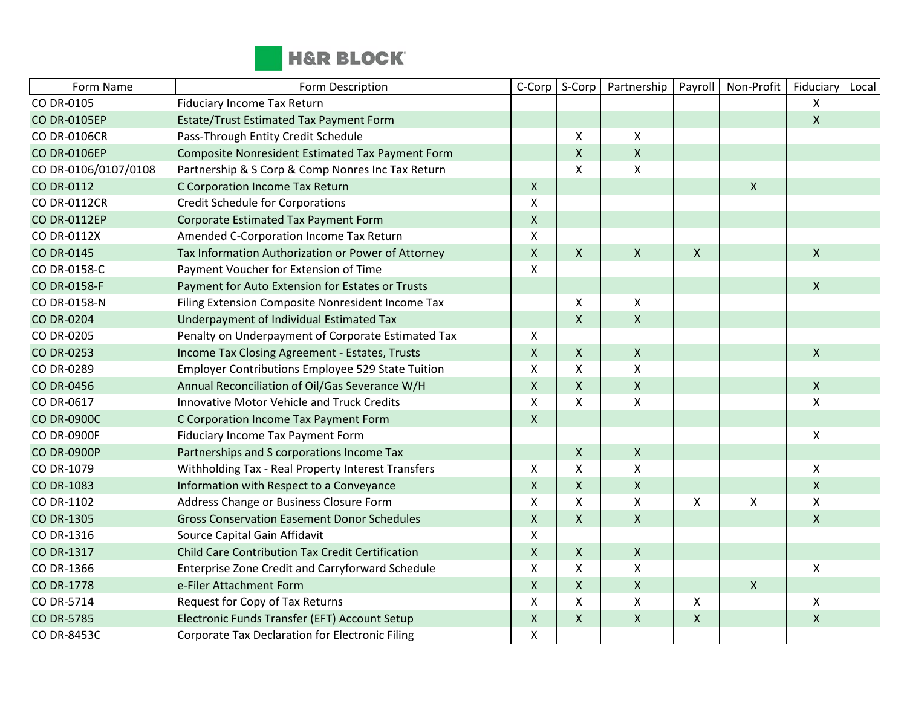| Form Name | Form Description | C-Corp | S-Corp | Partnership | Payroll | Non-Profit | Fiduciary | Local |
|---|---|---|---|---|---|---|---|---|
| CO DR-0105 | Fiduciary Income Tax Return | | | | | | X | |
| CO DR-0105EP | Estate/Trust Estimated Tax Payment Form | | | | | | X | |
| CO DR-0106CR | Pass-Through Entity Credit Schedule | | X | X | | | | |
| CO DR-0106EP | Composite Nonresident Estimated Tax Payment Form | | X | X | | | | |
| CO DR-0106/0107/0108 | Partnership & S Corp & Comp Nonres Inc Tax Return | | X | X | | | | |
| CO DR-0112 | C Corporation Income Tax Return | X | | | | X | | |
| CO DR-0112CR | Credit Schedule for Corporations | X | | | | | | |
| CO DR-0112EP | Corporate Estimated Tax Payment Form | X | | | | | | |
| CO DR-0112X | Amended C-Corporation Income Tax Return | X | | | | | | |
| CO DR-0145 | Tax Information Authorization or Power of Attorney | X | X | X | X | | X | |
| CO DR-0158-C | Payment Voucher for Extension of Time | X | | | | | | |
| CO DR-0158-F | Payment for Auto Extension for Estates or Trusts | | | | | | X | |
| CO DR-0158-N | Filing Extension Composite Nonresident Income Tax | | X | X | | | | |
| CO DR-0204 | Underpayment of Individual Estimated Tax | | X | X | | | | |
| CO DR-0205 | Penalty on Underpayment of Corporate Estimated Tax | X | | | | | | |
| CO DR-0253 | Income Tax Closing Agreement - Estates, Trusts | X | X | X | | | X | |
| CO DR-0289 | Employer Contributions Employee 529 State Tuition | X | X | X | | | | |
| CO DR-0456 | Annual Reconciliation of Oil/Gas Severance W/H | X | X | X | | | X | |
| CO DR-0617 | Innovative Motor Vehicle and Truck Credits | X | X | X | | | X | |
| CO DR-0900C | C Corporation Income Tax Payment Form | X | | | | | | |
| CO DR-0900F | Fiduciary Income Tax Payment Form | | | | | | X | |
| CO DR-0900P | Partnerships and S corporations Income Tax | | X | X | | | | |
| CO DR-1079 | Withholding Tax - Real Property Interest Transfers | X | X | X | | | X | |
| CO DR-1083 | Information with Respect to a Conveyance | X | X | X | | | X | |
| CO DR-1102 | Address Change or Business Closure Form | X | X | X | X | X | X | |
| CO DR-1305 | Gross Conservation Easement Donor Schedules | X | X | X | | | X | |
| CO DR-1316 | Source Capital Gain Affidavit | X | | | | | | |
| CO DR-1317 | Child Care Contribution Tax Credit Certification | X | X | X | | | | |
| CO DR-1366 | Enterprise Zone Credit and Carryforward Schedule | X | X | X | | | X | |
| CO DR-1778 | e-Filer Attachment Form | X | X | X | | X | | |
| CO DR-5714 | Request for Copy of Tax Returns | X | X | X | X | | X | |
| CO DR-5785 | Electronic Funds Transfer (EFT) Account Setup | X | X | X | X | | X | |
| CO DR-8453C | Corporate Tax Declaration for Electronic Filing | X | | | | | | |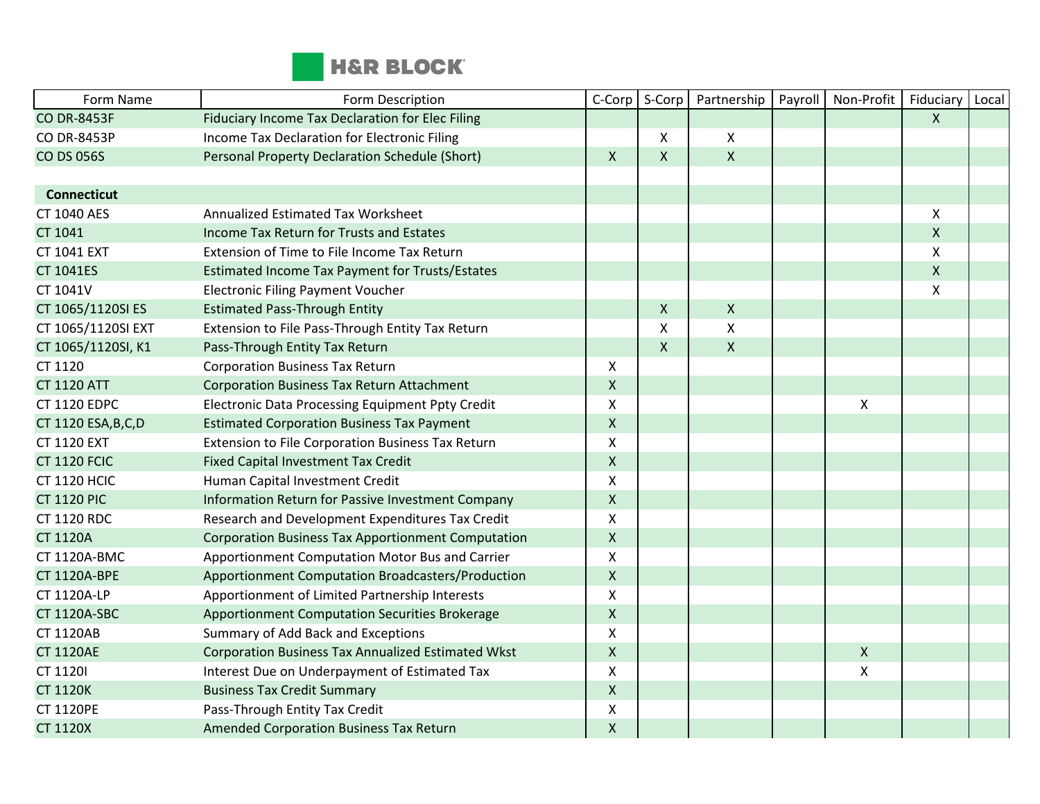| Form Name | Form Description | C-Corp | S-Corp | Partnership | Payroll | Non-Profit | Fiduciary | Local |
|---|---|---|---|---|---|---|---|---|
| CO DR-8453F | Fiduciary Income Tax Declaration for Elec Filing | | | | | | X | |
| CO DR-8453P | Income Tax Declaration for Electronic Filing | | X | X | | | | |
| CO DS 056S | Personal Property Declaration Schedule (Short) | X | X | X | | | | |
| | | | | | | | | |
| **Connecticut** | | | | | | | | |
| CT 1040 AES | Annualized Estimated Tax Worksheet | | | | | | X | |
| CT 1041 | Income Tax Return for Trusts and Estates | | | | | | X | |
| CT 1041 EXT | Extension of Time to File Income Tax Return | | | | | | X | |
| CT 1041ES | Estimated Income Tax Payment for Trusts/Estates | | | | | | X | |
| CT 1041V | Electronic Filing Payment Voucher | | | | | | X | |
| CT 1065/1120SI ES | Estimated Pass-Through Entity | | X | X | | | | |
| CT 1065/1120SI EXT | Extension to File Pass-Through Entity Tax Return | | X | X | | | | |
| CT 1065/1120SI, K1 | Pass-Through Entity Tax Return | | X | X | | | | |
| CT 1120 | Corporation Business Tax Return | X | | | | | | |
| CT 1120 ATT | Corporation Business Tax Return Attachment | X | | | | | | |
| CT 1120 EDPC | Electronic Data Processing Equipment Ppty Credit | X | | | | X | | |
| CT 1120 ESA,B,C,D | Estimated Corporation Business Tax Payment | X | | | | | | |
| CT 1120 EXT | Extension to File Corporation Business Tax Return | X | | | | | | |
| CT 1120 FCIC | Fixed Capital Investment Tax Credit | X | | | | | | |
| CT 1120 HCIC | Human Capital Investment Credit | X | | | | | | |
| CT 1120 PIC | Information Return for Passive Investment Company | X | | | | | | |
| CT 1120 RDC | Research and Development Expenditures Tax Credit | X | | | | | | |
| CT 1120A | Corporation Business Tax Apportionment Computation | X | | | | | | |
| CT 1120A-BMC | Apportionment Computation Motor Bus and Carrier | X | | | | | | |
| CT 1120A-BPE | Apportionment Computation Broadcasters/Production | X | | | | | | |
| CT 1120A-LP | Apportionment of Limited Partnership Interests | X | | | | | | |
| CT 1120A-SBC | Apportionment Computation Securities Brokerage | X | | | | | | |
| CT 1120AB | Summary of Add Back and Exceptions | X | | | | | | |
| CT 1120AE | Corporation Business Tax Annualized Estimated Wkst | X | | | | X | | |
| CT 1120I | Interest Due on Underpayment of Estimated Tax | X | | | | X | | |
| CT 1120K | Business Tax Credit Summary | X | | | | | | |
| CT 1120PE | Pass-Through Entity Tax Credit | X | | | | | | |
| CT 1120X | Amended Corporation Business Tax Return | X | | | | | | |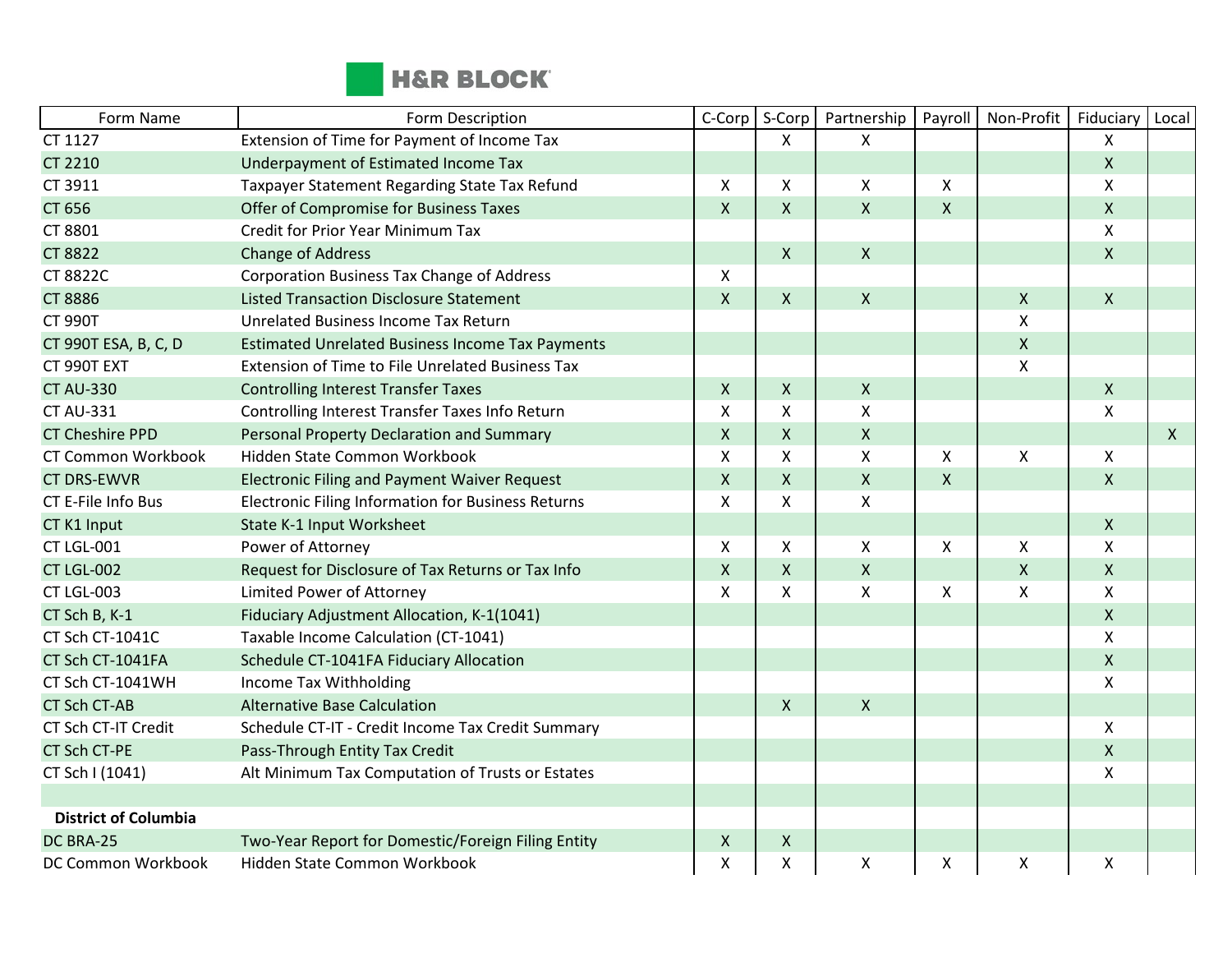| Form Name | Form Description | C-Corp | S-Corp | Partnership | Payroll | Non-Profit | Fiduciary | Local |
|---|---|---|---|---|---|---|---|---|
| CT 1127 | Extension of Time for Payment of Income Tax | | X | X | | | X | |
| CT 2210 | Underpayment of Estimated Income Tax | | | | | | X | |
| CT 3911 | Taxpayer Statement Regarding State Tax Refund | X | X | X | X | | X | |
| CT 656 | Offer of Compromise for Business Taxes | X | X | X | X | | X | |
| CT 8801 | Credit for Prior Year Minimum Tax | | | | | | X | |
| CT 8822 | Change of Address | | X | X | | | X | |
| CT 8822C | Corporation Business Tax Change of Address | X | | | | | | |
| CT 8886 | Listed Transaction Disclosure Statement | X | X | X | | X | X | |
| CT 990T | Unrelated Business Income Tax Return | | | | | X | | |
| CT 990T ESA, B, C, D | Estimated Unrelated Business Income Tax Payments | | | | | X | | |
| CT 990T EXT | Extension of Time to File Unrelated Business Tax | | | | | X | | |
| CT AU-330 | Controlling Interest Transfer Taxes | X | X | X | | | X | |
| CT AU-331 | Controlling Interest Transfer Taxes Info Return | X | X | X | | | X | |
| CT Cheshire PPD | Personal Property Declaration and Summary | X | X | X | | | | X |
| CT Common Workbook | Hidden State Common Workbook | X | X | X | X | X | X | |
| CT DRS-EWVR | Electronic Filing and Payment Waiver Request | X | X | X | X | | X | |
| CT E-File Info Bus | Electronic Filing Information for Business Returns | X | X | X | | | | |
| CT K1 Input | State K-1 Input Worksheet | | | | | | X | |
| CT LGL-001 | Power of Attorney | X | X | X | X | X | X | |
| CT LGL-002 | Request for Disclosure of Tax Returns or Tax Info | X | X | X | | X | X | |
| CT LGL-003 | Limited Power of Attorney | X | X | X | X | X | X | |
| CT Sch B, K-1 | Fiduciary Adjustment Allocation, K-1(1041) | | | | | | X | |
| CT Sch CT-1041C | Taxable Income Calculation (CT-1041) | | | | | | X | |
| CT Sch CT-1041FA | Schedule CT-1041FA Fiduciary Allocation | | | | | | X | |
| CT Sch CT-1041WH | Income Tax Withholding | | | | | | X | |
| CT Sch CT-AB | Alternative Base Calculation | | X | X | | | | |
| CT Sch CT-IT Credit | Schedule CT-IT - Credit Income Tax Credit Summary | | | | | | X | |
| CT Sch CT-PE | Pass-Through Entity Tax Credit | | | | | | X | |
| CT Sch I (1041) | Alt Minimum Tax Computation of Trusts or Estates | | | | | | X | |
| | | | | | | | | |
| **District of Columbia** | | | | | | | | |
| DC BRA-25 | Two-Year Report for Domestic/Foreign Filing Entity | X | X | | | | | |
| DC Common Workbook | Hidden State Common Workbook | X | X | X | X | X | X | |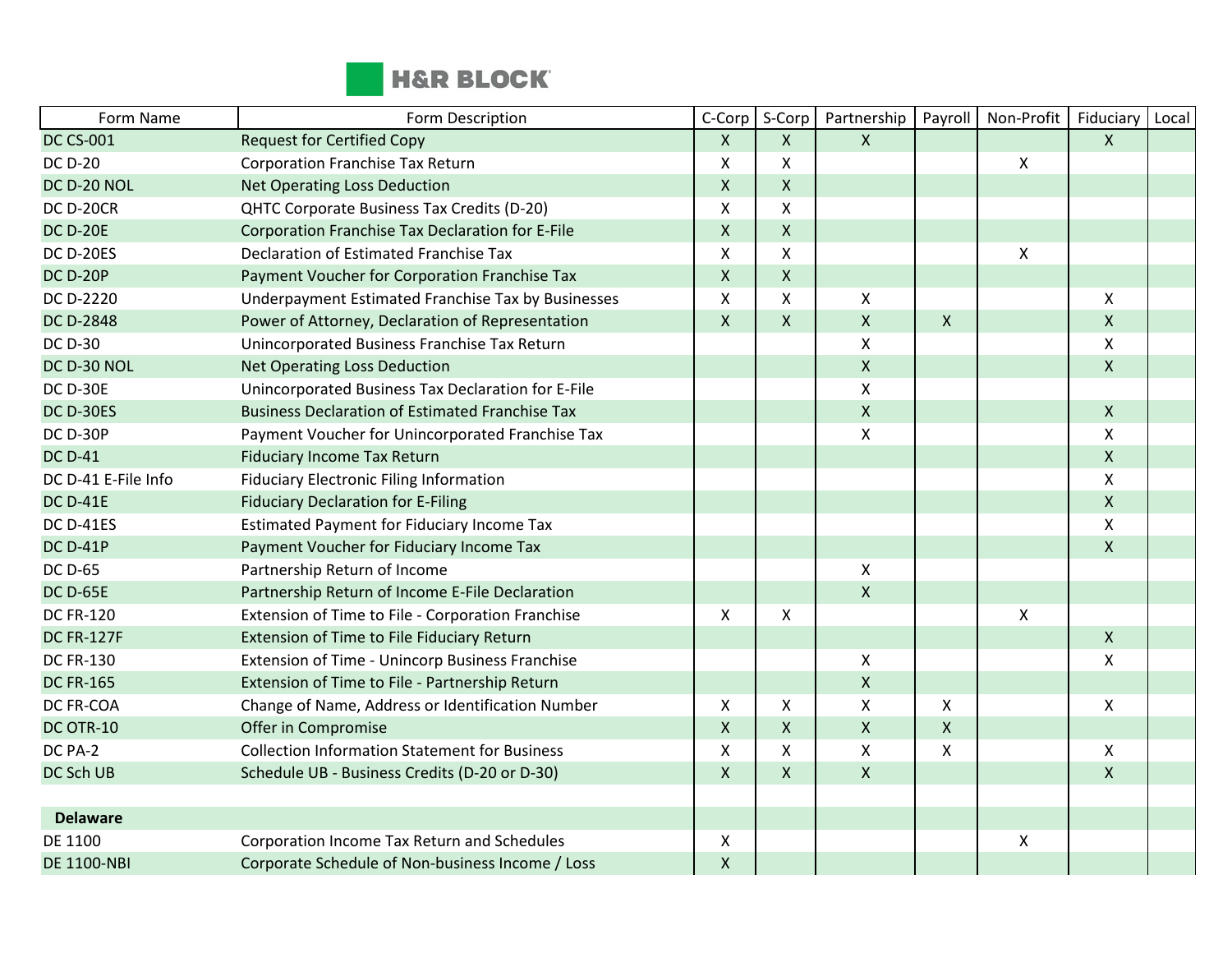| Form Name | Form Description | C-Corp | S-Corp | Partnership | Payroll | Non-Profit | Fiduciary | Local |
|---|---|---|---|---|---|---|---|---|
| DC CS-001 | Request for Certified Copy | X | X | X | | | X | |
| DC D-20 | Corporation Franchise Tax Return | X | X | | | X | | |
| DC D-20 NOL | Net Operating Loss Deduction | X | X | | | | | |
| DC D-20CR | QHTC Corporate Business Tax Credits (D-20) | X | X | | | | | |
| DC D-20E | Corporation Franchise Tax Declaration for E-File | X | X | | | | | |
| DC D-20ES | Declaration of Estimated Franchise Tax | X | X | | | X | | |
| DC D-20P | Payment Voucher for Corporation Franchise Tax | X | X | | | | | |
| DC D-2220 | Underpayment Estimated Franchise Tax by Businesses | X | X | X | | | X | |
| DC D-2848 | Power of Attorney, Declaration of Representation | X | X | X | X | | X | |
| DC D-30 | Unincorporated Business Franchise Tax Return | | | X | | | X | |
| DC D-30 NOL | Net Operating Loss Deduction | | | X | | | X | |
| DC D-30E | Unincorporated Business Tax Declaration for E-File | | | X | | | | |
| DC D-30ES | Business Declaration of Estimated Franchise Tax | | | X | | | X | |
| DC D-30P | Payment Voucher for Unincorporated Franchise Tax | | | X | | | X | |
| DC D-41 | Fiduciary Income Tax Return | | | | | | X | |
| DC D-41 E-File Info | Fiduciary Electronic Filing Information | | | | | | X | |
| DC D-41E | Fiduciary Declaration for E-Filing | | | | | | X | |
| DC D-41ES | Estimated Payment for Fiduciary Income Tax | | | | | | X | |
| DC D-41P | Payment Voucher for Fiduciary Income Tax | | | | | | X | |
| DC D-65 | Partnership Return of Income | | | X | | | | |
| DC D-65E | Partnership Return of Income E-File Declaration | | | X | | | | |
| DC FR-120 | Extension of Time to File - Corporation Franchise | X | X | | | X | | |
| DC FR-127F | Extension of Time to File Fiduciary Return | | | | | | X | |
| DC FR-130 | Extension of Time - Unincorp Business Franchise | | | X | | | X | |
| DC FR-165 | Extension of Time to File - Partnership Return | | | X | | | | |
| DC FR-COA | Change of Name, Address or Identification Number | X | X | X | X | | X | |
| DC OTR-10 | Offer in Compromise | X | X | X | X | | | |
| DC PA-2 | Collection Information Statement for Business | X | X | X | X | | X | |
| DC Sch UB | Schedule UB - Business Credits (D-20 or D-30) | X | X | X | | | X | |
| | | | | | | | | |
| **Delaware** | | | | | | | | |
| DE 1100 | Corporation Income Tax Return and Schedules | X | | | | X | | |
| DE 1100-NBI | Corporate Schedule of Non-business Income / Loss | X | | | | | | |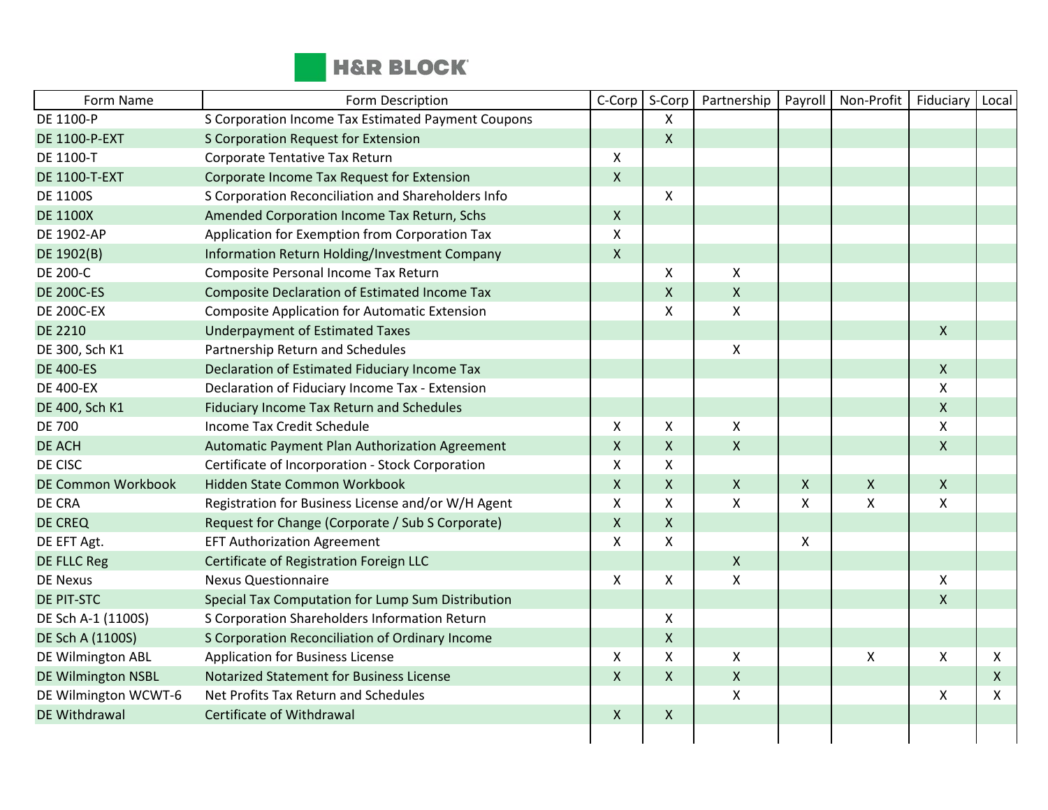| Form Name | Form Description | C-Corp | S-Corp | Partnership | Payroll | Non-Profit | Fiduciary | Local |
|---|---|---|---|---|---|---|---|---|
| DE 1100-P | S Corporation Income Tax Estimated Payment Coupons | | X | | | | | |
| DE 1100-P-EXT | S Corporation Request for Extension | | X | | | | | |
| DE 1100-T | Corporate Tentative Tax Return | X | | | | | | |
| DE 1100-T-EXT | Corporate Income Tax Request for Extension | X | | | | | | |
| DE 1100S | S Corporation Reconciliation and Shareholders Info | | X | | | | | |
| DE 1100X | Amended Corporation Income Tax Return, Schs | X | | | | | | |
| DE 1902-AP | Application for Exemption from Corporation Tax | X | | | | | | |
| DE 1902(B) | Information Return Holding/Investment Company | X | | | | | | |
| DE 200-C | Composite Personal Income Tax Return | | X | X | | | | |
| DE 200C-ES | Composite Declaration of Estimated Income Tax | | X | X | | | | |
| DE 200C-EX | Composite Application for Automatic Extension | | X | X | | | | |
| DE 2210 | Underpayment of Estimated Taxes | | | | | | X | |
| DE 300, Sch K1 | Partnership Return and Schedules | | | X | | | | |
| DE 400-ES | Declaration of Estimated Fiduciary Income Tax | | | | | | X | |
| DE 400-EX | Declaration of Fiduciary Income Tax - Extension | | | | | | X | |
| DE 400, Sch K1 | Fiduciary Income Tax Return and Schedules | | | | | | X | |
| DE 700 | Income Tax Credit Schedule | X | X | X | | | X | |
| DE ACH | Automatic Payment Plan Authorization Agreement | X | X | X | | | X | |
| DE CISC | Certificate of Incorporation - Stock Corporation | X | X | | | | | |
| DE Common Workbook | Hidden State Common Workbook | X | X | X | X | X | X | |
| DE CRA | Registration for Business License and/or W/H Agent | X | X | X | X | X | X | |
| DE CREQ | Request for Change (Corporate / Sub S Corporate) | X | X | | | | | |
| DE EFT Agt. | EFT Authorization Agreement | X | X | | X | | | |
| DE FLLC Reg | Certificate of Registration Foreign LLC | | | X | | | | |
| DE Nexus | Nexus Questionnaire | X | X | X | | | X | |
| DE PIT-STC | Special Tax Computation for Lump Sum Distribution | | | | | | X | |
| DE Sch A-1 (1100S) | S Corporation Shareholders Information Return | | X | | | | | |
| DE Sch A (1100S) | S Corporation Reconciliation of Ordinary Income | | X | | | | | |
| DE Wilmington ABL | Application for Business License | X | X | X | | X | X | X |
| DE Wilmington NSBL | Notarized Statement for Business License | X | X | X | | | | X |
| DE Wilmington WCWT-6 | Net Profits Tax Return and Schedules | | | X | | | X | X |
| DE Withdrawal | Certificate of Withdrawal | X | X | | | | | |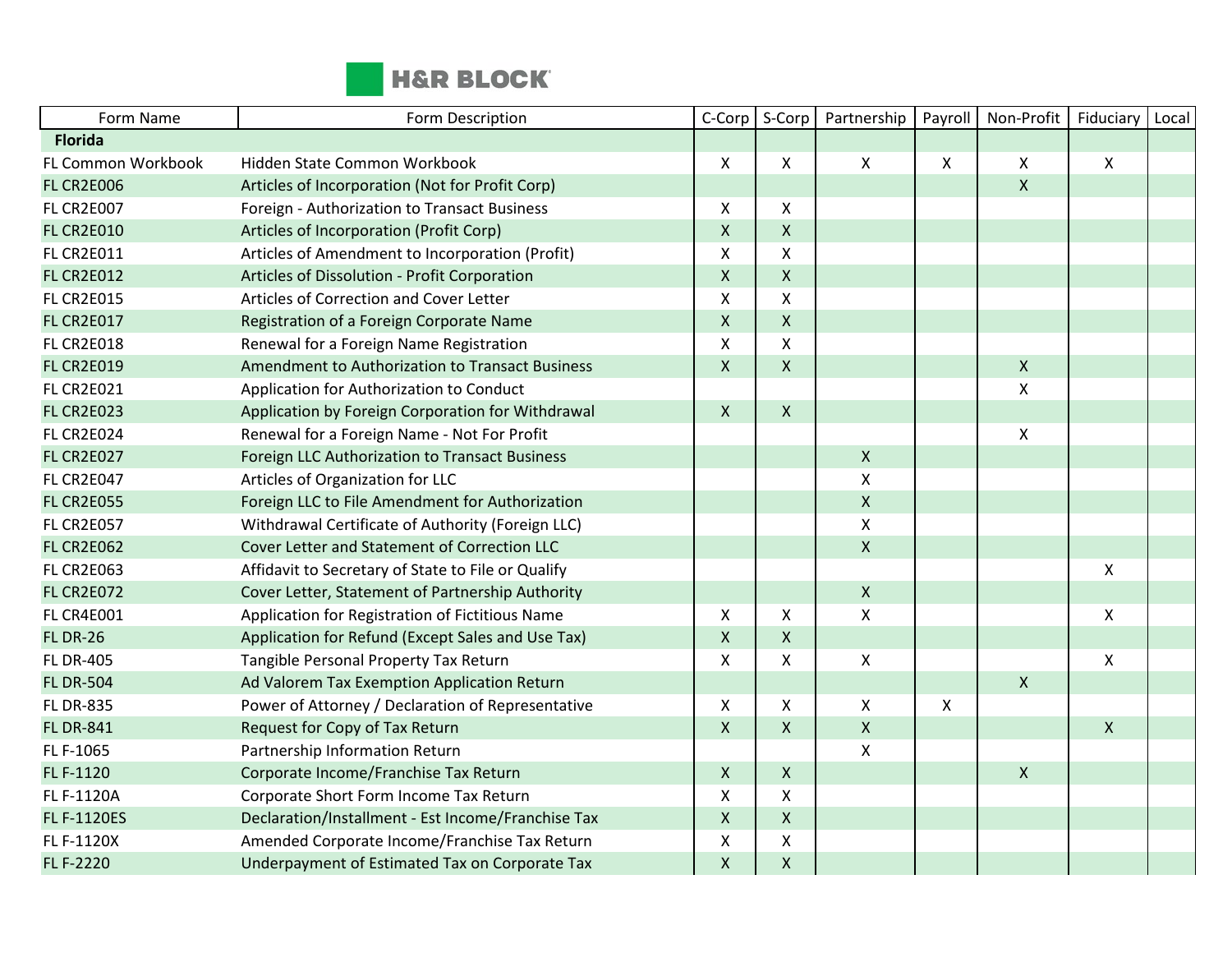H&R BLOCK

| Form Name | Form Description | C-Corp | S-Corp | Partnership | Payroll | Non-Profit | Fiduciary | Local |
|---|---|---|---|---|---|---|---|---|
| **Florida** | | | | | | | | |
| FL Common Workbook | Hidden State Common Workbook | X | X | X | X | X | X | |
| FL CR2E006 | Articles of Incorporation (Not for Profit Corp) | | | | | X | | |
| FL CR2E007 | Foreign - Authorization to Transact Business | X | X | | | | | |
| FL CR2E010 | Articles of Incorporation (Profit Corp) | X | X | | | | | |
| FL CR2E011 | Articles of Amendment to Incorporation (Profit) | X | X | | | | | |
| FL CR2E012 | Articles of Dissolution - Profit Corporation | X | X | | | | | |
| FL CR2E015 | Articles of Correction and Cover Letter | X | X | | | | | |
| FL CR2E017 | Registration of a Foreign Corporate Name | X | X | | | | | |
| FL CR2E018 | Renewal for a Foreign Name Registration | X | X | | | | | |
| FL CR2E019 | Amendment to Authorization to Transact Business | X | X | | | X | | |
| FL CR2E021 | Application for Authorization to Conduct | | | | | X | | |
| FL CR2E023 | Application by Foreign Corporation for Withdrawal | X | X | | | | | |
| FL CR2E024 | Renewal for a Foreign Name - Not For Profit | | | | | X | | |
| FL CR2E027 | Foreign LLC Authorization to Transact Business | | | X | | | | |
| FL CR2E047 | Articles of Organization for LLC | | | X | | | | |
| FL CR2E055 | Foreign LLC to File Amendment for Authorization | | | X | | | | |
| FL CR2E057 | Withdrawal Certificate of Authority (Foreign LLC) | | | X | | | | |
| FL CR2E062 | Cover Letter and Statement of Correction LLC | | | X | | | | |
| FL CR2E063 | Affidavit to Secretary of State to File or Qualify | | | | | | X | |
| FL CR2E072 | Cover Letter, Statement of Partnership Authority | | | X | | | | |
| FL CR4E001 | Application for Registration of Fictitious Name | X | X | X | | | X | |
| FL DR-26 | Application for Refund (Except Sales and Use Tax) | X | X | | | | | |
| FL DR-405 | Tangible Personal Property Tax Return | X | X | X | | | X | |
| FL DR-504 | Ad Valorem Tax Exemption Application Return | | | | | X | | |
| FL DR-835 | Power of Attorney / Declaration of Representative | X | X | X | X | | | |
| FL DR-841 | Request for Copy of Tax Return | X | X | X | | | X | |
| FL F-1065 | Partnership Information Return | | | X | | | | |
| FL F-1120 | Corporate Income/Franchise Tax Return | X | X | | | X | | |
| FL F-1120A | Corporate Short Form Income Tax Return | X | X | | | | | |
| FL F-1120ES | Declaration/Installment - Est Income/Franchise Tax | X | X | | | | | |
| FL F-1120X | Amended Corporate Income/Franchise Tax Return | X | X | | | | | |
| FL F-2220 | Underpayment of Estimated Tax on Corporate Tax | X | X | | | | | |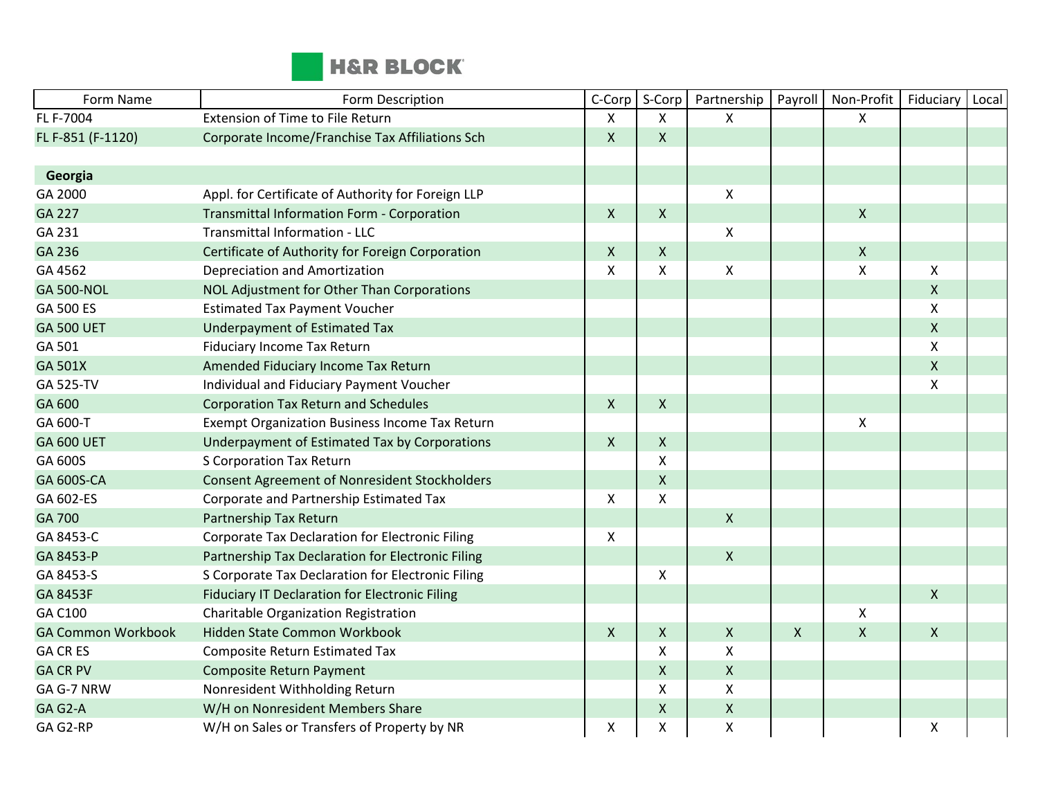| Form Name | Form Description | C-Corp | S-Corp | Partnership | Payroll | Non-Profit | Fiduciary | Local |
|---|---|---|---|---|---|---|---|---|
| FL F-7004 | Extension of Time to File Return | X | X | X | | X | | |
| FL F-851 (F-1120) | Corporate Income/Franchise Tax Affiliations Sch | X | X | | | | | |
| | | | | | | | | |
| **Georgia** | | | | | | | | |
| GA 2000 | Appl. for Certificate of Authority for Foreign LLP | | | X | | | | |
| GA 227 | Transmittal Information Form - Corporation | X | X | | | X | | |
| GA 231 | Transmittal Information - LLC | | | X | | | | |
| GA 236 | Certificate of Authority for Foreign Corporation | X | X | | | X | | |
| GA 4562 | Depreciation and Amortization | X | X | X | | X | X | |
| GA 500-NOL | NOL Adjustment for Other Than Corporations | | | | | | X | |
| GA 500 ES | Estimated Tax Payment Voucher | | | | | | X | |
| GA 500 UET | Underpayment of Estimated Tax | | | | | | X | |
| GA 501 | Fiduciary Income Tax Return | | | | | | X | |
| GA 501X | Amended Fiduciary Income Tax Return | | | | | | X | |
| GA 525-TV | Individual and Fiduciary Payment Voucher | | | | | | X | |
| GA 600 | Corporation Tax Return and Schedules | X | X | | | | | |
| GA 600-T | Exempt Organization Business Income Tax Return | | | | | X | | |
| GA 600 UET | Underpayment of Estimated Tax by Corporations | X | X | | | | | |
| GA 600S | S Corporation Tax Return | | X | | | | | |
| GA 600S-CA | Consent Agreement of Nonresident Stockholders | | X | | | | | |
| GA 602-ES | Corporate and Partnership Estimated Tax | X | X | | | | | |
| GA 700 | Partnership Tax Return | | | X | | | | |
| GA 8453-C | Corporate Tax Declaration for Electronic Filing | X | | | | | | |
| GA 8453-P | Partnership Tax Declaration for Electronic Filing | | | X | | | | |
| GA 8453-S | S Corporate Tax Declaration for Electronic Filing | | X | | | | | |
| GA 8453F | Fiduciary IT Declaration for Electronic Filing | | | | | | X | |
| GA C100 | Charitable Organization Registration | | | | | X | | |
| GA Common Workbook | Hidden State Common Workbook | X | X | X | X | X | X | |
| GA CR ES | Composite Return Estimated Tax | | X | X | | | | |
| GA CR PV | Composite Return Payment | | X | X | | | | |
| GA G-7 NRW | Nonresident Withholding Return | | X | X | | | | |
| GA G2-A | W/H on Nonresident Members Share | | X | X | | | | |
| GA G2-RP | W/H on Sales or Transfers of Property by NR | X | X | X | | | X | |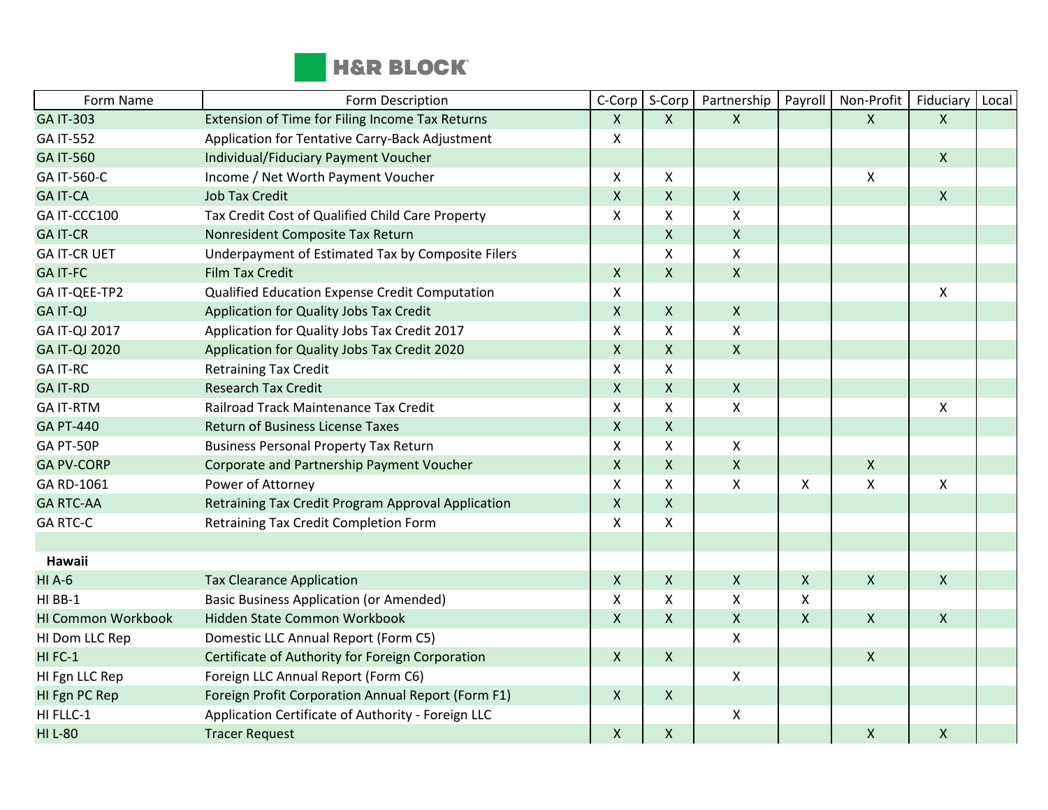| Form Name | Form Description | C-Corp | S-Corp | Partnership | Payroll | Non-Profit | Fiduciary | Local |
|---|---|---|---|---|---|---|---|---|
| GA IT-303 | Extension of Time for Filing Income Tax Returns | X | X | X | | X | X | |
| GA IT-552 | Application for Tentative Carry-Back Adjustment | X | | | | | | |
| GA IT-560 | Individual/Fiduciary Payment Voucher | | | | | | X | |
| GA IT-560-C | Income / Net Worth Payment Voucher | X | X | | | X | | |
| GA IT-CA | Job Tax Credit | X | X | X | | | X | |
| GA IT-CCC100 | Tax Credit Cost of Qualified Child Care Property | X | X | X | | | | |
| GA IT-CR | Nonresident Composite Tax Return | | X | X | | | | |
| GA IT-CR UET | Underpayment of Estimated Tax by Composite Filers | | X | X | | | | |
| GA IT-FC | Film Tax Credit | X | X | X | | | | |
| GA IT-QEE-TP2 | Qualified Education Expense Credit Computation | X | | | | | X | |
| GA IT-QJ | Application for Quality Jobs Tax Credit | X | X | X | | | | |
| GA IT-QJ 2017 | Application for Quality Jobs Tax Credit 2017 | X | X | X | | | | |
| GA IT-QJ 2020 | Application for Quality Jobs Tax Credit 2020 | X | X | X | | | | |
| GA IT-RC | Retraining Tax Credit | X | X | | | | | |
| GA IT-RD | Research Tax Credit | X | X | X | | | | |
| GA IT-RTM | Railroad Track Maintenance Tax Credit | X | X | X | | | X | |
| GA PT-440 | Return of Business License Taxes | X | X | | | | | |
| GA PT-50P | Business Personal Property Tax Return | X | X | X | | | | |
| GA PV-CORP | Corporate and Partnership Payment Voucher | X | X | X | | X | | |
| GA RD-1061 | Power of Attorney | X | X | X | X | X | X | |
| GA RTC-AA | Retraining Tax Credit Program Approval Application | X | X | | | | | |
| GA RTC-C | Retraining Tax Credit Completion Form | X | X | | | | | |
| | | | | | | | | |
| **Hawaii** | | | | | | | | |
| HI A-6 | Tax Clearance Application | X | X | X | X | X | X | |
| HI BB-1 | Basic Business Application (or Amended) | X | X | X | X | | | |
| HI Common Workbook | Hidden State Common Workbook | X | X | X | X | X | X | |
| HI Dom LLC Rep | Domestic LLC Annual Report (Form C5) | | | X | | | | |
| HI FC-1 | Certificate of Authority for Foreign Corporation | X | X | | | X | | |
| HI Fgn LLC Rep | Foreign LLC Annual Report (Form C6) | | | X | | | | |
| HI Fgn PC Rep | Foreign Profit Corporation Annual Report (Form F1) | X | X | | | | | |
| HI FLLC-1 | Application Certificate of Authority - Foreign LLC | | | X | | | | |
| HI L-80 | Tracer Request | X | X | | | X | X | |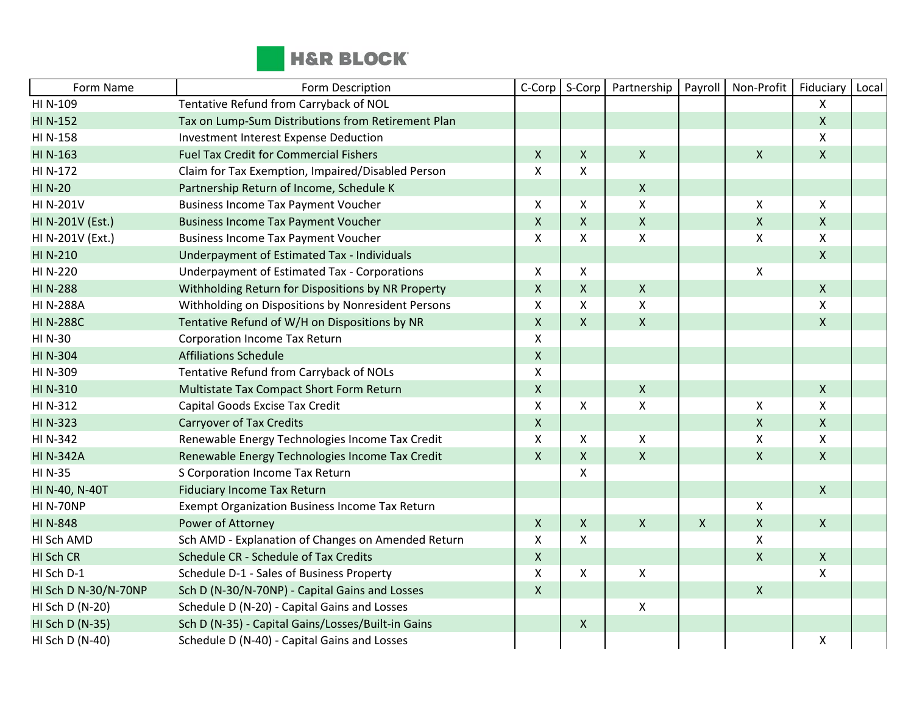| Form Name | Form Description | C-Corp | S-Corp | Partnership | Payroll | Non-Profit | Fiduciary | Local |
|---|---|---|---|---|---|---|---|---|
| HI N-109 | Tentative Refund from Carryback of NOL | | | | | | X | |
| HI N-152 | Tax on Lump-Sum Distributions from Retirement Plan | | | | | | X | |
| HI N-158 | Investment Interest Expense Deduction | | | | | | X | |
| HI N-163 | Fuel Tax Credit for Commercial Fishers | X | X | X | | X | X | |
| HI N-172 | Claim for Tax Exemption, Impaired/Disabled Person | X | X | | | | | |
| HI N-20 | Partnership Return of Income, Schedule K | | | X | | | | |
| HI N-201V | Business Income Tax Payment Voucher | X | X | X | | X | X | |
| HI N-201V (Est.) | Business Income Tax Payment Voucher | X | X | X | | X | X | |
| HI N-201V (Ext.) | Business Income Tax Payment Voucher | X | X | X | | X | X | |
| HI N-210 | Underpayment of Estimated Tax - Individuals | | | | | | X | |
| HI N-220 | Underpayment of Estimated Tax - Corporations | X | X | | | X | | |
| HI N-288 | Withholding Return for Dispositions by NR Property | X | X | X | | | X | |
| HI N-288A | Withholding on Dispositions by Nonresident Persons | X | X | X | | | X | |
| HI N-288C | Tentative Refund of W/H on Dispositions by NR | X | X | X | | | X | |
| HI N-30 | Corporation Income Tax Return | X | | | | | | |
| HI N-304 | Affiliations Schedule | X | | | | | | |
| HI N-309 | Tentative Refund from Carryback of NOLs | X | | | | | | |
| HI N-310 | Multistate Tax Compact Short Form Return | X | | X | | | X | |
| HI N-312 | Capital Goods Excise Tax Credit | X | X | X | | X | X | |
| HI N-323 | Carryover of Tax Credits | X | | | | X | X | |
| HI N-342 | Renewable Energy Technologies Income Tax Credit | X | X | X | | X | X | |
| HI N-342A | Renewable Energy Technologies Income Tax Credit | X | X | X | | X | X | |
| HI N-35 | S Corporation Income Tax Return | | X | | | | | |
| HI N-40, N-40T | Fiduciary Income Tax Return | | | | | | X | |
| HI N-70NP | Exempt Organization Business Income Tax Return | | | | | X | | |
| HI N-848 | Power of Attorney | X | X | X | X | X | X | |
| HI Sch AMD | Sch AMD - Explanation of Changes on Amended Return | X | X | | | X | | |
| HI Sch CR | Schedule CR - Schedule of Tax Credits | X | | | | X | X | |
| HI Sch D-1 | Schedule D-1 - Sales of Business Property | X | X | X | | | X | |
| HI Sch D N-30/N-70NP | Sch D (N-30/N-70NP) - Capital Gains and Losses | X | | | | X | | |
| HI Sch D (N-20) | Schedule D (N-20) - Capital Gains and Losses | | | X | | | | |
| HI Sch D (N-35) | Sch D (N-35) - Capital Gains/Losses/Built-in Gains | | X | | | | | |
| HI Sch D (N-40) | Schedule D (N-40) - Capital Gains and Losses | | | | | | X | |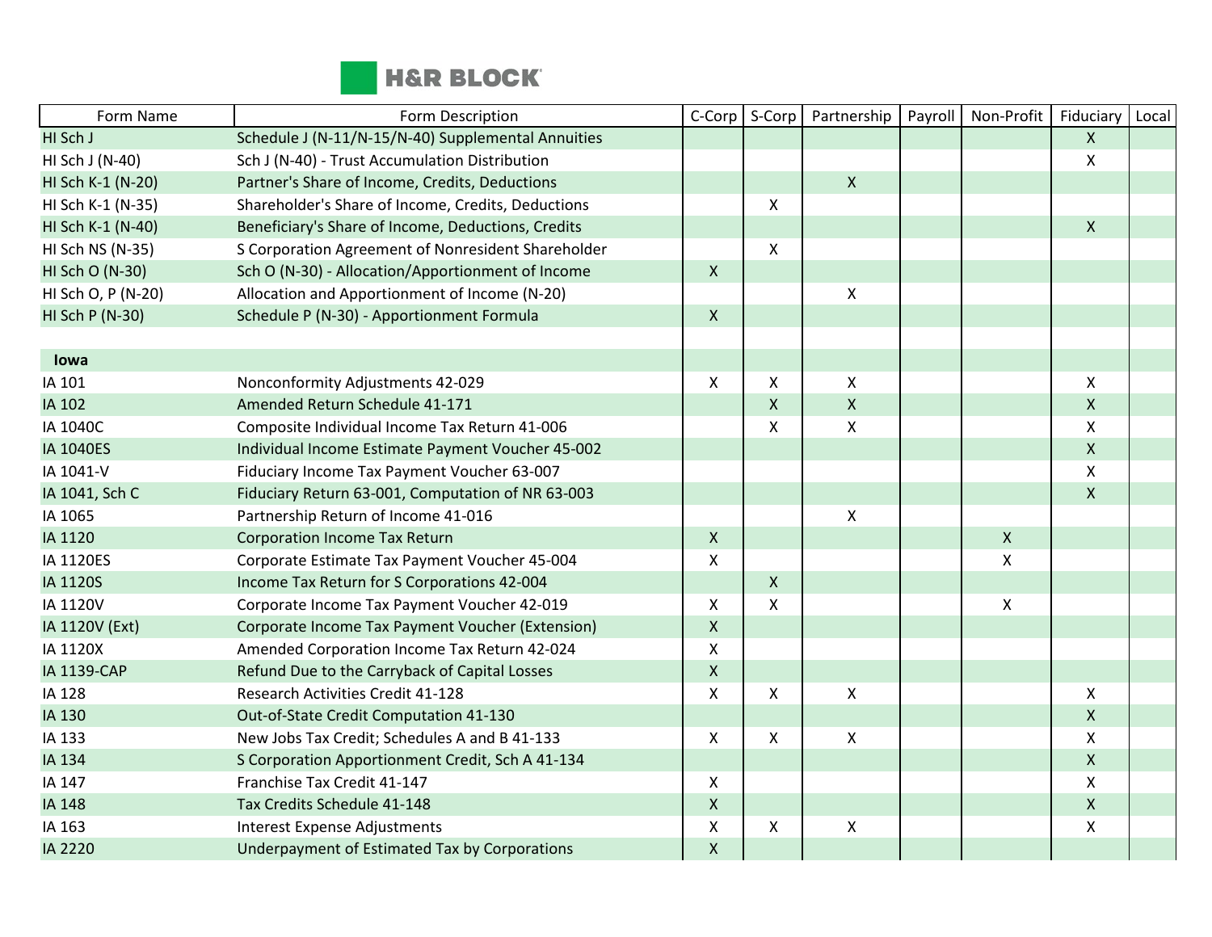| Form Name | Form Description | C-Corp | S-Corp | Partnership | Payroll | Non-Profit | Fiduciary | Local |
|---|---|---|---|---|---|---|---|---|
| HI Sch J | Schedule J (N-11/N-15/N-40) Supplemental Annuities | | | | | | X | |
| HI Sch J (N-40) | Sch J (N-40) - Trust Accumulation Distribution | | | | | | X | |
| HI Sch K-1 (N-20) | Partner's Share of Income, Credits, Deductions | | | X | | | | |
| HI Sch K-1 (N-35) | Shareholder's Share of Income, Credits, Deductions | | X | | | | | |
| HI Sch K-1 (N-40) | Beneficiary's Share of Income, Deductions, Credits | | | | | | X | |
| HI Sch NS (N-35) | S Corporation Agreement of Nonresident Shareholder | | X | | | | | |
| HI Sch O (N-30) | Sch O (N-30) - Allocation/Apportionment of Income | X | | | | | | |
| HI Sch O, P (N-20) | Allocation and Apportionment of Income (N-20) | | | X | | | | |
| HI Sch P (N-30) | Schedule P (N-30) - Apportionment Formula | X | | | | | | |
| | | | | | | | | |
| **Iowa** | | | | | | | | |
| IA 101 | Nonconformity Adjustments 42-029 | X | X | X | | | X | |
| IA 102 | Amended Return Schedule 41-171 | | X | X | | | X | |
| IA 1040C | Composite Individual Income Tax Return 41-006 | | X | X | | | X | |
| IA 1040ES | Individual Income Estimate Payment Voucher 45-002 | | | | | | X | |
| IA 1041-V | Fiduciary Income Tax Payment Voucher 63-007 | | | | | | X | |
| IA 1041, Sch C | Fiduciary Return 63-001, Computation of NR 63-003 | | | | | | X | |
| IA 1065 | Partnership Return of Income 41-016 | | | X | | | | |
| IA 1120 | Corporation Income Tax Return | X | | | | X | | |
| IA 1120ES | Corporate Estimate Tax Payment Voucher 45-004 | X | | | | X | | |
| IA 1120S | Income Tax Return for S Corporations 42-004 | | X | | | | | |
| IA 1120V | Corporate Income Tax Payment Voucher 42-019 | X | X | | | X | | |
| IA 1120V (Ext) | Corporate Income Tax Payment Voucher (Extension) | X | | | | | | |
| IA 1120X | Amended Corporation Income Tax Return 42-024 | X | | | | | | |
| IA 1139-CAP | Refund Due to the Carryback of Capital Losses | X | | | | | | |
| IA 128 | Research Activities Credit 41-128 | X | X | X | | | X | |
| IA 130 | Out-of-State Credit Computation 41-130 | | | | | | X | |
| IA 133 | New Jobs Tax Credit; Schedules A and B 41-133 | X | X | X | | | X | |
| IA 134 | S Corporation Apportionment Credit, Sch A 41-134 | | | | | | X | |
| IA 147 | Franchise Tax Credit 41-147 | X | | | | | X | |
| IA 148 | Tax Credits Schedule 41-148 | X | | | | | X | |
| IA 163 | Interest Expense Adjustments | X | X | X | | | X | |
| IA 2220 | Underpayment of Estimated Tax by Corporations | X | | | | | | |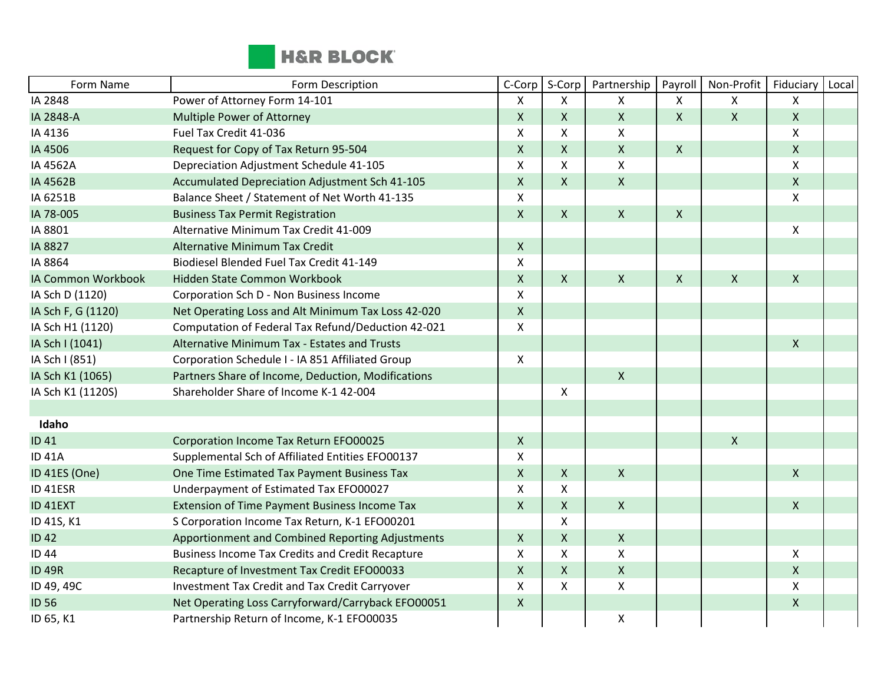| Form Name | Form Description | C-Corp | S-Corp | Partnership | Payroll | Non-Profit | Fiduciary | Local |
|---|---|---|---|---|---|---|---|---|
| IA 2848 | Power of Attorney Form 14-101 | X | X | X | X | X | X | |
| IA 2848-A | Multiple Power of Attorney | X | X | X | X | X | X | |
| IA 4136 | Fuel Tax Credit 41-036 | X | X | X | | | X | |
| IA 4506 | Request for Copy of Tax Return 95-504 | X | X | X | X | | X | |
| IA 4562A | Depreciation Adjustment Schedule 41-105 | X | X | X | | | X | |
| IA 4562B | Accumulated Depreciation Adjustment Sch 41-105 | X | X | X | | | X | |
| IA 6251B | Balance Sheet / Statement of Net Worth 41-135 | X | | | | | X | |
| IA 78-005 | Business Tax Permit Registration | X | X | X | X | | | |
| IA 8801 | Alternative Minimum Tax Credit 41-009 | | | | | | X | |
| IA 8827 | Alternative Minimum Tax Credit | X | | | | | | |
| IA 8864 | Biodiesel Blended Fuel Tax Credit 41-149 | X | | | | | | |
| IA Common Workbook | Hidden State Common Workbook | X | X | X | X | X | X | |
| IA Sch D (1120) | Corporation Sch D - Non Business Income | X | | | | | | |
| IA Sch F, G (1120) | Net Operating Loss and Alt Minimum Tax Loss 42-020 | X | | | | | | |
| IA Sch H1 (1120) | Computation of Federal Tax Refund/Deduction 42-021 | X | | | | | | |
| IA Sch I (1041) | Alternative Minimum Tax - Estates and Trusts | | | | | | X | |
| IA Sch I (851) | Corporation Schedule I - IA 851 Affiliated Group | X | | | | | | |
| IA Sch K1 (1065) | Partners Share of Income, Deduction, Modifications | | | X | | | | |
| IA Sch K1 (1120S) | Shareholder Share of Income K-1 42-004 | | X | | | | | |
| | | | | | | | | |
| **Idaho** | | | | | | | | |
| ID 41 | Corporation Income Tax Return EFO00025 | X | | | | X | | |
| ID 41A | Supplemental Sch of Affiliated Entities EFO00137 | X | | | | | | |
| ID 41ES (One) | One Time Estimated Tax Payment Business Tax | X | X | X | | | X | |
| ID 41ESR | Underpayment of Estimated Tax EFO00027 | X | X | | | | | |
| ID 41EXT | Extension of Time Payment Business Income Tax | X | X | X | | | X | |
| ID 41S, K1 | S Corporation Income Tax Return, K-1 EFO00201 | | X | | | | | |
| ID 42 | Apportionment and Combined Reporting Adjustments | X | X | X | | | | |
| ID 44 | Business Income Tax Credits and Credit Recapture | X | X | X | | | X | |
| ID 49R | Recapture of Investment Tax Credit EFO00033 | X | X | X | | | X | |
| ID 49, 49C | Investment Tax Credit and Tax Credit Carryover | X | X | X | | | X | |
| ID 56 | Net Operating Loss Carryforward/Carryback EFO00051 | X | | | | | X | |
| ID 65, K1 | Partnership Return of Income, K-1 EFO00035 | | | X | | | | |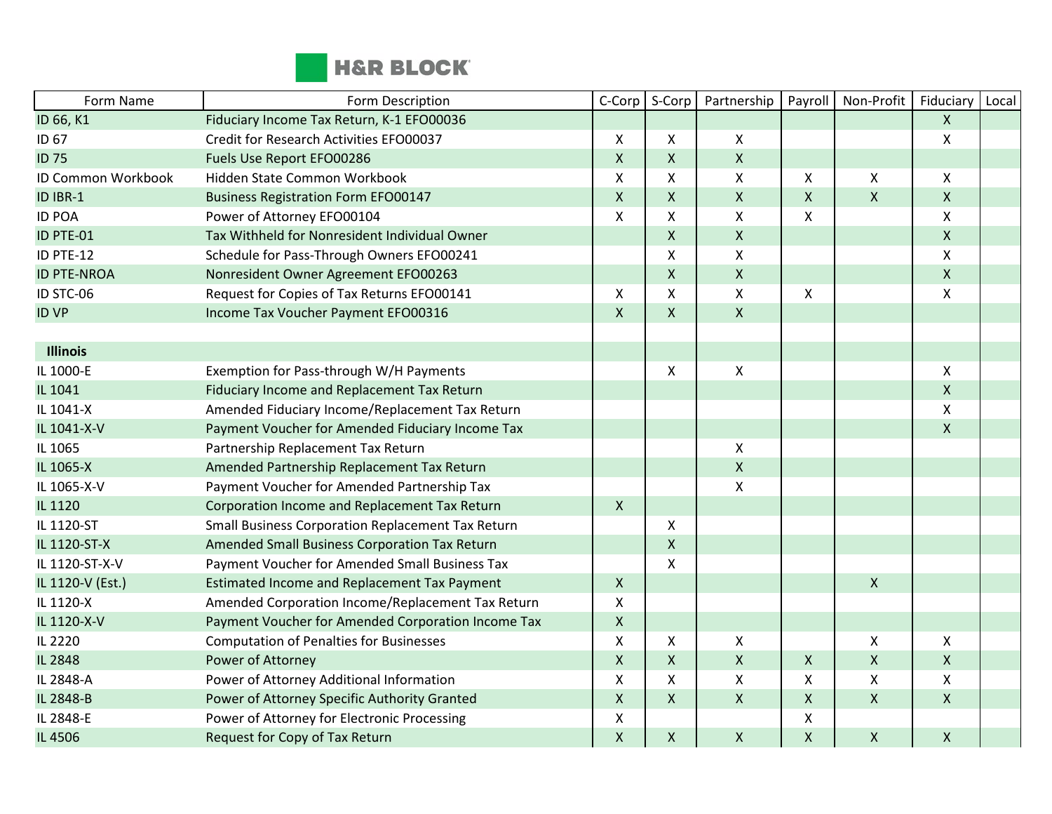| Form Name | Form Description | C-Corp | S-Corp | Partnership | Payroll | Non-Profit | Fiduciary | Local |
|---|---|---|---|---|---|---|---|---|
| ID 66, K1 | Fiduciary Income Tax Return, K-1 EFO00036 | | | | | | X | |
| ID 67 | Credit for Research Activities EFO00037 | X | X | X | | | X | |
| ID 75 | Fuels Use Report EFO00286 | X | X | X | | | | |
| ID Common Workbook | Hidden State Common Workbook | X | X | X | X | X | X | |
| ID IBR-1 | Business Registration Form EFO00147 | X | X | X | X | X | X | |
| ID POA | Power of Attorney EFO00104 | X | X | X | X | | X | |
| ID PTE-01 | Tax Withheld for Nonresident Individual Owner | | X | X | | | X | |
| ID PTE-12 | Schedule for Pass-Through Owners EFO00241 | | X | X | | | X | |
| ID PTE-NROA | Nonresident Owner Agreement EFO00263 | | X | X | | | X | |
| ID STC-06 | Request for Copies of Tax Returns EFO00141 | X | X | X | X | | X | |
| ID VP | Income Tax Voucher Payment EFO00316 | X | X | X | | | | |
| | | | | | | | | |
| **Illinois** | | | | | | | | |
| IL 1000-E | Exemption for Pass-through W/H Payments | | X | X | | | X | |
| IL 1041 | Fiduciary Income and Replacement Tax Return | | | | | | X | |
| IL 1041-X | Amended Fiduciary Income/Replacement Tax Return | | | | | | X | |
| IL 1041-X-V | Payment Voucher for Amended Fiduciary Income Tax | | | | | | X | |
| IL 1065 | Partnership Replacement Tax Return | | | X | | | | |
| IL 1065-X | Amended Partnership Replacement Tax Return | | | X | | | | |
| IL 1065-X-V | Payment Voucher for Amended Partnership Tax | | | X | | | | |
| IL 1120 | Corporation Income and Replacement Tax Return | X | | | | | | |
| IL 1120-ST | Small Business Corporation Replacement Tax Return | | X | | | | | |
| IL 1120-ST-X | Amended Small Business Corporation Tax Return | | X | | | | | |
| IL 1120-ST-X-V | Payment Voucher for Amended Small Business Tax | | X | | | | | |
| IL 1120-V (Est.) | Estimated Income and Replacement Tax Payment | X | | | | X | | |
| IL 1120-X | Amended Corporation Income/Replacement Tax Return | X | | | | | | |
| IL 1120-X-V | Payment Voucher for Amended Corporation Income Tax | X | | | | | | |
| IL 2220 | Computation of Penalties for Businesses | X | X | X | | X | X | |
| IL 2848 | Power of Attorney | X | X | X | X | X | X | |
| IL 2848-A | Power of Attorney Additional Information | X | X | X | X | X | X | |
| IL 2848-B | Power of Attorney Specific Authority Granted | X | X | X | X | X | X | |
| IL 2848-E | Power of Attorney for Electronic Processing | X | | | X | | | |
| IL 4506 | Request for Copy of Tax Return | X | X | X | X | X | X | |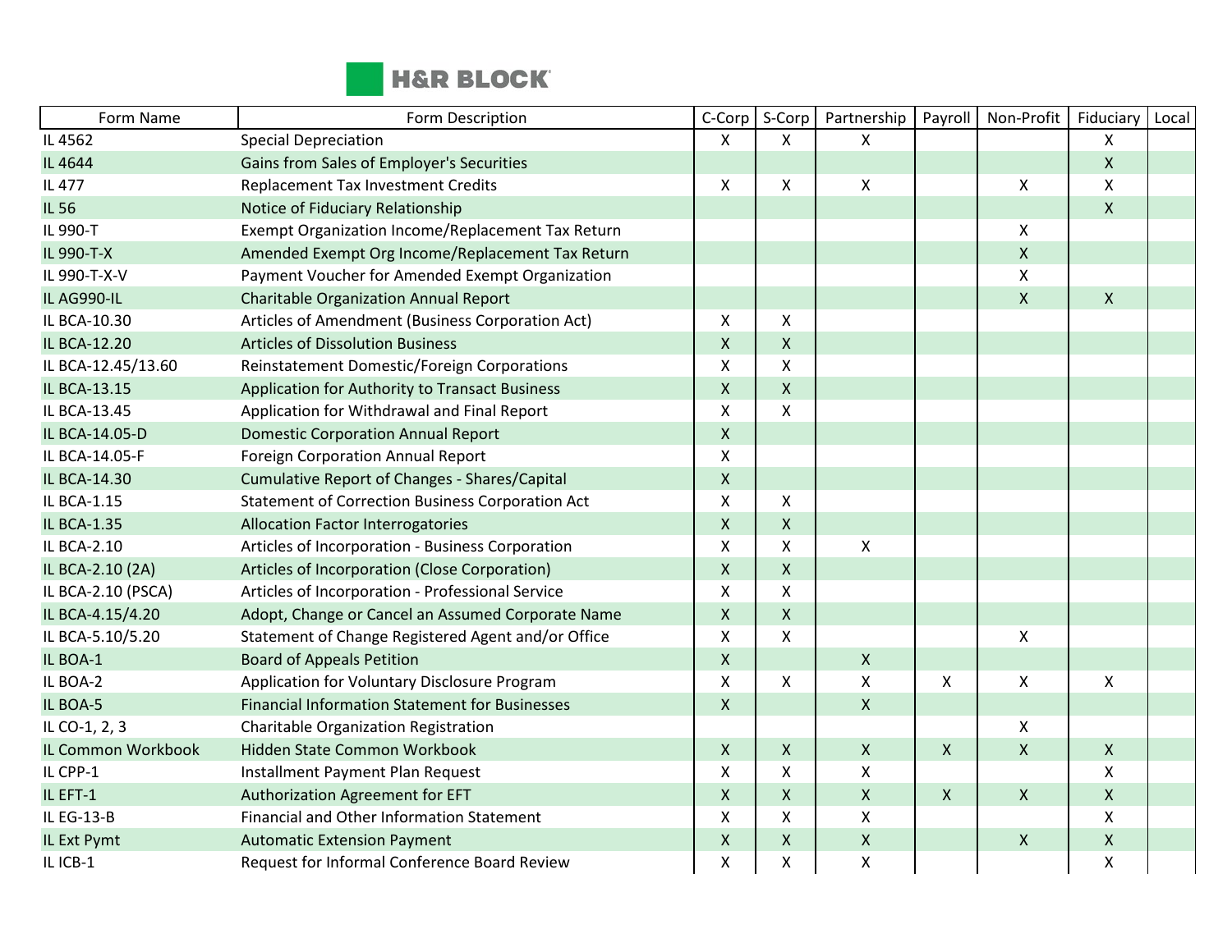| Form Name | Form Description | C-Corp | S-Corp | Partnership | Payroll | Non-Profit | Fiduciary | Local |
|---|---|---|---|---|---|---|---|---|
| IL 4562 | Special Depreciation | X | X | X | | | X | |
| IL 4644 | Gains from Sales of Employer's Securities | | | | | | X | |
| IL 477 | Replacement Tax Investment Credits | X | X | X | | X | X | |
| IL 56 | Notice of Fiduciary Relationship | | | | | | X | |
| IL 990-T | Exempt Organization Income/Replacement Tax Return | | | | | X | | |
| IL 990-T-X | Amended Exempt Org Income/Replacement Tax Return | | | | | X | | |
| IL 990-T-X-V | Payment Voucher for Amended Exempt Organization | | | | | X | | |
| IL AG990-IL | Charitable Organization Annual Report | | | | | X | X | |
| IL BCA-10.30 | Articles of Amendment (Business Corporation Act) | X | X | | | | | |
| IL BCA-12.20 | Articles of Dissolution Business | X | X | | | | | |
| IL BCA-12.45/13.60 | Reinstatement Domestic/Foreign Corporations | X | X | | | | | |
| IL BCA-13.15 | Application for Authority to Transact Business | X | X | | | | | |
| IL BCA-13.45 | Application for Withdrawal and Final Report | X | X | | | | | |
| IL BCA-14.05-D | Domestic Corporation Annual Report | X | | | | | | |
| IL BCA-14.05-F | Foreign Corporation Annual Report | X | | | | | | |
| IL BCA-14.30 | Cumulative Report of Changes - Shares/Capital | X | | | | | | |
| IL BCA-1.15 | Statement of Correction Business Corporation Act | X | X | | | | | |
| IL BCA-1.35 | Allocation Factor Interrogatories | X | X | | | | | |
| IL BCA-2.10 | Articles of Incorporation - Business Corporation | X | X | X | | | | |
| IL BCA-2.10 (2A) | Articles of Incorporation (Close Corporation) | X | X | | | | | |
| IL BCA-2.10 (PSCA) | Articles of Incorporation - Professional Service | X | X | | | | | |
| IL BCA-4.15/4.20 | Adopt, Change or Cancel an Assumed Corporate Name | X | X | | | | | |
| IL BCA-5.10/5.20 | Statement of Change Registered Agent and/or Office | X | X | | | X | | |
| IL BOA-1 | Board of Appeals Petition | X | | X | | | | |
| IL BOA-2 | Application for Voluntary Disclosure Program | X | X | X | X | X | X | |
| IL BOA-5 | Financial Information Statement for Businesses | X | | X | | | | |
| IL CO-1, 2, 3 | Charitable Organization Registration | | | | | X | | |
| IL Common Workbook | Hidden State Common Workbook | X | X | X | X | X | X | |
| IL CPP-1 | Installment Payment Plan Request | X | X | X | | | X | |
| IL EFT-1 | Authorization Agreement for EFT | X | X | X | X | X | X | |
| IL EG-13-B | Financial and Other Information Statement | X | X | X | | | X | |
| IL Ext Pymt | Automatic Extension Payment | X | X | X | | X | X | |
| IL ICB-1 | Request for Informal Conference Board Review | X | X | X | | | X | |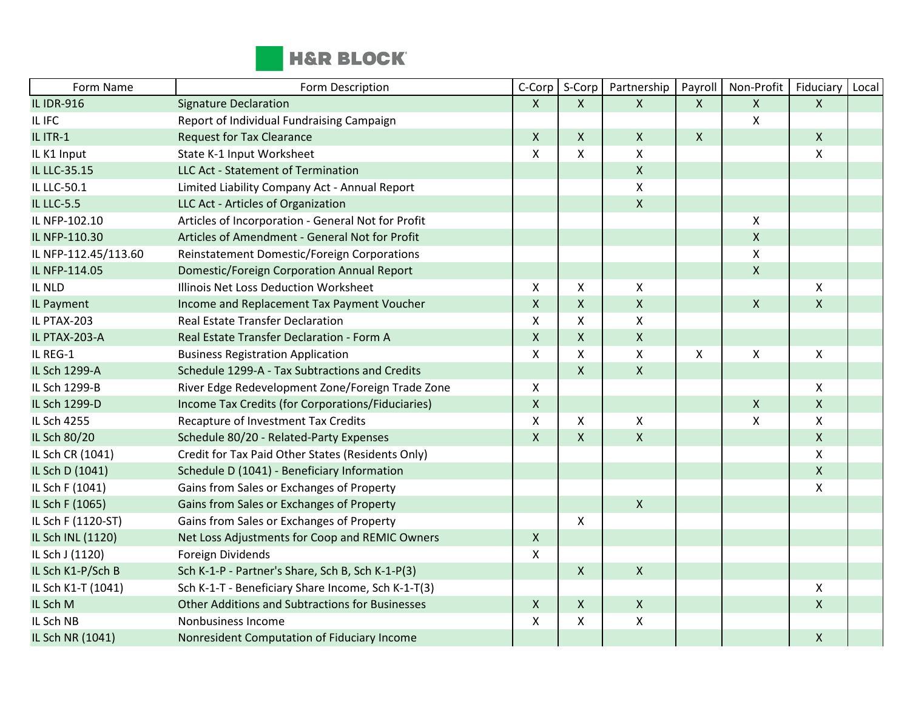| Form Name | Form Description | C-Corp | S-Corp | Partnership | Payroll | Non-Profit | Fiduciary | Local |
|---|---|---|---|---|---|---|---|---|
| IL IDR-916 | Signature Declaration | X | X | X | X | X | X | |
| IL IFC | Report of Individual Fundraising Campaign | | | | | X | | |
| IL ITR-1 | Request for Tax Clearance | X | X | X | X | | X | |
| IL K1 Input | State K-1 Input Worksheet | X | X | X | | | X | |
| IL LLC-35.15 | LLC Act - Statement of Termination | | | X | | | | |
| IL LLC-50.1 | Limited Liability Company Act - Annual Report | | | X | | | | |
| IL LLC-5.5 | LLC Act - Articles of Organization | | | X | | | | |
| IL NFP-102.10 | Articles of Incorporation - General Not for Profit | | | | | X | | |
| IL NFP-110.30 | Articles of Amendment - General Not for Profit | | | | | X | | |
| IL NFP-112.45/113.60 | Reinstatement Domestic/Foreign Corporations | | | | | X | | |
| IL NFP-114.05 | Domestic/Foreign Corporation Annual Report | | | | | X | | |
| IL NLD | Illinois Net Loss Deduction Worksheet | X | X | X | | | X | |
| IL Payment | Income and Replacement Tax Payment Voucher | X | X | X | | X | X | |
| IL PTAX-203 | Real Estate Transfer Declaration | X | X | X | | | | |
| IL PTAX-203-A | Real Estate Transfer Declaration - Form A | X | X | X | | | | |
| IL REG-1 | Business Registration Application | X | X | X | X | X | X | |
| IL Sch 1299-A | Schedule 1299-A - Tax Subtractions and Credits | | X | X | | | | |
| IL Sch 1299-B | River Edge Redevelopment Zone/Foreign Trade Zone | X | | | | | X | |
| IL Sch 1299-D | Income Tax Credits (for Corporations/Fiduciaries) | X | | | | X | X | |
| IL Sch 4255 | Recapture of Investment Tax Credits | X | X | X | | X | X | |
| IL Sch 80/20 | Schedule 80/20 - Related-Party Expenses | X | X | X | | | X | |
| IL Sch CR (1041) | Credit for Tax Paid Other States (Residents Only) | | | | | | X | |
| IL Sch D (1041) | Schedule D (1041) - Beneficiary Information | | | | | | X | |
| IL Sch F (1041) | Gains from Sales or Exchanges of Property | | | | | | X | |
| IL Sch F (1065) | Gains from Sales or Exchanges of Property | | | X | | | | |
| IL Sch F (1120-ST) | Gains from Sales or Exchanges of Property | | X | | | | | |
| IL Sch INL (1120) | Net Loss Adjustments for Coop and REMIC Owners | X | | | | | | |
| IL Sch J (1120) | Foreign Dividends | X | | | | | | |
| IL Sch K1-P/Sch B | Sch K-1-P - Partner's Share, Sch B, Sch K-1-P(3) | | X | X | | | | |
| IL Sch K1-T (1041) | Sch K-1-T - Beneficiary Share Income, Sch K-1-T(3) | | | | | | X | |
| IL Sch M | Other Additions and Subtractions for Businesses | X | X | X | | | X | |
| IL Sch NB | Nonbusiness Income | X | X | X | | | | |
| IL Sch NR (1041) | Nonresident Computation of Fiduciary Income | | | | | | X | |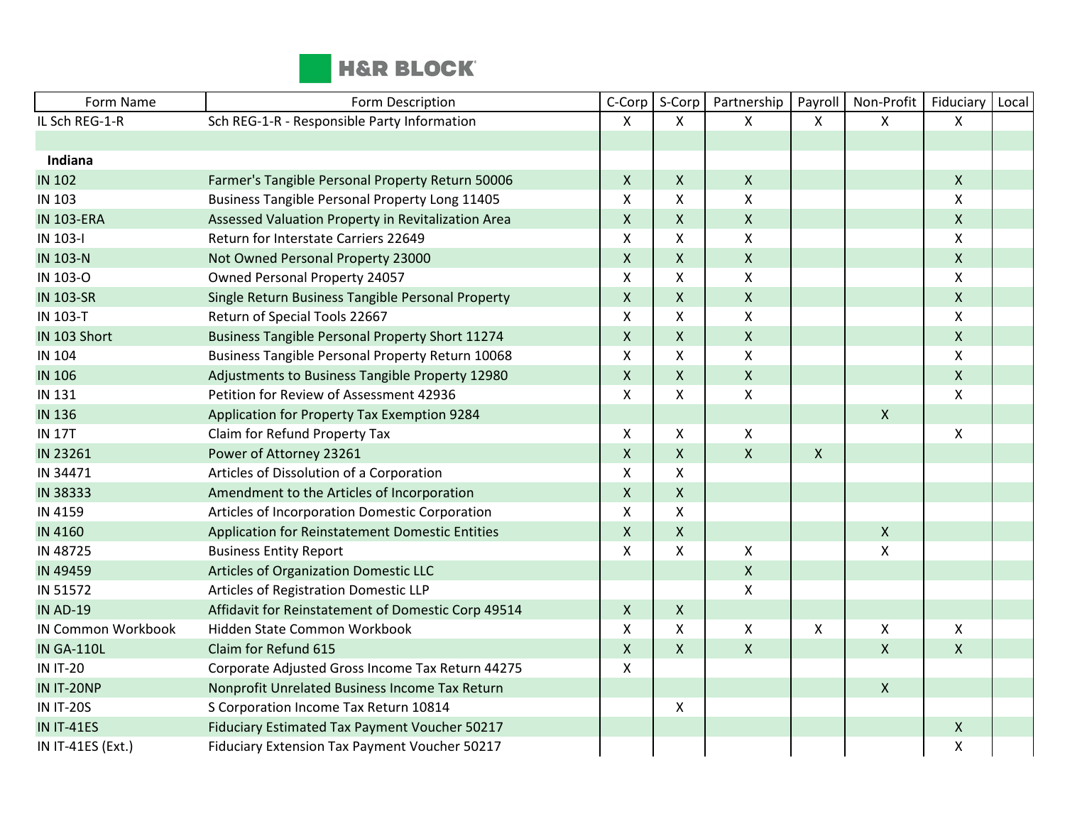| Form Name | Form Description | C-Corp | S-Corp | Partnership | Payroll | Non-Profit | Fiduciary | Local |
|---|---|---|---|---|---|---|---|---|
| IL Sch REG-1-R | Sch REG-1-R - Responsible Party Information | X | X | X | X | X | X | |
| | | | | | | | | |
| **Indiana** | | | | | | | | |
| IN 102 | Farmer's Tangible Personal Property Return 50006 | X | X | X | | | X | |
| IN 103 | Business Tangible Personal Property Long 11405 | X | X | X | | | X | |
| IN 103-ERA | Assessed Valuation Property in Revitalization Area | X | X | X | | | X | |
| IN 103-I | Return for Interstate Carriers 22649 | X | X | X | | | X | |
| IN 103-N | Not Owned Personal Property 23000 | X | X | X | | | X | |
| IN 103-O | Owned Personal Property 24057 | X | X | X | | | X | |
| IN 103-SR | Single Return Business Tangible Personal Property | X | X | X | | | X | |
| IN 103-T | Return of Special Tools 22667 | X | X | X | | | X | |
| IN 103 Short | Business Tangible Personal Property Short 11274 | X | X | X | | | X | |
| IN 104 | Business Tangible Personal Property Return 10068 | X | X | X | | | X | |
| IN 106 | Adjustments to Business Tangible Property 12980 | X | X | X | | | X | |
| IN 131 | Petition for Review of Assessment 42936 | X | X | X | | | X | |
| IN 136 | Application for Property Tax Exemption 9284 | | | | | X | | |
| IN 17T | Claim for Refund Property Tax | X | X | X | | | X | |
| IN 23261 | Power of Attorney 23261 | X | X | X | X | | | |
| IN 34471 | Articles of Dissolution of a Corporation | X | X | | | | | |
| IN 38333 | Amendment to the Articles of Incorporation | X | X | | | | | |
| IN 4159 | Articles of Incorporation Domestic Corporation | X | X | | | | | |
| IN 4160 | Application for Reinstatement Domestic Entities | X | X | | | X | | |
| IN 48725 | Business Entity Report | X | X | X | | X | | |
| IN 49459 | Articles of Organization Domestic LLC | | | X | | | | |
| IN 51572 | Articles of Registration Domestic LLP | | | X | | | | |
| IN AD-19 | Affidavit for Reinstatement of Domestic Corp 49514 | X | X | | | | | |
| IN Common Workbook | Hidden State Common Workbook | X | X | X | X | X | X | |
| IN GA-110L | Claim for Refund 615 | X | X | X | | X | X | |
| IN IT-20 | Corporate Adjusted Gross Income Tax Return 44275 | X | | | | | | |
| IN IT-20NP | Nonprofit Unrelated Business Income Tax Return | | | | | X | | |
| IN IT-20S | S Corporation Income Tax Return 10814 | | X | | | | | |
| IN IT-41ES | Fiduciary Estimated Tax Payment Voucher 50217 | | | | | | X | |
| IN IT-41ES (Ext.) | Fiduciary Extension Tax Payment Voucher 50217 | | | | | | X | |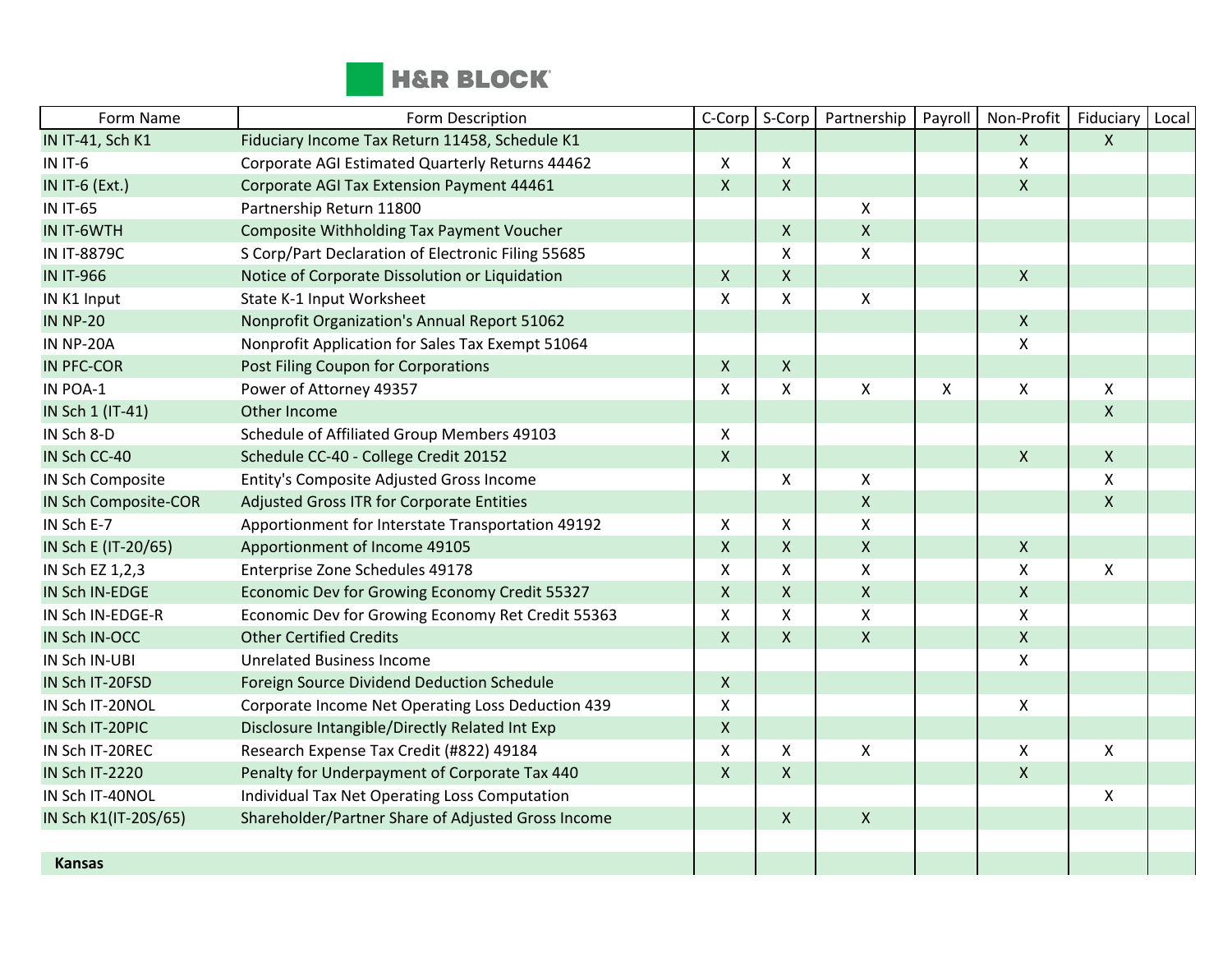| Form Name | Form Description | C-Corp | S-Corp | Partnership | Payroll | Non-Profit | Fiduciary | Local |
|---|---|---|---|---|---|---|---|---|
| IN IT-41, Sch K1 | Fiduciary Income Tax Return 11458, Schedule K1 | | | | | X | X | |
| IN IT-6 | Corporate AGI Estimated Quarterly Returns 44462 | X | X | | | X | | |
| IN IT-6 (Ext.) | Corporate AGI Tax Extension Payment 44461 | X | X | | | X | | |
| IN IT-65 | Partnership Return 11800 | | | X | | | | |
| IN IT-6WTH | Composite Withholding Tax Payment Voucher | | X | X | | | | |
| IN IT-8879C | S Corp/Part Declaration of Electronic Filing 55685 | | X | X | | | | |
| IN IT-966 | Notice of Corporate Dissolution or Liquidation | X | X | | | X | | |
| IN K1 Input | State K-1 Input Worksheet | X | X | X | | | | |
| IN NP-20 | Nonprofit Organization's Annual Report 51062 | | | | | X | | |
| IN NP-20A | Nonprofit Application for Sales Tax Exempt 51064 | | | | | X | | |
| IN PFC-COR | Post Filing Coupon for Corporations | X | X | | | | | |
| IN POA-1 | Power of Attorney 49357 | X | X | X | X | X | X | |
| IN Sch 1 (IT-41) | Other Income | | | | | | X | |
| IN Sch 8-D | Schedule of Affiliated Group Members 49103 | X | | | | | | |
| IN Sch CC-40 | Schedule CC-40 - College Credit 20152 | X | | | | X | X | |
| IN Sch Composite | Entity's Composite Adjusted Gross Income | | X | X | | | X | |
| IN Sch Composite-COR | Adjusted Gross ITR for Corporate Entities | | | X | | | X | |
| IN Sch E-7 | Apportionment for Interstate Transportation 49192 | X | X | X | | | | |
| IN Sch E (IT-20/65) | Apportionment of Income 49105 | X | X | X | | X | | |
| IN Sch EZ 1,2,3 | Enterprise Zone Schedules 49178 | X | X | X | | X | X | |
| IN Sch IN-EDGE | Economic Dev for Growing Economy Credit 55327 | X | X | X | | X | | |
| IN Sch IN-EDGE-R | Economic Dev for Growing Economy Ret Credit 55363 | X | X | X | | X | | |
| IN Sch IN-OCC | Other Certified Credits | X | X | X | | X | | |
| IN Sch IN-UBI | Unrelated Business Income | | | | | X | | |
| IN Sch IT-20FSD | Foreign Source Dividend Deduction Schedule | X | | | | | | |
| IN Sch IT-20NOL | Corporate Income Net Operating Loss Deduction 439 | X | | | | X | | |
| IN Sch IT-20PIC | Disclosure Intangible/Directly Related Int Exp | X | | | | | | |
| IN Sch IT-20REC | Research Expense Tax Credit (#822) 49184 | X | X | X | | X | X | |
| IN Sch IT-2220 | Penalty for Underpayment of Corporate Tax 440 | X | X | | | X | | |
| IN Sch IT-40NOL | Individual Tax Net Operating Loss Computation | | | | | | X | |
| IN Sch K1(IT-20S/65) | Shareholder/Partner Share of Adjusted Gross Income | | X | X | | | | |
| | | | | | | | | |
| **Kansas** | | | | | | | | |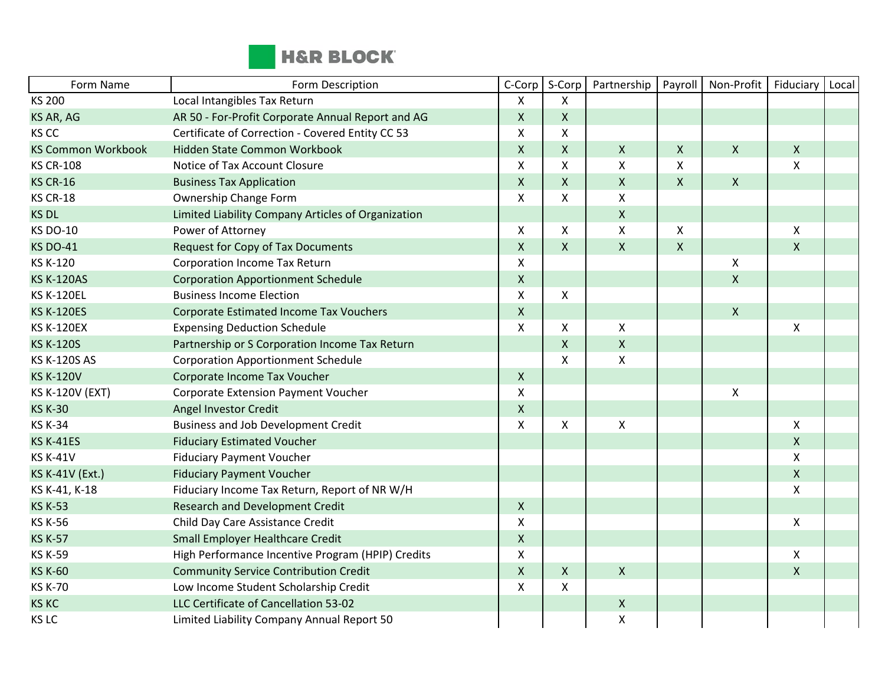| Form Name | Form Description | C-Corp | S-Corp | Partnership | Payroll | Non-Profit | Fiduciary | Local |
|---|---|---|---|---|---|---|---|---|
| KS 200 | Local Intangibles Tax Return | X | X | | | | | |
| KS AR, AG | AR 50 - For-Profit Corporate Annual Report and AG | X | X | | | | | |
| KS CC | Certificate of Correction - Covered Entity CC 53 | X | X | | | | | |
| KS Common Workbook | Hidden State Common Workbook | X | X | X | X | X | X | |
| KS CR-108 | Notice of Tax Account Closure | X | X | X | X | | X | |
| KS CR-16 | Business Tax Application | X | X | X | X | X | | |
| KS CR-18 | Ownership Change Form | X | X | X | | | | |
| KS DL | Limited Liability Company Articles of Organization | | | X | | | | |
| KS DO-10 | Power of Attorney | X | X | X | X | | X | |
| KS DO-41 | Request for Copy of Tax Documents | X | X | X | X | | X | |
| KS K-120 | Corporation Income Tax Return | X | | | | X | | |
| KS K-120AS | Corporation Apportionment Schedule | X | | | | X | | |
| KS K-120EL | Business Income Election | X | X | | | | | |
| KS K-120ES | Corporate Estimated Income Tax Vouchers | X | | | | X | | |
| KS K-120EX | Expensing Deduction Schedule | X | X | X | | | X | |
| KS K-120S | Partnership or S Corporation Income Tax Return | | X | X | | | | |
| KS K-120S AS | Corporation Apportionment Schedule | | X | X | | | | |
| KS K-120V | Corporate Income Tax Voucher | X | | | | | | |
| KS K-120V (EXT) | Corporate Extension Payment Voucher | X | | | | X | | |
| KS K-30 | Angel Investor Credit | X | | | | | | |
| KS K-34 | Business and Job Development Credit | X | X | X | | | X | |
| KS K-41ES | Fiduciary Estimated Voucher | | | | | | X | |
| KS K-41V | Fiduciary Payment Voucher | | | | | | X | |
| KS K-41V (Ext.) | Fiduciary Payment Voucher | | | | | | X | |
| KS K-41, K-18 | Fiduciary Income Tax Return, Report of NR W/H | | | | | | X | |
| KS K-53 | Research and Development Credit | X | | | | | | |
| KS K-56 | Child Day Care Assistance Credit | X | | | | | X | |
| KS K-57 | Small Employer Healthcare Credit | X | | | | | | |
| KS K-59 | High Performance Incentive Program (HPIP) Credits | X | | | | | X | |
| KS K-60 | Community Service Contribution Credit | X | X | X | | | X | |
| KS K-70 | Low Income Student Scholarship Credit | X | X | | | | | |
| KS KC | LLC Certificate of Cancellation 53-02 | | | X | | | | |
| KS LC | Limited Liability Company Annual Report 50 | | | X | | | | |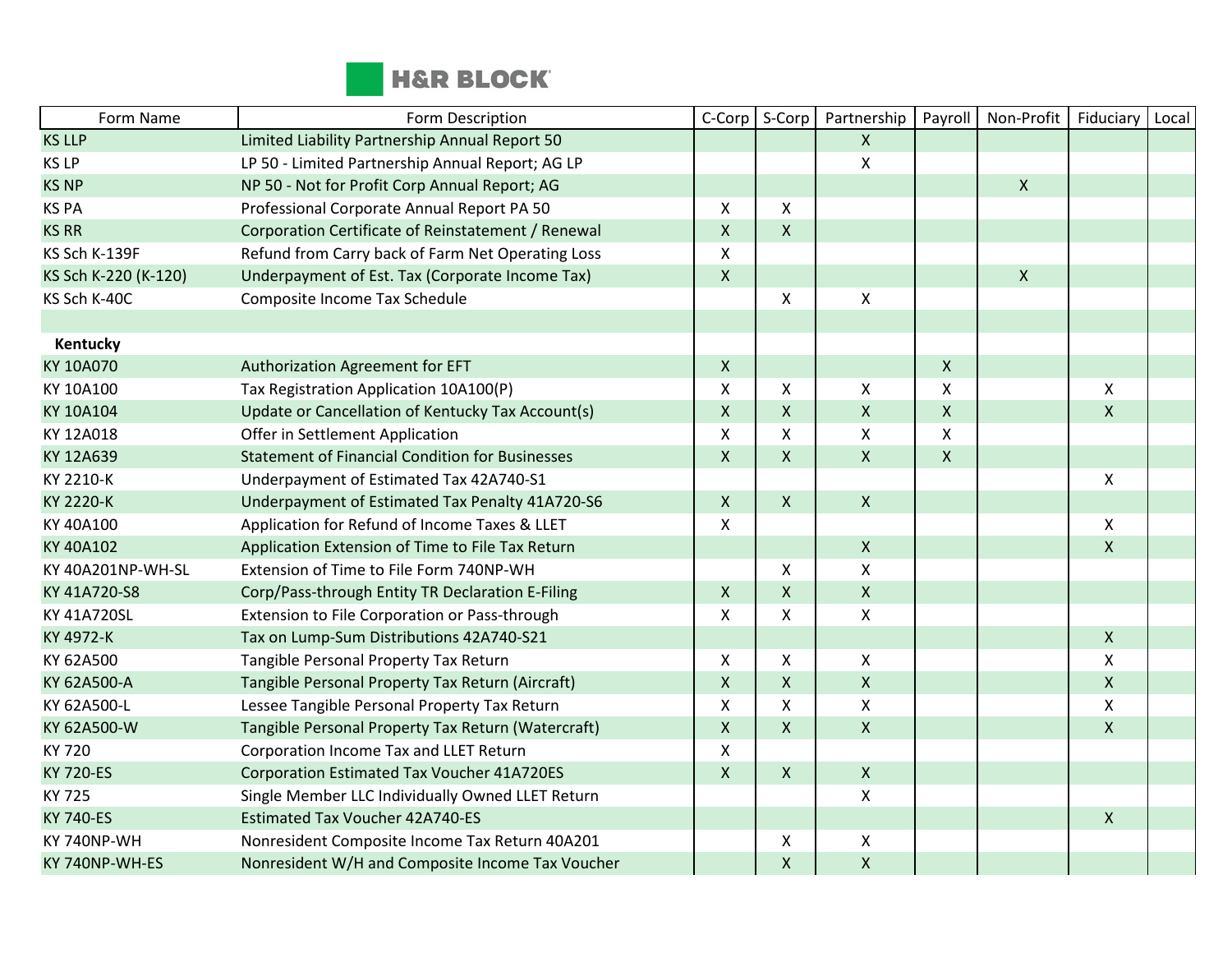| Form Name | Form Description | C-Corp | S-Corp | Partnership | Payroll | Non-Profit | Fiduciary | Local |
|---|---|---|---|---|---|---|---|---|
| KS LLP | Limited Liability Partnership Annual Report 50 | | | X | | | | |
| KS LP | LP 50 - Limited Partnership Annual Report; AG LP | | | X | | | | |
| KS NP | NP 50 - Not for Profit Corp Annual Report; AG | | | | | X | | |
| KS PA | Professional Corporate Annual Report PA 50 | X | X | | | | | |
| KS RR | Corporation Certificate of Reinstatement / Renewal | X | X | | | | | |
| KS Sch K-139F | Refund from Carry back of Farm Net Operating Loss | X | | | | | | |
| KS Sch K-220 (K-120) | Underpayment of Est. Tax (Corporate Income Tax) | X | | | | X | | |
| KS Sch K-40C | Composite Income Tax Schedule | | X | X | | | | |
| | | | | | | | | |
| **Kentucky** | | | | | | | | |
| KY 10A070 | Authorization Agreement for EFT | X | | | X | | | |
| KY 10A100 | Tax Registration Application 10A100(P) | X | X | X | X | | X | |
| KY 10A104 | Update or Cancellation of Kentucky Tax Account(s) | X | X | X | X | | X | |
| KY 12A018 | Offer in Settlement Application | X | X | X | X | | | |
| KY 12A639 | Statement of Financial Condition for Businesses | X | X | X | X | | | |
| KY 2210-K | Underpayment of Estimated Tax 42A740-S1 | | | | | | X | |
| KY 2220-K | Underpayment of Estimated Tax Penalty 41A720-S6 | X | X | X | | | | |
| KY 40A100 | Application for Refund of Income Taxes & LLET | X | | | | | X | |
| KY 40A102 | Application Extension of Time to File Tax Return | | | X | | | X | |
| KY 40A201NP-WH-SL | Extension of Time to File Form 740NP-WH | | X | X | | | | |
| KY 41A720-S8 | Corp/Pass-through Entity TR Declaration E-Filing | X | X | X | | | | |
| KY 41A720SL | Extension to File Corporation or Pass-through | X | X | X | | | | |
| KY 4972-K | Tax on Lump-Sum Distributions 42A740-S21 | | | | | | X | |
| KY 62A500 | Tangible Personal Property Tax Return | X | X | X | | | X | |
| KY 62A500-A | Tangible Personal Property Tax Return (Aircraft) | X | X | X | | | X | |
| KY 62A500-L | Lessee Tangible Personal Property Tax Return | X | X | X | | | X | |
| KY 62A500-W | Tangible Personal Property Tax Return (Watercraft) | X | X | X | | | X | |
| KY 720 | Corporation Income Tax and LLET Return | X | | | | | | |
| KY 720-ES | Corporation Estimated Tax Voucher 41A720ES | X | X | X | | | | |
| KY 725 | Single Member LLC Individually Owned LLET Return | | | X | | | | |
| KY 740-ES | Estimated Tax Voucher 42A740-ES | | | | | | X | |
| KY 740NP-WH | Nonresident Composite Income Tax Return 40A201 | | X | X | | | | |
| KY 740NP-WH-ES | Nonresident W/H and Composite Income Tax Voucher | | X | X | | | | |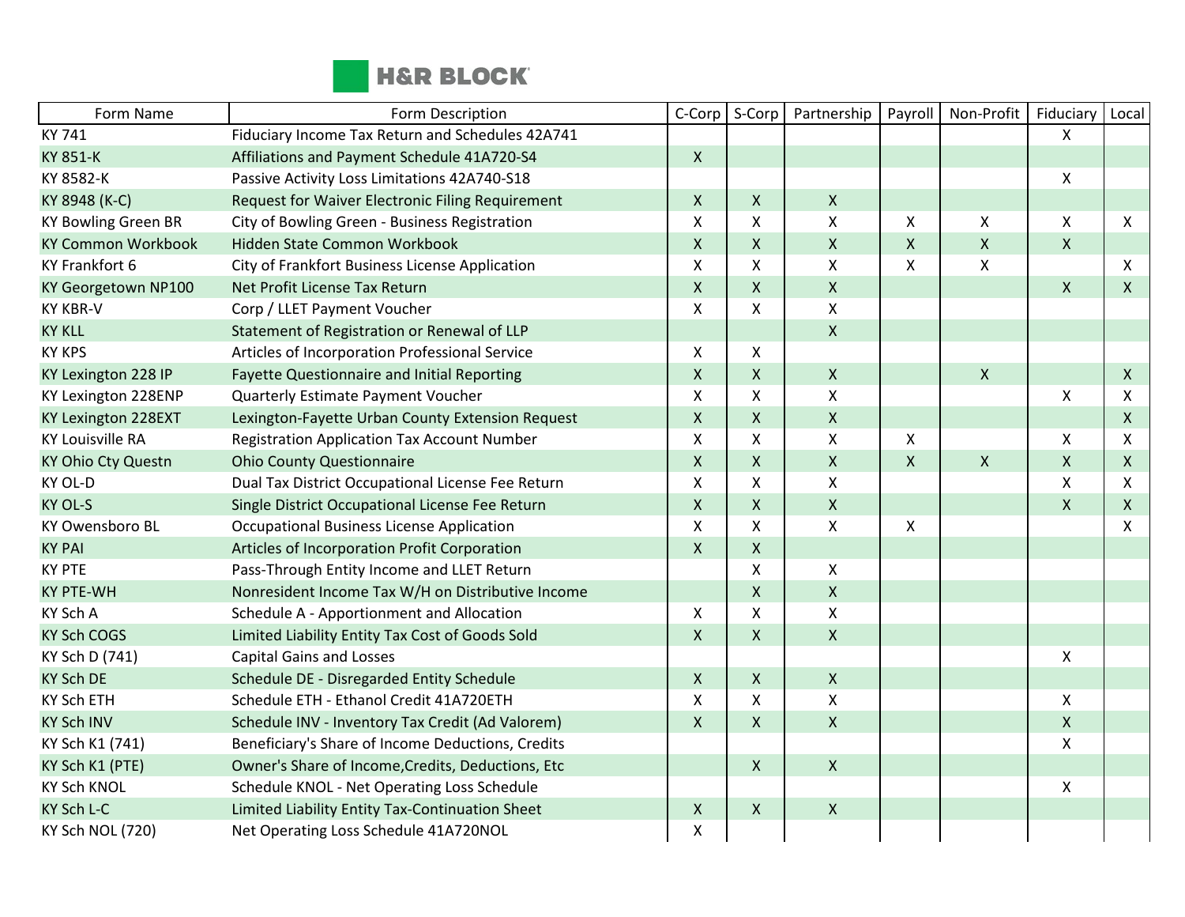| Form Name | Form Description | C-Corp | S-Corp | Partnership | Payroll | Non-Profit | Fiduciary | Local |
|---|---|---|---|---|---|---|---|---|
| KY 741 | Fiduciary Income Tax Return and Schedules 42A741 | | | | | | X | |
| KY 851-K | Affiliations and Payment Schedule 41A720-S4 | X | | | | | | |
| KY 8582-K | Passive Activity Loss Limitations 42A740-S18 | | | | | | X | |
| KY 8948 (K-C) | Request for Waiver Electronic Filing Requirement | X | X | X | | | | |
| KY Bowling Green BR | City of Bowling Green - Business Registration | X | X | X | X | X | X | X |
| KY Common Workbook | Hidden State Common Workbook | X | X | X | X | X | X | |
| KY Frankfort 6 | City of Frankfort Business License Application | X | X | X | X | X | | X |
| KY Georgetown NP100 | Net Profit License Tax Return | X | X | X | | | X | X |
| KY KBR-V | Corp / LLET Payment Voucher | X | X | X | | | | |
| KY KLL | Statement of Registration or Renewal of LLP | | | X | | | | |
| KY KPS | Articles of Incorporation Professional Service | X | X | | | | | |
| KY Lexington 228 IP | Fayette Questionnaire and Initial Reporting | X | X | X | | X | | X |
| KY Lexington 228ENP | Quarterly Estimate Payment Voucher | X | X | X | | | X | X |
| KY Lexington 228EXT | Lexington-Fayette Urban County Extension Request | X | X | X | | | | X |
| KY Louisville RA | Registration Application Tax Account Number | X | X | X | X | | X | X |
| KY Ohio Cty Questn | Ohio County Questionnaire | X | X | X | X | X | X | X |
| KY OL-D | Dual Tax District Occupational License Fee Return | X | X | X | | | X | X |
| KY OL-S | Single District Occupational License Fee Return | X | X | X | | | X | X |
| KY Owensboro BL | Occupational Business License Application | X | X | X | X | | | X |
| KY PAI | Articles of Incorporation Profit Corporation | X | X | | | | | |
| KY PTE | Pass-Through Entity Income and LLET Return | | X | X | | | | |
| KY PTE-WH | Nonresident Income Tax W/H on Distributive Income | | X | X | | | | |
| KY Sch A | Schedule A - Apportionment and Allocation | X | X | X | | | | |
| KY Sch COGS | Limited Liability Entity Tax Cost of Goods Sold | X | X | X | | | | |
| KY Sch D (741) | Capital Gains and Losses | | | | | | X | |
| KY Sch DE | Schedule DE - Disregarded Entity Schedule | X | X | X | | | | |
| KY Sch ETH | Schedule ETH - Ethanol Credit 41A720ETH | X | X | X | | | X | |
| KY Sch INV | Schedule INV - Inventory Tax Credit (Ad Valorem) | X | X | X | | | X | |
| KY Sch K1 (741) | Beneficiary's Share of Income Deductions, Credits | | | | | | X | |
| KY Sch K1 (PTE) | Owner's Share of Income,Credits, Deductions, Etc | | X | X | | | | |
| KY Sch KNOL | Schedule KNOL - Net Operating Loss Schedule | | | | | | X | |
| KY Sch L-C | Limited Liability Entity Tax-Continuation Sheet | X | X | X | | | | |
| KY Sch NOL (720) | Net Operating Loss Schedule 41A720NOL | X | | | | | | |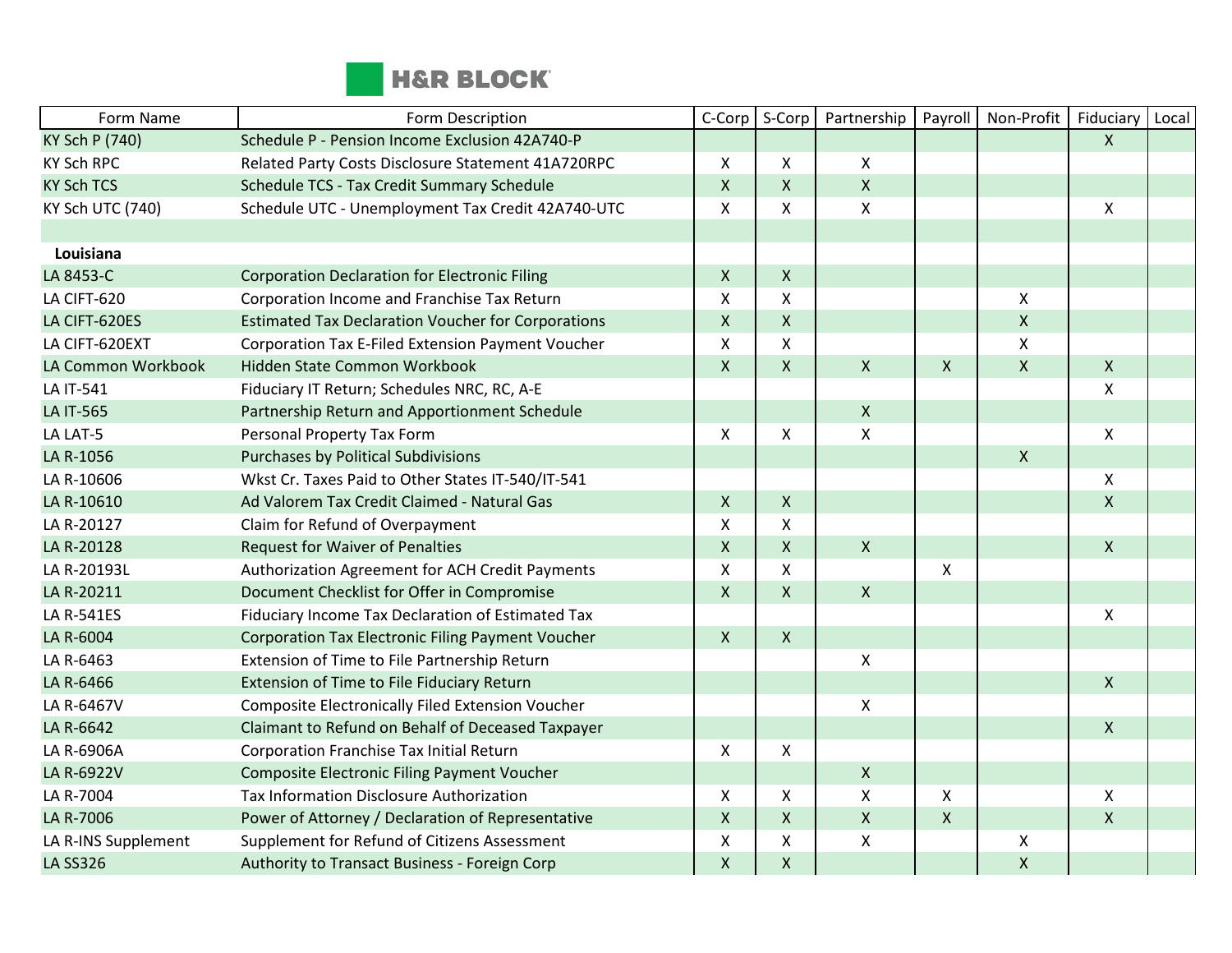| Form Name | Form Description | C-Corp | S-Corp | Partnership | Payroll | Non-Profit | Fiduciary | Local |
|---|---|---|---|---|---|---|---|---|
| KY Sch P (740) | Schedule P - Pension Income Exclusion 42A740-P | | | | | | X | |
| KY Sch RPC | Related Party Costs Disclosure Statement 41A720RPC | X | X | X | | | | |
| KY Sch TCS | Schedule TCS - Tax Credit Summary Schedule | X | X | X | | | | |
| KY Sch UTC (740) | Schedule UTC - Unemployment Tax Credit 42A740-UTC | X | X | X | | | X | |
| | | | | | | | | |
| **Louisiana** | | | | | | | | |
| LA 8453-C | Corporation Declaration for Electronic Filing | X | X | | | | | |
| LA CIFT-620 | Corporation Income and Franchise Tax Return | X | X | | | X | | |
| LA CIFT-620ES | Estimated Tax Declaration Voucher for Corporations | X | X | | | X | | |
| LA CIFT-620EXT | Corporation Tax E-Filed Extension Payment Voucher | X | X | | | X | | |
| LA Common Workbook | Hidden State Common Workbook | X | X | X | X | X | X | |
| LA IT-541 | Fiduciary IT Return; Schedules NRC, RC, A-E | | | | | | X | |
| LA IT-565 | Partnership Return and Apportionment Schedule | | | X | | | | |
| LA LAT-5 | Personal Property Tax Form | X | X | X | | | X | |
| LA R-1056 | Purchases by Political Subdivisions | | | | | X | | |
| LA R-10606 | Wkst Cr. Taxes Paid to Other States IT-540/IT-541 | | | | | | X | |
| LA R-10610 | Ad Valorem Tax Credit Claimed - Natural Gas | X | X | | | | X | |
| LA R-20127 | Claim for Refund of Overpayment | X | X | | | | | |
| LA R-20128 | Request for Waiver of Penalties | X | X | X | | | X | |
| LA R-20193L | Authorization Agreement for ACH Credit Payments | X | X | | X | | | |
| LA R-20211 | Document Checklist for Offer in Compromise | X | X | X | | | | |
| LA R-541ES | Fiduciary Income Tax Declaration of Estimated Tax | | | | | | X | |
| LA R-6004 | Corporation Tax Electronic Filing Payment Voucher | X | X | | | | | |
| LA R-6463 | Extension of Time to File Partnership Return | | | X | | | | |
| LA R-6466 | Extension of Time to File Fiduciary Return | | | | | | X | |
| LA R-6467V | Composite Electronically Filed Extension Voucher | | | X | | | | |
| LA R-6642 | Claimant to Refund on Behalf of Deceased Taxpayer | | | | | | X | |
| LA R-6906A | Corporation Franchise Tax Initial Return | X | X | | | | | |
| LA R-6922V | Composite Electronic Filing Payment Voucher | | | X | | | | |
| LA R-7004 | Tax Information Disclosure Authorization | X | X | X | X | | X | |
| LA R-7006 | Power of Attorney / Declaration of Representative | X | X | X | X | | X | |
| LA R-INS Supplement | Supplement for Refund of Citizens Assessment | X | X | X | | X | | |
| LA SS326 | Authority to Transact Business - Foreign Corp | X | X | | | X | | |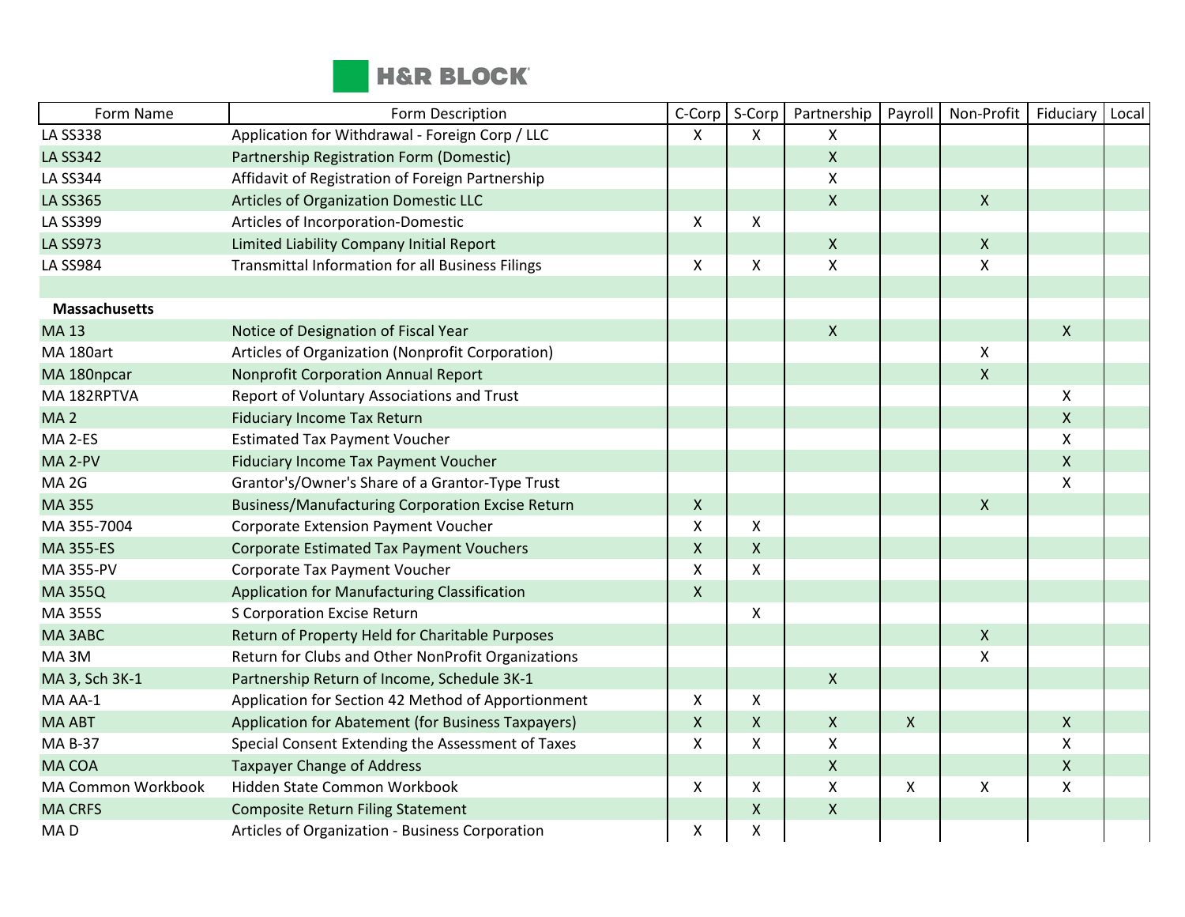| Form Name | Form Description | C-Corp | S-Corp | Partnership | Payroll | Non-Profit | Fiduciary | Local |
|---|---|---|---|---|---|---|---|---|
| LA SS338 | Application for Withdrawal - Foreign Corp / LLC | X | X | X | | | | |
| LA SS342 | Partnership Registration Form (Domestic) | | | X | | | | |
| LA SS344 | Affidavit of Registration of Foreign Partnership | | | X | | | | |
| LA SS365 | Articles of Organization Domestic LLC | | | X | | X | | |
| LA SS399 | Articles of Incorporation-Domestic | X | X | | | | | |
| LA SS973 | Limited Liability Company Initial Report | | | X | | X | | |
| LA SS984 | Transmittal Information for all Business Filings | X | X | X | | X | | |
| | | | | | | | | |
| **Massachusetts** | | | | | | | | |
| MA 13 | Notice of Designation of Fiscal Year | | | X | | | X | |
| MA 180art | Articles of Organization (Nonprofit Corporation) | | | | | X | | |
| MA 180npcar | Nonprofit Corporation Annual Report | | | | | X | | |
| MA 182RPTVA | Report of Voluntary Associations and Trust | | | | | | X | |
| MA 2 | Fiduciary Income Tax Return | | | | | | X | |
| MA 2-ES | Estimated Tax Payment Voucher | | | | | | X | |
| MA 2-PV | Fiduciary Income Tax Payment Voucher | | | | | | X | |
| MA 2G | Grantor's/Owner's Share of a Grantor-Type Trust | | | | | | X | |
| MA 355 | Business/Manufacturing Corporation Excise Return | X | | | | X | | |
| MA 355-7004 | Corporate Extension Payment Voucher | X | X | | | | | |
| MA 355-ES | Corporate Estimated Tax Payment Vouchers | X | X | | | | | |
| MA 355-PV | Corporate Tax Payment Voucher | X | X | | | | | |
| MA 355Q | Application for Manufacturing Classification | X | | | | | | |
| MA 355S | S Corporation Excise Return | | X | | | | | |
| MA 3ABC | Return of Property Held for Charitable Purposes | | | | | X | | |
| MA 3M | Return for Clubs and Other NonProfit Organizations | | | | | X | | |
| MA 3, Sch 3K-1 | Partnership Return of Income, Schedule 3K-1 | | | X | | | | |
| MA AA-1 | Application for Section 42 Method of Apportionment | X | X | | | | | |
| MA ABT | Application for Abatement (for Business Taxpayers) | X | X | X | X | | X | |
| MA B-37 | Special Consent Extending the Assessment of Taxes | X | X | X | | | X | |
| MA COA | Taxpayer Change of Address | | | X | | | X | |
| MA Common Workbook | Hidden State Common Workbook | X | X | X | X | X | X | |
| MA CRFS | Composite Return Filing Statement | | X | X | | | | |
| MA D | Articles of Organization - Business Corporation | X | X | | | | | |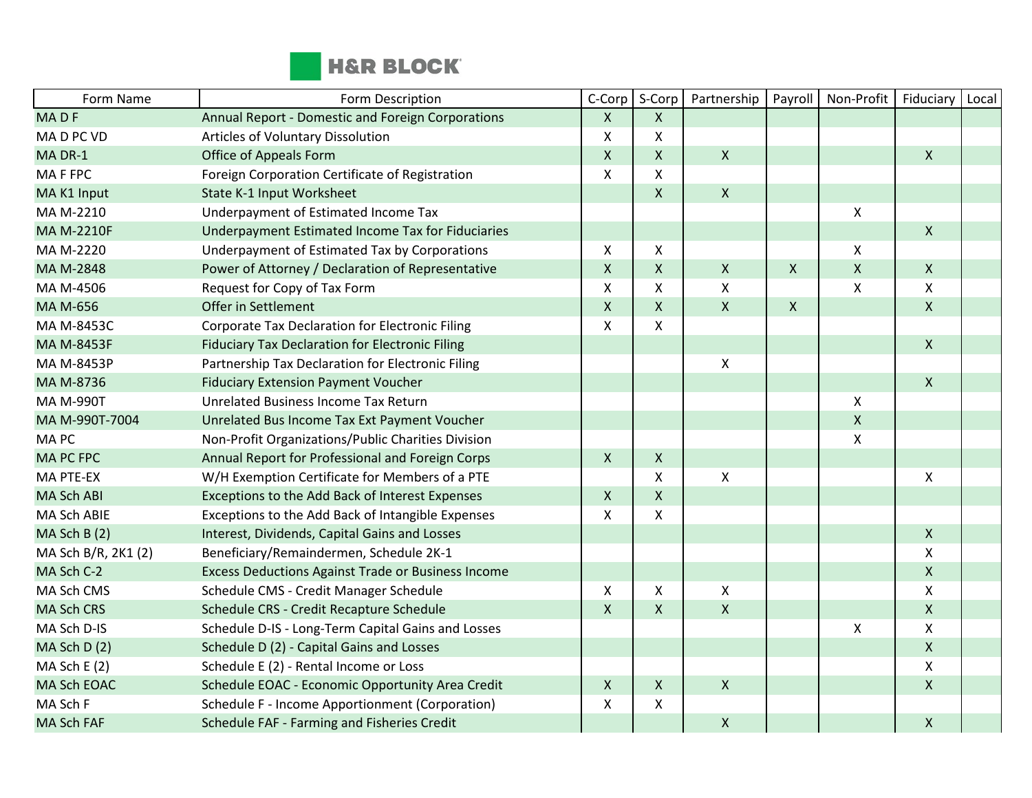| Form Name | Form Description | C-Corp | S-Corp | Partnership | Payroll | Non-Profit | Fiduciary | Local |
|---|---|---|---|---|---|---|---|---|
| MA D F | Annual Report - Domestic and Foreign Corporations | X | X | | | | | |
| MA D PC VD | Articles of Voluntary Dissolution | X | X | | | | | |
| MA DR-1 | Office of Appeals Form | X | X | X | | | X | |
| MA F FPC | Foreign Corporation Certificate of Registration | X | X | | | | | |
| MA K1 Input | State K-1 Input Worksheet | | X | X | | | | |
| MA M-2210 | Underpayment of Estimated Income Tax | | | | | X | | |
| MA M-2210F | Underpayment Estimated Income Tax for Fiduciaries | | | | | | X | |
| MA M-2220 | Underpayment of Estimated Tax by Corporations | X | X | | | X | | |
| MA M-2848 | Power of Attorney / Declaration of Representative | X | X | X | X | X | X | |
| MA M-4506 | Request for Copy of Tax Form | X | X | X | | X | X | |
| MA M-656 | Offer in Settlement | X | X | X | X | | X | |
| MA M-8453C | Corporate Tax Declaration for Electronic Filing | X | X | | | | | |
| MA M-8453F | Fiduciary Tax Declaration for Electronic Filing | | | | | | X | |
| MA M-8453P | Partnership Tax Declaration for Electronic Filing | | | X | | | | |
| MA M-8736 | Fiduciary Extension Payment Voucher | | | | | | X | |
| MA M-990T | Unrelated Business Income Tax Return | | | | | X | | |
| MA M-990T-7004 | Unrelated Bus Income Tax Ext Payment Voucher | | | | | X | | |
| MA PC | Non-Profit Organizations/Public Charities Division | | | | | X | | |
| MA PC FPC | Annual Report for Professional and Foreign Corps | X | X | | | | | |
| MA PTE-EX | W/H Exemption Certificate for Members of a PTE | | X | X | | | X | |
| MA Sch ABI | Exceptions to the Add Back of Interest Expenses | X | X | | | | | |
| MA Sch ABIE | Exceptions to the Add Back of Intangible Expenses | X | X | | | | | |
| MA Sch B (2) | Interest, Dividends, Capital Gains and Losses | | | | | | X | |
| MA Sch B/R, 2K1 (2) | Beneficiary/Remaindermen, Schedule 2K-1 | | | | | | X | |
| MA Sch C-2 | Excess Deductions Against Trade or Business Income | | | | | | X | |
| MA Sch CMS | Schedule CMS - Credit Manager Schedule | X | X | X | | | X | |
| MA Sch CRS | Schedule CRS - Credit Recapture Schedule | X | X | X | | | X | |
| MA Sch D-IS | Schedule D-IS - Long-Term Capital Gains and Losses | | | | | X | X | |
| MA Sch D (2) | Schedule D (2) - Capital Gains and Losses | | | | | | X | |
| MA Sch E (2) | Schedule E (2) - Rental Income or Loss | | | | | | X | |
| MA Sch EOAC | Schedule EOAC - Economic Opportunity Area Credit | X | X | X | | | X | |
| MA Sch F | Schedule F - Income Apportionment (Corporation) | X | X | | | | | |
| MA Sch FAF | Schedule FAF - Farming and Fisheries Credit | | | X | | | X | |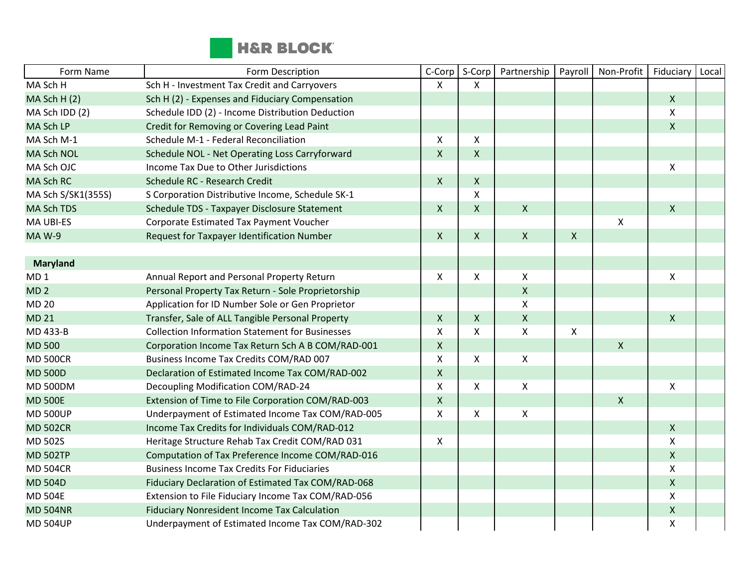| Form Name | Form Description | C-Corp | S-Corp | Partnership | Payroll | Non-Profit | Fiduciary | Local |
|---|---|---|---|---|---|---|---|---|
| MA Sch H | Sch H - Investment Tax Credit and Carryovers | X | X | | | | | |
| MA Sch H (2) | Sch H (2) - Expenses and Fiduciary Compensation | | | | | | X | |
| MA Sch IDD (2) | Schedule IDD (2) - Income Distribution Deduction | | | | | | X | |
| MA Sch LP | Credit for Removing or Covering Lead Paint | | | | | | X | |
| MA Sch M-1 | Schedule M-1 - Federal Reconciliation | X | X | | | | | |
| MA Sch NOL | Schedule NOL - Net Operating Loss Carryforward | X | X | | | | | |
| MA Sch OJC | Income Tax Due to Other Jurisdictions | | | | | | X | |
| MA Sch RC | Schedule RC - Research Credit | X | X | | | | | |
| MA Sch S/SK1(355S) | S Corporation Distributive Income, Schedule SK-1 | | X | | | | | |
| MA Sch TDS | Schedule TDS - Taxpayer Disclosure Statement | X | X | X | | | X | |
| MA UBI-ES | Corporate Estimated Tax Payment Voucher | | | | | X | | |
| MA W-9 | Request for Taxpayer Identification Number | X | X | X | X | | | |
| | | | | | | | | |
| **Maryland** | | | | | | | | |
| MD 1 | Annual Report and Personal Property Return | X | X | X | | | X | |
| MD 2 | Personal Property Tax Return - Sole Proprietorship | | | X | | | | |
| MD 20 | Application for ID Number Sole or Gen Proprietor | | | X | | | | |
| MD 21 | Transfer, Sale of ALL Tangible Personal Property | X | X | X | | | X | |
| MD 433-B | Collection Information Statement for Businesses | X | X | X | X | | | |
| MD 500 | Corporation Income Tax Return Sch A B COM/RAD-001 | X | | | | X | | |
| MD 500CR | Business Income Tax Credits COM/RAD 007 | X | X | X | | | | |
| MD 500D | Declaration of Estimated Income Tax COM/RAD-002 | X | | | | | | |
| MD 500DM | Decoupling Modification COM/RAD-24 | X | X | X | | | X | |
| MD 500E | Extension of Time to File Corporation COM/RAD-003 | X | | | | X | | |
| MD 500UP | Underpayment of Estimated Income Tax COM/RAD-005 | X | X | X | | | | |
| MD 502CR | Income Tax Credits for Individuals COM/RAD-012 | | | | | | X | |
| MD 502S | Heritage Structure Rehab Tax Credit COM/RAD 031 | X | | | | | X | |
| MD 502TP | Computation of Tax Preference Income COM/RAD-016 | | | | | | X | |
| MD 504CR | Business Income Tax Credits For Fiduciaries | | | | | | X | |
| MD 504D | Fiduciary Declaration of Estimated Tax COM/RAD-068 | | | | | | X | |
| MD 504E | Extension to File Fiduciary Income Tax COM/RAD-056 | | | | | | X | |
| MD 504NR | Fiduciary Nonresident Income Tax Calculation | | | | | | X | |
| MD 504UP | Underpayment of Estimated Income Tax COM/RAD-302 | | | | | | X | |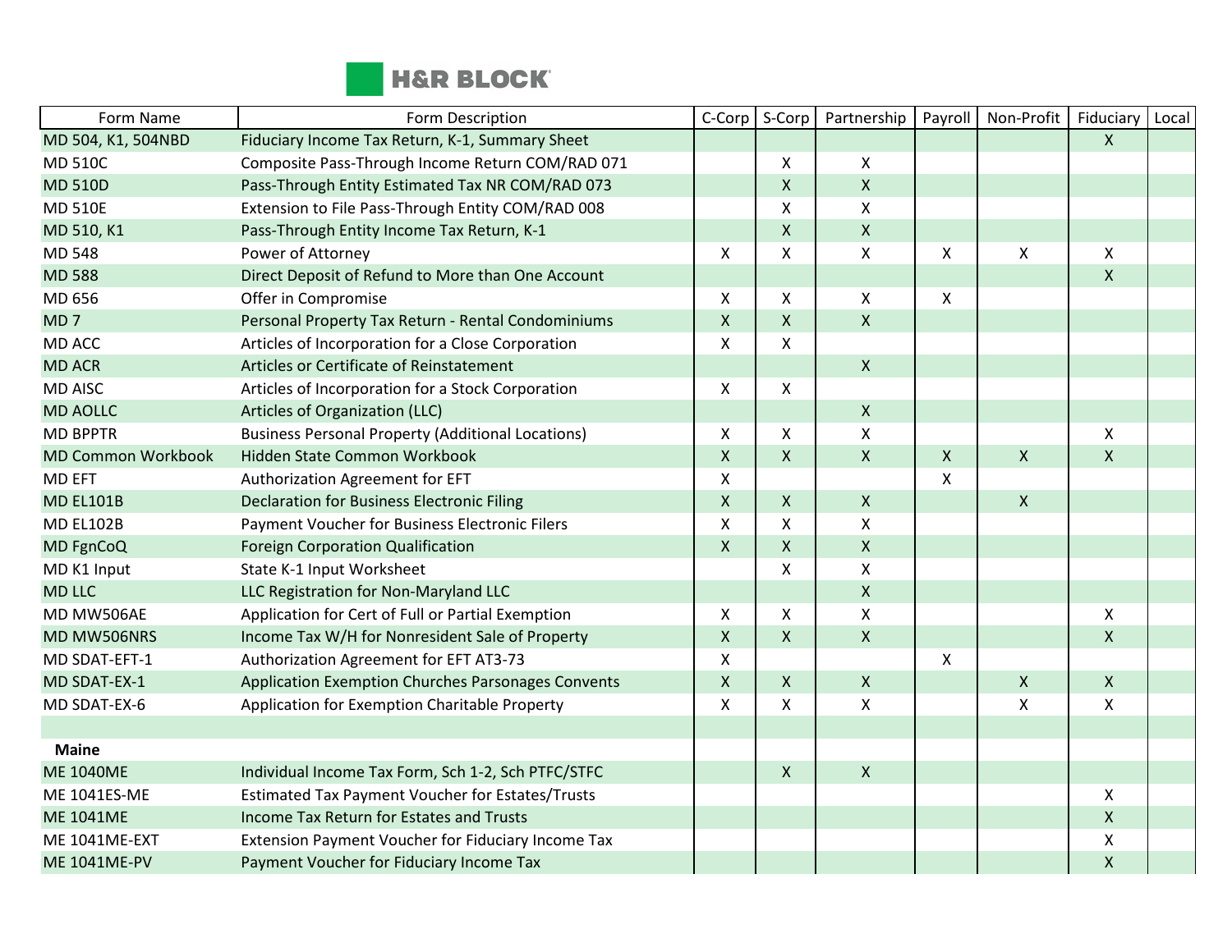| Form Name | Form Description | C-Corp | S-Corp | Partnership | Payroll | Non-Profit | Fiduciary | Local |
|---|---|---|---|---|---|---|---|---|
| MD 504, K1, 504NBD | Fiduciary Income Tax Return, K-1, Summary Sheet | | | | | | X | |
| MD 510C | Composite Pass-Through Income Return COM/RAD 071 | | X | X | | | | |
| MD 510D | Pass-Through Entity Estimated Tax NR COM/RAD 073 | | X | X | | | | |
| MD 510E | Extension to File Pass-Through Entity COM/RAD 008 | | X | X | | | | |
| MD 510, K1 | Pass-Through Entity Income Tax Return, K-1 | | X | X | | | | |
| MD 548 | Power of Attorney | X | X | X | X | X | X | |
| MD 588 | Direct Deposit of Refund to More than One Account | | | | | | X | |
| MD 656 | Offer in Compromise | X | X | X | X | | | |
| MD 7 | Personal Property Tax Return - Rental Condominiums | X | X | X | | | | |
| MD ACC | Articles of Incorporation for a Close Corporation | X | X | | | | | |
| MD ACR | Articles or Certificate of Reinstatement | | | X | | | | |
| MD AISC | Articles of Incorporation for a Stock Corporation | X | X | | | | | |
| MD AOLLC | Articles of Organization (LLC) | | | X | | | | |
| MD BPPTR | Business Personal Property (Additional Locations) | X | X | X | | | X | |
| MD Common Workbook | Hidden State Common Workbook | X | X | X | X | X | X | |
| MD EFT | Authorization Agreement for EFT | X | | | X | | | |
| MD EL101B | Declaration for Business Electronic Filing | X | X | X | | X | | |
| MD EL102B | Payment Voucher for Business Electronic Filers | X | X | X | | | | |
| MD FgnCoQ | Foreign Corporation Qualification | X | X | X | | | | |
| MD K1 Input | State K-1 Input Worksheet | | X | X | | | | |
| MD LLC | LLC Registration for Non-Maryland LLC | | | X | | | | |
| MD MW506AE | Application for Cert of Full or Partial Exemption | X | X | X | | | X | |
| MD MW506NRS | Income Tax W/H for Nonresident Sale of Property | X | X | X | | | X | |
| MD SDAT-EFT-1 | Authorization Agreement for EFT AT3-73 | X | | | X | | | |
| MD SDAT-EX-1 | Application Exemption Churches Parsonages Convents | X | X | X | | X | X | |
| MD SDAT-EX-6 | Application for Exemption Charitable Property | X | X | X | | X | X | |
| | | | | | | | | |
| **Maine** | | | | | | | | |
| ME 1040ME | Individual Income Tax Form, Sch 1-2, Sch PTFC/STFC | | X | X | | | | |
| ME 1041ES-ME | Estimated Tax Payment Voucher for Estates/Trusts | | | | | | X | |
| ME 1041ME | Income Tax Return for Estates and Trusts | | | | | | X | |
| ME 1041ME-EXT | Extension Payment Voucher for Fiduciary Income Tax | | | | | | X | |
| ME 1041ME-PV | Payment Voucher for Fiduciary Income Tax | | | | | | X | |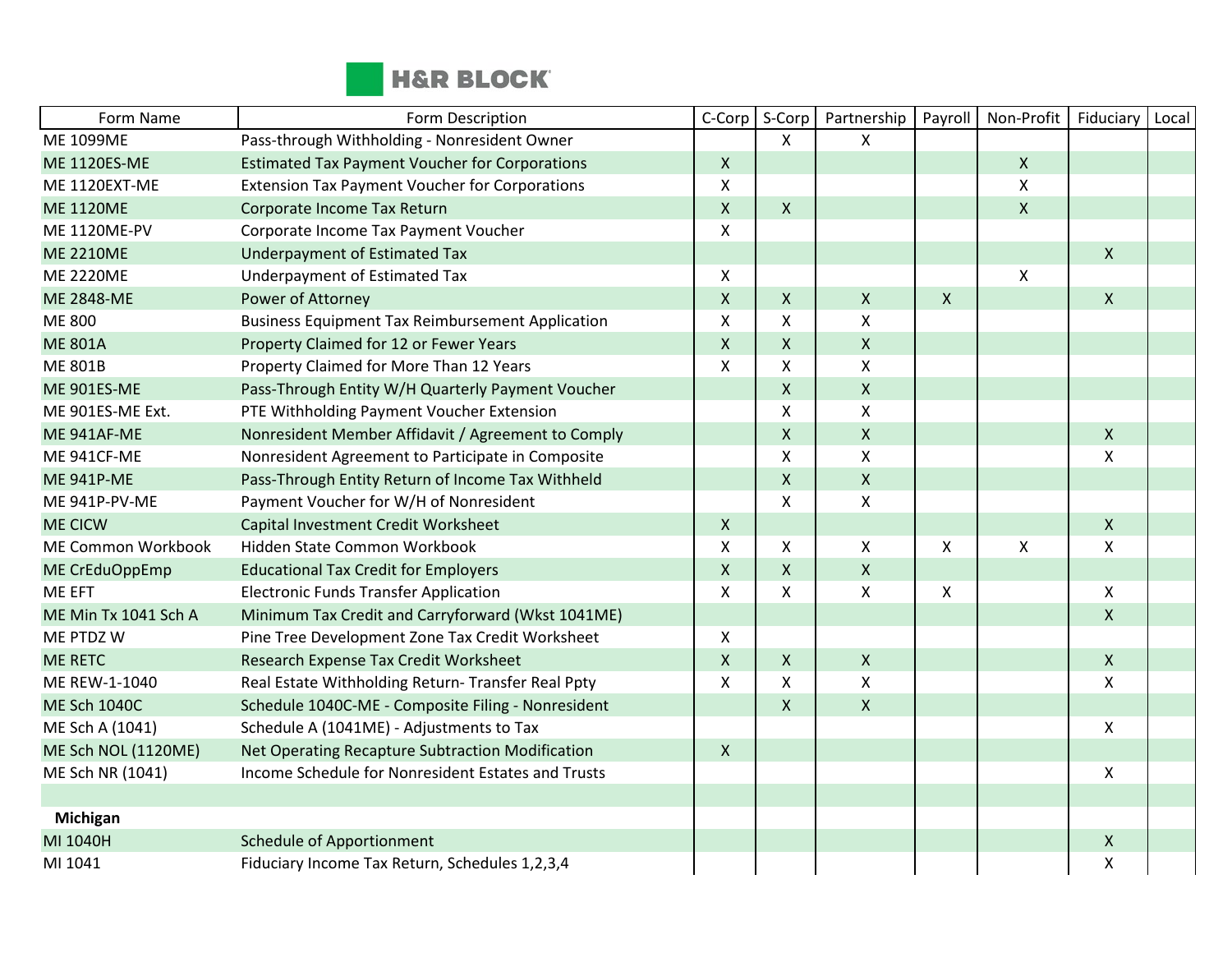| Form Name | Form Description | C-Corp | S-Corp | Partnership | Payroll | Non-Profit | Fiduciary | Local |
|---|---|---|---|---|---|---|---|---|
| ME 1099ME | Pass-through Withholding - Nonresident Owner | | X | X | | | | |
| ME 1120ES-ME | Estimated Tax Payment Voucher for Corporations | X | | | | X | | |
| ME 1120EXT-ME | Extension Tax Payment Voucher for Corporations | X | | | | X | | |
| ME 1120ME | Corporate Income Tax Return | X | X | | | X | | |
| ME 1120ME-PV | Corporate Income Tax Payment Voucher | X | | | | | | |
| ME 2210ME | Underpayment of Estimated Tax | | | | | | X | |
| ME 2220ME | Underpayment of Estimated Tax | X | | | | X | | |
| ME 2848-ME | Power of Attorney | X | X | X | X | | X | |
| ME 800 | Business Equipment Tax Reimbursement Application | X | X | X | | | | |
| ME 801A | Property Claimed for 12 or Fewer Years | X | X | X | | | | |
| ME 801B | Property Claimed for More Than 12 Years | X | X | X | | | | |
| ME 901ES-ME | Pass-Through Entity W/H Quarterly Payment Voucher | | X | X | | | | |
| ME 901ES-ME Ext. | PTE Withholding Payment Voucher Extension | | X | X | | | | |
| ME 941AF-ME | Nonresident Member Affidavit / Agreement to Comply | | X | X | | | X | |
| ME 941CF-ME | Nonresident Agreement to Participate in Composite | | X | X | | | X | |
| ME 941P-ME | Pass-Through Entity Return of Income Tax Withheld | | X | X | | | | |
| ME 941P-PV-ME | Payment Voucher for W/H of Nonresident | | X | X | | | | |
| ME CICW | Capital Investment Credit Worksheet | X | | | | | X | |
| ME Common Workbook | Hidden State Common Workbook | X | X | X | X | X | X | |
| ME CrEduOppEmp | Educational Tax Credit for Employers | X | X | X | | | | |
| ME EFT | Electronic Funds Transfer Application | X | X | X | X | | X | |
| ME Min Tx 1041 Sch A | Minimum Tax Credit and Carryforward (Wkst 1041ME) | | | | | | X | |
| ME PTDZ W | Pine Tree Development Zone Tax Credit Worksheet | X | | | | | | |
| ME RETC | Research Expense Tax Credit Worksheet | X | X | X | | | X | |
| ME REW-1-1040 | Real Estate Withholding Return- Transfer Real Ppty | X | X | X | | | X | |
| ME Sch 1040C | Schedule 1040C-ME - Composite Filing - Nonresident | | X | X | | | | |
| ME Sch A (1041) | Schedule A (1041ME) - Adjustments to Tax | | | | | | X | |
| ME Sch NOL (1120ME) | Net Operating Recapture Subtraction Modification | X | | | | | | |
| ME Sch NR (1041) | Income Schedule for Nonresident Estates and Trusts | | | | | | X | |
| | | | | | | | | |
| **Michigan** | | | | | | | | |
| MI 1040H | Schedule of Apportionment | | | | | | X | |
| MI 1041 | Fiduciary Income Tax Return, Schedules 1,2,3,4 | | | | | | X | |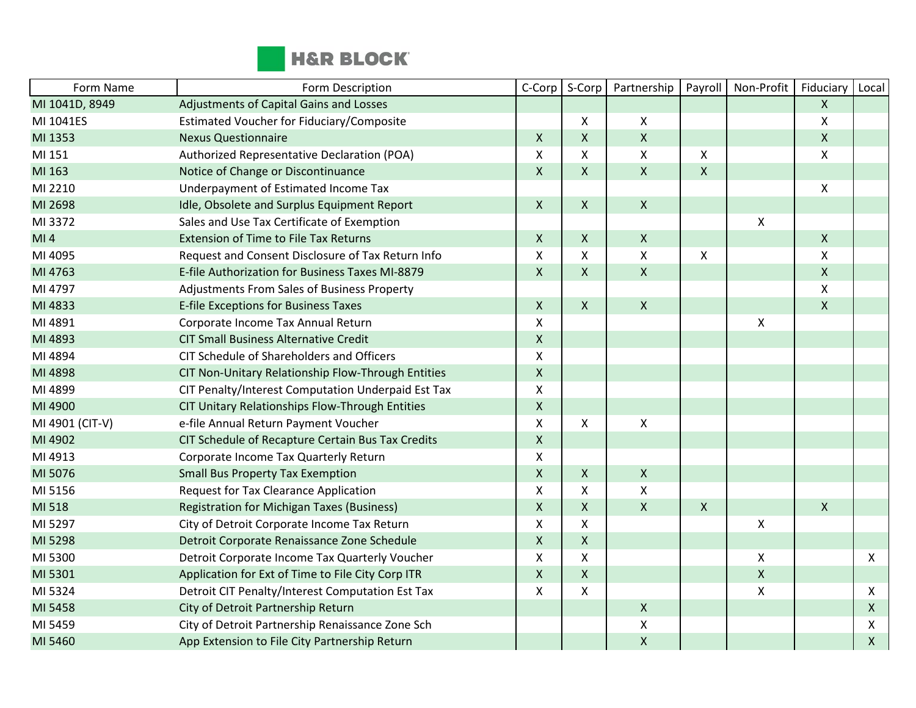H&R BLOCK

| Form Name | Form Description | C-Corp | S-Corp | Partnership | Payroll | Non-Profit | Fiduciary | Local |
|---|---|---|---|---|---|---|---|---|
| MI 1041D, 8949 | Adjustments of Capital Gains and Losses | | | | | | X | |
| MI 1041ES | Estimated Voucher for Fiduciary/Composite | | X | X | | | X | |
| MI 1353 | Nexus Questionnaire | X | X | X | | | X | |
| MI 151 | Authorized Representative Declaration (POA) | X | X | X | X | | X | |
| MI 163 | Notice of Change or Discontinuance | X | X | X | X | | | |
| MI 2210 | Underpayment of Estimated Income Tax | | | | | | X | |
| MI 2698 | Idle, Obsolete and Surplus Equipment Report | X | X | X | | | | |
| MI 3372 | Sales and Use Tax Certificate of Exemption | | | | | X | | |
| MI 4 | Extension of Time to File Tax Returns | X | X | X | | | X | |
| MI 4095 | Request and Consent Disclosure of Tax Return Info | X | X | X | X | | X | |
| MI 4763 | E-file Authorization for Business Taxes MI-8879 | X | X | X | | | X | |
| MI 4797 | Adjustments From Sales of Business Property | | | | | | X | |
| MI 4833 | E-file Exceptions for Business Taxes | X | X | X | | | X | |
| MI 4891 | Corporate Income Tax Annual Return | X | | | | X | | |
| MI 4893 | CIT Small Business Alternative Credit | X | | | | | | |
| MI 4894 | CIT Schedule of Shareholders and Officers | X | | | | | | |
| MI 4898 | CIT Non-Unitary Relationship Flow-Through Entities | X | | | | | | |
| MI 4899 | CIT Penalty/Interest Computation Underpaid Est Tax | X | | | | | | |
| MI 4900 | CIT Unitary Relationships Flow-Through Entities | X | | | | | | |
| MI 4901 (CIT-V) | e-file Annual Return Payment Voucher | X | X | X | | | | |
| MI 4902 | CIT Schedule of Recapture Certain Bus Tax Credits | X | | | | | | |
| MI 4913 | Corporate Income Tax Quarterly Return | X | | | | | | |
| MI 5076 | Small Bus Property Tax Exemption | X | X | X | | | | |
| MI 5156 | Request for Tax Clearance Application | X | X | X | | | | |
| MI 518 | Registration for Michigan Taxes (Business) | X | X | X | X | | X | |
| MI 5297 | City of Detroit Corporate Income Tax Return | X | X | | | X | | |
| MI 5298 | Detroit Corporate Renaissance Zone Schedule | X | X | | | | | |
| MI 5300 | Detroit Corporate Income Tax Quarterly Voucher | X | X | | | X | | X |
| MI 5301 | Application for Ext of Time to File City Corp ITR | X | X | | | X | | |
| MI 5324 | Detroit CIT Penalty/Interest Computation Est Tax | X | X | | | X | | X |
| MI 5458 | City of Detroit Partnership Return | | | X | | | | X |
| MI 5459 | City of Detroit Partnership Renaissance Zone Sch | | | X | | | | X |
| MI 5460 | App Extension to File City Partnership Return | | | X | | | | X |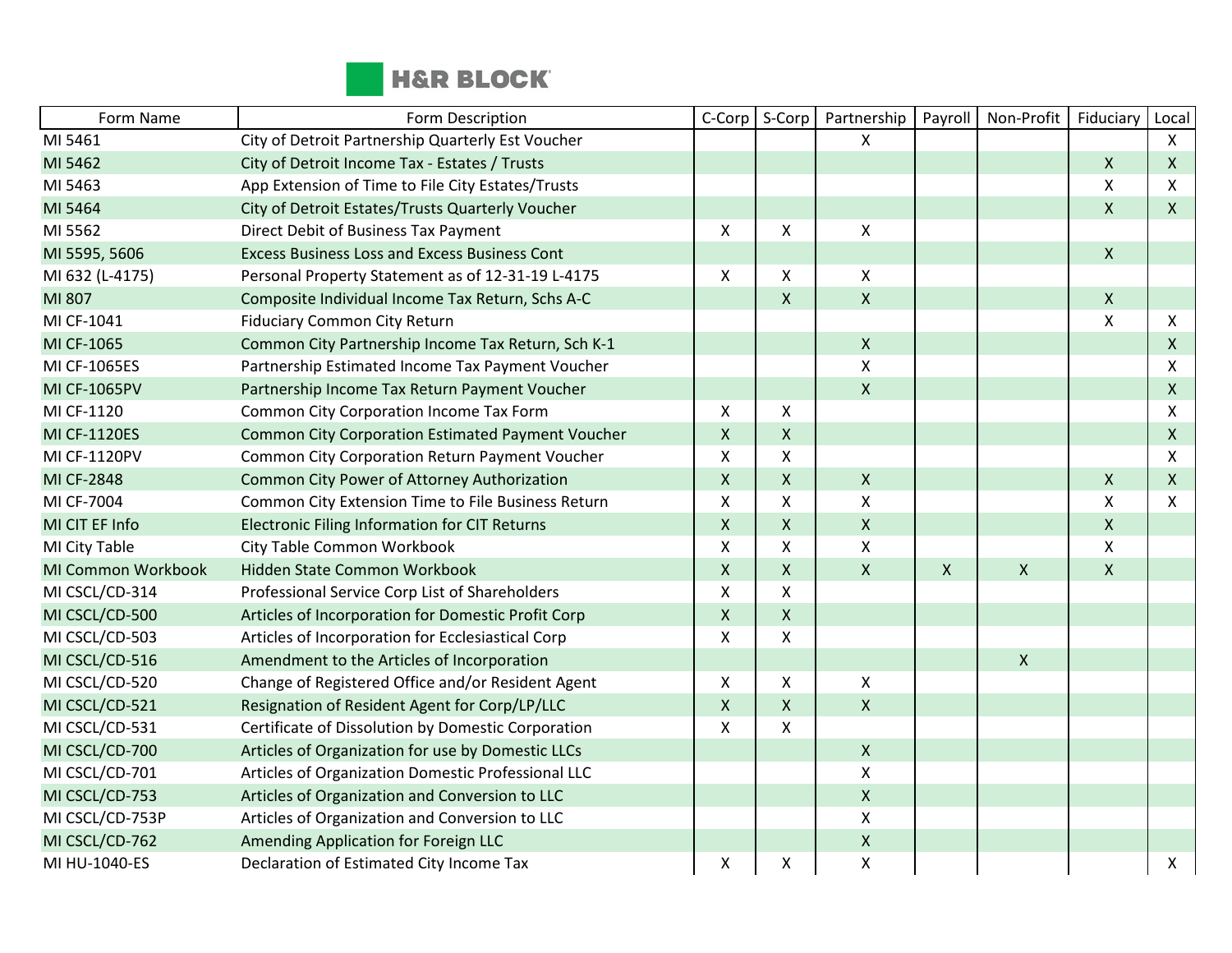| Form Name | Form Description | C-Corp | S-Corp | Partnership | Payroll | Non-Profit | Fiduciary | Local |
|---|---|---|---|---|---|---|---|---|
| MI 5461 | City of Detroit Partnership Quarterly Est Voucher | | | X | | | | X |
| MI 5462 | City of Detroit Income Tax - Estates / Trusts | | | | | | X | X |
| MI 5463 | App Extension of Time to File City Estates/Trusts | | | | | | X | X |
| MI 5464 | City of Detroit Estates/Trusts Quarterly Voucher | | | | | | X | X |
| MI 5562 | Direct Debit of Business Tax Payment | X | X | X | | | | |
| MI 5595, 5606 | Excess Business Loss and Excess Business Cont | | | | | | X | |
| MI 632 (L-4175) | Personal Property Statement as of 12-31-19 L-4175 | X | X | X | | | | |
| MI 807 | Composite Individual Income Tax Return, Schs A-C | | X | X | | | X | |
| MI CF-1041 | Fiduciary Common City Return | | | | | | X | X |
| MI CF-1065 | Common City Partnership Income Tax Return, Sch K-1 | | | X | | | | X |
| MI CF-1065ES | Partnership Estimated Income Tax Payment Voucher | | | X | | | | X |
| MI CF-1065PV | Partnership Income Tax Return Payment Voucher | | | X | | | | X |
| MI CF-1120 | Common City Corporation Income Tax Form | X | X | | | | | X |
| MI CF-1120ES | Common City Corporation Estimated Payment Voucher | X | X | | | | | X |
| MI CF-1120PV | Common City Corporation Return Payment Voucher | X | X | | | | | X |
| MI CF-2848 | Common City Power of Attorney Authorization | X | X | X | | | X | X |
| MI CF-7004 | Common City Extension Time to File Business Return | X | X | X | | | X | X |
| MI CIT EF Info | Electronic Filing Information for CIT Returns | X | X | X | | | X | |
| MI City Table | City Table Common Workbook | X | X | X | | | X | |
| MI Common Workbook | Hidden State Common Workbook | X | X | X | X | X | X | |
| MI CSCL/CD-314 | Professional Service Corp List of Shareholders | X | X | | | | | |
| MI CSCL/CD-500 | Articles of Incorporation for Domestic Profit Corp | X | X | | | | | |
| MI CSCL/CD-503 | Articles of Incorporation for Ecclesiastical Corp | X | X | | | | | |
| MI CSCL/CD-516 | Amendment to the Articles of Incorporation | | | | | X | | |
| MI CSCL/CD-520 | Change of Registered Office and/or Resident Agent | X | X | X | | | | |
| MI CSCL/CD-521 | Resignation of Resident Agent for Corp/LP/LLC | X | X | X | | | | |
| MI CSCL/CD-531 | Certificate of Dissolution by Domestic Corporation | X | X | | | | | |
| MI CSCL/CD-700 | Articles of Organization for use by Domestic LLCs | | | X | | | | |
| MI CSCL/CD-701 | Articles of Organization Domestic Professional LLC | | | X | | | | |
| MI CSCL/CD-753 | Articles of Organization and Conversion to LLC | | | X | | | | |
| MI CSCL/CD-753P | Articles of Organization and Conversion to LLC | | | X | | | | |
| MI CSCL/CD-762 | Amending Application for Foreign LLC | | | X | | | | |
| MI HU-1040-ES | Declaration of Estimated City Income Tax | X | X | X | | | | X |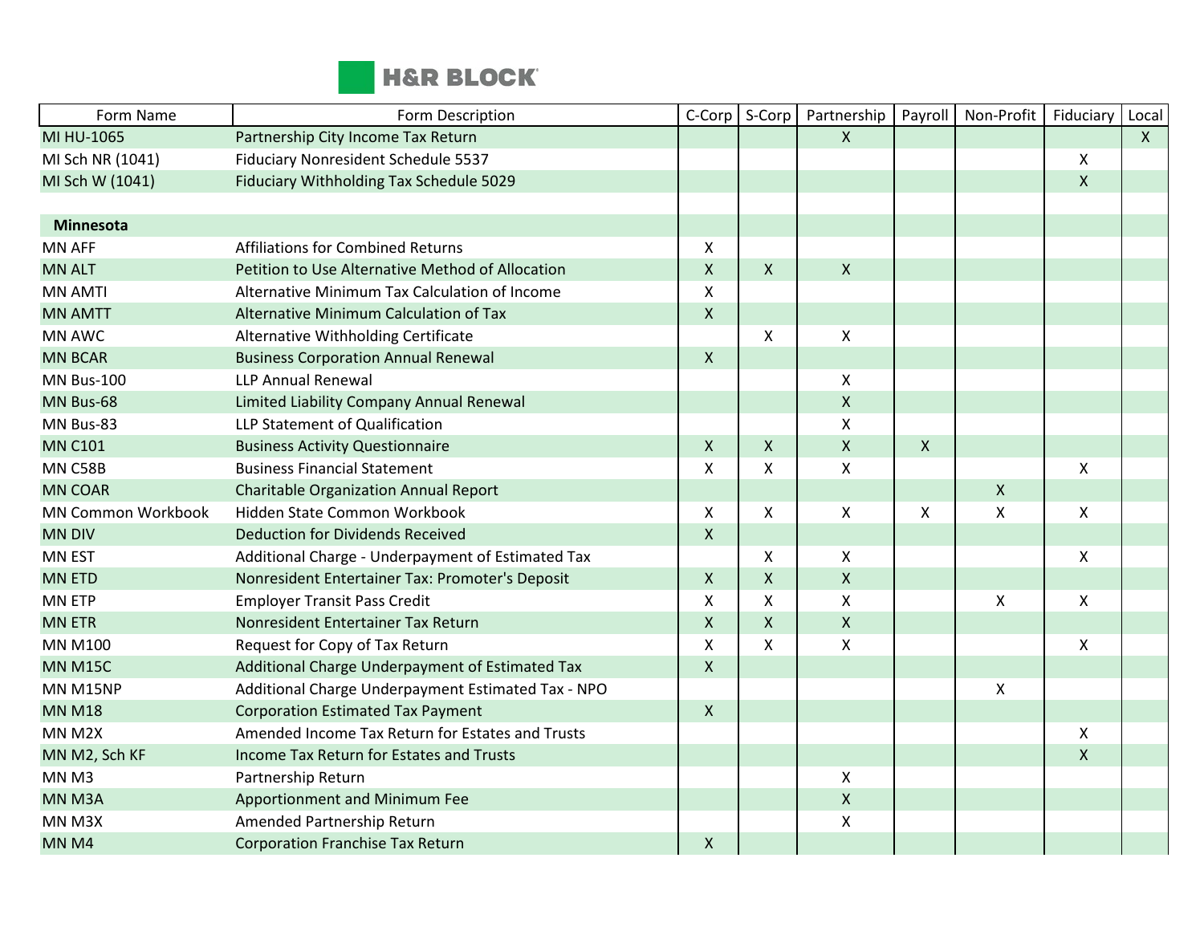| Form Name | Form Description | C-Corp | S-Corp | Partnership | Payroll | Non-Profit | Fiduciary | Local |
|---|---|---|---|---|---|---|---|---|
| MI HU-1065 | Partnership City Income Tax Return | | | X | | | | X |
| MI Sch NR (1041) | Fiduciary Nonresident Schedule 5537 | | | | | | X | |
| MI Sch W (1041) | Fiduciary Withholding Tax Schedule 5029 | | | | | | X | |
| | | | | | | | | |
| **Minnesota** | | | | | | | | |
| MN AFF | Affiliations for Combined Returns | X | | | | | | |
| MN ALT | Petition to Use Alternative Method of Allocation | X | X | X | | | | |
| MN AMTI | Alternative Minimum Tax Calculation of Income | X | | | | | | |
| MN AMTT | Alternative Minimum Calculation of Tax | X | | | | | | |
| MN AWC | Alternative Withholding Certificate | | X | X | | | | |
| MN BCAR | Business Corporation Annual Renewal | X | | | | | | |
| MN Bus-100 | LLP Annual Renewal | | | X | | | | |
| MN Bus-68 | Limited Liability Company Annual Renewal | | | X | | | | |
| MN Bus-83 | LLP Statement of Qualification | | | X | | | | |
| MN C101 | Business Activity Questionnaire | X | X | X | X | | | |
| MN C58B | Business Financial Statement | X | X | X | | | X | |
| MN COAR | Charitable Organization Annual Report | | | | | X | | |
| MN Common Workbook | Hidden State Common Workbook | X | X | X | X | X | X | |
| MN DIV | Deduction for Dividends Received | X | | | | | | |
| MN EST | Additional Charge - Underpayment of Estimated Tax | | X | X | | | X | |
| MN ETD | Nonresident Entertainer Tax: Promoter's Deposit | X | X | X | | | | |
| MN ETP | Employer Transit Pass Credit | X | X | X | | X | X | |
| MN ETR | Nonresident Entertainer Tax Return | X | X | X | | | | |
| MN M100 | Request for Copy of Tax Return | X | X | X | | | X | |
| MN M15C | Additional Charge Underpayment of Estimated Tax | X | | | | | | |
| MN M15NP | Additional Charge Underpayment Estimated Tax - NPO | | | | | X | | |
| MN M18 | Corporation Estimated Tax Payment | X | | | | | | |
| MN M2X | Amended Income Tax Return for Estates and Trusts | | | | | | X | |
| MN M2, Sch KF | Income Tax Return for Estates and Trusts | | | | | | X | |
| MN M3 | Partnership Return | | | X | | | | |
| MN M3A | Apportionment and Minimum Fee | | | X | | | | |
| MN M3X | Amended Partnership Return | | | X | | | | |
| MN M4 | Corporation Franchise Tax Return | X | | | | | | |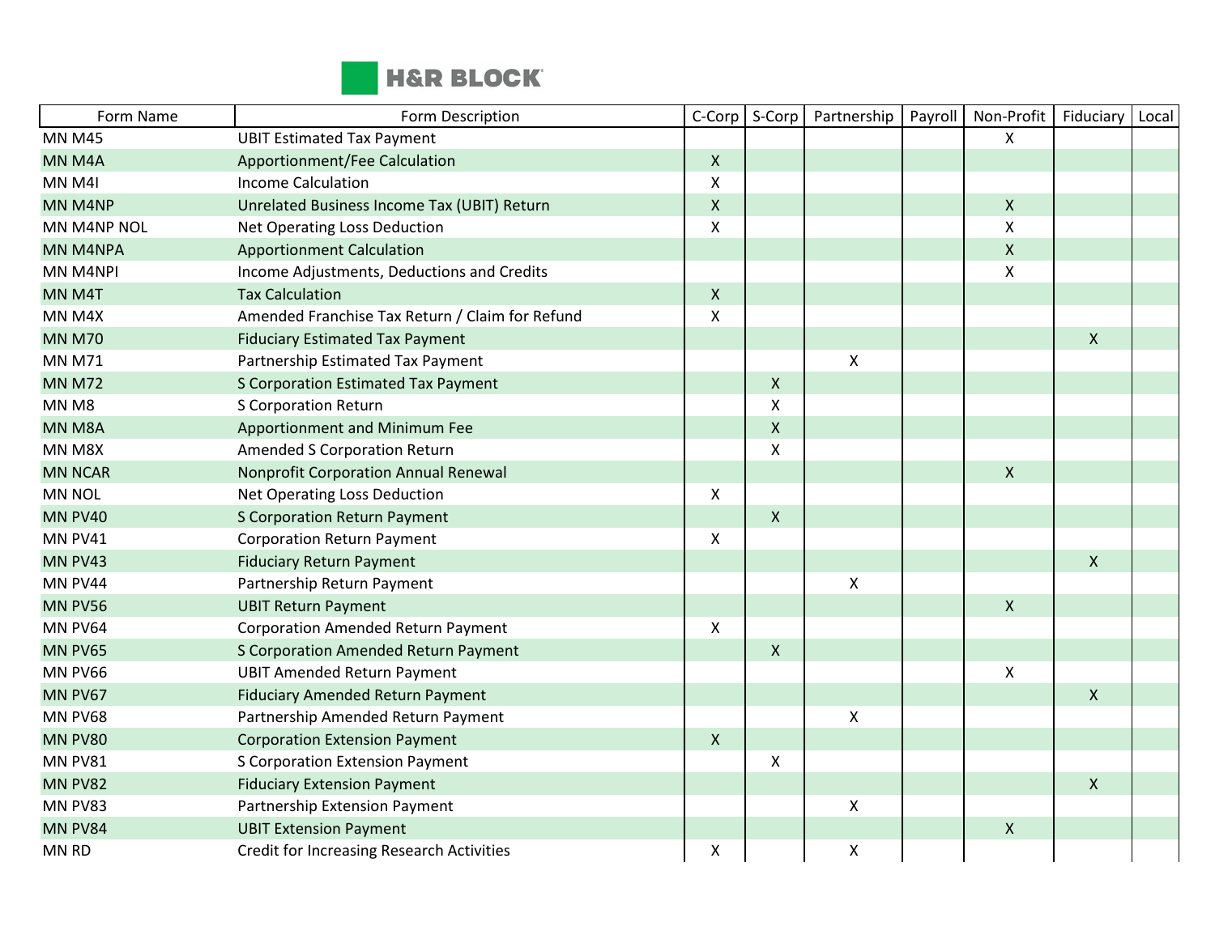| Form Name | Form Description | C-Corp | S-Corp | Partnership | Payroll | Non-Profit | Fiduciary | Local |
|---|---|---|---|---|---|---|---|---|
| MN M45 | UBIT Estimated Tax Payment | | | | | X | | |
| MN M4A | Apportionment/Fee Calculation | X | | | | | | |
| MN M4I | Income Calculation | X | | | | | | |
| MN M4NP | Unrelated Business Income Tax (UBIT) Return | X | | | | X | | |
| MN M4NP NOL | Net Operating Loss Deduction | X | | | | X | | |
| MN M4NPA | Apportionment Calculation | | | | | X | | |
| MN M4NPI | Income Adjustments, Deductions and Credits | | | | | X | | |
| MN M4T | Tax Calculation | X | | | | | | |
| MN M4X | Amended Franchise Tax Return / Claim for Refund | X | | | | | | |
| MN M70 | Fiduciary Estimated Tax Payment | | | | | | X | |
| MN M71 | Partnership Estimated Tax Payment | | | X | | | | |
| MN M72 | S Corporation Estimated Tax Payment | | X | | | | | |
| MN M8 | S Corporation Return | | X | | | | | |
| MN M8A | Apportionment and Minimum Fee | | X | | | | | |
| MN M8X | Amended S Corporation Return | | X | | | | | |
| MN NCAR | Nonprofit Corporation Annual Renewal | | | | | X | | |
| MN NOL | Net Operating Loss Deduction | X | | | | | | |
| MN PV40 | S Corporation Return Payment | | X | | | | | |
| MN PV41 | Corporation Return Payment | X | | | | | | |
| MN PV43 | Fiduciary Return Payment | | | | | | X | |
| MN PV44 | Partnership Return Payment | | | X | | | | |
| MN PV56 | UBIT Return Payment | | | | | X | | |
| MN PV64 | Corporation Amended Return Payment | X | | | | | | |
| MN PV65 | S Corporation Amended Return Payment | | X | | | | | |
| MN PV66 | UBIT Amended Return Payment | | | | | X | | |
| MN PV67 | Fiduciary Amended Return Payment | | | | | | X | |
| MN PV68 | Partnership Amended Return Payment | | | X | | | | |
| MN PV80 | Corporation Extension Payment | X | | | | | | |
| MN PV81 | S Corporation Extension Payment | | X | | | | | |
| MN PV82 | Fiduciary Extension Payment | | | | | | X | |
| MN PV83 | Partnership Extension Payment | | | X | | | | |
| MN PV84 | UBIT Extension Payment | | | | | X | | |
| MN RD | Credit for Increasing Research Activities | X | | X | | | | |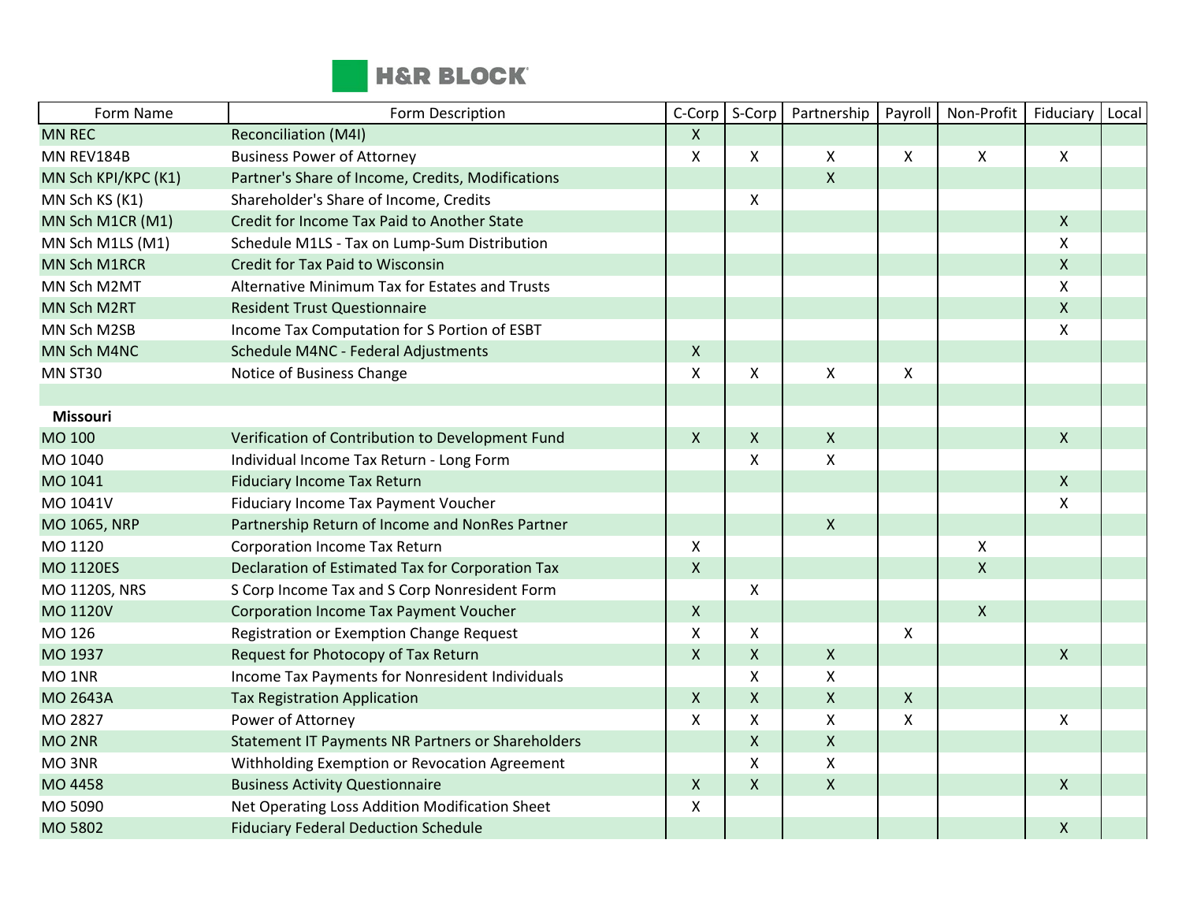| Form Name | Form Description | C-Corp | S-Corp | Partnership | Payroll | Non-Profit | Fiduciary | Local |
|---|---|---|---|---|---|---|---|---|
| MN REC | Reconciliation (M4I) | X | | | | | | |
| MN REV184B | Business Power of Attorney | X | X | X | X | X | X | |
| MN Sch KPI/KPC (K1) | Partner's Share of Income, Credits, Modifications | | | X | | | | |
| MN Sch KS (K1) | Shareholder's Share of Income, Credits | | X | | | | | |
| MN Sch M1CR (M1) | Credit for Income Tax Paid to Another State | | | | | | X | |
| MN Sch M1LS (M1) | Schedule M1LS - Tax on Lump-Sum Distribution | | | | | | X | |
| MN Sch M1RCR | Credit for Tax Paid to Wisconsin | | | | | | X | |
| MN Sch M2MT | Alternative Minimum Tax for Estates and Trusts | | | | | | X | |
| MN Sch M2RT | Resident Trust Questionnaire | | | | | | X | |
| MN Sch M2SB | Income Tax Computation for S Portion of ESBT | | | | | | X | |
| MN Sch M4NC | Schedule M4NC - Federal Adjustments | X | | | | | | |
| MN ST30 | Notice of Business Change | X | X | X | X | | | |
| | | | | | | | | |
| **Missouri** | | | | | | | | |
| MO 100 | Verification of Contribution to Development Fund | X | X | X | | | X | |
| MO 1040 | Individual Income Tax Return - Long Form | | X | X | | | | |
| MO 1041 | Fiduciary Income Tax Return | | | | | | X | |
| MO 1041V | Fiduciary Income Tax Payment Voucher | | | | | | X | |
| MO 1065, NRP | Partnership Return of Income and NonRes Partner | | | X | | | | |
| MO 1120 | Corporation Income Tax Return | X | | | | X | | |
| MO 1120ES | Declaration of Estimated Tax for Corporation Tax | X | | | | X | | |
| MO 1120S, NRS | S Corp Income Tax and S Corp Nonresident Form | | X | | | | | |
| MO 1120V | Corporation Income Tax Payment Voucher | X | | | | X | | |
| MO 126 | Registration or Exemption Change Request | X | X | | X | | | |
| MO 1937 | Request for Photocopy of Tax Return | X | X | X | | | X | |
| MO 1NR | Income Tax Payments for Nonresident Individuals | | X | X | | | | |
| MO 2643A | Tax Registration Application | X | X | X | X | | | |
| MO 2827 | Power of Attorney | X | X | X | X | | X | |
| MO 2NR | Statement IT Payments NR Partners or Shareholders | | X | X | | | | |
| MO 3NR | Withholding Exemption or Revocation Agreement | | X | X | | | | |
| MO 4458 | Business Activity Questionnaire | X | X | X | | | X | |
| MO 5090 | Net Operating Loss Addition Modification Sheet | X | | | | | | |
| MO 5802 | Fiduciary Federal Deduction Schedule | | | | | | X | |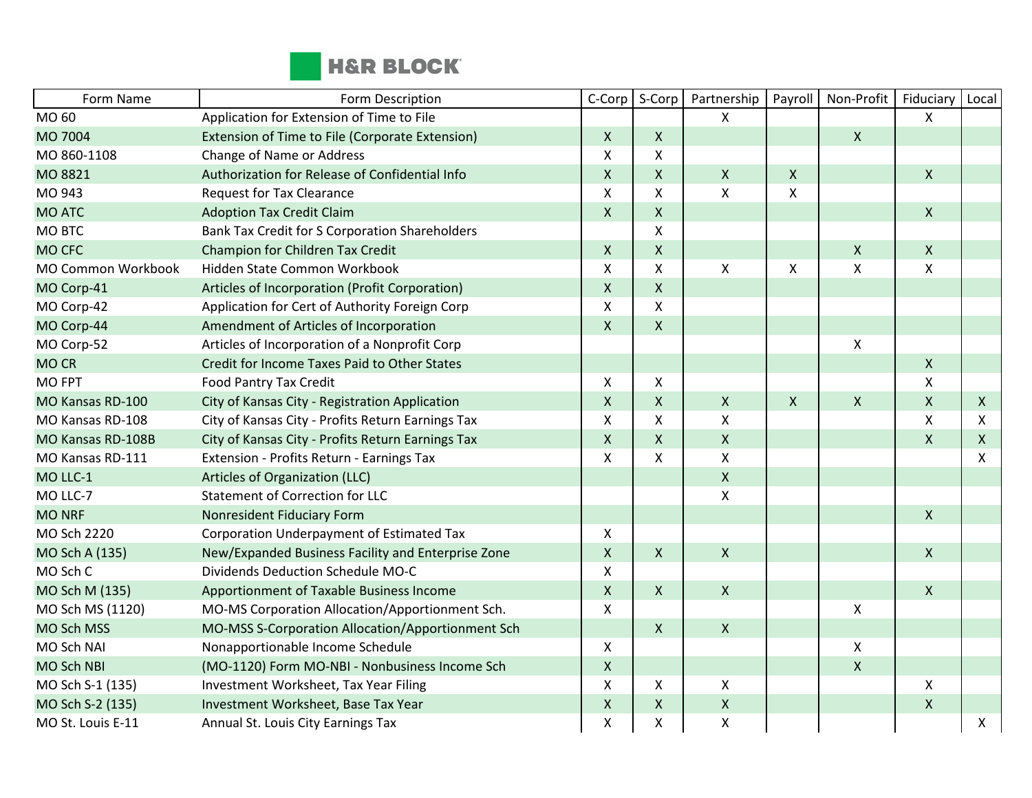| Form Name | Form Description | C-Corp | S-Corp | Partnership | Payroll | Non-Profit | Fiduciary | Local |
|---|---|---|---|---|---|---|---|---|
| MO 60 | Application for Extension of Time to File | | | X | | | X | |
| MO 7004 | Extension of Time to File (Corporate Extension) | X | X | | | X | | |
| MO 860-1108 | Change of Name or Address | X | X | | | | | |
| MO 8821 | Authorization for Release of Confidential Info | X | X | X | X | | X | |
| MO 943 | Request for Tax Clearance | X | X | X | X | | | |
| MO ATC | Adoption Tax Credit Claim | X | X | | | | X | |
| MO BTC | Bank Tax Credit for S Corporation Shareholders | | X | | | | | |
| MO CFC | Champion for Children Tax Credit | X | X | | | X | X | |
| MO Common Workbook | Hidden State Common Workbook | X | X | X | X | X | X | |
| MO Corp-41 | Articles of Incorporation (Profit Corporation) | X | X | | | | | |
| MO Corp-42 | Application for Cert of Authority Foreign Corp | X | X | | | | | |
| MO Corp-44 | Amendment of Articles of Incorporation | X | X | | | | | |
| MO Corp-52 | Articles of Incorporation of a Nonprofit Corp | | | | | X | | |
| MO CR | Credit for Income Taxes Paid to Other States | | | | | | X | |
| MO FPT | Food Pantry Tax Credit | X | X | | | | X | |
| MO Kansas RD-100 | City of Kansas City - Registration Application | X | X | X | X | X | X | X |
| MO Kansas RD-108 | City of Kansas City - Profits Return Earnings Tax | X | X | X | | | X | X |
| MO Kansas RD-108B | City of Kansas City - Profits Return Earnings Tax | X | X | X | | | X | X |
| MO Kansas RD-111 | Extension - Profits Return - Earnings Tax | X | X | X | | | | X |
| MO LLC-1 | Articles of Organization (LLC) | | | X | | | | |
| MO LLC-7 | Statement of Correction for LLC | | | X | | | | |
| MO NRF | Nonresident Fiduciary Form | | | | | | X | |
| MO Sch 2220 | Corporation Underpayment of Estimated Tax | X | | | | | | |
| MO Sch A (135) | New/Expanded Business Facility and Enterprise Zone | X | X | X | | | X | |
| MO Sch C | Dividends Deduction Schedule MO-C | X | | | | | | |
| MO Sch M (135) | Apportionment of Taxable Business Income | X | X | X | | | X | |
| MO Sch MS (1120) | MO-MS Corporation Allocation/Apportionment Sch. | X | | | | X | | |
| MO Sch MSS | MO-MSS S-Corporation Allocation/Apportionment Sch | | X | X | | | | |
| MO Sch NAI | Nonapportionable Income Schedule | X | | | | X | | |
| MO Sch NBI | (MO-1120) Form MO-NBI - Nonbusiness Income Sch | X | | | | X | | |
| MO Sch S-1 (135) | Investment Worksheet, Tax Year Filing | X | X | X | | | X | |
| MO Sch S-2 (135) | Investment Worksheet, Base Tax Year | X | X | X | | | X | |
| MO St. Louis E-11 | Annual St. Louis City Earnings Tax | X | X | X | | | | X |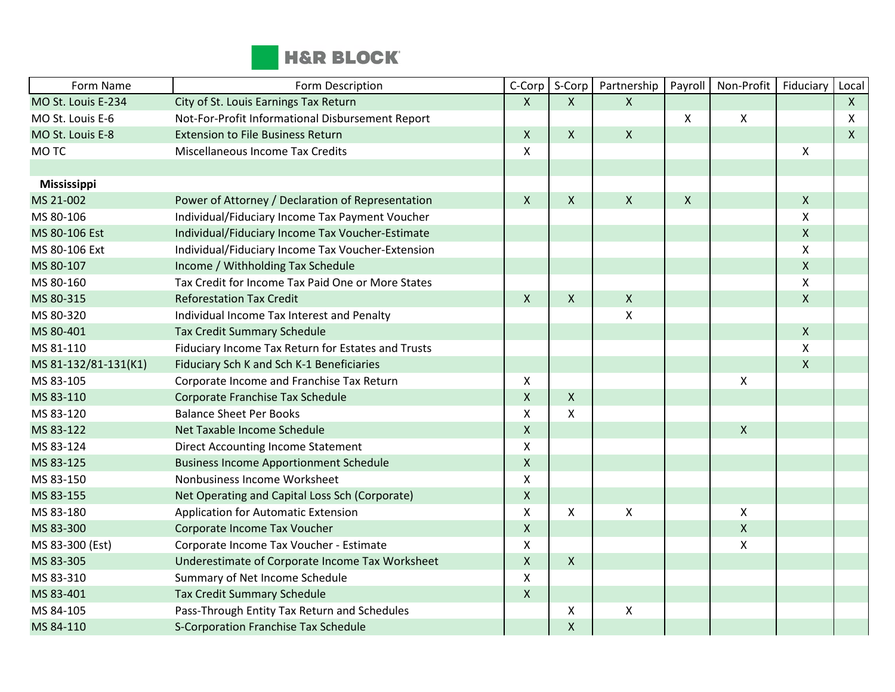| Form Name | Form Description | C-Corp | S-Corp | Partnership | Payroll | Non-Profit | Fiduciary | Local |
|---|---|---|---|---|---|---|---|---|
| MO St. Louis E-234 | City of St. Louis Earnings Tax Return | X | X | X | | | | X |
| MO St. Louis E-6 | Not-For-Profit Informational Disbursement Report | | | | X | X | | X |
| MO St. Louis E-8 | Extension to File Business Return | X | X | X | | | | X |
| MO TC | Miscellaneous Income Tax Credits | X | | | | | X | |
| | | | | | | | | |
| **Mississippi** | | | | | | | | |
| MS 21-002 | Power of Attorney / Declaration of Representation | X | X | X | X | | X | |
| MS 80-106 | Individual/Fiduciary Income Tax Payment Voucher | | | | | | X | |
| MS 80-106 Est | Individual/Fiduciary Income Tax Voucher-Estimate | | | | | | X | |
| MS 80-106 Ext | Individual/Fiduciary Income Tax Voucher-Extension | | | | | | X | |
| MS 80-107 | Income / Withholding Tax Schedule | | | | | | X | |
| MS 80-160 | Tax Credit for Income Tax Paid One or More States | | | | | | X | |
| MS 80-315 | Reforestation Tax Credit | X | X | X | | | X | |
| MS 80-320 | Individual Income Tax Interest and Penalty | | | X | | | | |
| MS 80-401 | Tax Credit Summary Schedule | | | | | | X | |
| MS 81-110 | Fiduciary Income Tax Return for Estates and Trusts | | | | | | X | |
| MS 81-132/81-131(K1) | Fiduciary Sch K and Sch K-1 Beneficiaries | | | | | | X | |
| MS 83-105 | Corporate Income and Franchise Tax Return | X | | | | X | | |
| MS 83-110 | Corporate Franchise Tax Schedule | X | X | | | | | |
| MS 83-120 | Balance Sheet Per Books | X | X | | | | | |
| MS 83-122 | Net Taxable Income Schedule | X | | | | X | | |
| MS 83-124 | Direct Accounting Income Statement | X | | | | | | |
| MS 83-125 | Business Income Apportionment Schedule | X | | | | | | |
| MS 83-150 | Nonbusiness Income Worksheet | X | | | | | | |
| MS 83-155 | Net Operating and Capital Loss Sch (Corporate) | X | | | | | | |
| MS 83-180 | Application for Automatic Extension | X | X | X | | X | | |
| MS 83-300 | Corporate Income Tax Voucher | X | | | | X | | |
| MS 83-300 (Est) | Corporate Income Tax Voucher - Estimate | X | | | | X | | |
| MS 83-305 | Underestimate of Corporate Income Tax Worksheet | X | X | | | | | |
| MS 83-310 | Summary of Net Income Schedule | X | | | | | | |
| MS 83-401 | Tax Credit Summary Schedule | X | | | | | | |
| MS 84-105 | Pass-Through Entity Tax Return and Schedules | | X | X | | | | |
| MS 84-110 | S-Corporation Franchise Tax Schedule | | X | | | | | |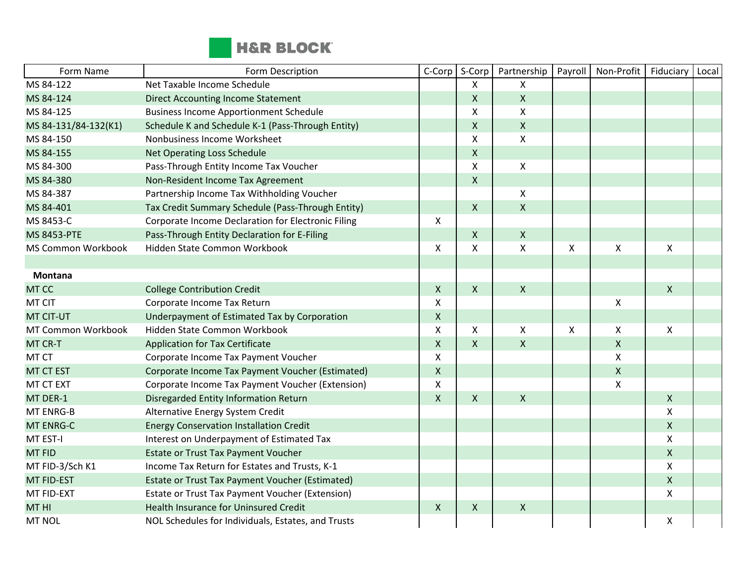| Form Name | Form Description | C-Corp | S-Corp | Partnership | Payroll | Non-Profit | Fiduciary | Local |
|---|---|---|---|---|---|---|---|---|
| MS 84-122 | Net Taxable Income Schedule | | X | X | | | | |
| MS 84-124 | Direct Accounting Income Statement | | X | X | | | | |
| MS 84-125 | Business Income Apportionment Schedule | | X | X | | | | |
| MS 84-131/84-132(K1) | Schedule K and Schedule K-1 (Pass-Through Entity) | | X | X | | | | |
| MS 84-150 | Nonbusiness Income Worksheet | | X | X | | | | |
| MS 84-155 | Net Operating Loss Schedule | | X | | | | | |
| MS 84-300 | Pass-Through Entity Income Tax Voucher | | X | X | | | | |
| MS 84-380 | Non-Resident Income Tax Agreement | | X | | | | | |
| MS 84-387 | Partnership Income Tax Withholding Voucher | | | X | | | | |
| MS 84-401 | Tax Credit Summary Schedule (Pass-Through Entity) | | X | X | | | | |
| MS 8453-C | Corporate Income Declaration for Electronic Filing | X | | | | | | |
| MS 8453-PTE | Pass-Through Entity Declaration for E-Filing | | X | X | | | | |
| MS Common Workbook | Hidden State Common Workbook | X | X | X | X | X | X | |
| | | | | | | | | |
| **Montana** | | | | | | | | |
| MT CC | College Contribution Credit | X | X | X | | | X | |
| MT CIT | Corporate Income Tax Return | X | | | | X | | |
| MT CIT-UT | Underpayment of Estimated Tax by Corporation | X | | | | | | |
| MT Common Workbook | Hidden State Common Workbook | X | X | X | X | X | X | |
| MT CR-T | Application for Tax Certificate | X | X | X | | X | | |
| MT CT | Corporate Income Tax Payment Voucher | X | | | | X | | |
| MT CT EST | Corporate Income Tax Payment Voucher (Estimated) | X | | | | X | | |
| MT CT EXT | Corporate Income Tax Payment Voucher (Extension) | X | | | | X | | |
| MT DER-1 | Disregarded Entity Information Return | X | X | X | | | X | |
| MT ENRG-B | Alternative Energy System Credit | | | | | | X | |
| MT ENRG-C | Energy Conservation Installation Credit | | | | | | X | |
| MT EST-I | Interest on Underpayment of Estimated Tax | | | | | | X | |
| MT FID | Estate or Trust Tax Payment Voucher | | | | | | X | |
| MT FID-3/Sch K1 | Income Tax Return for Estates and Trusts, K-1 | | | | | | X | |
| MT FID-EST | Estate or Trust Tax Payment Voucher (Estimated) | | | | | | X | |
| MT FID-EXT | Estate or Trust Tax Payment Voucher (Extension) | | | | | | X | |
| MT HI | Health Insurance for Uninsured Credit | X | X | X | | | | |
| MT NOL | NOL Schedules for Individuals, Estates, and Trusts | | | | | | X | |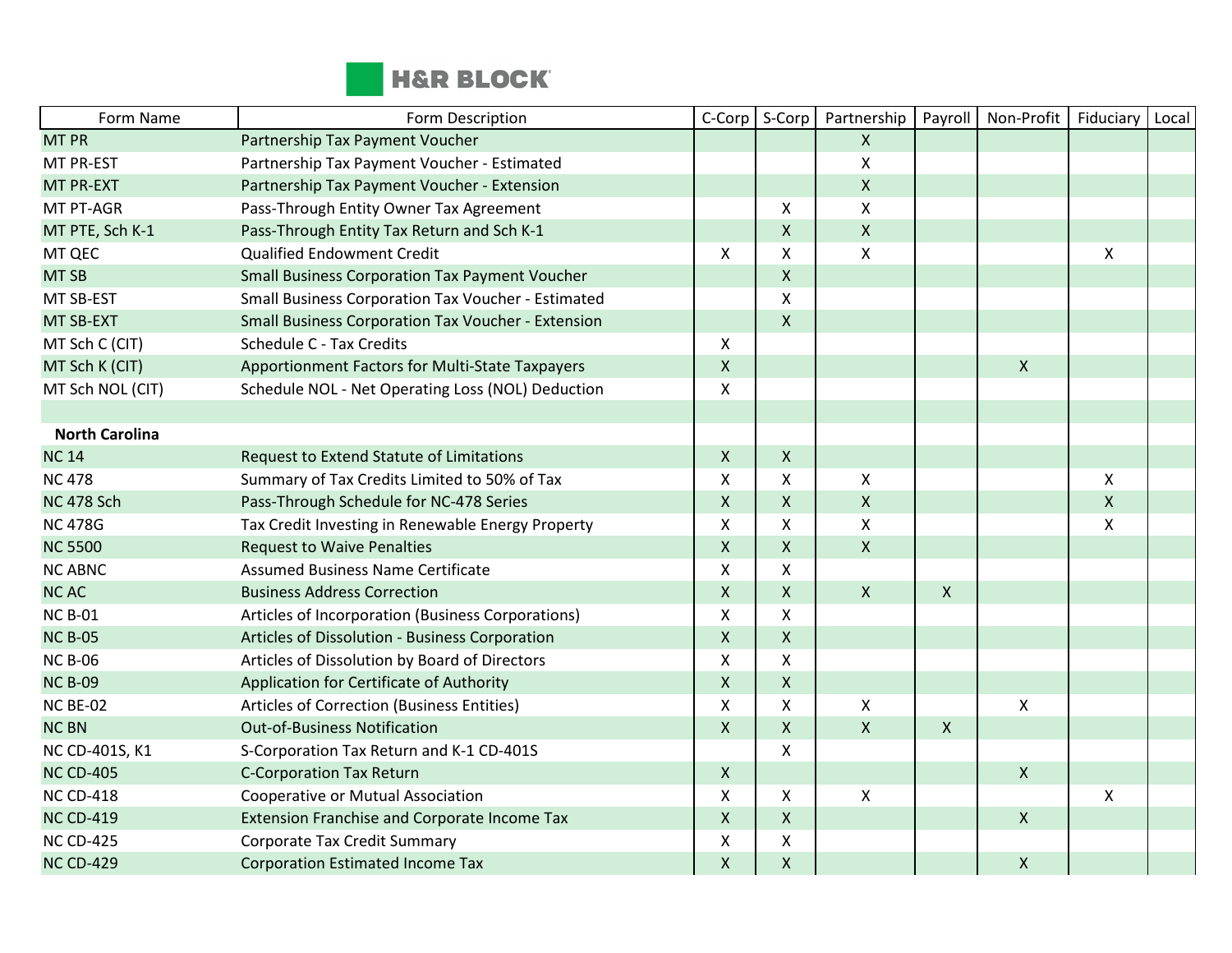| Form Name | Form Description | C-Corp | S-Corp | Partnership | Payroll | Non-Profit | Fiduciary | Local |
|---|---|---|---|---|---|---|---|---|
| MT PR | Partnership Tax Payment Voucher | | | X | | | | |
| MT PR-EST | Partnership Tax Payment Voucher - Estimated | | | X | | | | |
| MT PR-EXT | Partnership Tax Payment Voucher - Extension | | | X | | | | |
| MT PT-AGR | Pass-Through Entity Owner Tax Agreement | | X | X | | | | |
| MT PTE, Sch K-1 | Pass-Through Entity Tax Return and Sch K-1 | | X | X | | | | |
| MT QEC | Qualified Endowment Credit | X | X | X | | | X | |
| MT SB | Small Business Corporation Tax Payment Voucher | | X | | | | | |
| MT SB-EST | Small Business Corporation Tax Voucher - Estimated | | X | | | | | |
| MT SB-EXT | Small Business Corporation Tax Voucher - Extension | | X | | | | | |
| MT Sch C (CIT) | Schedule C - Tax Credits | X | | | | | | |
| MT Sch K (CIT) | Apportionment Factors for Multi-State Taxpayers | X | | | | X | | |
| MT Sch NOL (CIT) | Schedule NOL - Net Operating Loss (NOL) Deduction | X | | | | | | |
| | | | | | | | | |
| **North Carolina** | | | | | | | | |
| NC 14 | Request to Extend Statute of Limitations | X | X | | | | | |
| NC 478 | Summary of Tax Credits Limited to 50% of Tax | X | X | X | | | X | |
| NC 478 Sch | Pass-Through Schedule for NC-478 Series | X | X | X | | | X | |
| NC 478G | Tax Credit Investing in Renewable Energy Property | X | X | X | | | X | |
| NC 5500 | Request to Waive Penalties | X | X | X | | | | |
| NC ABNC | Assumed Business Name Certificate | X | X | | | | | |
| NC AC | Business Address Correction | X | X | X | X | | | |
| NC B-01 | Articles of Incorporation (Business Corporations) | X | X | | | | | |
| NC B-05 | Articles of Dissolution - Business Corporation | X | X | | | | | |
| NC B-06 | Articles of Dissolution by Board of Directors | X | X | | | | | |
| NC B-09 | Application for Certificate of Authority | X | X | | | | | |
| NC BE-02 | Articles of Correction (Business Entities) | X | X | X | | X | | |
| NC BN | Out-of-Business Notification | X | X | X | X | | | |
| NC CD-401S, K1 | S-Corporation Tax Return and K-1 CD-401S | | X | | | | | |
| NC CD-405 | C-Corporation Tax Return | X | | | | X | | |
| NC CD-418 | Cooperative or Mutual Association | X | X | X | | | X | |
| NC CD-419 | Extension Franchise and Corporate Income Tax | X | X | | | X | | |
| NC CD-425 | Corporate Tax Credit Summary | X | X | | | | | |
| NC CD-429 | Corporation Estimated Income Tax | X | X | | | X | | |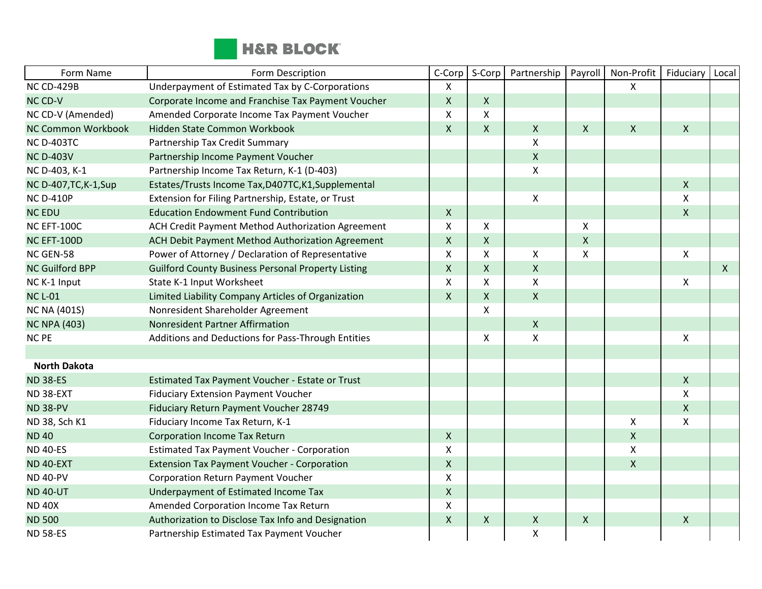| Form Name | Form Description | C-Corp | S-Corp | Partnership | Payroll | Non-Profit | Fiduciary | Local |
|---|---|---|---|---|---|---|---|---|
| NC CD-429B | Underpayment of Estimated Tax by C-Corporations | X | | | | X | | |
| NC CD-V | Corporate Income and Franchise Tax Payment Voucher | X | X | | | | | |
| NC CD-V (Amended) | Amended Corporate Income Tax Payment Voucher | X | X | | | | | |
| NC Common Workbook | Hidden State Common Workbook | X | X | X | X | X | X | |
| NC D-403TC | Partnership Tax Credit Summary | | | X | | | | |
| NC D-403V | Partnership Income Payment Voucher | | | X | | | | |
| NC D-403, K-1 | Partnership Income Tax Return, K-1 (D-403) | | | X | | | | |
| NC D-407,TC,K-1,Sup | Estates/Trusts Income Tax,D407TC,K1,Supplemental | | | | | | X | |
| NC D-410P | Extension for Filing Partnership, Estate, or Trust | | | X | | | X | |
| NC EDU | Education Endowment Fund Contribution | X | | | | | X | |
| NC EFT-100C | ACH Credit Payment Method Authorization Agreement | X | X | | X | | | |
| NC EFT-100D | ACH Debit Payment Method Authorization Agreement | X | X | | X | | | |
| NC GEN-58 | Power of Attorney / Declaration of Representative | X | X | X | X | | X | |
| NC Guilford BPP | Guilford County Business Personal Property Listing | X | X | X | | | | X |
| NC K-1 Input | State K-1 Input Worksheet | X | X | X | | | X | |
| NC L-01 | Limited Liability Company Articles of Organization | X | X | X | | | | |
| NC NA (401S) | Nonresident Shareholder Agreement | | X | | | | | |
| NC NPA (403) | Nonresident Partner Affirmation | | | X | | | | |
| NC PE | Additions and Deductions for Pass-Through Entities | | X | X | | | X | |
| | | | | | | | | |
| **North Dakota** | | | | | | | | |
| ND 38-ES | Estimated Tax Payment Voucher - Estate or Trust | | | | | | X | |
| ND 38-EXT | Fiduciary Extension Payment Voucher | | | | | | X | |
| ND 38-PV | Fiduciary Return Payment Voucher 28749 | | | | | | X | |
| ND 38, Sch K1 | Fiduciary Income Tax Return, K-1 | | | | | X | X | |
| ND 40 | Corporation Income Tax Return | X | | | | X | | |
| ND 40-ES | Estimated Tax Payment Voucher - Corporation | X | | | | X | | |
| ND 40-EXT | Extension Tax Payment Voucher - Corporation | X | | | | X | | |
| ND 40-PV | Corporation Return Payment Voucher | X | | | | | | |
| ND 40-UT | Underpayment of Estimated Income Tax | X | | | | | | |
| ND 40X | Amended Corporation Income Tax Return | X | | | | | | |
| ND 500 | Authorization to Disclose Tax Info and Designation | X | X | X | X | | X | |
| ND 58-ES | Partnership Estimated Tax Payment Voucher | | | X | | | | |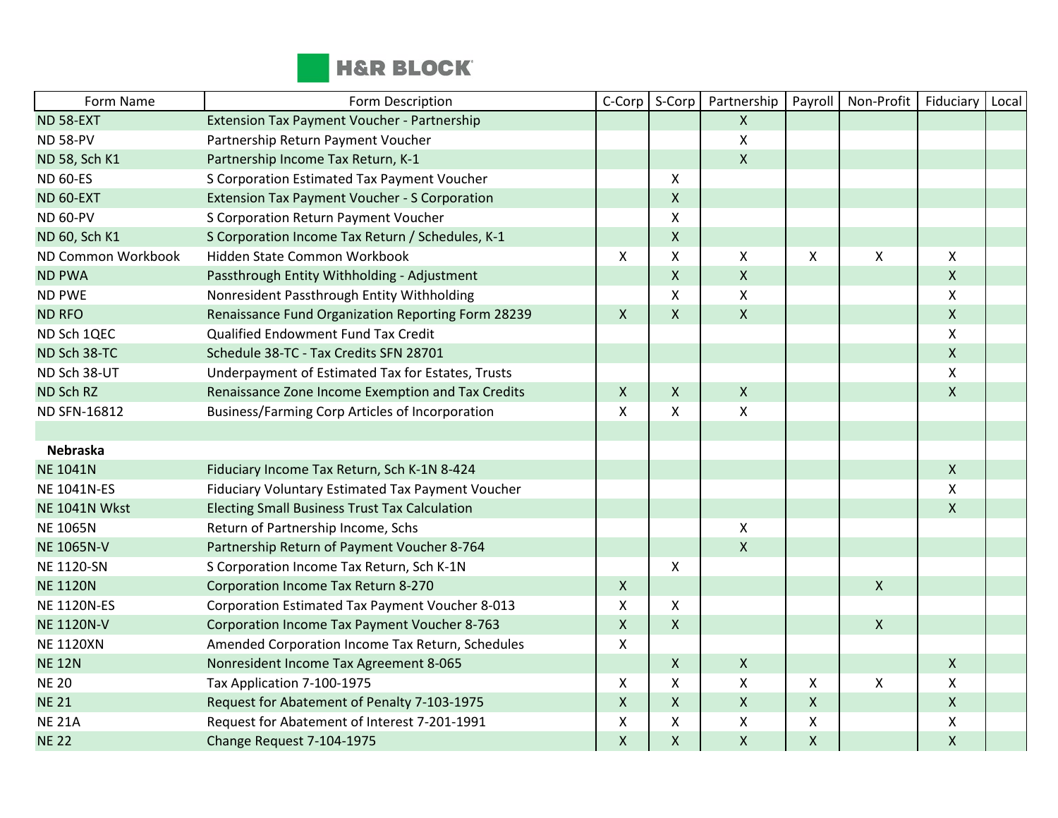| Form Name | Form Description | C-Corp | S-Corp | Partnership | Payroll | Non-Profit | Fiduciary | Local |
|---|---|---|---|---|---|---|---|---|
| ND 58-EXT | Extension Tax Payment Voucher - Partnership | | | X | | | | |
| ND 58-PV | Partnership Return Payment Voucher | | | X | | | | |
| ND 58, Sch K1 | Partnership Income Tax Return, K-1 | | | X | | | | |
| ND 60-ES | S Corporation Estimated Tax Payment Voucher | | X | | | | | |
| ND 60-EXT | Extension Tax Payment Voucher - S Corporation | | X | | | | | |
| ND 60-PV | S Corporation Return Payment Voucher | | X | | | | | |
| ND 60, Sch K1 | S Corporation Income Tax Return / Schedules, K-1 | | X | | | | | |
| ND Common Workbook | Hidden State Common Workbook | X | X | X | X | X | X | |
| ND PWA | Passthrough Entity Withholding - Adjustment | | X | X | | | X | |
| ND PWE | Nonresident Passthrough Entity Withholding | | X | X | | | X | |
| ND RFO | Renaissance Fund Organization Reporting Form 28239 | X | X | X | | | X | |
| ND Sch 1QEC | Qualified Endowment Fund Tax Credit | | | | | | X | |
| ND Sch 38-TC | Schedule 38-TC - Tax Credits SFN 28701 | | | | | | X | |
| ND Sch 38-UT | Underpayment of Estimated Tax for Estates, Trusts | | | | | | X | |
| ND Sch RZ | Renaissance Zone Income Exemption and Tax Credits | X | X | X | | | X | |
| ND SFN-16812 | Business/Farming Corp Articles of Incorporation | X | X | X | | | | |
| | | | | | | | | |
| **Nebraska** | | | | | | | | |
| NE 1041N | Fiduciary Income Tax Return, Sch K-1N 8-424 | | | | | | X | |
| NE 1041N-ES | Fiduciary Voluntary Estimated Tax Payment Voucher | | | | | | X | |
| NE 1041N Wkst | Electing Small Business Trust Tax Calculation | | | | | | X | |
| NE 1065N | Return of Partnership Income, Schs | | | X | | | | |
| NE 1065N-V | Partnership Return of Payment Voucher 8-764 | | | X | | | | |
| NE 1120-SN | S Corporation Income Tax Return, Sch K-1N | | X | | | | | |
| NE 1120N | Corporation Income Tax Return 8-270 | X | | | | X | | |
| NE 1120N-ES | Corporation Estimated Tax Payment Voucher 8-013 | X | X | | | | | |
| NE 1120N-V | Corporation Income Tax Payment Voucher 8-763 | X | X | | | X | | |
| NE 1120XN | Amended Corporation Income Tax Return, Schedules | X | | | | | | |
| NE 12N | Nonresident Income Tax Agreement 8-065 | | X | X | | | X | |
| NE 20 | Tax Application 7-100-1975 | X | X | X | X | X | X | |
| NE 21 | Request for Abatement of Penalty 7-103-1975 | X | X | X | X | | X | |
| NE 21A | Request for Abatement of Interest 7-201-1991 | X | X | X | X | | X | |
| NE 22 | Change Request 7-104-1975 | X | X | X | X | | X | |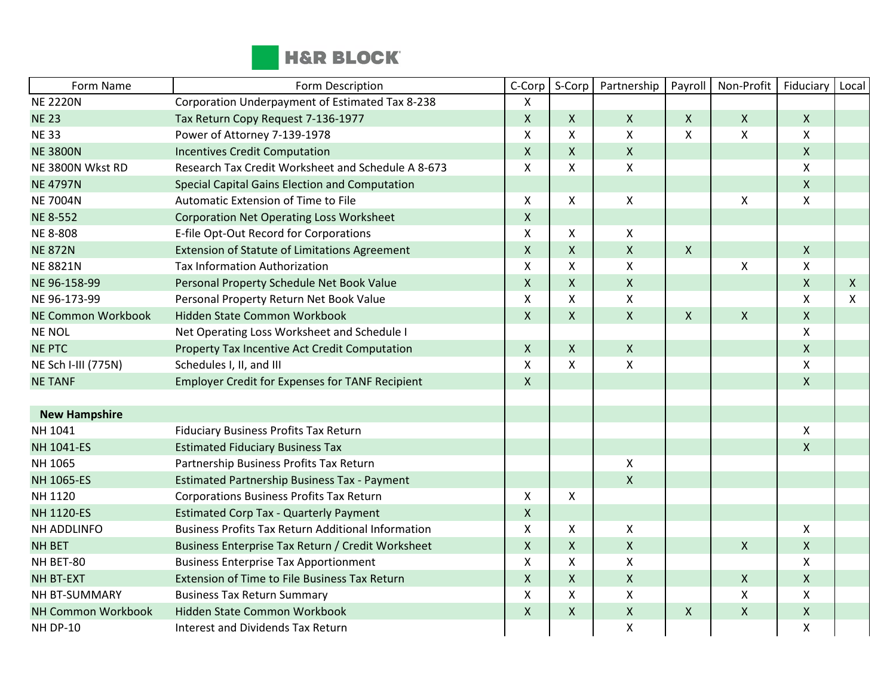| Form Name | Form Description | C-Corp | S-Corp | Partnership | Payroll | Non-Profit | Fiduciary | Local |
|---|---|---|---|---|---|---|---|---|
| NE 2220N | Corporation Underpayment of Estimated Tax 8-238 | X | | | | | | |
| NE 23 | Tax Return Copy Request 7-136-1977 | X | X | X | X | X | X | |
| NE 33 | Power of Attorney 7-139-1978 | X | X | X | X | X | X | |
| NE 3800N | Incentives Credit Computation | X | X | X | | | X | |
| NE 3800N Wkst RD | Research Tax Credit Worksheet and Schedule A 8-673 | X | X | X | | | X | |
| NE 4797N | Special Capital Gains Election and Computation | | | | | | X | |
| NE 7004N | Automatic Extension of Time to File | X | X | X | | X | X | |
| NE 8-552 | Corporation Net Operating Loss Worksheet | X | | | | | | |
| NE 8-808 | E-file Opt-Out Record for Corporations | X | X | X | | | | |
| NE 872N | Extension of Statute of Limitations Agreement | X | X | X | X | | X | |
| NE 8821N | Tax Information Authorization | X | X | X | | X | X | |
| NE 96-158-99 | Personal Property Schedule Net Book Value | X | X | X | | | X | X |
| NE 96-173-99 | Personal Property Return Net Book Value | X | X | X | | | X | X |
| NE Common Workbook | Hidden State Common Workbook | X | X | X | X | X | X | |
| NE NOL | Net Operating Loss Worksheet and Schedule I | | | | | | X | |
| NE PTC | Property Tax Incentive Act Credit Computation | X | X | X | | | X | |
| NE Sch I-III (775N) | Schedules I, II, and III | X | X | X | | | X | |
| NE TANF | Employer Credit for Expenses for TANF Recipient | X | | | | | X | |
| | | | | | | | | |
| **New Hampshire** | | | | | | | | |
| NH 1041 | Fiduciary Business Profits Tax Return | | | | | | X | |
| NH 1041-ES | Estimated Fiduciary Business Tax | | | | | | X | |
| NH 1065 | Partnership Business Profits Tax Return | | | X | | | | |
| NH 1065-ES | Estimated Partnership Business Tax - Payment | | | X | | | | |
| NH 1120 | Corporations Business Profits Tax Return | X | X | | | | | |
| NH 1120-ES | Estimated Corp Tax - Quarterly Payment | X | | | | | | |
| NH ADDLINFO | Business Profits Tax Return Additional Information | X | X | X | | | X | |
| NH BET | Business Enterprise Tax Return / Credit Worksheet | X | X | X | | X | X | |
| NH BET-80 | Business Enterprise Tax Apportionment | X | X | X | | | X | |
| NH BT-EXT | Extension of Time to File Business Tax Return | X | X | X | | X | X | |
| NH BT-SUMMARY | Business Tax Return Summary | X | X | X | | X | X | |
| NH Common Workbook | Hidden State Common Workbook | X | X | X | X | X | X | |
| NH DP-10 | Interest and Dividends Tax Return | | | X | | | X | |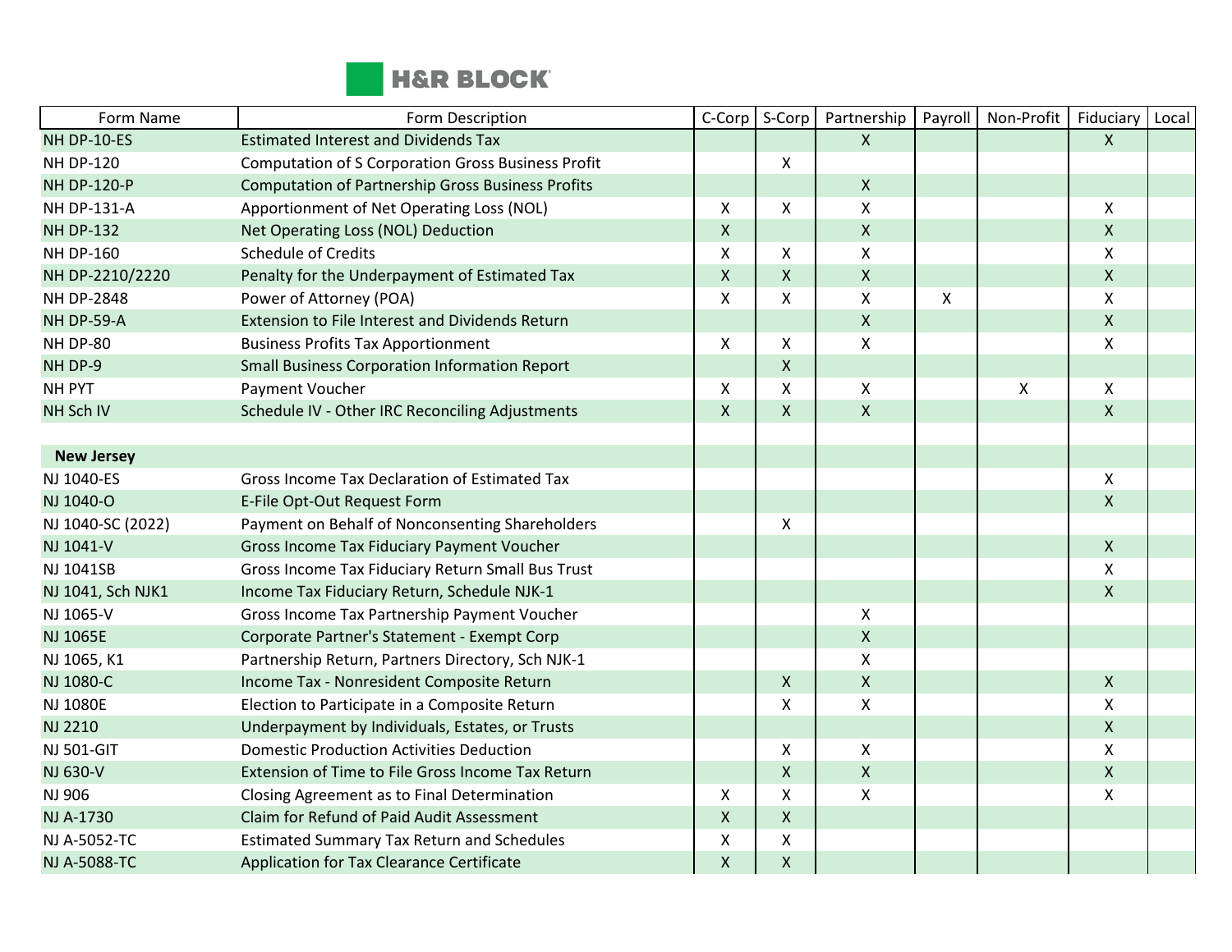| Form Name | Form Description | C-Corp | S-Corp | Partnership | Payroll | Non-Profit | Fiduciary | Local |
|---|---|---|---|---|---|---|---|---|
| NH DP-10-ES | Estimated Interest and Dividends Tax | | | X | | | X | |
| NH DP-120 | Computation of S Corporation Gross Business Profit | | X | | | | | |
| NH DP-120-P | Computation of Partnership Gross Business Profits | | | X | | | | |
| NH DP-131-A | Apportionment of Net Operating Loss (NOL) | X | X | X | | | X | |
| NH DP-132 | Net Operating Loss (NOL) Deduction | X | | X | | | X | |
| NH DP-160 | Schedule of Credits | X | X | X | | | X | |
| NH DP-2210/2220 | Penalty for the Underpayment of Estimated Tax | X | X | X | | | X | |
| NH DP-2848 | Power of Attorney (POA) | X | X | X | X | | X | |
| NH DP-59-A | Extension to File Interest and Dividends Return | | | X | | | X | |
| NH DP-80 | Business Profits Tax Apportionment | X | X | X | | | X | |
| NH DP-9 | Small Business Corporation Information Report | | X | | | | | |
| NH PYT | Payment Voucher | X | X | X | | X | X | |
| NH Sch IV | Schedule IV - Other IRC Reconciling Adjustments | X | X | X | | | X | |
| | | | | | | | | |
| **New Jersey** | | | | | | | | |
| NJ 1040-ES | Gross Income Tax Declaration of Estimated Tax | | | | | | X | |
| NJ 1040-O | E-File Opt-Out Request Form | | | | | | X | |
| NJ 1040-SC (2022) | Payment on Behalf of Nonconsenting Shareholders | | X | | | | | |
| NJ 1041-V | Gross Income Tax Fiduciary Payment Voucher | | | | | | X | |
| NJ 1041SB | Gross Income Tax Fiduciary Return Small Bus Trust | | | | | | X | |
| NJ 1041, Sch NJK1 | Income Tax Fiduciary Return, Schedule NJK-1 | | | | | | X | |
| NJ 1065-V | Gross Income Tax Partnership Payment Voucher | | | X | | | | |
| NJ 1065E | Corporate Partner's Statement - Exempt Corp | | | X | | | | |
| NJ 1065, K1 | Partnership Return, Partners Directory, Sch NJK-1 | | | X | | | | |
| NJ 1080-C | Income Tax - Nonresident Composite Return | | X | X | | | X | |
| NJ 1080E | Election to Participate in a Composite Return | | X | X | | | X | |
| NJ 2210 | Underpayment by Individuals, Estates, or Trusts | | | | | | X | |
| NJ 501-GIT | Domestic Production Activities Deduction | | X | X | | | X | |
| NJ 630-V | Extension of Time to File Gross Income Tax Return | | X | X | | | X | |
| NJ 906 | Closing Agreement as to Final Determination | X | X | X | | | X | |
| NJ A-1730 | Claim for Refund of Paid Audit Assessment | X | X | | | | | |
| NJ A-5052-TC | Estimated Summary Tax Return and Schedules | X | X | | | | | |
| NJ A-5088-TC | Application for Tax Clearance Certificate | X | X | | | | | |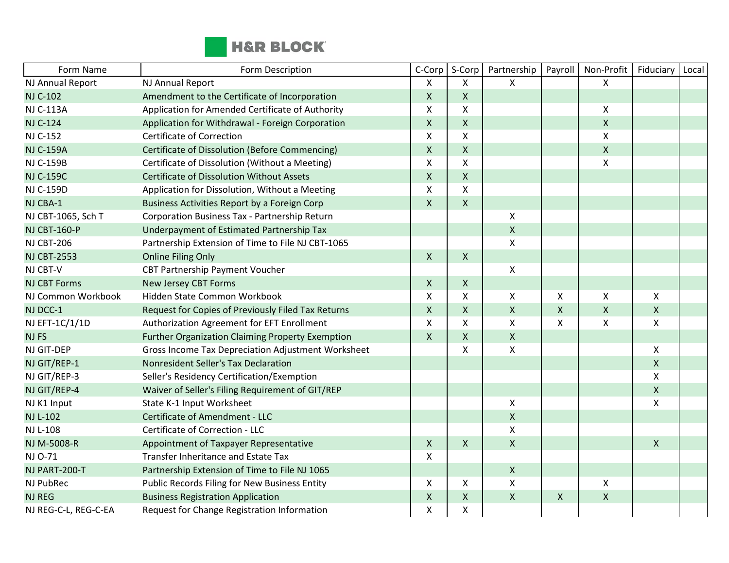| Form Name | Form Description | C-Corp | S-Corp | Partnership | Payroll | Non-Profit | Fiduciary | Local |
|---|---|---|---|---|---|---|---|---|
| NJ Annual Report | NJ Annual Report | X | X | X | | X | | |
| NJ C-102 | Amendment to the Certificate of Incorporation | X | X | | | | | |
| NJ C-113A | Application for Amended Certificate of Authority | X | X | | | X | | |
| NJ C-124 | Application for Withdrawal - Foreign Corporation | X | X | | | X | | |
| NJ C-152 | Certificate of Correction | X | X | | | X | | |
| NJ C-159A | Certificate of Dissolution (Before Commencing) | X | X | | | X | | |
| NJ C-159B | Certificate of Dissolution (Without a Meeting) | X | X | | | X | | |
| NJ C-159C | Certificate of Dissolution Without Assets | X | X | | | | | |
| NJ C-159D | Application for Dissolution, Without a Meeting | X | X | | | | | |
| NJ CBA-1 | Business Activities Report by a Foreign Corp | X | X | | | | | |
| NJ CBT-1065, Sch T | Corporation Business Tax - Partnership Return | | | X | | | | |
| NJ CBT-160-P | Underpayment of Estimated Partnership Tax | | | X | | | | |
| NJ CBT-206 | Partnership Extension of Time to File NJ CBT-1065 | | | X | | | | |
| NJ CBT-2553 | Online Filing Only | X | X | | | | | |
| NJ CBT-V | CBT Partnership Payment Voucher | | | X | | | | |
| NJ CBT Forms | New Jersey CBT Forms | X | X | | | | | |
| NJ Common Workbook | Hidden State Common Workbook | X | X | X | X | X | X | |
| NJ DCC-1 | Request for Copies of Previously Filed Tax Returns | X | X | X | X | X | X | |
| NJ EFT-1C/1/1D | Authorization Agreement for EFT Enrollment | X | X | X | X | X | X | |
| NJ FS | Further Organization Claiming Property Exemption | X | X | X | | | | |
| NJ GIT-DEP | Gross Income Tax Depreciation Adjustment Worksheet | | X | X | | | X | |
| NJ GIT/REP-1 | Nonresident Seller's Tax Declaration | | | | | | X | |
| NJ GIT/REP-3 | Seller's Residency Certification/Exemption | | | | | | X | |
| NJ GIT/REP-4 | Waiver of Seller's Filing Requirement of GIT/REP | | | | | | X | |
| NJ K1 Input | State K-1 Input Worksheet | | | X | | | X | |
| NJ L-102 | Certificate of Amendment - LLC | | | X | | | | |
| NJ L-108 | Certificate of Correction - LLC | | | X | | | | |
| NJ M-5008-R | Appointment of Taxpayer Representative | X | X | X | | | X | |
| NJ O-71 | Transfer Inheritance and Estate Tax | X | | | | | | |
| NJ PART-200-T | Partnership Extension of Time to File NJ 1065 | | | X | | | | |
| NJ PubRec | Public Records Filing for New Business Entity | X | X | X | | X | | |
| NJ REG | Business Registration Application | X | X | X | X | X | | |
| NJ REG-C-L, REG-C-EA | Request for Change Registration Information | X | X | | | | | |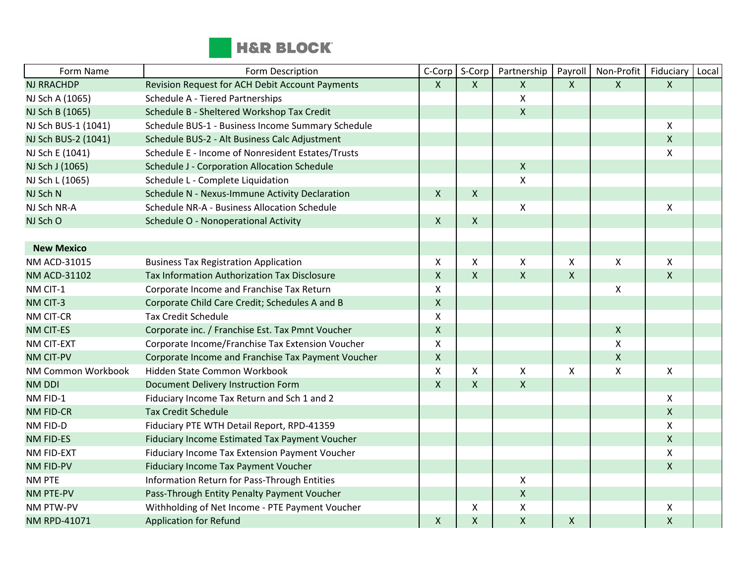| Form Name | Form Description | C-Corp | S-Corp | Partnership | Payroll | Non-Profit | Fiduciary | Local |
|---|---|---|---|---|---|---|---|---|
| NJ RRACHDP | Revision Request for ACH Debit Account Payments | X | X | X | X | X | X | |
| NJ Sch A (1065) | Schedule A - Tiered Partnerships | | | X | | | | |
| NJ Sch B (1065) | Schedule B - Sheltered Workshop Tax Credit | | | X | | | | |
| NJ Sch BUS-1 (1041) | Schedule BUS-1 - Business Income Summary Schedule | | | | | | X | |
| NJ Sch BUS-2 (1041) | Schedule BUS-2 - Alt Business Calc Adjustment | | | | | | X | |
| NJ Sch E (1041) | Schedule E - Income of Nonresident Estates/Trusts | | | | | | X | |
| NJ Sch J (1065) | Schedule J - Corporation Allocation Schedule | | | X | | | | |
| NJ Sch L (1065) | Schedule L - Complete Liquidation | | | X | | | | |
| NJ Sch N | Schedule N - Nexus-Immune Activity Declaration | X | X | | | | | |
| NJ Sch NR-A | Schedule NR-A - Business Allocation Schedule | | | X | | | X | |
| NJ Sch O | Schedule O - Nonoperational Activity | X | X | | | | | |
| | | | | | | | | |
| **New Mexico** | | | | | | | | |
| NM ACD-31015 | Business Tax Registration Application | X | X | X | X | X | X | |
| NM ACD-31102 | Tax Information Authorization Tax Disclosure | X | X | X | X | | X | |
| NM CIT-1 | Corporate Income and Franchise Tax Return | X | | | | X | | |
| NM CIT-3 | Corporate Child Care Credit; Schedules A and B | X | | | | | | |
| NM CIT-CR | Tax Credit Schedule | X | | | | | | |
| NM CIT-ES | Corporate inc. / Franchise Est. Tax Pmnt Voucher | X | | | | X | | |
| NM CIT-EXT | Corporate Income/Franchise Tax Extension Voucher | X | | | | X | | |
| NM CIT-PV | Corporate Income and Franchise Tax Payment Voucher | X | | | | X | | |
| NM Common Workbook | Hidden State Common Workbook | X | X | X | X | X | X | |
| NM DDI | Document Delivery Instruction Form | X | X | X | | | | |
| NM FID-1 | Fiduciary Income Tax Return and Sch 1 and 2 | | | | | | X | |
| NM FID-CR | Tax Credit Schedule | | | | | | X | |
| NM FID-D | Fiduciary PTE WTH Detail Report, RPD-41359 | | | | | | X | |
| NM FID-ES | Fiduciary Income Estimated Tax Payment Voucher | | | | | | X | |
| NM FID-EXT | Fiduciary Income Tax Extension Payment Voucher | | | | | | X | |
| NM FID-PV | Fiduciary Income Tax Payment Voucher | | | | | | X | |
| NM PTE | Information Return for Pass-Through Entities | | | X | | | | |
| NM PTE-PV | Pass-Through Entity Penalty Payment Voucher | | | X | | | | |
| NM PTW-PV | Withholding of Net Income - PTE Payment Voucher | | X | X | | | X | |
| NM RPD-41071 | Application for Refund | X | X | X | X | | X | |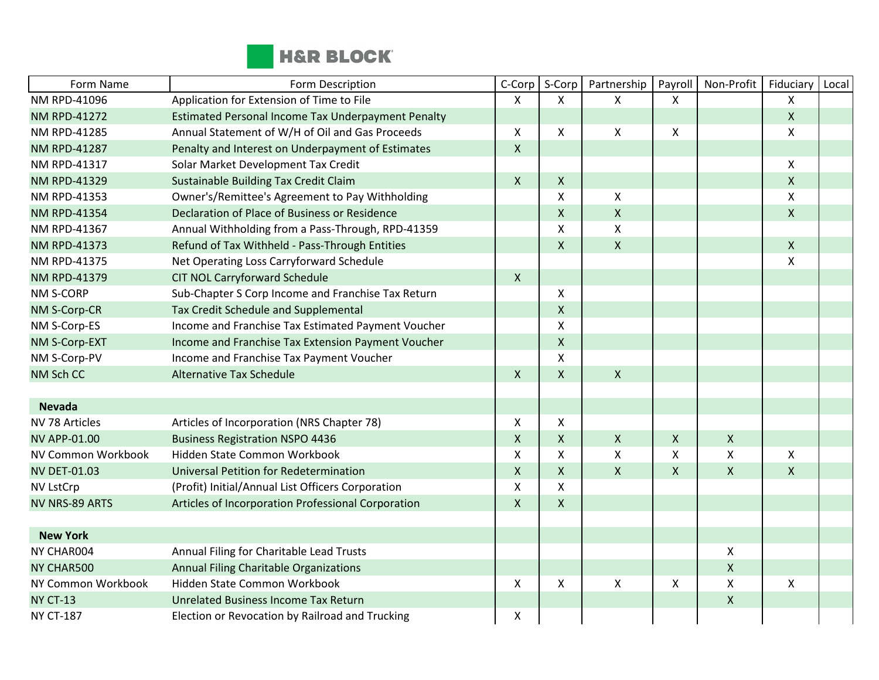| Form Name | Form Description | C-Corp | S-Corp | Partnership | Payroll | Non-Profit | Fiduciary | Local |
|---|---|---|---|---|---|---|---|---|
| NM RPD-41096 | Application for Extension of Time to File | X | X | X | X | | X | |
| NM RPD-41272 | Estimated Personal Income Tax Underpayment Penalty | | | | | | X | |
| NM RPD-41285 | Annual Statement of W/H of Oil and Gas Proceeds | X | X | X | X | | X | |
| NM RPD-41287 | Penalty and Interest on Underpayment of Estimates | X | | | | | | |
| NM RPD-41317 | Solar Market Development Tax Credit | | | | | | X | |
| NM RPD-41329 | Sustainable Building Tax Credit Claim | X | X | | | | X | |
| NM RPD-41353 | Owner's/Remittee's Agreement to Pay Withholding | | X | X | | | X | |
| NM RPD-41354 | Declaration of Place of Business or Residence | | X | X | | | X | |
| NM RPD-41367 | Annual Withholding from a Pass-Through, RPD-41359 | | X | X | | | | |
| NM RPD-41373 | Refund of Tax Withheld - Pass-Through Entities | | X | X | | | X | |
| NM RPD-41375 | Net Operating Loss Carryforward Schedule | | | | | | X | |
| NM RPD-41379 | CIT NOL Carryforward Schedule | X | | | | | | |
| NM S-CORP | Sub-Chapter S Corp Income and Franchise Tax Return | | X | | | | | |
| NM S-Corp-CR | Tax Credit Schedule and Supplemental | | X | | | | | |
| NM S-Corp-ES | Income and Franchise Tax Estimated Payment Voucher | | X | | | | | |
| NM S-Corp-EXT | Income and Franchise Tax Extension Payment Voucher | | X | | | | | |
| NM S-Corp-PV | Income and Franchise Tax Payment Voucher | | X | | | | | |
| NM Sch CC | Alternative Tax Schedule | X | X | X | | | | |
| | | | | | | | | |
| **Nevada** | | | | | | | | |
| NV 78 Articles | Articles of Incorporation (NRS Chapter 78) | X | X | | | | | |
| NV APP-01.00 | Business Registration NSPO 4436 | X | X | X | X | X | | |
| NV Common Workbook | Hidden State Common Workbook | X | X | X | X | X | X | |
| NV DET-01.03 | Universal Petition for Redetermination | X | X | X | X | X | X | |
| NV LstCrp | (Profit) Initial/Annual List Officers Corporation | X | X | | | | | |
| NV NRS-89 ARTS | Articles of Incorporation Professional Corporation | X | X | | | | | |
| | | | | | | | | |
| **New York** | | | | | | | | |
| NY CHAR004 | Annual Filing for Charitable Lead Trusts | | | | | X | | |
| NY CHAR500 | Annual Filing Charitable Organizations | | | | | X | | |
| NY Common Workbook | Hidden State Common Workbook | X | X | X | X | X | X | |
| NY CT-13 | Unrelated Business Income Tax Return | | | | | X | | |
| NY CT-187 | Election or Revocation by Railroad and Trucking | X | | | | | | |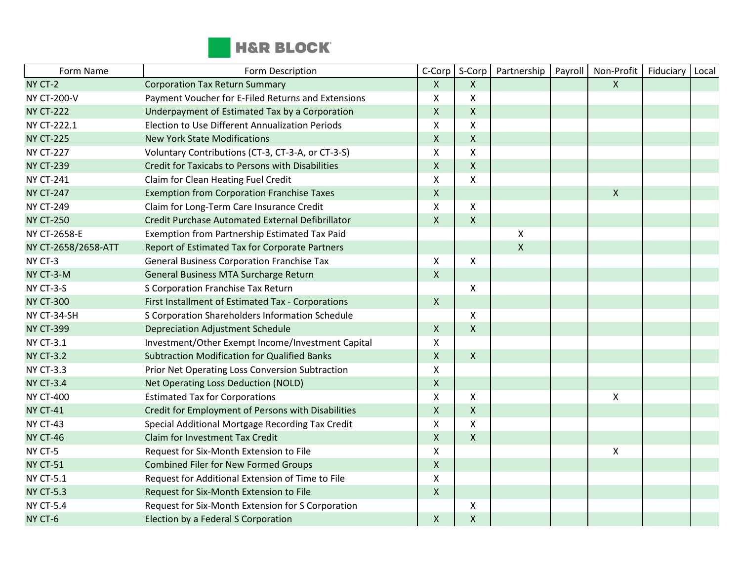| Form Name | Form Description | C-Corp | S-Corp | Partnership | Payroll | Non-Profit | Fiduciary | Local |
|---|---|---|---|---|---|---|---|---|
| NY CT-2 | Corporation Tax Return Summary | X | X | | | X | | |
| NY CT-200-V | Payment Voucher for E-Filed Returns and Extensions | X | X | | | | | |
| NY CT-222 | Underpayment of Estimated Tax by a Corporation | X | X | | | | | |
| NY CT-222.1 | Election to Use Different Annualization Periods | X | X | | | | | |
| NY CT-225 | New York State Modifications | X | X | | | | | |
| NY CT-227 | Voluntary Contributions (CT-3, CT-3-A, or CT-3-S) | X | X | | | | | |
| NY CT-239 | Credit for Taxicabs to Persons with Disabilities | X | X | | | | | |
| NY CT-241 | Claim for Clean Heating Fuel Credit | X | X | | | | | |
| NY CT-247 | Exemption from Corporation Franchise Taxes | X | | | | X | | |
| NY CT-249 | Claim for Long-Term Care Insurance Credit | X | X | | | | | |
| NY CT-250 | Credit Purchase Automated External Defibrillator | X | X | | | | | |
| NY CT-2658-E | Exemption from Partnership Estimated Tax Paid | | | X | | | | |
| NY CT-2658/2658-ATT | Report of Estimated Tax for Corporate Partners | | | X | | | | |
| NY CT-3 | General Business Corporation Franchise Tax | X | X | | | | | |
| NY CT-3-M | General Business MTA Surcharge Return | X | | | | | | |
| NY CT-3-S | S Corporation Franchise Tax Return | | X | | | | | |
| NY CT-300 | First Installment of Estimated Tax - Corporations | X | | | | | | |
| NY CT-34-SH | S Corporation Shareholders Information Schedule | | X | | | | | |
| NY CT-399 | Depreciation Adjustment Schedule | X | X | | | | | |
| NY CT-3.1 | Investment/Other Exempt Income/Investment Capital | X | | | | | | |
| NY CT-3.2 | Subtraction Modification for Qualified Banks | X | X | | | | | |
| NY CT-3.3 | Prior Net Operating Loss Conversion Subtraction | X | | | | | | |
| NY CT-3.4 | Net Operating Loss Deduction (NOLD) | X | | | | | | |
| NY CT-400 | Estimated Tax for Corporations | X | X | | | X | | |
| NY CT-41 | Credit for Employment of Persons with Disabilities | X | X | | | | | |
| NY CT-43 | Special Additional Mortgage Recording Tax Credit | X | X | | | | | |
| NY CT-46 | Claim for Investment Tax Credit | X | X | | | | | |
| NY CT-5 | Request for Six-Month Extension to File | X | | | | X | | |
| NY CT-51 | Combined Filer for New Formed Groups | X | | | | | | |
| NY CT-5.1 | Request for Additional Extension of Time to File | X | | | | | | |
| NY CT-5.3 | Request for Six-Month Extension to File | X | | | | | | |
| NY CT-5.4 | Request for Six-Month Extension for S Corporation | | X | | | | | |
| NY CT-6 | Election by a Federal S Corporation | X | X | | | | | |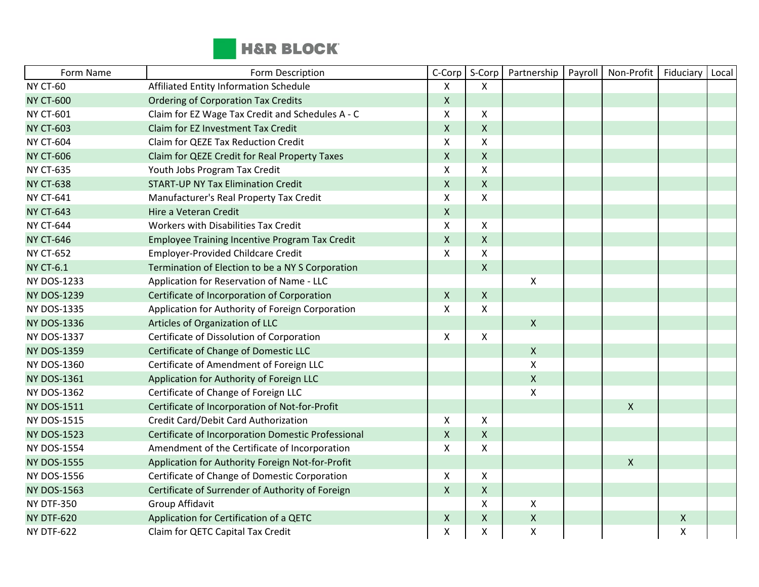| Form Name | Form Description | C-Corp | S-Corp | Partnership | Payroll | Non-Profit | Fiduciary | Local |
|---|---|---|---|---|---|---|---|---|
| NY CT-60 | Affiliated Entity Information Schedule | X | X | | | | | |
| NY CT-600 | Ordering of Corporation Tax Credits | X | | | | | | |
| NY CT-601 | Claim for EZ Wage Tax Credit and Schedules A - C | X | X | | | | | |
| NY CT-603 | Claim for EZ Investment Tax Credit | X | X | | | | | |
| NY CT-604 | Claim for QEZE Tax Reduction Credit | X | X | | | | | |
| NY CT-606 | Claim for QEZE Credit for Real Property Taxes | X | X | | | | | |
| NY CT-635 | Youth Jobs Program Tax Credit | X | X | | | | | |
| NY CT-638 | START-UP NY Tax Elimination Credit | X | X | | | | | |
| NY CT-641 | Manufacturer's Real Property Tax Credit | X | X | | | | | |
| NY CT-643 | Hire a Veteran Credit | X | | | | | | |
| NY CT-644 | Workers with Disabilities Tax Credit | X | X | | | | | |
| NY CT-646 | Employee Training Incentive Program Tax Credit | X | X | | | | | |
| NY CT-652 | Employer-Provided Childcare Credit | X | X | | | | | |
| NY CT-6.1 | Termination of Election to be a NY S Corporation | | X | | | | | |
| NY DOS-1233 | Application for Reservation of Name - LLC | | | X | | | | |
| NY DOS-1239 | Certificate of Incorporation of Corporation | X | X | | | | | |
| NY DOS-1335 | Application for Authority of Foreign Corporation | X | X | | | | | |
| NY DOS-1336 | Articles of Organization of LLC | | | X | | | | |
| NY DOS-1337 | Certificate of Dissolution of Corporation | X | X | | | | | |
| NY DOS-1359 | Certificate of Change of Domestic LLC | | | X | | | | |
| NY DOS-1360 | Certificate of Amendment of Foreign LLC | | | X | | | | |
| NY DOS-1361 | Application for Authority of Foreign LLC | | | X | | | | |
| NY DOS-1362 | Certificate of Change of Foreign LLC | | | X | | | | |
| NY DOS-1511 | Certificate of Incorporation of Not-for-Profit | | | | | X | | |
| NY DOS-1515 | Credit Card/Debit Card Authorization | X | X | | | | | |
| NY DOS-1523 | Certificate of Incorporation Domestic Professional | X | X | | | | | |
| NY DOS-1554 | Amendment of the Certificate of Incorporation | X | X | | | | | |
| NY DOS-1555 | Application for Authority Foreign Not-for-Profit | | | | | X | | |
| NY DOS-1556 | Certificate of Change of Domestic Corporation | X | X | | | | | |
| NY DOS-1563 | Certificate of Surrender of Authority of Foreign | X | X | | | | | |
| NY DTF-350 | Group Affidavit | | X | X | | | | |
| NY DTF-620 | Application for Certification of a QETC | X | X | X | | | X | |
| NY DTF-622 | Claim for QETC Capital Tax Credit | X | X | X | | | X | |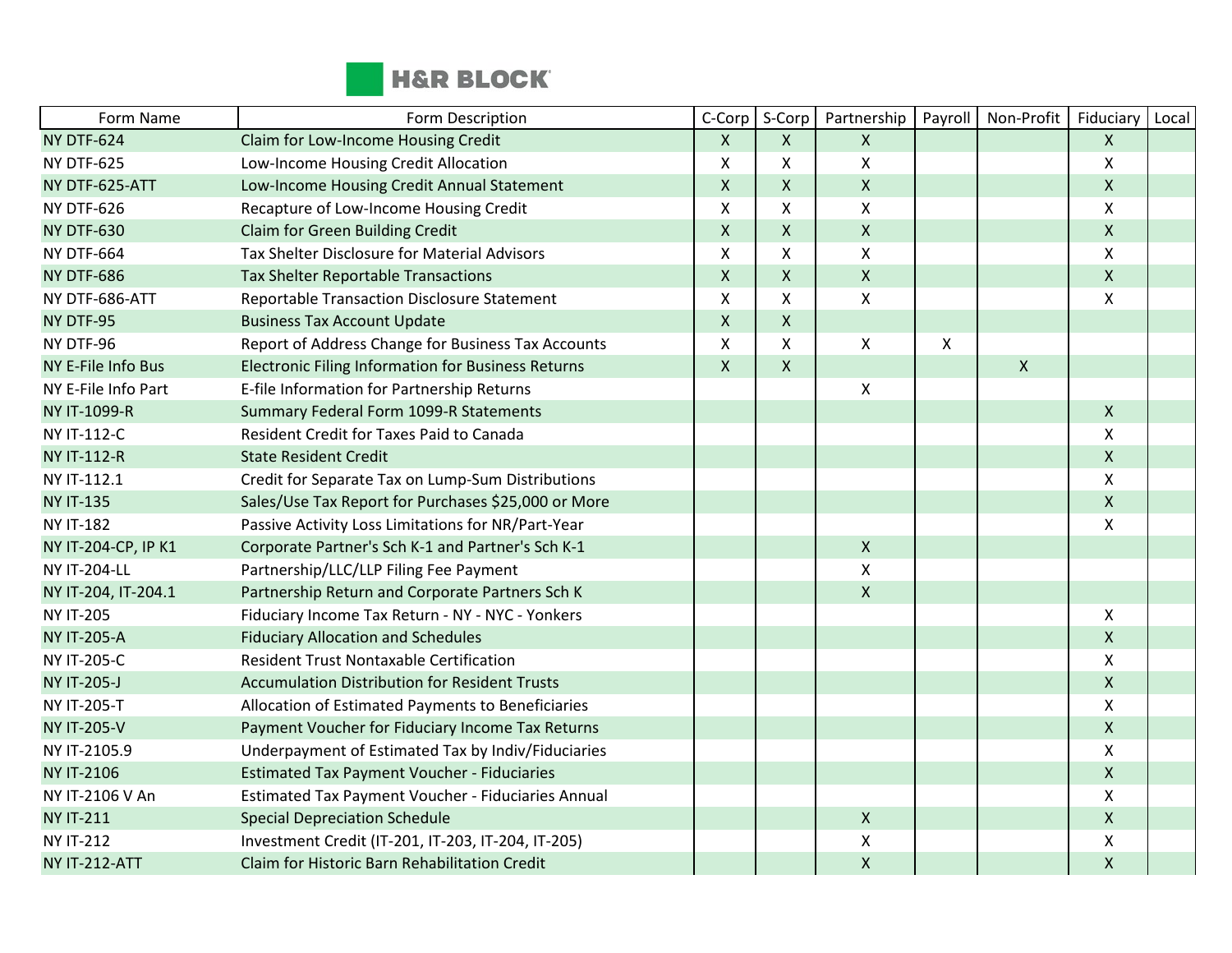| Form Name | Form Description | C-Corp | S-Corp | Partnership | Payroll | Non-Profit | Fiduciary | Local |
|---|---|---|---|---|---|---|---|---|
| NY DTF-624 | Claim for Low-Income Housing Credit | X | X | X | | | X | |
| NY DTF-625 | Low-Income Housing Credit Allocation | X | X | X | | | X | |
| NY DTF-625-ATT | Low-Income Housing Credit Annual Statement | X | X | X | | | X | |
| NY DTF-626 | Recapture of Low-Income Housing Credit | X | X | X | | | X | |
| NY DTF-630 | Claim for Green Building Credit | X | X | X | | | X | |
| NY DTF-664 | Tax Shelter Disclosure for Material Advisors | X | X | X | | | X | |
| NY DTF-686 | Tax Shelter Reportable Transactions | X | X | X | | | X | |
| NY DTF-686-ATT | Reportable Transaction Disclosure Statement | X | X | X | | | X | |
| NY DTF-95 | Business Tax Account Update | X | X | | | | | |
| NY DTF-96 | Report of Address Change for Business Tax Accounts | X | X | X | X | | | |
| NY E-File Info Bus | Electronic Filing Information for Business Returns | X | X | | | X | | |
| NY E-File Info Part | E-file Information for Partnership Returns | | | X | | | | |
| NY IT-1099-R | Summary Federal Form 1099-R Statements | | | | | | X | |
| NY IT-112-C | Resident Credit for Taxes Paid to Canada | | | | | | X | |
| NY IT-112-R | State Resident Credit | | | | | | X | |
| NY IT-112.1 | Credit for Separate Tax on Lump-Sum Distributions | | | | | | X | |
| NY IT-135 | Sales/Use Tax Report for Purchases $25,000 or More | | | | | | X | |
| NY IT-182 | Passive Activity Loss Limitations for NR/Part-Year | | | | | | X | |
| NY IT-204-CP, IP K1 | Corporate Partner's Sch K-1 and Partner's Sch K-1 | | | X | | | | |
| NY IT-204-LL | Partnership/LLC/LLP Filing Fee Payment | | | X | | | | |
| NY IT-204, IT-204.1 | Partnership Return and Corporate Partners Sch K | | | X | | | | |
| NY IT-205 | Fiduciary Income Tax Return - NY - NYC - Yonkers | | | | | | X | |
| NY IT-205-A | Fiduciary Allocation and Schedules | | | | | | X | |
| NY IT-205-C | Resident Trust Nontaxable Certification | | | | | | X | |
| NY IT-205-J | Accumulation Distribution for Resident Trusts | | | | | | X | |
| NY IT-205-T | Allocation of Estimated Payments to Beneficiaries | | | | | | X | |
| NY IT-205-V | Payment Voucher for Fiduciary Income Tax Returns | | | | | | X | |
| NY IT-2105.9 | Underpayment of Estimated Tax by Indiv/Fiduciaries | | | | | | X | |
| NY IT-2106 | Estimated Tax Payment Voucher - Fiduciaries | | | | | | X | |
| NY IT-2106 V An | Estimated Tax Payment Voucher - Fiduciaries Annual | | | | | | X | |
| NY IT-211 | Special Depreciation Schedule | | | X | | | X | |
| NY IT-212 | Investment Credit (IT-201, IT-203, IT-204, IT-205) | | | X | | | X | |
| NY IT-212-ATT | Claim for Historic Barn Rehabilitation Credit | | | X | | | X | |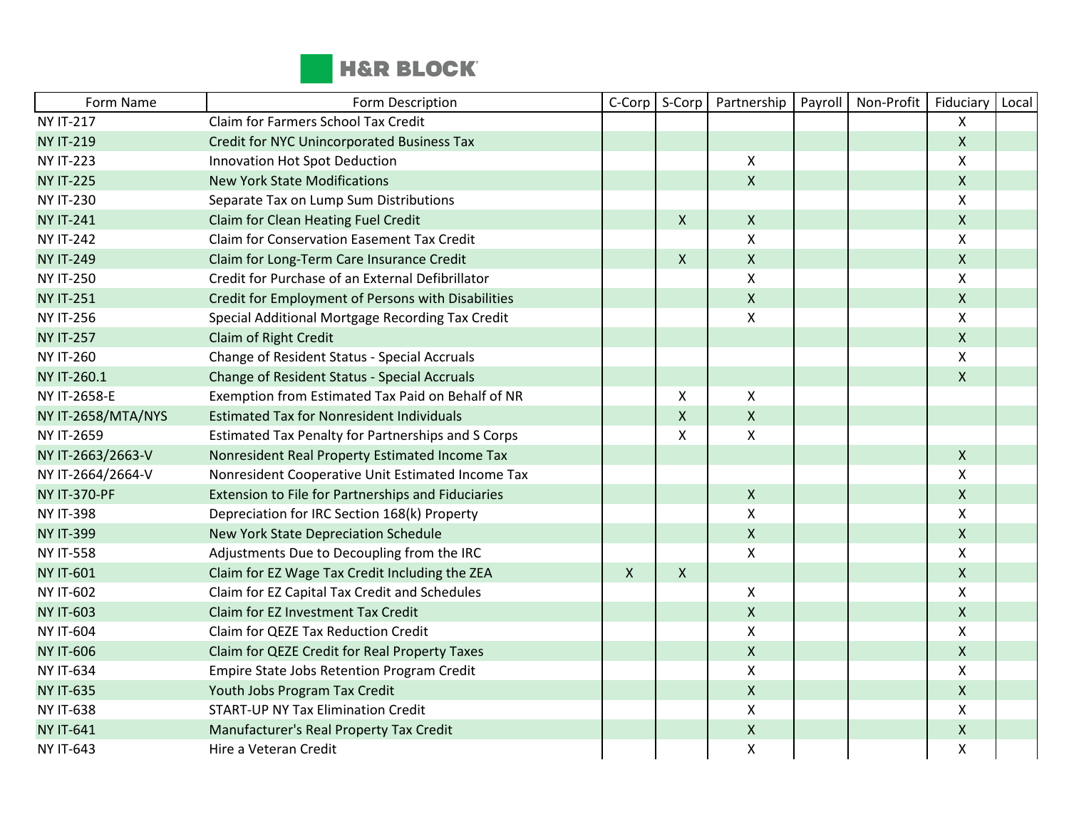| Form Name | Form Description | C-Corp | S-Corp | Partnership | Payroll | Non-Profit | Fiduciary | Local |
|---|---|---|---|---|---|---|---|---|
| NY IT-217 | Claim for Farmers School Tax Credit | | | | | | X | |
| NY IT-219 | Credit for NYC Unincorporated Business Tax | | | | | | X | |
| NY IT-223 | Innovation Hot Spot Deduction | | | X | | | X | |
| NY IT-225 | New York State Modifications | | | X | | | X | |
| NY IT-230 | Separate Tax on Lump Sum Distributions | | | | | | X | |
| NY IT-241 | Claim for Clean Heating Fuel Credit | | X | X | | | X | |
| NY IT-242 | Claim for Conservation Easement Tax Credit | | | X | | | X | |
| NY IT-249 | Claim for Long-Term Care Insurance Credit | | X | X | | | X | |
| NY IT-250 | Credit for Purchase of an External Defibrillator | | | X | | | X | |
| NY IT-251 | Credit for Employment of Persons with Disabilities | | | X | | | X | |
| NY IT-256 | Special Additional Mortgage Recording Tax Credit | | | X | | | X | |
| NY IT-257 | Claim of Right Credit | | | | | | X | |
| NY IT-260 | Change of Resident Status - Special Accruals | | | | | | X | |
| NY IT-260.1 | Change of Resident Status - Special Accruals | | | | | | X | |
| NY IT-2658-E | Exemption from Estimated Tax Paid on Behalf of NR | | X | X | | | | |
| NY IT-2658/MTA/NYS | Estimated Tax for Nonresident Individuals | | X | X | | | | |
| NY IT-2659 | Estimated Tax Penalty for Partnerships and S Corps | | X | X | | | | |
| NY IT-2663/2663-V | Nonresident Real Property Estimated Income Tax | | | | | | X | |
| NY IT-2664/2664-V | Nonresident Cooperative Unit Estimated Income Tax | | | | | | X | |
| NY IT-370-PF | Extension to File for Partnerships and Fiduciaries | | | X | | | X | |
| NY IT-398 | Depreciation for IRC Section 168(k) Property | | | X | | | X | |
| NY IT-399 | New York State Depreciation Schedule | | | X | | | X | |
| NY IT-558 | Adjustments Due to Decoupling from the IRC | | | X | | | X | |
| NY IT-601 | Claim for EZ Wage Tax Credit Including the ZEA | X | X | | | | X | |
| NY IT-602 | Claim for EZ Capital Tax Credit and Schedules | | | X | | | X | |
| NY IT-603 | Claim for EZ Investment Tax Credit | | | X | | | X | |
| NY IT-604 | Claim for QEZE Tax Reduction Credit | | | X | | | X | |
| NY IT-606 | Claim for QEZE Credit for Real Property Taxes | | | X | | | X | |
| NY IT-634 | Empire State Jobs Retention Program Credit | | | X | | | X | |
| NY IT-635 | Youth Jobs Program Tax Credit | | | X | | | X | |
| NY IT-638 | START-UP NY Tax Elimination Credit | | | X | | | X | |
| NY IT-641 | Manufacturer's Real Property Tax Credit | | | X | | | X | |
| NY IT-643 | Hire a Veteran Credit | | | X | | | X | |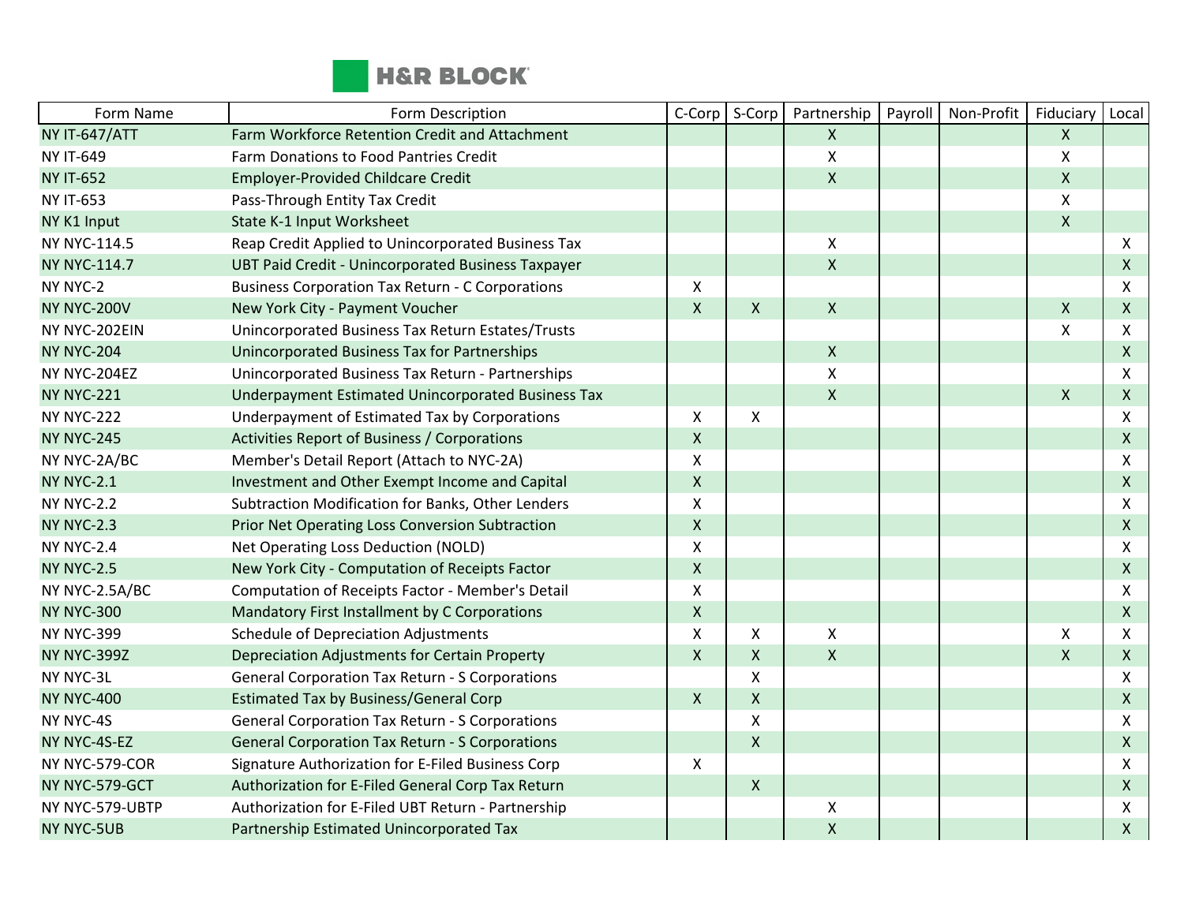| Form Name | Form Description | C-Corp | S-Corp | Partnership | Payroll | Non-Profit | Fiduciary | Local |
|---|---|---|---|---|---|---|---|---|
| NY IT-647/ATT | Farm Workforce Retention Credit and Attachment | | | X | | | X | |
| NY IT-649 | Farm Donations to Food Pantries Credit | | | X | | | X | |
| NY IT-652 | Employer-Provided Childcare Credit | | | X | | | X | |
| NY IT-653 | Pass-Through Entity Tax Credit | | | | | | X | |
| NY K1 Input | State K-1 Input Worksheet | | | | | | X | |
| NY NYC-114.5 | Reap Credit Applied to Unincorporated Business Tax | | | X | | | | X |
| NY NYC-114.7 | UBT Paid Credit - Unincorporated Business Taxpayer | | | X | | | | X |
| NY NYC-2 | Business Corporation Tax Return - C Corporations | X | | | | | | X |
| NY NYC-200V | New York City - Payment Voucher | X | X | X | | | X | X |
| NY NYC-202EIN | Unincorporated Business Tax Return Estates/Trusts | | | | | | X | X |
| NY NYC-204 | Unincorporated Business Tax for Partnerships | | | X | | | | X |
| NY NYC-204EZ | Unincorporated Business Tax Return - Partnerships | | | X | | | | X |
| NY NYC-221 | Underpayment Estimated Unincorporated Business Tax | | | X | | | X | X |
| NY NYC-222 | Underpayment of Estimated Tax by Corporations | X | X | | | | | X |
| NY NYC-245 | Activities Report of Business / Corporations | X | | | | | | X |
| NY NYC-2A/BC | Member's Detail Report (Attach to NYC-2A) | X | | | | | | X |
| NY NYC-2.1 | Investment and Other Exempt Income and Capital | X | | | | | | X |
| NY NYC-2.2 | Subtraction Modification for Banks, Other Lenders | X | | | | | | X |
| NY NYC-2.3 | Prior Net Operating Loss Conversion Subtraction | X | | | | | | X |
| NY NYC-2.4 | Net Operating Loss Deduction (NOLD) | X | | | | | | X |
| NY NYC-2.5 | New York City - Computation of Receipts Factor | X | | | | | | X |
| NY NYC-2.5A/BC | Computation of Receipts Factor - Member's Detail | X | | | | | | X |
| NY NYC-300 | Mandatory First Installment by C Corporations | X | | | | | | X |
| NY NYC-399 | Schedule of Depreciation Adjustments | X | X | X | | | X | X |
| NY NYC-399Z | Depreciation Adjustments for Certain Property | X | X | X | | | X | X |
| NY NYC-3L | General Corporation Tax Return - S Corporations | | X | | | | | X |
| NY NYC-400 | Estimated Tax by Business/General Corp | X | X | | | | | X |
| NY NYC-4S | General Corporation Tax Return - S Corporations | | X | | | | | X |
| NY NYC-4S-EZ | General Corporation Tax Return - S Corporations | | X | | | | | X |
| NY NYC-579-COR | Signature Authorization for E-Filed Business Corp | X | | | | | | X |
| NY NYC-579-GCT | Authorization for E-Filed General Corp Tax Return | | X | | | | | X |
| NY NYC-579-UBTP | Authorization for E-Filed UBT Return - Partnership | | | X | | | | X |
| NY NYC-5UB | Partnership Estimated Unincorporated Tax | | | X | | | | X |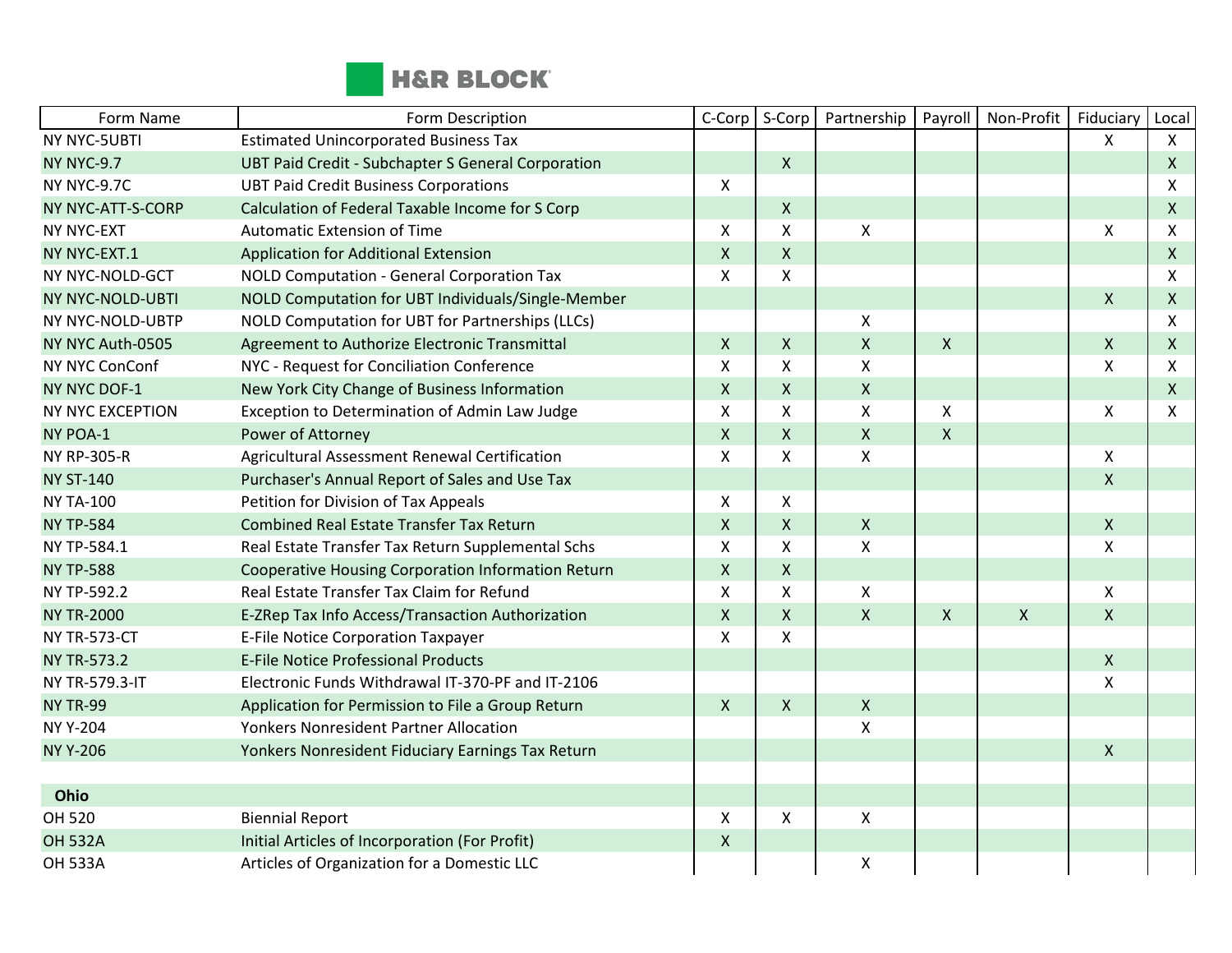| Form Name | Form Description | C-Corp | S-Corp | Partnership | Payroll | Non-Profit | Fiduciary | Local |
|---|---|---|---|---|---|---|---|---|
| NY NYC-5UBTI | Estimated Unincorporated Business Tax | | | | | | X | X |
| NY NYC-9.7 | UBT Paid Credit - Subchapter S General Corporation | | X | | | | | X |
| NY NYC-9.7C | UBT Paid Credit Business Corporations | X | | | | | | X |
| NY NYC-ATT-S-CORP | Calculation of Federal Taxable Income for S Corp | | X | | | | | X |
| NY NYC-EXT | Automatic Extension of Time | X | X | X | | | X | X |
| NY NYC-EXT.1 | Application for Additional Extension | X | X | | | | | X |
| NY NYC-NOLD-GCT | NOLD Computation - General Corporation Tax | X | X | | | | | X |
| NY NYC-NOLD-UBTI | NOLD Computation for UBT Individuals/Single-Member | | | | | | X | X |
| NY NYC-NOLD-UBTP | NOLD Computation for UBT for Partnerships (LLCs) | | | X | | | | X |
| NY NYC Auth-0505 | Agreement to Authorize Electronic Transmittal | X | X | X | X | | X | X |
| NY NYC ConConf | NYC - Request for Conciliation Conference | X | X | X | | | X | X |
| NY NYC DOF-1 | New York City Change of Business Information | X | X | X | | | | X |
| NY NYC EXCEPTION | Exception to Determination of Admin Law Judge | X | X | X | X | | X | X |
| NY POA-1 | Power of Attorney | X | X | X | X | | | |
| NY RP-305-R | Agricultural Assessment Renewal Certification | X | X | X | | | X | |
| NY ST-140 | Purchaser's Annual Report of Sales and Use Tax | | | | | | X | |
| NY TA-100 | Petition for Division of Tax Appeals | X | X | | | | | |
| NY TP-584 | Combined Real Estate Transfer Tax Return | X | X | X | | | X | |
| NY TP-584.1 | Real Estate Transfer Tax Return Supplemental Schs | X | X | X | | | X | |
| NY TP-588 | Cooperative Housing Corporation Information Return | X | X | | | | | |
| NY TP-592.2 | Real Estate Transfer Tax Claim for Refund | X | X | X | | | X | |
| NY TR-2000 | E-ZRep Tax Info Access/Transaction Authorization | X | X | X | X | X | X | |
| NY TR-573-CT | E-File Notice Corporation Taxpayer | X | X | | | | | |
| NY TR-573.2 | E-File Notice Professional Products | | | | | | X | |
| NY TR-579.3-IT | Electronic Funds Withdrawal IT-370-PF and IT-2106 | | | | | | X | |
| NY TR-99 | Application for Permission to File a Group Return | X | X | X | | | | |
| NY Y-204 | Yonkers Nonresident Partner Allocation | | | X | | | | |
| NY Y-206 | Yonkers Nonresident Fiduciary Earnings Tax Return | | | | | | X | |
| | | | | | | | | |
| **Ohio** | | | | | | | | |
| OH 520 | Biennial Report | X | X | X | | | | |
| OH 532A | Initial Articles of Incorporation (For Profit) | X | | | | | | |
| OH 533A | Articles of Organization for a Domestic LLC | | | X | | | | |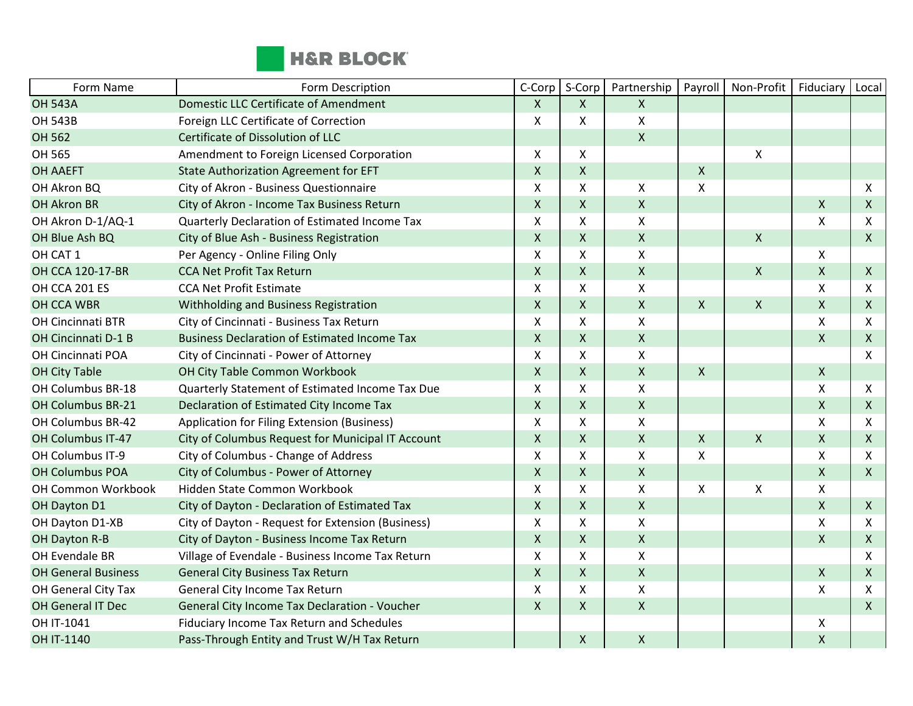| Form Name | Form Description | C-Corp | S-Corp | Partnership | Payroll | Non-Profit | Fiduciary | Local |
|---|---|---|---|---|---|---|---|---|
| OH 543A | Domestic LLC Certificate of Amendment | X | X | X | | | | |
| OH 543B | Foreign LLC Certificate of Correction | X | X | X | | | | |
| OH 562 | Certificate of Dissolution of LLC | | | X | | | | |
| OH 565 | Amendment to Foreign Licensed Corporation | X | X | | | X | | |
| OH AAEFT | State Authorization Agreement for EFT | X | X | | X | | | |
| OH Akron BQ | City of Akron - Business Questionnaire | X | X | X | X | | | X |
| OH Akron BR | City of Akron - Income Tax Business Return | X | X | X | | | X | X |
| OH Akron D-1/AQ-1 | Quarterly Declaration of Estimated Income Tax | X | X | X | | | X | X |
| OH Blue Ash BQ | City of Blue Ash - Business Registration | X | X | X | | X | | X |
| OH CAT 1 | Per Agency - Online Filing Only | X | X | X | | | X | |
| OH CCA 120-17-BR | CCA Net Profit Tax Return | X | X | X | | X | X | X |
| OH CCA 201 ES | CCA Net Profit Estimate | X | X | X | | | X | X |
| OH CCA WBR | Withholding and Business Registration | X | X | X | X | X | X | X |
| OH Cincinnati BTR | City of Cincinnati - Business Tax Return | X | X | X | | | X | X |
| OH Cincinnati D-1 B | Business Declaration of Estimated Income Tax | X | X | X | | | X | X |
| OH Cincinnati POA | City of Cincinnati - Power of Attorney | X | X | X | | | | X |
| OH City Table | OH City Table Common Workbook | X | X | X | X | | X | |
| OH Columbus BR-18 | Quarterly Statement of Estimated Income Tax Due | X | X | X | | | X | X |
| OH Columbus BR-21 | Declaration of Estimated City Income Tax | X | X | X | | | X | X |
| OH Columbus BR-42 | Application for Filing Extension (Business) | X | X | X | | | X | X |
| OH Columbus IT-47 | City of Columbus Request for Municipal IT Account | X | X | X | X | X | X | X |
| OH Columbus IT-9 | City of Columbus - Change of Address | X | X | X | X | | X | X |
| OH Columbus POA | City of Columbus - Power of Attorney | X | X | X | | | X | X |
| OH Common Workbook | Hidden State Common Workbook | X | X | X | X | X | X | |
| OH Dayton D1 | City of Dayton - Declaration of Estimated Tax | X | X | X | | | X | X |
| OH Dayton D1-XB | City of Dayton - Request for Extension (Business) | X | X | X | | | X | X |
| OH Dayton R-B | City of Dayton - Business Income Tax Return | X | X | X | | | X | X |
| OH Evendale BR | Village of Evendale - Business Income Tax Return | X | X | X | | | | X |
| OH General Business | General City Business Tax Return | X | X | X | | | X | X |
| OH General City Tax | General City Income Tax Return | X | X | X | | | X | X |
| OH General IT Dec | General City Income Tax Declaration - Voucher | X | X | X | | | | X |
| OH IT-1041 | Fiduciary Income Tax Return and Schedules | | | | | | X | |
| OH IT-1140 | Pass-Through Entity and Trust W/H Tax Return | | X | X | | | X | |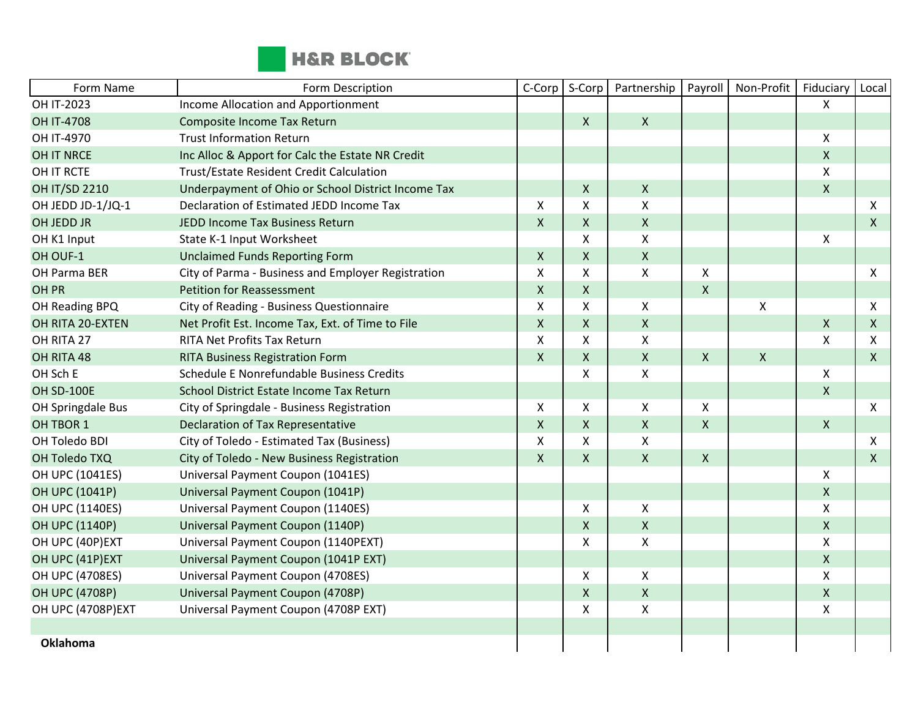| Form Name | Form Description | C-Corp | S-Corp | Partnership | Payroll | Non-Profit | Fiduciary | Local |
|---|---|---|---|---|---|---|---|---|
| OH IT-2023 | Income Allocation and Apportionment | | | | | | X | |
| OH IT-4708 | Composite Income Tax Return | | X | X | | | | |
| OH IT-4970 | Trust Information Return | | | | | | X | |
| OH IT NRCE | Inc Alloc & Apport for Calc the Estate NR Credit | | | | | | X | |
| OH IT RCTE | Trust/Estate Resident Credit Calculation | | | | | | X | |
| OH IT/SD 2210 | Underpayment of Ohio or School District Income Tax | | X | X | | | X | |
| OH JEDD JD-1/JQ-1 | Declaration of Estimated JEDD Income Tax | X | X | X | | | | X |
| OH JEDD JR | JEDD Income Tax Business Return | X | X | X | | | | X |
| OH K1 Input | State K-1 Input Worksheet | | X | X | | | X | |
| OH OUF-1 | Unclaimed Funds Reporting Form | X | X | X | | | | |
| OH Parma BER | City of Parma - Business and Employer Registration | X | X | X | X | | | X |
| OH PR | Petition for Reassessment | X | X | | X | | | |
| OH Reading BPQ | City of Reading - Business Questionnaire | X | X | X | | X | | X |
| OH RITA 20-EXTEN | Net Profit Est. Income Tax, Ext. of Time to File | X | X | X | | | X | X |
| OH RITA 27 | RITA Net Profits Tax Return | X | X | X | | | X | X |
| OH RITA 48 | RITA Business Registration Form | X | X | X | X | X | | X |
| OH Sch E | Schedule E Nonrefundable Business Credits | | X | X | | | X | |
| OH SD-100E | School District Estate Income Tax Return | | | | | | X | |
| OH Springdale Bus | City of Springdale - Business Registration | X | X | X | X | | | X |
| OH TBOR 1 | Declaration of Tax Representative | X | X | X | X | | X | |
| OH Toledo BDI | City of Toledo - Estimated Tax (Business) | X | X | X | | | | X |
| OH Toledo TXQ | City of Toledo - New Business Registration | X | X | X | X | | | X |
| OH UPC (1041ES) | Universal Payment Coupon (1041ES) | | | | | | X | |
| OH UPC (1041P) | Universal Payment Coupon (1041P) | | | | | | X | |
| OH UPC (1140ES) | Universal Payment Coupon (1140ES) | | X | X | | | X | |
| OH UPC (1140P) | Universal Payment Coupon (1140P) | | X | X | | | X | |
| OH UPC (40P)EXT | Universal Payment Coupon (1140PEXT) | | X | X | | | X | |
| OH UPC (41P)EXT | Universal Payment Coupon (1041P EXT) | | | | | | X | |
| OH UPC (4708ES) | Universal Payment Coupon (4708ES) | | X | X | | | X | |
| OH UPC (4708P) | Universal Payment Coupon (4708P) | | X | X | | | X | |
| OH UPC (4708P)EXT | Universal Payment Coupon (4708P EXT) | | X | X | | | X | |
| | | | | | | | | |
| **Oklahoma** | | | | | | | | |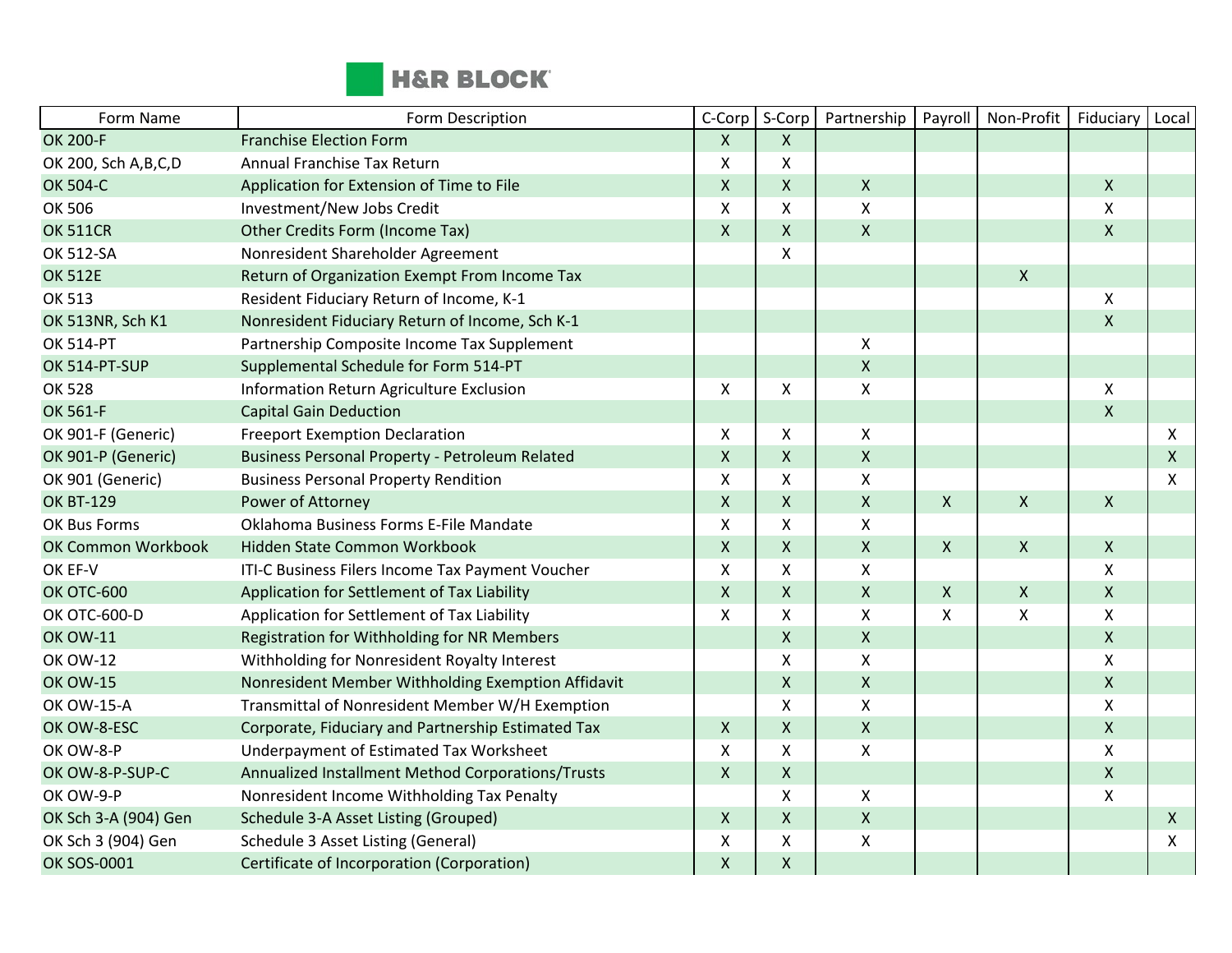| Form Name | Form Description | C-Corp | S-Corp | Partnership | Payroll | Non-Profit | Fiduciary | Local |
|---|---|---|---|---|---|---|---|---|
| OK 200-F | Franchise Election Form | X | X | | | | | |
| OK 200, Sch A,B,C,D | Annual Franchise Tax Return | X | X | | | | | |
| OK 504-C | Application for Extension of Time to File | X | X | X | | | X | |
| OK 506 | Investment/New Jobs Credit | X | X | X | | | X | |
| OK 511CR | Other Credits Form (Income Tax) | X | X | X | | | X | |
| OK 512-SA | Nonresident Shareholder Agreement | | X | | | | | |
| OK 512E | Return of Organization Exempt From Income Tax | | | | | X | | |
| OK 513 | Resident Fiduciary Return of Income, K-1 | | | | | | X | |
| OK 513NR, Sch K1 | Nonresident Fiduciary Return of Income, Sch K-1 | | | | | | X | |
| OK 514-PT | Partnership Composite Income Tax Supplement | | | X | | | | |
| OK 514-PT-SUP | Supplemental Schedule for Form 514-PT | | | X | | | | |
| OK 528 | Information Return Agriculture Exclusion | X | X | X | | | X | |
| OK 561-F | Capital Gain Deduction | | | | | | X | |
| OK 901-F (Generic) | Freeport Exemption Declaration | X | X | X | | | | X |
| OK 901-P (Generic) | Business Personal Property - Petroleum Related | X | X | X | | | | X |
| OK 901 (Generic) | Business Personal Property Rendition | X | X | X | | | | X |
| OK BT-129 | Power of Attorney | X | X | X | X | X | X | |
| OK Bus Forms | Oklahoma Business Forms E-File Mandate | X | X | X | | | | |
| OK Common Workbook | Hidden State Common Workbook | X | X | X | X | X | X | |
| OK EF-V | ITI-C Business Filers Income Tax Payment Voucher | X | X | X | | | X | |
| OK OTC-600 | Application for Settlement of Tax Liability | X | X | X | X | X | X | |
| OK OTC-600-D | Application for Settlement of Tax Liability | X | X | X | X | X | X | |
| OK OW-11 | Registration for Withholding for NR Members | | X | X | | | X | |
| OK OW-12 | Withholding for Nonresident Royalty Interest | | X | X | | | X | |
| OK OW-15 | Nonresident Member Withholding Exemption Affidavit | | X | X | | | X | |
| OK OW-15-A | Transmittal of Nonresident Member W/H Exemption | | X | X | | | X | |
| OK OW-8-ESC | Corporate, Fiduciary and Partnership Estimated Tax | X | X | X | | | X | |
| OK OW-8-P | Underpayment of Estimated Tax Worksheet | X | X | X | | | X | |
| OK OW-8-P-SUP-C | Annualized Installment Method Corporations/Trusts | X | X | | | | X | |
| OK OW-9-P | Nonresident Income Withholding Tax Penalty | | X | X | | | X | |
| OK Sch 3-A (904) Gen | Schedule 3-A Asset Listing (Grouped) | X | X | X | | | | X |
| OK Sch 3 (904) Gen | Schedule 3 Asset Listing (General) | X | X | X | | | | X |
| OK SOS-0001 | Certificate of Incorporation (Corporation) | X | X | | | | | |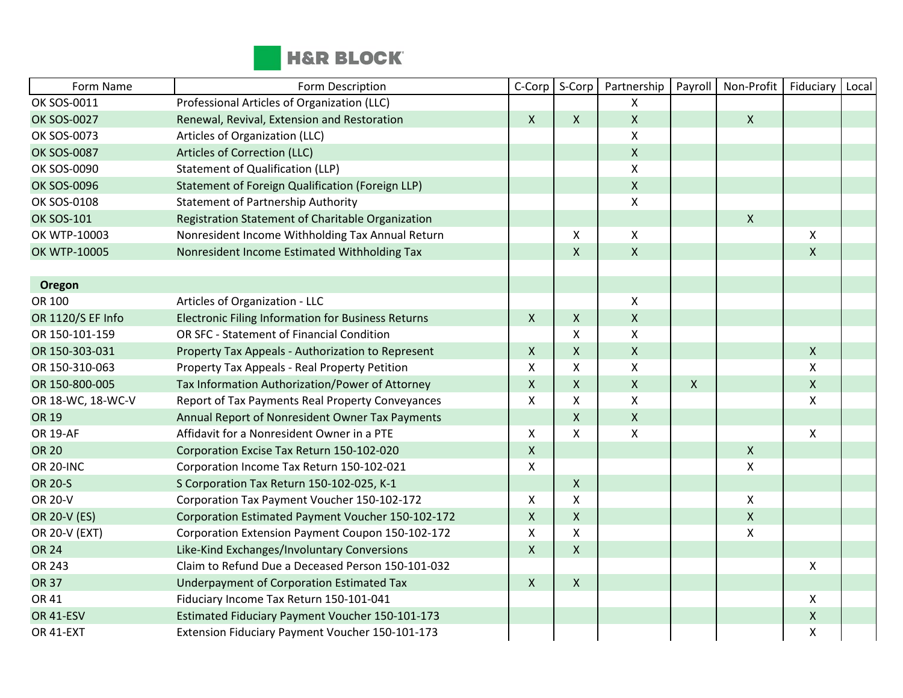| Form Name | Form Description | C-Corp | S-Corp | Partnership | Payroll | Non-Profit | Fiduciary | Local |
|---|---|---|---|---|---|---|---|---|
| OK SOS-0011 | Professional Articles of Organization (LLC) | | | X | | | | |
| OK SOS-0027 | Renewal, Revival, Extension and Restoration | X | X | X | | X | | |
| OK SOS-0073 | Articles of Organization (LLC) | | | X | | | | |
| OK SOS-0087 | Articles of Correction (LLC) | | | X | | | | |
| OK SOS-0090 | Statement of Qualification (LLP) | | | X | | | | |
| OK SOS-0096 | Statement of Foreign Qualification (Foreign LLP) | | | X | | | | |
| OK SOS-0108 | Statement of Partnership Authority | | | X | | | | |
| OK SOS-101 | Registration Statement of Charitable Organization | | | | | X | | |
| OK WTP-10003 | Nonresident Income Withholding Tax Annual Return | | X | X | | | X | |
| OK WTP-10005 | Nonresident Income Estimated Withholding Tax | | X | X | | | X | |
| | | | | | | | | |
| **Oregon** | | | | | | | | |
| OR 100 | Articles of Organization - LLC | | | X | | | | |
| OR 1120/S EF Info | Electronic Filing Information for Business Returns | X | X | X | | | | |
| OR 150-101-159 | OR SFC - Statement of Financial Condition | | X | X | | | | |
| OR 150-303-031 | Property Tax Appeals - Authorization to Represent | X | X | X | | | X | |
| OR 150-310-063 | Property Tax Appeals - Real Property Petition | X | X | X | | | X | |
| OR 150-800-005 | Tax Information Authorization/Power of Attorney | X | X | X | X | | X | |
| OR 18-WC, 18-WC-V | Report of Tax Payments Real Property Conveyances | X | X | X | | | X | |
| OR 19 | Annual Report of Nonresident Owner Tax Payments | | X | X | | | | |
| OR 19-AF | Affidavit for a Nonresident Owner in a PTE | X | X | X | | | X | |
| OR 20 | Corporation Excise Tax Return 150-102-020 | X | | | | X | | |
| OR 20-INC | Corporation Income Tax Return 150-102-021 | X | | | | X | | |
| OR 20-S | S Corporation Tax Return 150-102-025, K-1 | | X | | | | | |
| OR 20-V | Corporation Tax Payment Voucher 150-102-172 | X | X | | | X | | |
| OR 20-V (ES) | Corporation Estimated Payment Voucher 150-102-172 | X | X | | | X | | |
| OR 20-V (EXT) | Corporation Extension Payment Coupon 150-102-172 | X | X | | | X | | |
| OR 24 | Like-Kind Exchanges/Involuntary Conversions | X | X | | | | | |
| OR 243 | Claim to Refund Due a Deceased Person 150-101-032 | | | | | | X | |
| OR 37 | Underpayment of Corporation Estimated Tax | X | X | | | | | |
| OR 41 | Fiduciary Income Tax Return 150-101-041 | | | | | | X | |
| OR 41-ESV | Estimated Fiduciary Payment Voucher 150-101-173 | | | | | | X | |
| OR 41-EXT | Extension Fiduciary Payment Voucher 150-101-173 | | | | | | X | |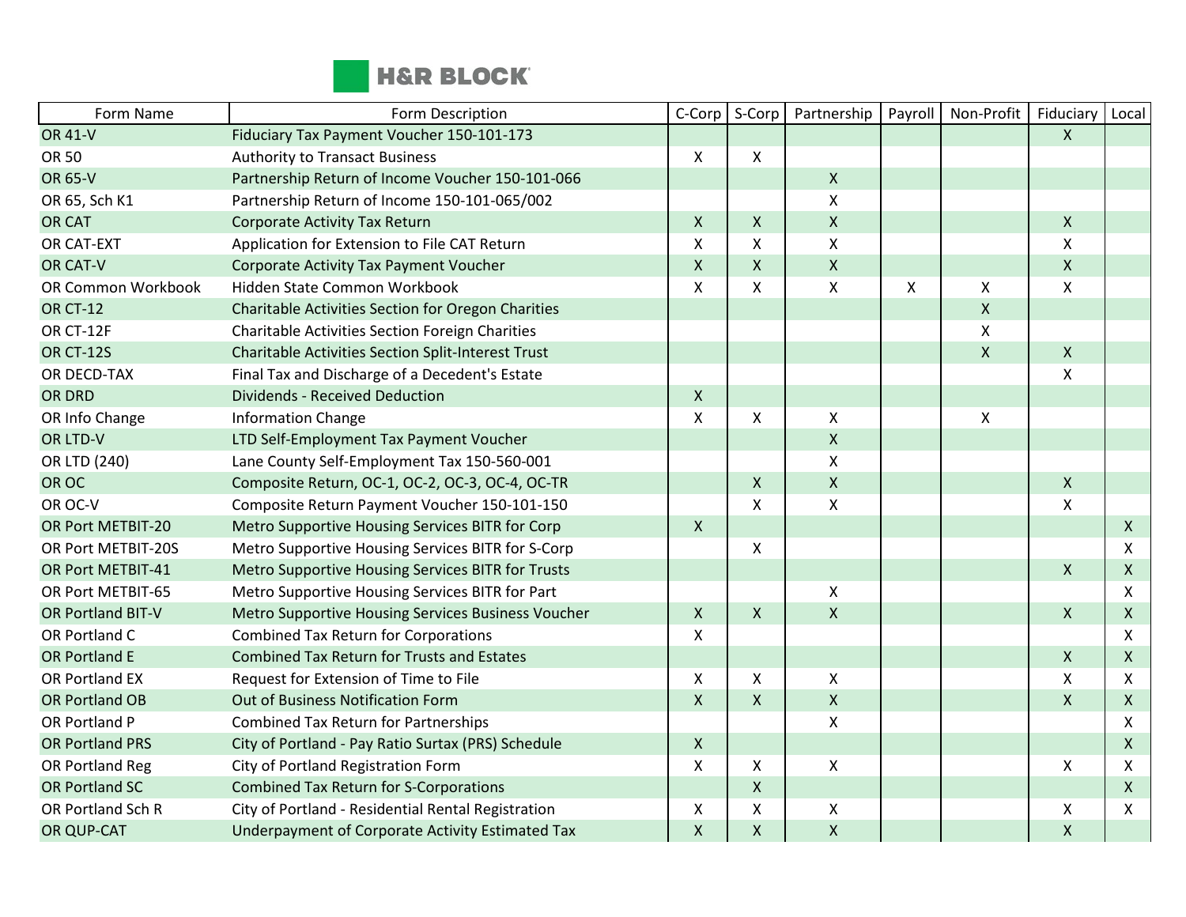| Form Name | Form Description | C-Corp | S-Corp | Partnership | Payroll | Non-Profit | Fiduciary | Local |
|---|---|---|---|---|---|---|---|---|
| OR 41-V | Fiduciary Tax Payment Voucher 150-101-173 | | | | | | X | |
| OR 50 | Authority to Transact Business | X | X | | | | | |
| OR 65-V | Partnership Return of Income Voucher 150-101-066 | | | X | | | | |
| OR 65, Sch K1 | Partnership Return of Income 150-101-065/002 | | | X | | | | |
| OR CAT | Corporate Activity Tax Return | X | X | X | | | X | |
| OR CAT-EXT | Application for Extension to File CAT Return | X | X | X | | | X | |
| OR CAT-V | Corporate Activity Tax Payment Voucher | X | X | X | | | X | |
| OR Common Workbook | Hidden State Common Workbook | X | X | X | X | X | X | |
| OR CT-12 | Charitable Activities Section for Oregon Charities | | | | | X | | |
| OR CT-12F | Charitable Activities Section Foreign Charities | | | | | X | | |
| OR CT-12S | Charitable Activities Section Split-Interest Trust | | | | | X | X | |
| OR DECD-TAX | Final Tax and Discharge of a Decedent's Estate | | | | | | X | |
| OR DRD | Dividends - Received Deduction | X | | | | | | |
| OR Info Change | Information Change | X | X | X | | X | | |
| OR LTD-V | LTD Self-Employment Tax Payment Voucher | | | X | | | | |
| OR LTD (240) | Lane County Self-Employment Tax 150-560-001 | | | X | | | | |
| OR OC | Composite Return, OC-1, OC-2, OC-3, OC-4, OC-TR | | X | X | | | X | |
| OR OC-V | Composite Return Payment Voucher 150-101-150 | | X | X | | | X | |
| OR Port METBIT-20 | Metro Supportive Housing Services BITR for Corp | X | | | | | | X |
| OR Port METBIT-20S | Metro Supportive Housing Services BITR for S-Corp | | X | | | | | X |
| OR Port METBIT-41 | Metro Supportive Housing Services BITR for Trusts | | | | | | X | X |
| OR Port METBIT-65 | Metro Supportive Housing Services BITR for Part | | | X | | | | X |
| OR Portland BIT-V | Metro Supportive Housing Services Business Voucher | X | X | X | | | X | X |
| OR Portland C | Combined Tax Return for Corporations | X | | | | | | X |
| OR Portland E | Combined Tax Return for Trusts and Estates | | | | | | X | X |
| OR Portland EX | Request for Extension of Time to File | X | X | X | | | X | X |
| OR Portland OB | Out of Business Notification Form | X | X | X | | | X | X |
| OR Portland P | Combined Tax Return for Partnerships | | | X | | | | X |
| OR Portland PRS | City of Portland - Pay Ratio Surtax (PRS) Schedule | X | | | | | | X |
| OR Portland Reg | City of Portland Registration Form | X | X | X | | | X | X |
| OR Portland SC | Combined Tax Return for S-Corporations | | X | | | | | X |
| OR Portland Sch R | City of Portland - Residential Rental Registration | X | X | X | | | X | X |
| OR QUP-CAT | Underpayment of Corporate Activity Estimated Tax | X | X | X | | | X | |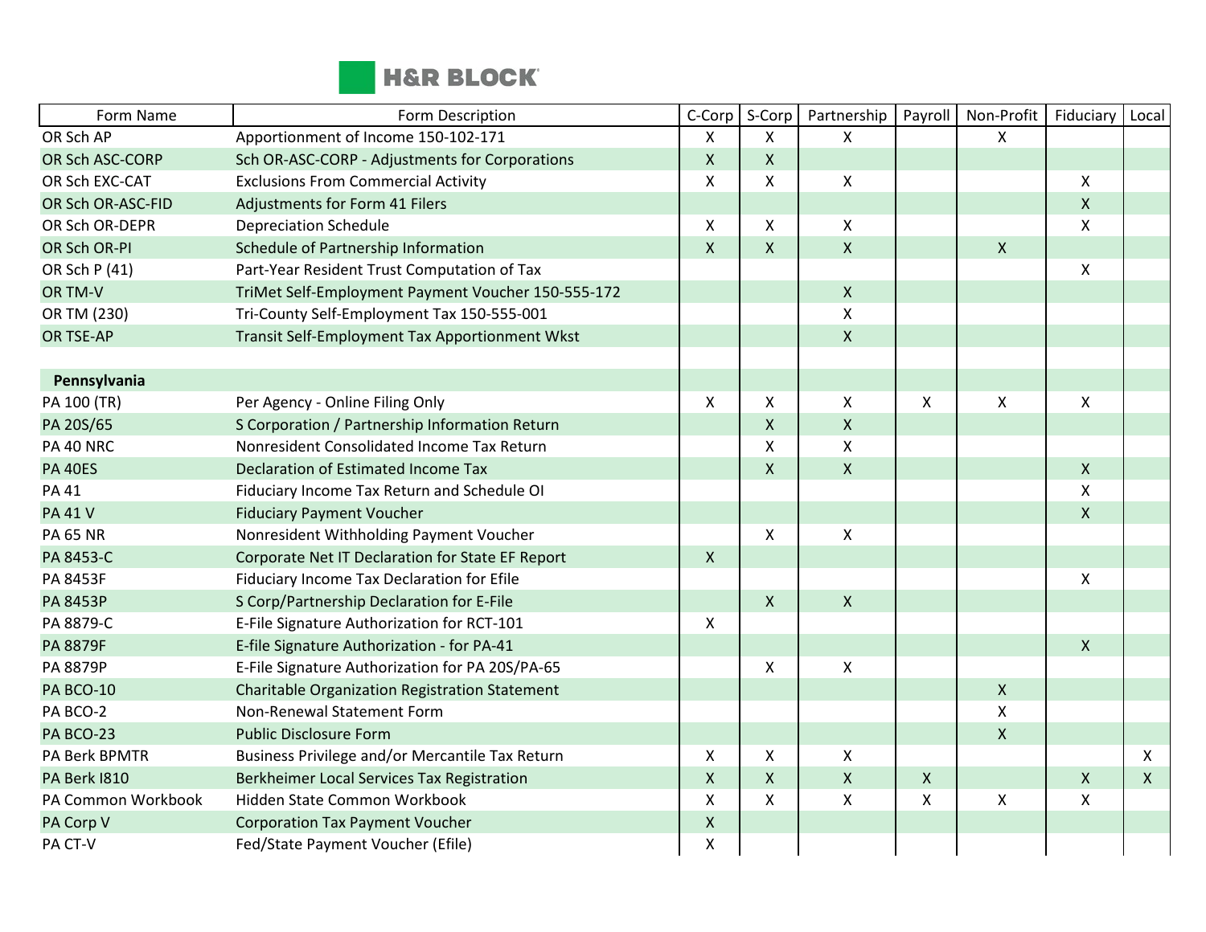| Form Name | Form Description | C-Corp | S-Corp | Partnership | Payroll | Non-Profit | Fiduciary | Local |
|---|---|---|---|---|---|---|---|---|
| OR Sch AP | Apportionment of Income 150-102-171 | X | X | X | | X | | |
| OR Sch ASC-CORP | Sch OR-ASC-CORP - Adjustments for Corporations | X | X | | | | | |
| OR Sch EXC-CAT | Exclusions From Commercial Activity | X | X | X | | | X | |
| OR Sch OR-ASC-FID | Adjustments for Form 41 Filers | | | | | | X | |
| OR Sch OR-DEPR | Depreciation Schedule | X | X | X | | | X | |
| OR Sch OR-PI | Schedule of Partnership Information | X | X | X | | X | | |
| OR Sch P (41) | Part-Year Resident Trust Computation of Tax | | | | | | X | |
| OR TM-V | TriMet Self-Employment Payment Voucher 150-555-172 | | | X | | | | |
| OR TM (230) | Tri-County Self-Employment Tax 150-555-001 | | | X | | | | |
| OR TSE-AP | Transit Self-Employment Tax Apportionment Wkst | | | X | | | | |
| | | | | | | | | |
| **Pennsylvania** | | | | | | | | |
| PA 100 (TR) | Per Agency - Online Filing Only | X | X | X | X | X | X | |
| PA 20S/65 | S Corporation / Partnership Information Return | | X | X | | | | |
| PA 40 NRC | Nonresident Consolidated Income Tax Return | | X | X | | | | |
| PA 40ES | Declaration of Estimated Income Tax | | X | X | | | X | |
| PA 41 | Fiduciary Income Tax Return and Schedule OI | | | | | | X | |
| PA 41 V | Fiduciary Payment Voucher | | | | | | X | |
| PA 65 NR | Nonresident Withholding Payment Voucher | | X | X | | | | |
| PA 8453-C | Corporate Net IT Declaration for State EF Report | X | | | | | | |
| PA 8453F | Fiduciary Income Tax Declaration for Efile | | | | | | X | |
| PA 8453P | S Corp/Partnership Declaration for E-File | | X | X | | | | |
| PA 8879-C | E-File Signature Authorization for RCT-101 | X | | | | | | |
| PA 8879F | E-file Signature Authorization - for PA-41 | | | | | | X | |
| PA 8879P | E-File Signature Authorization for PA 20S/PA-65 | | X | X | | | | |
| PA BCO-10 | Charitable Organization Registration Statement | | | | | X | | |
| PA BCO-2 | Non-Renewal Statement Form | | | | | X | | |
| PA BCO-23 | Public Disclosure Form | | | | | X | | |
| PA Berk BPMTR | Business Privilege and/or Mercantile Tax Return | X | X | X | | | | X |
| PA Berk I810 | Berkheimer Local Services Tax Registration | X | X | X | X | | X | X |
| PA Common Workbook | Hidden State Common Workbook | X | X | X | X | X | X | |
| PA Corp V | Corporation Tax Payment Voucher | X | | | | | | |
| PA CT-V | Fed/State Payment Voucher (Efile) | X | | | | | | |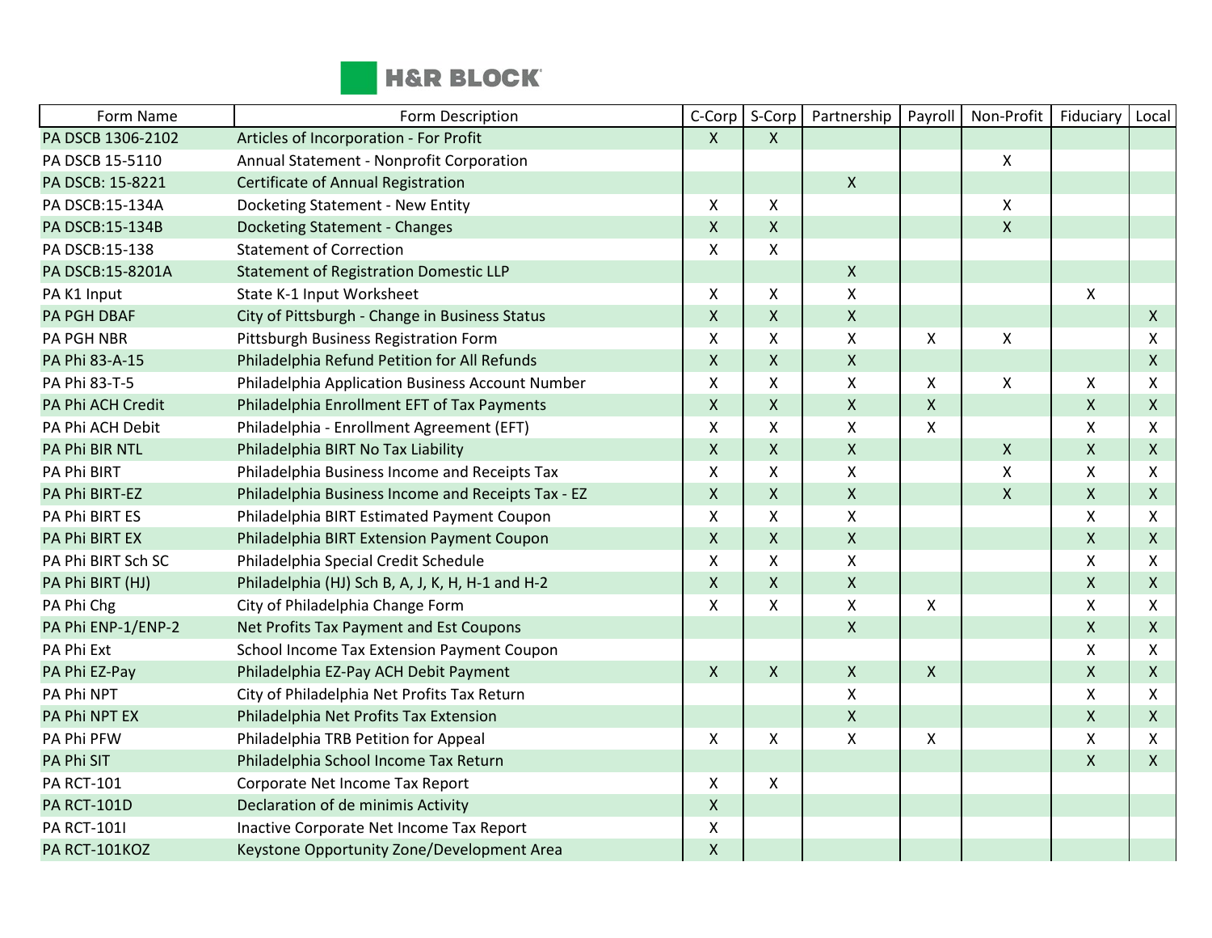| Form Name | Form Description | C-Corp | S-Corp | Partnership | Payroll | Non-Profit | Fiduciary | Local |
|---|---|---|---|---|---|---|---|---|
| PA DSCB 1306-2102 | Articles of Incorporation - For Profit | X | X | | | | | |
| PA DSCB 15-5110 | Annual Statement - Nonprofit Corporation | | | | | X | | |
| PA DSCB: 15-8221 | Certificate of Annual Registration | | | X | | | | |
| PA DSCB:15-134A | Docketing Statement - New Entity | X | X | | | X | | |
| PA DSCB:15-134B | Docketing Statement - Changes | X | X | | | X | | |
| PA DSCB:15-138 | Statement of Correction | X | X | | | | | |
| PA DSCB:15-8201A | Statement of Registration Domestic LLP | | | X | | | | |
| PA K1 Input | State K-1 Input Worksheet | X | X | X | | | X | |
| PA PGH DBAF | City of Pittsburgh - Change in Business Status | X | X | X | | | | X |
| PA PGH NBR | Pittsburgh Business Registration Form | X | X | X | X | X | | X |
| PA Phi 83-A-15 | Philadelphia Refund Petition for All Refunds | X | X | X | | | | X |
| PA Phi 83-T-5 | Philadelphia Application Business Account Number | X | X | X | X | X | X | X |
| PA Phi ACH Credit | Philadelphia Enrollment EFT of Tax Payments | X | X | X | X | | X | X |
| PA Phi ACH Debit | Philadelphia - Enrollment Agreement (EFT) | X | X | X | X | | X | X |
| PA Phi BIR NTL | Philadelphia BIRT No Tax Liability | X | X | X | | X | X | X |
| PA Phi BIRT | Philadelphia Business Income and Receipts Tax | X | X | X | | X | X | X |
| PA Phi BIRT-EZ | Philadelphia Business Income and Receipts Tax - EZ | X | X | X | | X | X | X |
| PA Phi BIRT ES | Philadelphia BIRT Estimated Payment Coupon | X | X | X | | | X | X |
| PA Phi BIRT EX | Philadelphia BIRT Extension Payment Coupon | X | X | X | | | X | X |
| PA Phi BIRT Sch SC | Philadelphia Special Credit Schedule | X | X | X | | | X | X |
| PA Phi BIRT (HJ) | Philadelphia (HJ) Sch B, A, J, K, H, H-1 and H-2 | X | X | X | | | X | X |
| PA Phi Chg | City of Philadelphia Change Form | X | X | X | X | | X | X |
| PA Phi ENP-1/ENP-2 | Net Profits Tax Payment and Est Coupons | | | X | | | X | X |
| PA Phi Ext | School Income Tax Extension Payment Coupon | | | | | | X | X |
| PA Phi EZ-Pay | Philadelphia EZ-Pay ACH Debit Payment | X | X | X | X | | X | X |
| PA Phi NPT | City of Philadelphia Net Profits Tax Return | | | X | | | X | X |
| PA Phi NPT EX | Philadelphia Net Profits Tax Extension | | | X | | | X | X |
| PA Phi PFW | Philadelphia TRB Petition for Appeal | X | X | X | X | | X | X |
| PA Phi SIT | Philadelphia School Income Tax Return | | | | | | X | X |
| PA RCT-101 | Corporate Net Income Tax Report | X | X | | | | | |
| PA RCT-101D | Declaration of de minimis Activity | X | | | | | | |
| PA RCT-101I | Inactive Corporate Net Income Tax Report | X | | | | | | |
| PA RCT-101KOZ | Keystone Opportunity Zone/Development Area | X | | | | | | |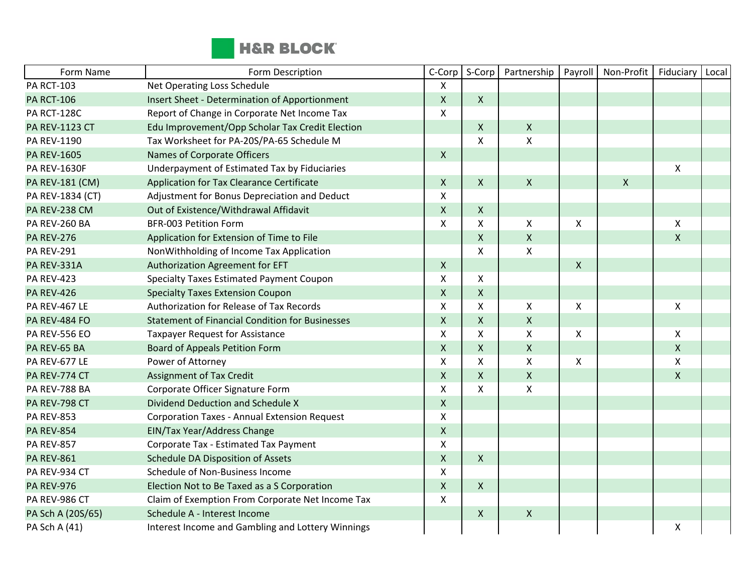| Form Name | Form Description | C-Corp | S-Corp | Partnership | Payroll | Non-Profit | Fiduciary | Local |
|---|---|---|---|---|---|---|---|---|
| PA RCT-103 | Net Operating Loss Schedule | X | | | | | | |
| PA RCT-106 | Insert Sheet - Determination of Apportionment | X | X | | | | | |
| PA RCT-128C | Report of Change in Corporate Net Income Tax | X | | | | | | |
| PA REV-1123 CT | Edu Improvement/Opp Scholar Tax Credit Election | | X | X | | | | |
| PA REV-1190 | Tax Worksheet for PA-20S/PA-65 Schedule M | | X | X | | | | |
| PA REV-1605 | Names of Corporate Officers | X | | | | | | |
| PA REV-1630F | Underpayment of Estimated Tax by Fiduciaries | | | | | | X | |
| PA REV-181 (CM) | Application for Tax Clearance Certificate | X | X | X | | X | | |
| PA REV-1834 (CT) | Adjustment for Bonus Depreciation and Deduct | X | | | | | | |
| PA REV-238 CM | Out of Existence/Withdrawal Affidavit | X | X | | | | | |
| PA REV-260 BA | BFR-003 Petition Form | X | X | X | X | | X | |
| PA REV-276 | Application for Extension of Time to File | | X | X | | | X | |
| PA REV-291 | NonWithholding of Income Tax Application | | X | X | | | | |
| PA REV-331A | Authorization Agreement for EFT | X | | | X | | | |
| PA REV-423 | Specialty Taxes Estimated Payment Coupon | X | X | | | | | |
| PA REV-426 | Specialty Taxes Extension Coupon | X | X | | | | | |
| PA REV-467 LE | Authorization for Release of Tax Records | X | X | X | X | | X | |
| PA REV-484 FO | Statement of Financial Condition for Businesses | X | X | X | | | | |
| PA REV-556 EO | Taxpayer Request for Assistance | X | X | X | X | | X | |
| PA REV-65 BA | Board of Appeals Petition Form | X | X | X | | | X | |
| PA REV-677 LE | Power of Attorney | X | X | X | X | | X | |
| PA REV-774 CT | Assignment of Tax Credit | X | X | X | | | X | |
| PA REV-788 BA | Corporate Officer Signature Form | X | X | X | | | | |
| PA REV-798 CT | Dividend Deduction and Schedule X | X | | | | | | |
| PA REV-853 | Corporation Taxes - Annual Extension Request | X | | | | | | |
| PA REV-854 | EIN/Tax Year/Address Change | X | | | | | | |
| PA REV-857 | Corporate Tax - Estimated Tax Payment | X | | | | | | |
| PA REV-861 | Schedule DA Disposition of Assets | X | X | | | | | |
| PA REV-934 CT | Schedule of Non-Business Income | X | | | | | | |
| PA REV-976 | Election Not to Be Taxed as a S Corporation | X | X | | | | | |
| PA REV-986 CT | Claim of Exemption From Corporate Net Income Tax | X | | | | | | |
| PA Sch A (20S/65) | Schedule A - Interest Income | | X | X | | | | |
| PA Sch A (41) | Interest Income and Gambling and Lottery Winnings | | | | | | X | |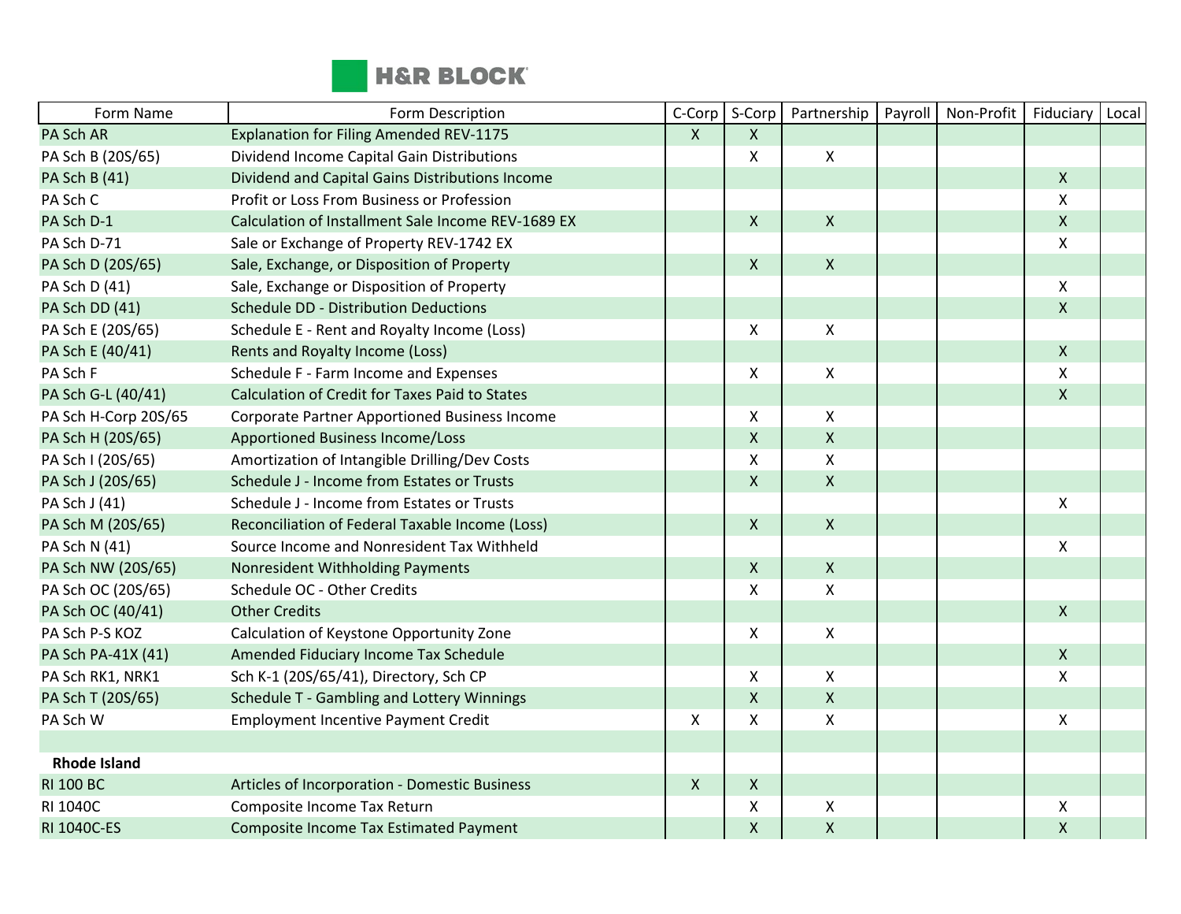| Form Name | Form Description | C-Corp | S-Corp | Partnership | Payroll | Non-Profit | Fiduciary | Local |
|---|---|---|---|---|---|---|---|---|
| PA Sch AR | Explanation for Filing Amended REV-1175 | X | X | | | | | |
| PA Sch B (20S/65) | Dividend Income Capital Gain Distributions | | X | X | | | | |
| PA Sch B (41) | Dividend and Capital Gains Distributions Income | | | | | | X | |
| PA Sch C | Profit or Loss From Business or Profession | | | | | | X | |
| PA Sch D-1 | Calculation of Installment Sale Income REV-1689 EX | | X | X | | | X | |
| PA Sch D-71 | Sale or Exchange of Property REV-1742 EX | | | | | | X | |
| PA Sch D (20S/65) | Sale, Exchange, or Disposition of Property | | X | X | | | | |
| PA Sch D (41) | Sale, Exchange or Disposition of Property | | | | | | X | |
| PA Sch DD (41) | Schedule DD - Distribution Deductions | | | | | | X | |
| PA Sch E (20S/65) | Schedule E - Rent and Royalty Income (Loss) | | X | X | | | | |
| PA Sch E (40/41) | Rents and Royalty Income (Loss) | | | | | | X | |
| PA Sch F | Schedule F - Farm Income and Expenses | | X | X | | | X | |
| PA Sch G-L (40/41) | Calculation of Credit for Taxes Paid to States | | | | | | X | |
| PA Sch H-Corp 20S/65 | Corporate Partner Apportioned Business Income | | X | X | | | | |
| PA Sch H (20S/65) | Apportioned Business Income/Loss | | X | X | | | | |
| PA Sch I (20S/65) | Amortization of Intangible Drilling/Dev Costs | | X | X | | | | |
| PA Sch J (20S/65) | Schedule J - Income from Estates or Trusts | | X | X | | | | |
| PA Sch J (41) | Schedule J - Income from Estates or Trusts | | | | | | X | |
| PA Sch M (20S/65) | Reconciliation of Federal Taxable Income (Loss) | | X | X | | | | |
| PA Sch N (41) | Source Income and Nonresident Tax Withheld | | | | | | X | |
| PA Sch NW (20S/65) | Nonresident Withholding Payments | | X | X | | | | |
| PA Sch OC (20S/65) | Schedule OC - Other Credits | | X | X | | | | |
| PA Sch OC (40/41) | Other Credits | | | | | | X | |
| PA Sch P-S KOZ | Calculation of Keystone Opportunity Zone | | X | X | | | | |
| PA Sch PA-41X (41) | Amended Fiduciary Income Tax Schedule | | | | | | X | |
| PA Sch RK1, NRK1 | Sch K-1 (20S/65/41), Directory, Sch CP | | X | X | | | X | |
| PA Sch T (20S/65) | Schedule T - Gambling and Lottery Winnings | | X | X | | | | |
| PA Sch W | Employment Incentive Payment Credit | X | X | X | | | X | |
| | | | | | | | | |
| **Rhode Island** | | | | | | | | |
| RI 100 BC | Articles of Incorporation - Domestic Business | X | X | | | | | |
| RI 1040C | Composite Income Tax Return | | X | X | | | X | |
| RI 1040C-ES | Composite Income Tax Estimated Payment | | X | X | | | X | |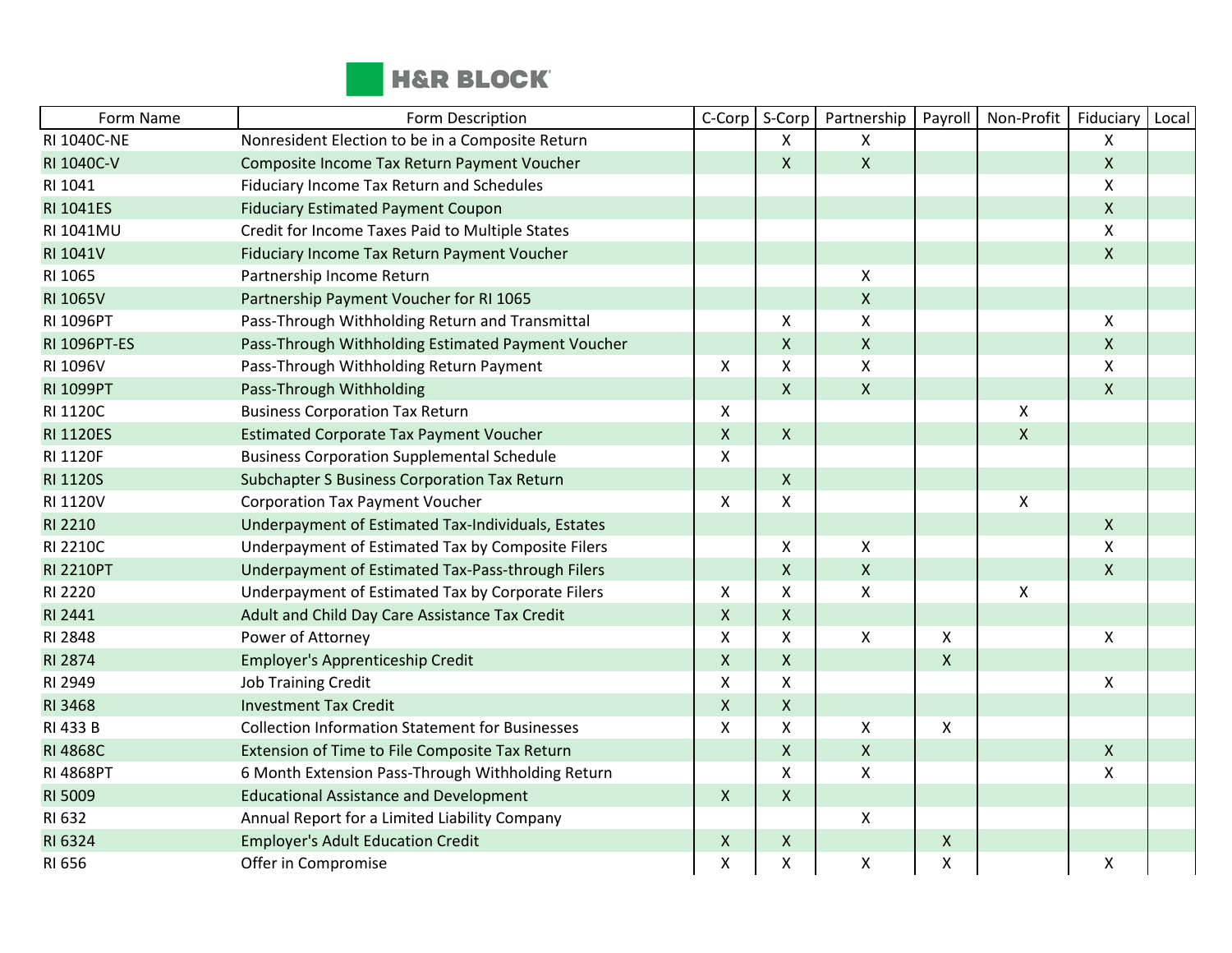| Form Name | Form Description | C-Corp | S-Corp | Partnership | Payroll | Non-Profit | Fiduciary | Local |
|---|---|---|---|---|---|---|---|---|
| RI 1040C-NE | Nonresident Election to be in a Composite Return | | X | X | | | X | |
| RI 1040C-V | Composite Income Tax Return Payment Voucher | | X | X | | | X | |
| RI 1041 | Fiduciary Income Tax Return and Schedules | | | | | | X | |
| RI 1041ES | Fiduciary Estimated Payment Coupon | | | | | | X | |
| RI 1041MU | Credit for Income Taxes Paid to Multiple States | | | | | | X | |
| RI 1041V | Fiduciary Income Tax Return Payment Voucher | | | | | | X | |
| RI 1065 | Partnership Income Return | | | X | | | | |
| RI 1065V | Partnership Payment Voucher for RI 1065 | | | X | | | | |
| RI 1096PT | Pass-Through Withholding Return and Transmittal | | X | X | | | X | |
| RI 1096PT-ES | Pass-Through Withholding Estimated Payment Voucher | | X | X | | | X | |
| RI 1096V | Pass-Through Withholding Return Payment | X | X | X | | | X | |
| RI 1099PT | Pass-Through Withholding | | X | X | | | X | |
| RI 1120C | Business Corporation Tax Return | X | | | | X | | |
| RI 1120ES | Estimated Corporate Tax Payment Voucher | X | X | | | X | | |
| RI 1120F | Business Corporation Supplemental Schedule | X | | | | | | |
| RI 1120S | Subchapter S Business Corporation Tax Return | | X | | | | | |
| RI 1120V | Corporation Tax Payment Voucher | X | X | | | X | | |
| RI 2210 | Underpayment of Estimated Tax-Individuals, Estates | | | | | | X | |
| RI 2210C | Underpayment of Estimated Tax by Composite Filers | | X | X | | | X | |
| RI 2210PT | Underpayment of Estimated Tax-Pass-through Filers | | X | X | | | X | |
| RI 2220 | Underpayment of Estimated Tax by Corporate Filers | X | X | X | | X | | |
| RI 2441 | Adult and Child Day Care Assistance Tax Credit | X | X | | | | | |
| RI 2848 | Power of Attorney | X | X | X | X | | X | |
| RI 2874 | Employer's Apprenticeship Credit | X | X | | X | | | |
| RI 2949 | Job Training Credit | X | X | | | | X | |
| RI 3468 | Investment Tax Credit | X | X | | | | | |
| RI 433 B | Collection Information Statement for Businesses | X | X | X | X | | | |
| RI 4868C | Extension of Time to File Composite Tax Return | | X | X | | | X | |
| RI 4868PT | 6 Month Extension Pass-Through Withholding Return | | X | X | | | X | |
| RI 5009 | Educational Assistance and Development | X | X | | | | | |
| RI 632 | Annual Report for a Limited Liability Company | | | X | | | | |
| RI 6324 | Employer's Adult Education Credit | X | X | | X | | | |
| RI 656 | Offer in Compromise | X | X | X | X | | X | |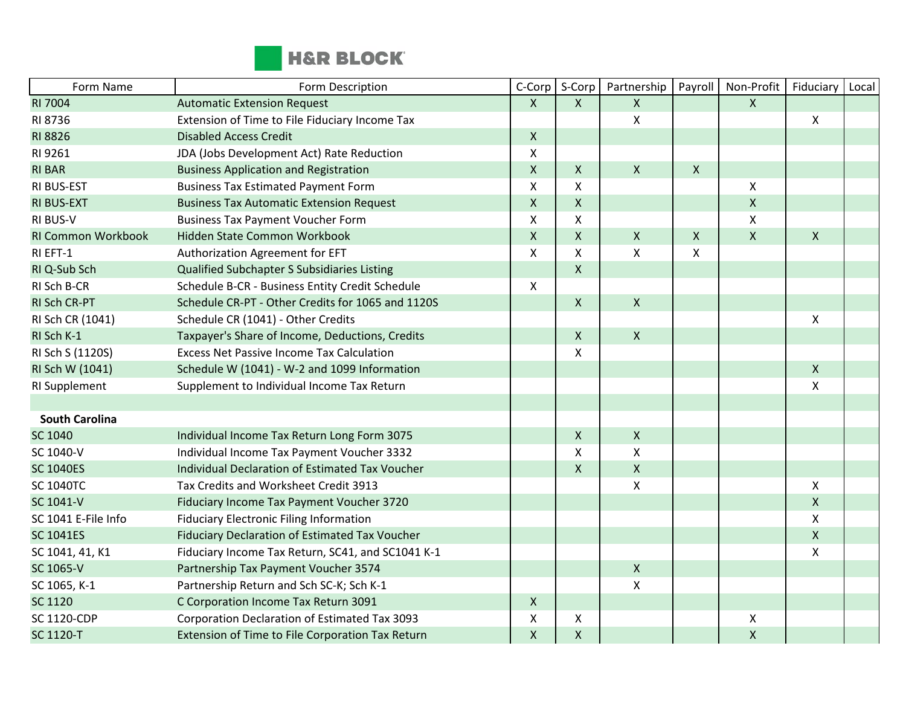| Form Name | Form Description | C-Corp | S-Corp | Partnership | Payroll | Non-Profit | Fiduciary | Local |
|---|---|---|---|---|---|---|---|---|
| RI 7004 | Automatic Extension Request | X | X | X | | X | | |
| RI 8736 | Extension of Time to File Fiduciary Income Tax | | | X | | | X | |
| RI 8826 | Disabled Access Credit | X | | | | | | |
| RI 9261 | JDA (Jobs Development Act) Rate Reduction | X | | | | | | |
| RI BAR | Business Application and Registration | X | X | X | X | | | |
| RI BUS-EST | Business Tax Estimated Payment Form | X | X | | | X | | |
| RI BUS-EXT | Business Tax Automatic Extension Request | X | X | | | X | | |
| RI BUS-V | Business Tax Payment Voucher Form | X | X | | | X | | |
| RI Common Workbook | Hidden State Common Workbook | X | X | X | X | X | X | |
| RI EFT-1 | Authorization Agreement for EFT | X | X | X | X | | | |
| RI Q-Sub Sch | Qualified Subchapter S Subsidiaries Listing | | X | | | | | |
| RI Sch B-CR | Schedule B-CR - Business Entity Credit Schedule | X | | | | | | |
| RI Sch CR-PT | Schedule CR-PT - Other Credits for 1065 and 1120S | | X | X | | | | |
| RI Sch CR (1041) | Schedule CR (1041) - Other Credits | | | | | | X | |
| RI Sch K-1 | Taxpayer's Share of Income, Deductions, Credits | | X | X | | | | |
| RI Sch S (1120S) | Excess Net Passive Income Tax Calculation | | X | | | | | |
| RI Sch W (1041) | Schedule W (1041) - W-2 and 1099 Information | | | | | | X | |
| RI Supplement | Supplement to Individual Income Tax Return | | | | | | X | |
| | | | | | | | | |
| **South Carolina** | | | | | | | | |
| SC 1040 | Individual Income Tax Return Long Form 3075 | | X | X | | | | |
| SC 1040-V | Individual Income Tax Payment Voucher 3332 | | X | X | | | | |
| SC 1040ES | Individual Declaration of Estimated Tax Voucher | | X | X | | | | |
| SC 1040TC | Tax Credits and Worksheet Credit 3913 | | | X | | | X | |
| SC 1041-V | Fiduciary Income Tax Payment Voucher 3720 | | | | | | X | |
| SC 1041 E-File Info | Fiduciary Electronic Filing Information | | | | | | X | |
| SC 1041ES | Fiduciary Declaration of Estimated Tax Voucher | | | | | | X | |
| SC 1041, 41, K1 | Fiduciary Income Tax Return, SC41, and SC1041 K-1 | | | | | | X | |
| SC 1065-V | Partnership Tax Payment Voucher 3574 | | | X | | | | |
| SC 1065, K-1 | Partnership Return and Sch SC-K; Sch K-1 | | | X | | | | |
| SC 1120 | C Corporation Income Tax Return 3091 | X | | | | | | |
| SC 1120-CDP | Corporation Declaration of Estimated Tax 3093 | X | X | | | X | | |
| SC 1120-T | Extension of Time to File Corporation Tax Return | X | X | | | X | | |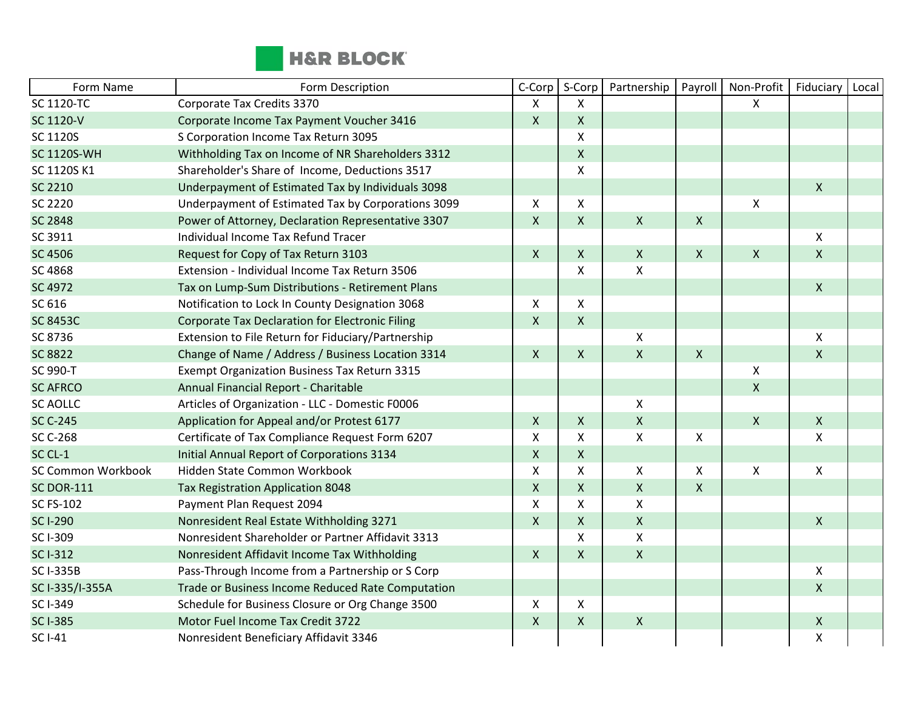| Form Name | Form Description | C-Corp | S-Corp | Partnership | Payroll | Non-Profit | Fiduciary | Local |
|---|---|---|---|---|---|---|---|---|
| SC 1120-TC | Corporate Tax Credits 3370 | X | X | | | X | | |
| SC 1120-V | Corporate Income Tax Payment Voucher 3416 | X | X | | | | | |
| SC 1120S | S Corporation Income Tax Return 3095 | | X | | | | | |
| SC 1120S-WH | Withholding Tax on Income of NR Shareholders 3312 | | X | | | | | |
| SC 1120S K1 | Shareholder's Share of Income, Deductions 3517 | | X | | | | | |
| SC 2210 | Underpayment of Estimated Tax by Individuals 3098 | | | | | | X | |
| SC 2220 | Underpayment of Estimated Tax by Corporations 3099 | X | X | | | X | | |
| SC 2848 | Power of Attorney, Declaration Representative 3307 | X | X | X | X | | | |
| SC 3911 | Individual Income Tax Refund Tracer | | | | | | X | |
| SC 4506 | Request for Copy of Tax Return 3103 | X | X | X | X | X | X | |
| SC 4868 | Extension - Individual Income Tax Return 3506 | | X | X | | | | |
| SC 4972 | Tax on Lump-Sum Distributions - Retirement Plans | | | | | | X | |
| SC 616 | Notification to Lock In County Designation 3068 | X | X | | | | | |
| SC 8453C | Corporate Tax Declaration for Electronic Filing | X | X | | | | | |
| SC 8736 | Extension to File Return for Fiduciary/Partnership | | | X | | | X | |
| SC 8822 | Change of Name / Address / Business Location 3314 | X | X | X | X | | X | |
| SC 990-T | Exempt Organization Business Tax Return 3315 | | | | | X | | |
| SC AFRCO | Annual Financial Report - Charitable | | | | | X | | |
| SC AOLLC | Articles of Organization - LLC - Domestic F0006 | | | X | | | | |
| SC C-245 | Application for Appeal and/or Protest 6177 | X | X | X | | X | X | |
| SC C-268 | Certificate of Tax Compliance Request Form 6207 | X | X | X | X | | X | |
| SC CL-1 | Initial Annual Report of Corporations 3134 | X | X | | | | | |
| SC Common Workbook | Hidden State Common Workbook | X | X | X | X | X | X | |
| SC DOR-111 | Tax Registration Application 8048 | X | X | X | X | | | |
| SC FS-102 | Payment Plan Request 2094 | X | X | X | | | | |
| SC I-290 | Nonresident Real Estate Withholding 3271 | X | X | X | | | X | |
| SC I-309 | Nonresident Shareholder or Partner Affidavit 3313 | | X | X | | | | |
| SC I-312 | Nonresident Affidavit Income Tax Withholding | X | X | X | | | | |
| SC I-335B | Pass-Through Income from a Partnership or S Corp | | | | | | X | |
| SC I-335/I-355A | Trade or Business Income Reduced Rate Computation | | | | | | X | |
| SC I-349 | Schedule for Business Closure or Org Change 3500 | X | X | | | | | |
| SC I-385 | Motor Fuel Income Tax Credit 3722 | X | X | X | | | X | |
| SC I-41 | Nonresident Beneficiary Affidavit 3346 | | | | | | X | |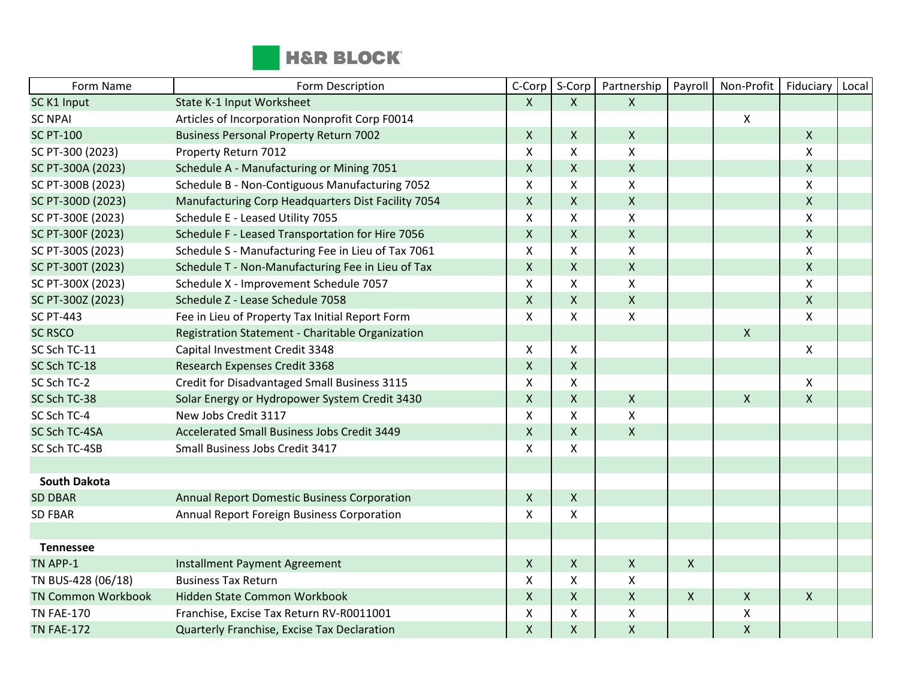| Form Name | Form Description | C-Corp | S-Corp | Partnership | Payroll | Non-Profit | Fiduciary | Local |
|---|---|---|---|---|---|---|---|---|
| SC K1 Input | State K-1 Input Worksheet | X | X | X | | | | |
| SC NPAI | Articles of Incorporation Nonprofit Corp F0014 | | | | | X | | |
| SC PT-100 | Business Personal Property Return 7002 | X | X | X | | | X | |
| SC PT-300 (2023) | Property Return 7012 | X | X | X | | | X | |
| SC PT-300A (2023) | Schedule A - Manufacturing or Mining 7051 | X | X | X | | | X | |
| SC PT-300B (2023) | Schedule B - Non-Contiguous Manufacturing 7052 | X | X | X | | | X | |
| SC PT-300D (2023) | Manufacturing Corp Headquarters Dist Facility 7054 | X | X | X | | | X | |
| SC PT-300E (2023) | Schedule E - Leased Utility 7055 | X | X | X | | | X | |
| SC PT-300F (2023) | Schedule F - Leased Transportation for Hire 7056 | X | X | X | | | X | |
| SC PT-300S (2023) | Schedule S - Manufacturing Fee in Lieu of Tax 7061 | X | X | X | | | X | |
| SC PT-300T (2023) | Schedule T - Non-Manufacturing Fee in Lieu of Tax | X | X | X | | | X | |
| SC PT-300X (2023) | Schedule X - Improvement Schedule 7057 | X | X | X | | | X | |
| SC PT-300Z (2023) | Schedule Z - Lease Schedule 7058 | X | X | X | | | X | |
| SC PT-443 | Fee in Lieu of Property Tax Initial Report Form | X | X | X | | | X | |
| SC RSCO | Registration Statement - Charitable Organization | | | | | X | | |
| SC Sch TC-11 | Capital Investment Credit 3348 | X | X | | | | X | |
| SC Sch TC-18 | Research Expenses Credit 3368 | X | X | | | | | |
| SC Sch TC-2 | Credit for Disadvantaged Small Business 3115 | X | X | | | | X | |
| SC Sch TC-38 | Solar Energy or Hydropower System Credit 3430 | X | X | X | | X | X | |
| SC Sch TC-4 | New Jobs Credit 3117 | X | X | X | | | | |
| SC Sch TC-4SA | Accelerated Small Business Jobs Credit 3449 | X | X | X | | | | |
| SC Sch TC-4SB | Small Business Jobs Credit 3417 | X | X | | | | | |
| | | | | | | | | |
| **South Dakota** | | | | | | | | |
| SD DBAR | Annual Report Domestic Business Corporation | X | X | | | | | |
| SD FBAR | Annual Report Foreign Business Corporation | X | X | | | | | |
| | | | | | | | | |
| **Tennessee** | | | | | | | | |
| TN APP-1 | Installment Payment Agreement | X | X | X | X | | | |
| TN BUS-428 (06/18) | Business Tax Return | X | X | X | | | | |
| TN Common Workbook | Hidden State Common Workbook | X | X | X | X | X | X | |
| TN FAE-170 | Franchise, Excise Tax Return RV-R0011001 | X | X | X | | X | | |
| TN FAE-172 | Quarterly Franchise, Excise Tax Declaration | X | X | X | | X | | |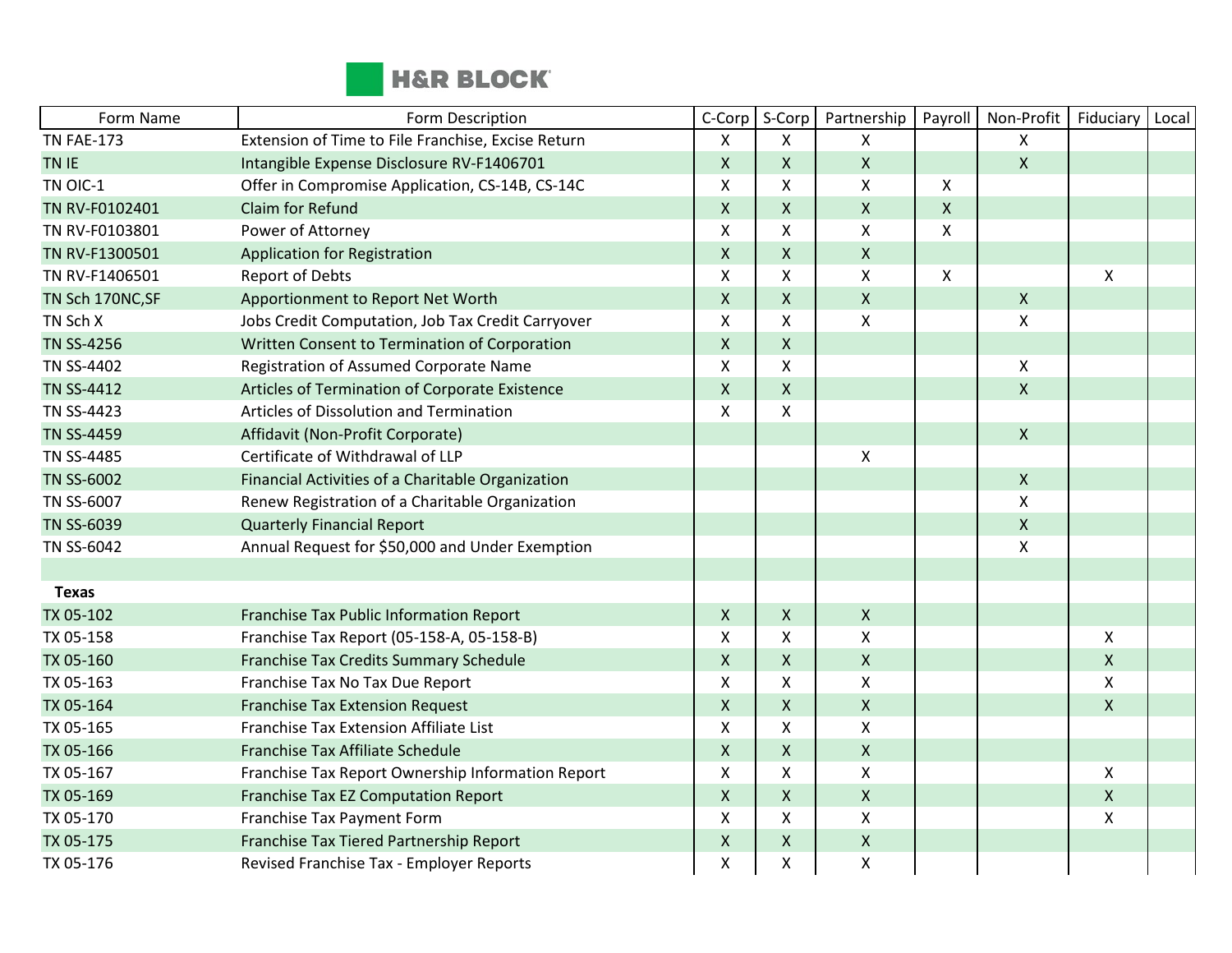| Form Name | Form Description | C-Corp | S-Corp | Partnership | Payroll | Non-Profit | Fiduciary | Local |
|---|---|---|---|---|---|---|---|---|
| TN FAE-173 | Extension of Time to File Franchise, Excise Return | X | X | X | | X | | |
| TN IE | Intangible Expense Disclosure RV-F1406701 | X | X | X | | X | | |
| TN OIC-1 | Offer in Compromise Application, CS-14B, CS-14C | X | X | X | X | | | |
| TN RV-F0102401 | Claim for Refund | X | X | X | X | | | |
| TN RV-F0103801 | Power of Attorney | X | X | X | X | | | |
| TN RV-F1300501 | Application for Registration | X | X | X | | | | |
| TN RV-F1406501 | Report of Debts | X | X | X | X | | X | |
| TN Sch 170NC,SF | Apportionment to Report Net Worth | X | X | X | | X | | |
| TN Sch X | Jobs Credit Computation, Job Tax Credit Carryover | X | X | X | | X | | |
| TN SS-4256 | Written Consent to Termination of Corporation | X | X | | | | | |
| TN SS-4402 | Registration of Assumed Corporate Name | X | X | | | X | | |
| TN SS-4412 | Articles of Termination of Corporate Existence | X | X | | | X | | |
| TN SS-4423 | Articles of Dissolution and Termination | X | X | | | | | |
| TN SS-4459 | Affidavit (Non-Profit Corporate) | | | | | X | | |
| TN SS-4485 | Certificate of Withdrawal of LLP | | | X | | | | |
| TN SS-6002 | Financial Activities of a Charitable Organization | | | | | X | | |
| TN SS-6007 | Renew Registration of a Charitable Organization | | | | | X | | |
| TN SS-6039 | Quarterly Financial Report | | | | | X | | |
| TN SS-6042 | Annual Request for $50,000 and Under Exemption | | | | | X | | |
| | | | | | | | | |
| **Texas** | | | | | | | | |
| TX 05-102 | Franchise Tax Public Information Report | X | X | X | | | | |
| TX 05-158 | Franchise Tax Report (05-158-A, 05-158-B) | X | X | X | | | X | |
| TX 05-160 | Franchise Tax Credits Summary Schedule | X | X | X | | | X | |
| TX 05-163 | Franchise Tax No Tax Due Report | X | X | X | | | X | |
| TX 05-164 | Franchise Tax Extension Request | X | X | X | | | X | |
| TX 05-165 | Franchise Tax Extension Affiliate List | X | X | X | | | | |
| TX 05-166 | Franchise Tax Affiliate Schedule | X | X | X | | | | |
| TX 05-167 | Franchise Tax Report Ownership Information Report | X | X | X | | | X | |
| TX 05-169 | Franchise Tax EZ Computation Report | X | X | X | | | X | |
| TX 05-170 | Franchise Tax Payment Form | X | X | X | | | X | |
| TX 05-175 | Franchise Tax Tiered Partnership Report | X | X | X | | | | |
| TX 05-176 | Revised Franchise Tax - Employer Reports | X | X | X | | | | |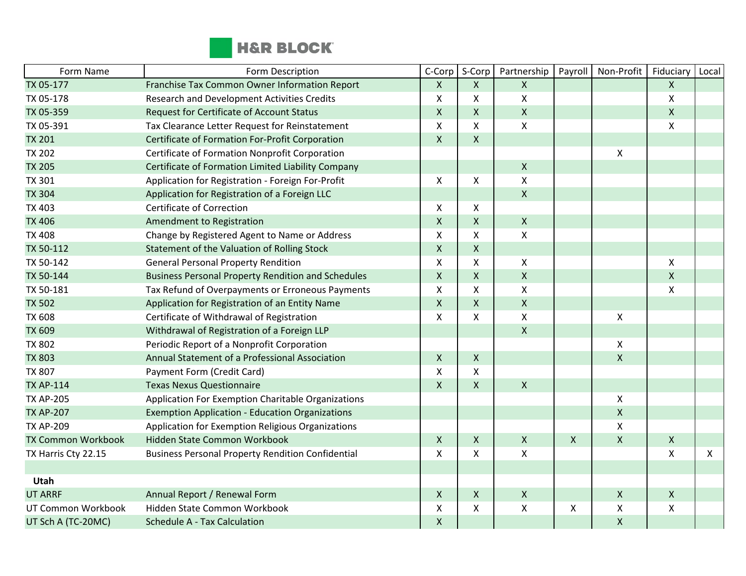| Form Name | Form Description | C-Corp | S-Corp | Partnership | Payroll | Non-Profit | Fiduciary | Local |
|---|---|---|---|---|---|---|---|---|
| TX 05-177 | Franchise Tax Common Owner Information Report | X | X | X | | | X | |
| TX 05-178 | Research and Development Activities Credits | X | X | X | | | X | |
| TX 05-359 | Request for Certificate of Account Status | X | X | X | | | X | |
| TX 05-391 | Tax Clearance Letter Request for Reinstatement | X | X | X | | | X | |
| TX 201 | Certificate of Formation For-Profit Corporation | X | X | | | | | |
| TX 202 | Certificate of Formation Nonprofit Corporation | | | | | X | | |
| TX 205 | Certificate of Formation Limited Liability Company | | | X | | | | |
| TX 301 | Application for Registration - Foreign For-Profit | X | X | X | | | | |
| TX 304 | Application for Registration of a Foreign LLC | | | X | | | | |
| TX 403 | Certificate of Correction | X | X | | | | | |
| TX 406 | Amendment to Registration | X | X | X | | | | |
| TX 408 | Change by Registered Agent to Name or Address | X | X | X | | | | |
| TX 50-112 | Statement of the Valuation of Rolling Stock | X | X | | | | | |
| TX 50-142 | General Personal Property Rendition | X | X | X | | | X | |
| TX 50-144 | Business Personal Property Rendition and Schedules | X | X | X | | | X | |
| TX 50-181 | Tax Refund of Overpayments or Erroneous Payments | X | X | X | | | X | |
| TX 502 | Application for Registration of an Entity Name | X | X | X | | | | |
| TX 608 | Certificate of Withdrawal of Registration | X | X | X | | X | | |
| TX 609 | Withdrawal of Registration of a Foreign LLP | | | X | | | | |
| TX 802 | Periodic Report of a Nonprofit Corporation | | | | | X | | |
| TX 803 | Annual Statement of a Professional Association | X | X | | | X | | |
| TX 807 | Payment Form (Credit Card) | X | X | | | | | |
| TX AP-114 | Texas Nexus Questionnaire | X | X | X | | | | |
| TX AP-205 | Application For Exemption Charitable Organizations | | | | | X | | |
| TX AP-207 | Exemption Application - Education Organizations | | | | | X | | |
| TX AP-209 | Application for Exemption Religious Organizations | | | | | X | | |
| TX Common Workbook | Hidden State Common Workbook | X | X | X | X | X | X | |
| TX Harris Cty 22.15 | Business Personal Property Rendition Confidential | X | X | X | | | X | X |
| | | | | | | | | |
| **Utah** | | | | | | | | |
| UT ARRF | Annual Report / Renewal Form | X | X | X | | X | X | |
| UT Common Workbook | Hidden State Common Workbook | X | X | X | X | X | X | |
| UT Sch A (TC-20MC) | Schedule A - Tax Calculation | X | | | | X | | |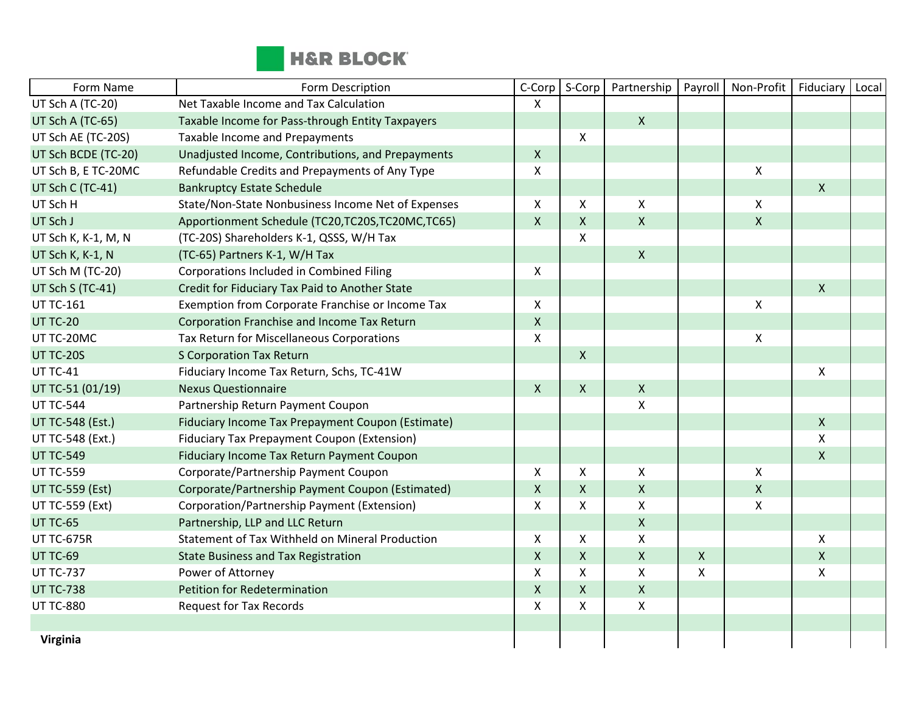| Form Name | Form Description | C-Corp | S-Corp | Partnership | Payroll | Non-Profit | Fiduciary | Local |
|---|---|---|---|---|---|---|---|---|
| UT Sch A (TC-20) | Net Taxable Income and Tax Calculation | X | | | | | | |
| UT Sch A (TC-65) | Taxable Income for Pass-through Entity Taxpayers | | | X | | | | |
| UT Sch AE (TC-20S) | Taxable Income and Prepayments | | X | | | | | |
| UT Sch BCDE (TC-20) | Unadjusted Income, Contributions, and Prepayments | X | | | | | | |
| UT Sch B, E TC-20MC | Refundable Credits and Prepayments of Any Type | X | | | | X | | |
| UT Sch C (TC-41) | Bankruptcy Estate Schedule | | | | | | X | |
| UT Sch H | State/Non-State Nonbusiness Income Net of Expenses | X | X | X | | X | | |
| UT Sch J | Apportionment Schedule (TC20,TC20S,TC20MC,TC65) | X | X | X | | X | | |
| UT Sch K, K-1, M, N | (TC-20S) Shareholders K-1, QSSS, W/H Tax | | X | | | | | |
| UT Sch K, K-1, N | (TC-65) Partners K-1, W/H Tax | | | X | | | | |
| UT Sch M (TC-20) | Corporations Included in Combined Filing | X | | | | | | |
| UT Sch S (TC-41) | Credit for Fiduciary Tax Paid to Another State | | | | | | X | |
| UT TC-161 | Exemption from Corporate Franchise or Income Tax | X | | | | X | | |
| UT TC-20 | Corporation Franchise and Income Tax Return | X | | | | | | |
| UT TC-20MC | Tax Return for Miscellaneous Corporations | X | | | | X | | |
| UT TC-20S | S Corporation Tax Return | | X | | | | | |
| UT TC-41 | Fiduciary Income Tax Return, Schs, TC-41W | | | | | | X | |
| UT TC-51 (01/19) | Nexus Questionnaire | X | X | X | | | | |
| UT TC-544 | Partnership Return Payment Coupon | | | X | | | | |
| UT TC-548 (Est.) | Fiduciary Income Tax Prepayment Coupon (Estimate) | | | | | | X | |
| UT TC-548 (Ext.) | Fiduciary Tax Prepayment Coupon (Extension) | | | | | | X | |
| UT TC-549 | Fiduciary Income Tax Return Payment Coupon | | | | | | X | |
| UT TC-559 | Corporate/Partnership Payment Coupon | X | X | X | | X | | |
| UT TC-559 (Est) | Corporate/Partnership Payment Coupon (Estimated) | X | X | X | | X | | |
| UT TC-559 (Ext) | Corporation/Partnership Payment (Extension) | X | X | X | | X | | |
| UT TC-65 | Partnership, LLP and LLC Return | | | X | | | | |
| UT TC-675R | Statement of Tax Withheld on Mineral Production | X | X | X | | | X | |
| UT TC-69 | State Business and Tax Registration | X | X | X | X | | X | |
| UT TC-737 | Power of Attorney | X | X | X | X | | X | |
| UT TC-738 | Petition for Redetermination | X | X | X | | | | |
| UT TC-880 | Request for Tax Records | X | X | X | | | | |
| | | | | | | | | |
| **Virginia** | | | | | | | | |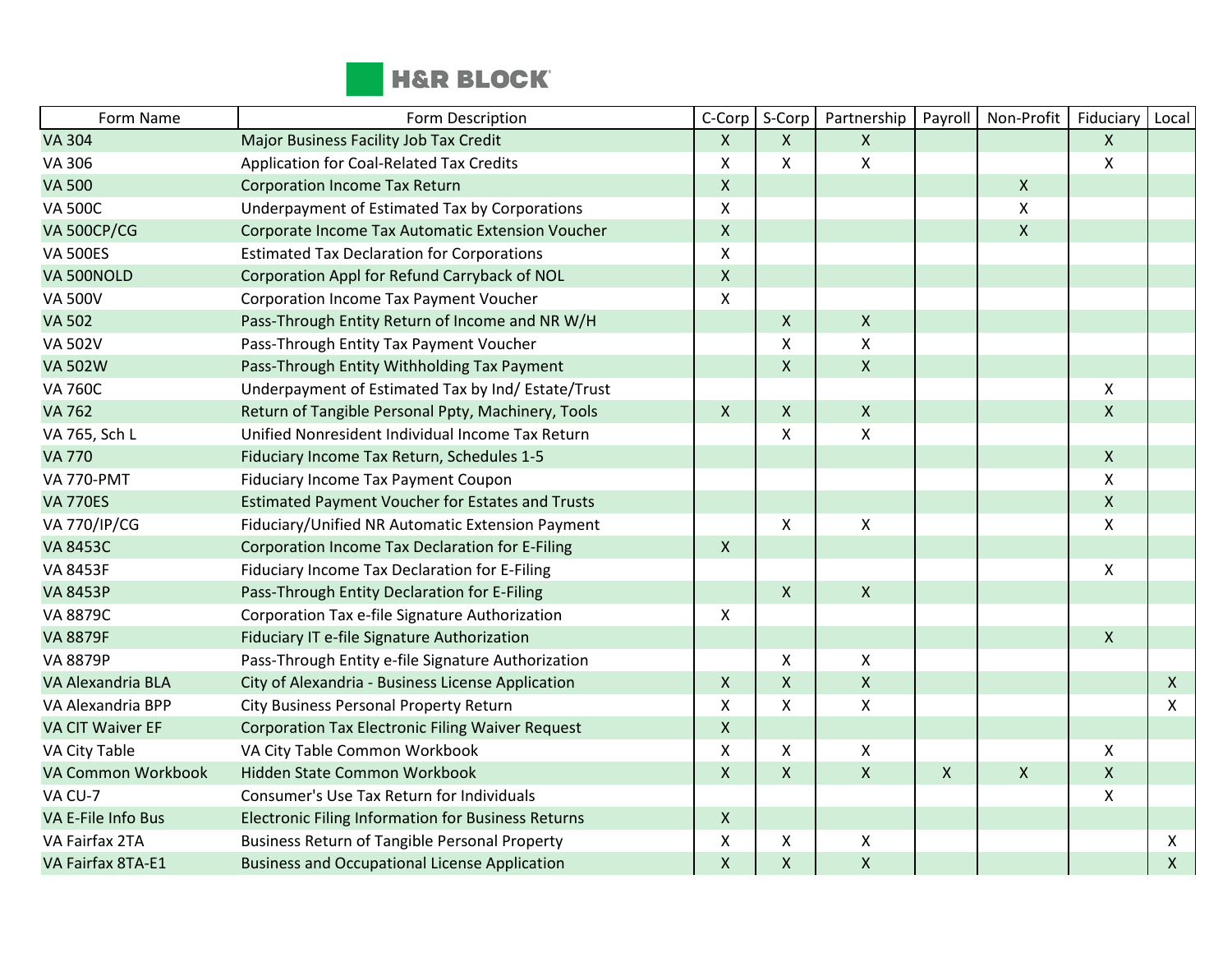| Form Name | Form Description | C-Corp | S-Corp | Partnership | Payroll | Non-Profit | Fiduciary | Local |
|---|---|---|---|---|---|---|---|---|
| VA 304 | Major Business Facility Job Tax Credit | X | X | X | | | X | |
| VA 306 | Application for Coal-Related Tax Credits | X | X | X | | | X | |
| VA 500 | Corporation Income Tax Return | X | | | | X | | |
| VA 500C | Underpayment of Estimated Tax by Corporations | X | | | | X | | |
| VA 500CP/CG | Corporate Income Tax Automatic Extension Voucher | X | | | | X | | |
| VA 500ES | Estimated Tax Declaration for Corporations | X | | | | | | |
| VA 500NOLD | Corporation Appl for Refund Carryback of NOL | X | | | | | | |
| VA 500V | Corporation Income Tax Payment Voucher | X | | | | | | |
| VA 502 | Pass-Through Entity Return of Income and NR W/H | | X | X | | | | |
| VA 502V | Pass-Through Entity Tax Payment Voucher | | X | X | | | | |
| VA 502W | Pass-Through Entity Withholding Tax Payment | | X | X | | | | |
| VA 760C | Underpayment of Estimated Tax by Ind/ Estate/Trust | | | | | | X | |
| VA 762 | Return of Tangible Personal Ppty, Machinery, Tools | X | X | X | | | X | |
| VA 765, Sch L | Unified Nonresident Individual Income Tax Return | | X | X | | | | |
| VA 770 | Fiduciary Income Tax Return, Schedules 1-5 | | | | | | X | |
| VA 770-PMT | Fiduciary Income Tax Payment Coupon | | | | | | X | |
| VA 770ES | Estimated Payment Voucher for Estates and Trusts | | | | | | X | |
| VA 770/IP/CG | Fiduciary/Unified NR Automatic Extension Payment | | X | X | | | X | |
| VA 8453C | Corporation Income Tax Declaration for E-Filing | X | | | | | | |
| VA 8453F | Fiduciary Income Tax Declaration for E-Filing | | | | | | X | |
| VA 8453P | Pass-Through Entity Declaration for E-Filing | | X | X | | | | |
| VA 8879C | Corporation Tax e-file Signature Authorization | X | | | | | | |
| VA 8879F | Fiduciary IT e-file Signature Authorization | | | | | | X | |
| VA 8879P | Pass-Through Entity e-file Signature Authorization | | X | X | | | | |
| VA Alexandria BLA | City of Alexandria - Business License Application | X | X | X | | | | X |
| VA Alexandria BPP | City Business Personal Property Return | X | X | X | | | | X |
| VA CIT Waiver EF | Corporation Tax Electronic Filing Waiver Request | X | | | | | | |
| VA City Table | VA City Table Common Workbook | X | X | X | | | X | |
| VA Common Workbook | Hidden State Common Workbook | X | X | X | X | X | X | |
| VA CU-7 | Consumer's Use Tax Return for Individuals | | | | | | X | |
| VA E-File Info Bus | Electronic Filing Information for Business Returns | X | | | | | | |
| VA Fairfax 2TA | Business Return of Tangible Personal Property | X | X | X | | | | X |
| VA Fairfax 8TA-E1 | Business and Occupational License Application | X | X | X | | | | X |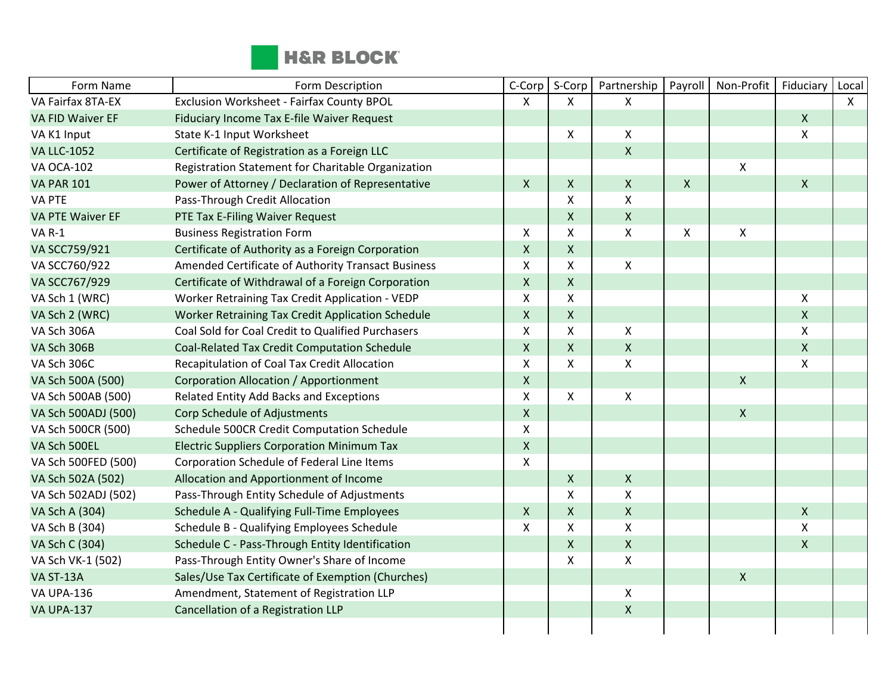| Form Name | Form Description | C-Corp | S-Corp | Partnership | Payroll | Non-Profit | Fiduciary | Local |
|---|---|---|---|---|---|---|---|---|
| VA Fairfax 8TA-EX | Exclusion Worksheet - Fairfax County BPOL | X | X | X | | | | X |
| VA FID Waiver EF | Fiduciary Income Tax E-file Waiver Request | | | | | | X | |
| VA K1 Input | State K-1 Input Worksheet | | X | X | | | X | |
| VA LLC-1052 | Certificate of Registration as a Foreign LLC | | | X | | | | |
| VA OCA-102 | Registration Statement for Charitable Organization | | | | | X | | |
| VA PAR 101 | Power of Attorney / Declaration of Representative | X | X | X | X | | X | |
| VA PTE | Pass-Through Credit Allocation | | X | X | | | | |
| VA PTE Waiver EF | PTE Tax E-Filing Waiver Request | | X | X | | | | |
| VA R-1 | Business Registration Form | X | X | X | X | X | | |
| VA SCC759/921 | Certificate of Authority as a Foreign Corporation | X | X | | | | | |
| VA SCC760/922 | Amended Certificate of Authority Transact Business | X | X | X | | | | |
| VA SCC767/929 | Certificate of Withdrawal of a Foreign Corporation | X | X | | | | | |
| VA Sch 1 (WRC) | Worker Retraining Tax Credit Application - VEDP | X | X | | | | X | |
| VA Sch 2 (WRC) | Worker Retraining Tax Credit Application Schedule | X | X | | | | X | |
| VA Sch 306A | Coal Sold for Coal Credit to Qualified Purchasers | X | X | X | | | X | |
| VA Sch 306B | Coal-Related Tax Credit Computation Schedule | X | X | X | | | X | |
| VA Sch 306C | Recapitulation of Coal Tax Credit Allocation | X | X | X | | | X | |
| VA Sch 500A (500) | Corporation Allocation / Apportionment | X | | | | X | | |
| VA Sch 500AB (500) | Related Entity Add Backs and Exceptions | X | X | X | | | | |
| VA Sch 500ADJ (500) | Corp Schedule of Adjustments | X | | | | X | | |
| VA Sch 500CR (500) | Schedule 500CR Credit Computation Schedule | X | | | | | | |
| VA Sch 500EL | Electric Suppliers Corporation Minimum Tax | X | | | | | | |
| VA Sch 500FED (500) | Corporation Schedule of Federal Line Items | X | | | | | | |
| VA Sch 502A (502) | Allocation and Apportionment of Income | | X | X | | | | |
| VA Sch 502ADJ (502) | Pass-Through Entity Schedule of Adjustments | | X | X | | | | |
| VA Sch A (304) | Schedule A - Qualifying Full-Time Employees | X | X | X | | | X | |
| VA Sch B (304) | Schedule B - Qualifying Employees Schedule | X | X | X | | | X | |
| VA Sch C (304) | Schedule C - Pass-Through Entity Identification | | X | X | | | X | |
| VA Sch VK-1 (502) | Pass-Through Entity Owner's Share of Income | | X | X | | | | |
| VA ST-13A | Sales/Use Tax Certificate of Exemption (Churches) | | | | | X | | |
| VA UPA-136 | Amendment, Statement of Registration LLP | | | X | | | | |
| VA UPA-137 | Cancellation of a Registration LLP | | | X | | | | |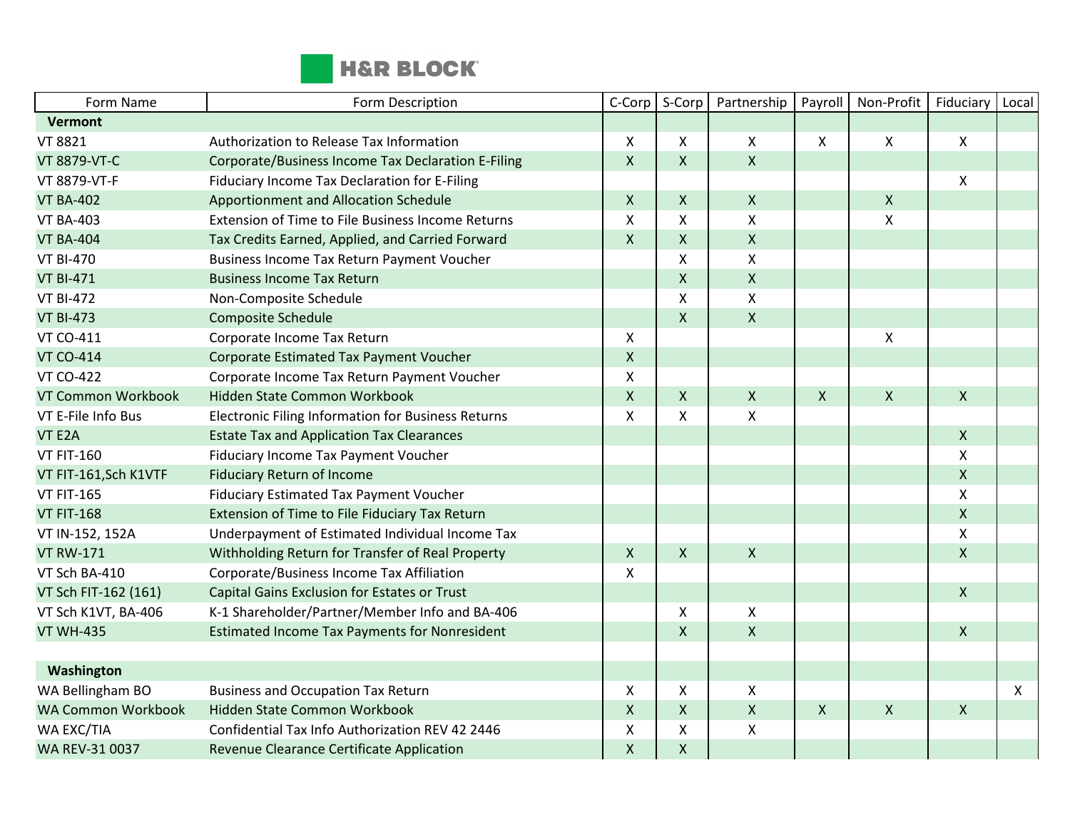| Form Name | Form Description | C-Corp | S-Corp | Partnership | Payroll | Non-Profit | Fiduciary | Local |
|---|---|---|---|---|---|---|---|---|
| **Vermont** | | | | | | | | |
| VT 8821 | Authorization to Release Tax Information | X | X | X | X | X | X | |
| VT 8879-VT-C | Corporate/Business Income Tax Declaration E-Filing | X | X | X | | | | |
| VT 8879-VT-F | Fiduciary Income Tax Declaration for E-Filing | | | | | | X | |
| VT BA-402 | Apportionment and Allocation Schedule | X | X | X | | X | | |
| VT BA-403 | Extension of Time to File Business Income Returns | X | X | X | | X | | |
| VT BA-404 | Tax Credits Earned, Applied, and Carried Forward | X | X | X | | | | |
| VT BI-470 | Business Income Tax Return Payment Voucher | | X | X | | | | |
| VT BI-471 | Business Income Tax Return | | X | X | | | | |
| VT BI-472 | Non-Composite Schedule | | X | X | | | | |
| VT BI-473 | Composite Schedule | | X | X | | | | |
| VT CO-411 | Corporate Income Tax Return | X | | | | X | | |
| VT CO-414 | Corporate Estimated Tax Payment Voucher | X | | | | | | |
| VT CO-422 | Corporate Income Tax Return Payment Voucher | X | | | | | | |
| VT Common Workbook | Hidden State Common Workbook | X | X | X | X | X | X | |
| VT E-File Info Bus | Electronic Filing Information for Business Returns | X | X | X | | | | |
| VT E2A | Estate Tax and Application Tax Clearances | | | | | | X | |
| VT FIT-160 | Fiduciary Income Tax Payment Voucher | | | | | | X | |
| VT FIT-161,Sch K1VTF | Fiduciary Return of Income | | | | | | X | |
| VT FIT-165 | Fiduciary Estimated Tax Payment Voucher | | | | | | X | |
| VT FIT-168 | Extension of Time to File Fiduciary Tax Return | | | | | | X | |
| VT IN-152, 152A | Underpayment of Estimated Individual Income Tax | | | | | | X | |
| VT RW-171 | Withholding Return for Transfer of Real Property | X | X | X | | | X | |
| VT Sch BA-410 | Corporate/Business Income Tax Affiliation | X | | | | | | |
| VT Sch FIT-162 (161) | Capital Gains Exclusion for Estates or Trust | | | | | | X | |
| VT Sch K1VT, BA-406 | K-1 Shareholder/Partner/Member Info and BA-406 | | X | X | | | | |
| VT WH-435 | Estimated Income Tax Payments for Nonresident | | X | X | | | X | |
| | | | | | | | | |
| **Washington** | | | | | | | | |
| WA Bellingham BO | Business and Occupation Tax Return | X | X | X | | | | X |
| WA Common Workbook | Hidden State Common Workbook | X | X | X | X | X | X | |
| WA EXC/TIA | Confidential Tax Info Authorization REV 42 2446 | X | X | X | | | | |
| WA REV-31 0037 | Revenue Clearance Certificate Application | X | X | | | | | |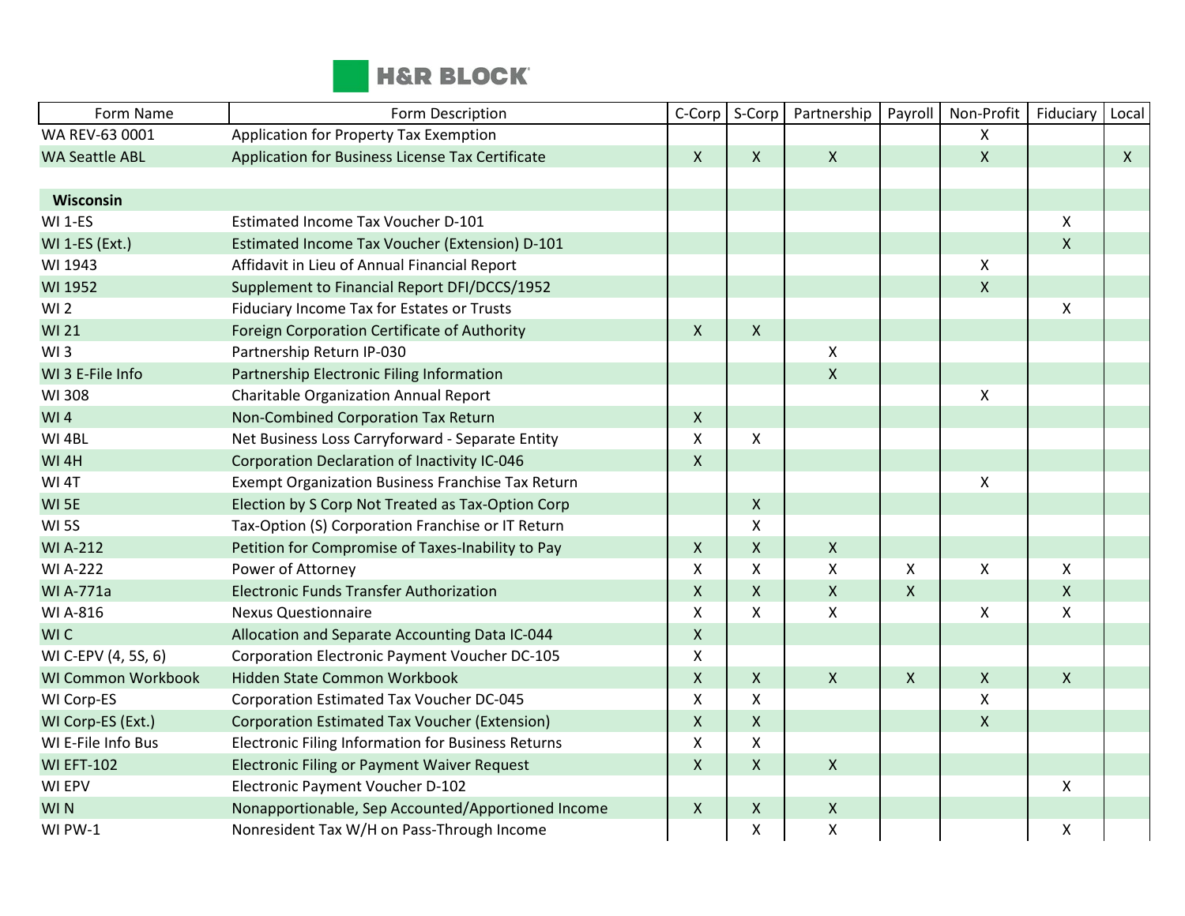H&R BLOCK

| Form Name | Form Description | C-Corp | S-Corp | Partnership | Payroll | Non-Profit | Fiduciary | Local |
|---|---|---|---|---|---|---|---|---|
| WA REV-63 0001 | Application for Property Tax Exemption | | | | | X | | |
| WA Seattle ABL | Application for Business License Tax Certificate | X | X | X | | X | | X |
| | | | | | | | | |
| **Wisconsin** | | | | | | | | |
| WI 1-ES | Estimated Income Tax Voucher D-101 | | | | | | X | |
| WI 1-ES (Ext.) | Estimated Income Tax Voucher (Extension) D-101 | | | | | | X | |
| WI 1943 | Affidavit in Lieu of Annual Financial Report | | | | | X | | |
| WI 1952 | Supplement to Financial Report DFI/DCCS/1952 | | | | | X | | |
| WI 2 | Fiduciary Income Tax for Estates or Trusts | | | | | | X | |
| WI 21 | Foreign Corporation Certificate of Authority | X | X | | | | | |
| WI 3 | Partnership Return IP-030 | | | X | | | | |
| WI 3 E-File Info | Partnership Electronic Filing Information | | | X | | | | |
| WI 308 | Charitable Organization Annual Report | | | | | X | | |
| WI 4 | Non-Combined Corporation Tax Return | X | | | | | | |
| WI 4BL | Net Business Loss Carryforward - Separate Entity | X | X | | | | | |
| WI 4H | Corporation Declaration of Inactivity IC-046 | X | | | | | | |
| WI 4T | Exempt Organization Business Franchise Tax Return | | | | | X | | |
| WI 5E | Election by S Corp Not Treated as Tax-Option Corp | | X | | | | | |
| WI 5S | Tax-Option (S) Corporation Franchise or IT Return | | X | | | | | |
| WI A-212 | Petition for Compromise of Taxes-Inability to Pay | X | X | X | | | | |
| WI A-222 | Power of Attorney | X | X | X | X | X | X | |
| WI A-771a | Electronic Funds Transfer Authorization | X | X | X | X | | X | |
| WI A-816 | Nexus Questionnaire | X | X | X | | X | X | |
| WI C | Allocation and Separate Accounting Data IC-044 | X | | | | | | |
| WI C-EPV (4, 5S, 6) | Corporation Electronic Payment Voucher DC-105 | X | | | | | | |
| WI Common Workbook | Hidden State Common Workbook | X | X | X | X | X | X | |
| WI Corp-ES | Corporation Estimated Tax Voucher DC-045 | X | X | | | X | | |
| WI Corp-ES (Ext.) | Corporation Estimated Tax Voucher (Extension) | X | X | | | X | | |
| WI E-File Info Bus | Electronic Filing Information for Business Returns | X | X | | | | | |
| WI EFT-102 | Electronic Filing or Payment Waiver Request | X | X | X | | | | |
| WI EPV | Electronic Payment Voucher D-102 | | | | | | X | |
| WI N | Nonapportionable, Sep Accounted/Apportioned Income | X | X | X | | | | |
| WI PW-1 | Nonresident Tax W/H on Pass-Through Income | | X | X | | | X | |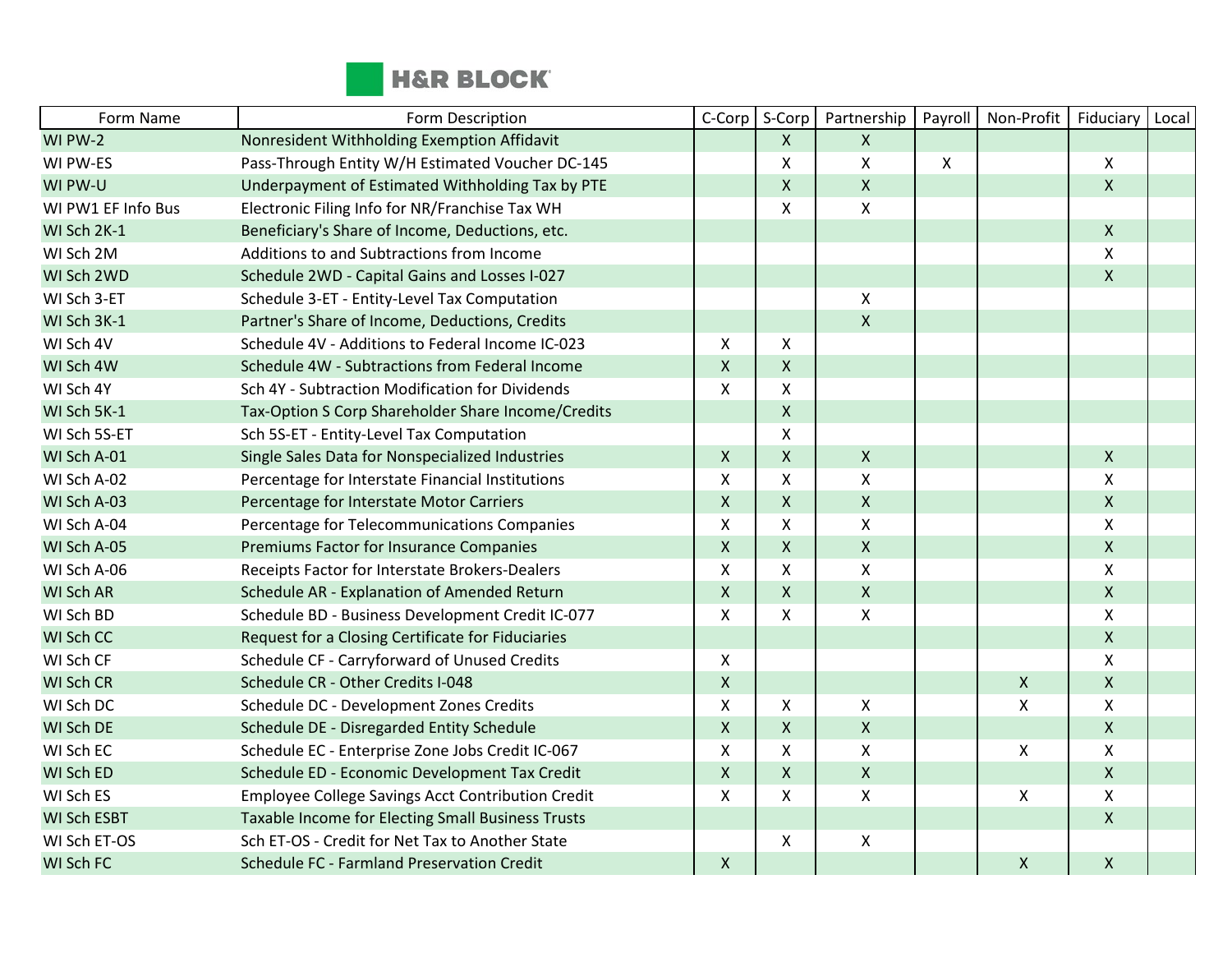| Form Name | Form Description | C-Corp | S-Corp | Partnership | Payroll | Non-Profit | Fiduciary | Local |
|---|---|---|---|---|---|---|---|---|
| WI PW-2 | Nonresident Withholding Exemption Affidavit | | X | X | | | | |
| WI PW-ES | Pass-Through Entity W/H Estimated Voucher DC-145 | | X | X | X | | X | |
| WI PW-U | Underpayment of Estimated Withholding Tax by PTE | | X | X | | | X | |
| WI PW1 EF Info Bus | Electronic Filing Info for NR/Franchise Tax WH | | X | X | | | | |
| WI Sch 2K-1 | Beneficiary's Share of Income, Deductions, etc. | | | | | | X | |
| WI Sch 2M | Additions to and Subtractions from Income | | | | | | X | |
| WI Sch 2WD | Schedule 2WD - Capital Gains and Losses I-027 | | | | | | X | |
| WI Sch 3-ET | Schedule 3-ET - Entity-Level Tax Computation | | | X | | | | |
| WI Sch 3K-1 | Partner's Share of Income, Deductions, Credits | | | X | | | | |
| WI Sch 4V | Schedule 4V - Additions to Federal Income IC-023 | X | X | | | | | |
| WI Sch 4W | Schedule 4W - Subtractions from Federal Income | X | X | | | | | |
| WI Sch 4Y | Sch 4Y - Subtraction Modification for Dividends | X | X | | | | | |
| WI Sch 5K-1 | Tax-Option S Corp Shareholder Share Income/Credits | | X | | | | | |
| WI Sch 5S-ET | Sch 5S-ET - Entity-Level Tax Computation | | X | | | | | |
| WI Sch A-01 | Single Sales Data for Nonspecialized Industries | X | X | X | | | X | |
| WI Sch A-02 | Percentage for Interstate Financial Institutions | X | X | X | | | X | |
| WI Sch A-03 | Percentage for Interstate Motor Carriers | X | X | X | | | X | |
| WI Sch A-04 | Percentage for Telecommunications Companies | X | X | X | | | X | |
| WI Sch A-05 | Premiums Factor for Insurance Companies | X | X | X | | | X | |
| WI Sch A-06 | Receipts Factor for Interstate Brokers-Dealers | X | X | X | | | X | |
| WI Sch AR | Schedule AR - Explanation of Amended Return | X | X | X | | | X | |
| WI Sch BD | Schedule BD - Business Development Credit IC-077 | X | X | X | | | X | |
| WI Sch CC | Request for a Closing Certificate for Fiduciaries | | | | | | X | |
| WI Sch CF | Schedule CF - Carryforward of Unused Credits | X | | | | | X | |
| WI Sch CR | Schedule CR - Other Credits I-048 | X | | | | X | X | |
| WI Sch DC | Schedule DC - Development Zones Credits | X | X | X | | X | X | |
| WI Sch DE | Schedule DE - Disregarded Entity Schedule | X | X | X | | | X | |
| WI Sch EC | Schedule EC - Enterprise Zone Jobs Credit IC-067 | X | X | X | | X | X | |
| WI Sch ED | Schedule ED - Economic Development Tax Credit | X | X | X | | | X | |
| WI Sch ES | Employee College Savings Acct Contribution Credit | X | X | X | | X | X | |
| WI Sch ESBT | Taxable Income for Electing Small Business Trusts | | | | | | X | |
| WI Sch ET-OS | Sch ET-OS - Credit for Net Tax to Another State | | X | X | | | | |
| WI Sch FC | Schedule FC - Farmland Preservation Credit | X | | | | X | X | |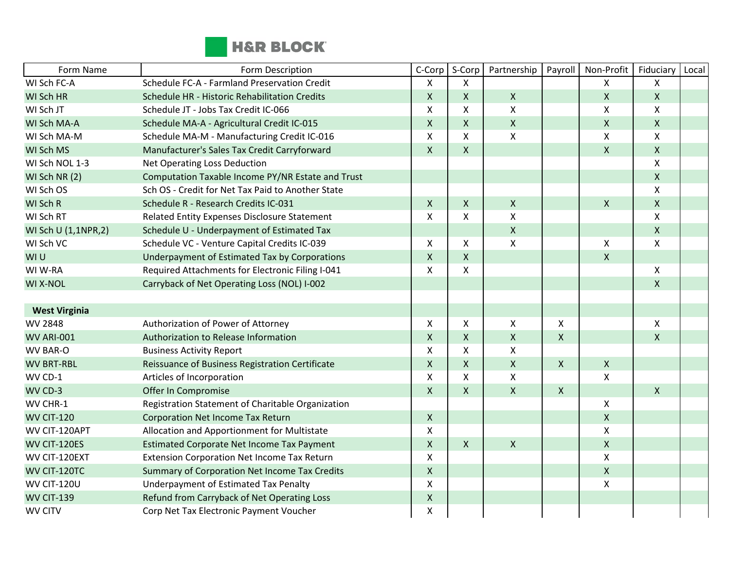| Form Name | Form Description | C-Corp | S-Corp | Partnership | Payroll | Non-Profit | Fiduciary | Local |
|---|---|---|---|---|---|---|---|---|
| WI Sch FC-A | Schedule FC-A - Farmland Preservation Credit | X | X | | | X | X | |
| WI Sch HR | Schedule HR - Historic Rehabilitation Credits | X | X | X | | X | X | |
| WI Sch JT | Schedule JT - Jobs Tax Credit IC-066 | X | X | X | | X | X | |
| WI Sch MA-A | Schedule MA-A - Agricultural Credit IC-015 | X | X | X | | X | X | |
| WI Sch MA-M | Schedule MA-M - Manufacturing Credit IC-016 | X | X | X | | X | X | |
| WI Sch MS | Manufacturer's Sales Tax Credit Carryforward | X | X | | | X | X | |
| WI Sch NOL 1-3 | Net Operating Loss Deduction | | | | | | X | |
| WI Sch NR (2) | Computation Taxable Income PY/NR Estate and Trust | | | | | | X | |
| WI Sch OS | Sch OS - Credit for Net Tax Paid to Another State | | | | | | X | |
| WI Sch R | Schedule R - Research Credits IC-031 | X | X | X | | X | X | |
| WI Sch RT | Related Entity Expenses Disclosure Statement | X | X | X | | | X | |
| WI Sch U (1,1NPR,2) | Schedule U - Underpayment of Estimated Tax | | | X | | | X | |
| WI Sch VC | Schedule VC - Venture Capital Credits IC-039 | X | X | X | | X | X | |
| WI U | Underpayment of Estimated Tax by Corporations | X | X | | | X | | |
| WI W-RA | Required Attachments for Electronic Filing I-041 | X | X | | | | X | |
| WI X-NOL | Carryback of Net Operating Loss (NOL) I-002 | | | | | | X | |
| | | | | | | | | |
| **West Virginia** | | | | | | | | |
| WV 2848 | Authorization of Power of Attorney | X | X | X | X | | X | |
| WV ARI-001 | Authorization to Release Information | X | X | X | X | | X | |
| WV BAR-O | Business Activity Report | X | X | X | | | | |
| WV BRT-RBL | Reissuance of Business Registration Certificate | X | X | X | X | X | | |
| WV CD-1 | Articles of Incorporation | X | X | X | | X | | |
| WV CD-3 | Offer In Compromise | X | X | X | X | | X | |
| WV CHR-1 | Registration Statement of Charitable Organization | | | | | X | | |
| WV CIT-120 | Corporation Net Income Tax Return | X | | | | X | | |
| WV CIT-120APT | Allocation and Apportionment for Multistate | X | | | | X | | |
| WV CIT-120ES | Estimated Corporate Net Income Tax Payment | X | X | X | | X | | |
| WV CIT-120EXT | Extension Corporation Net Income Tax Return | X | | | | X | | |
| WV CIT-120TC | Summary of Corporation Net Income Tax Credits | X | | | | X | | |
| WV CIT-120U | Underpayment of Estimated Tax Penalty | X | | | | X | | |
| WV CIT-139 | Refund from Carryback of Net Operating Loss | X | | | | | | |
| WV CITV | Corp Net Tax Electronic Payment Voucher | X | | | | | | |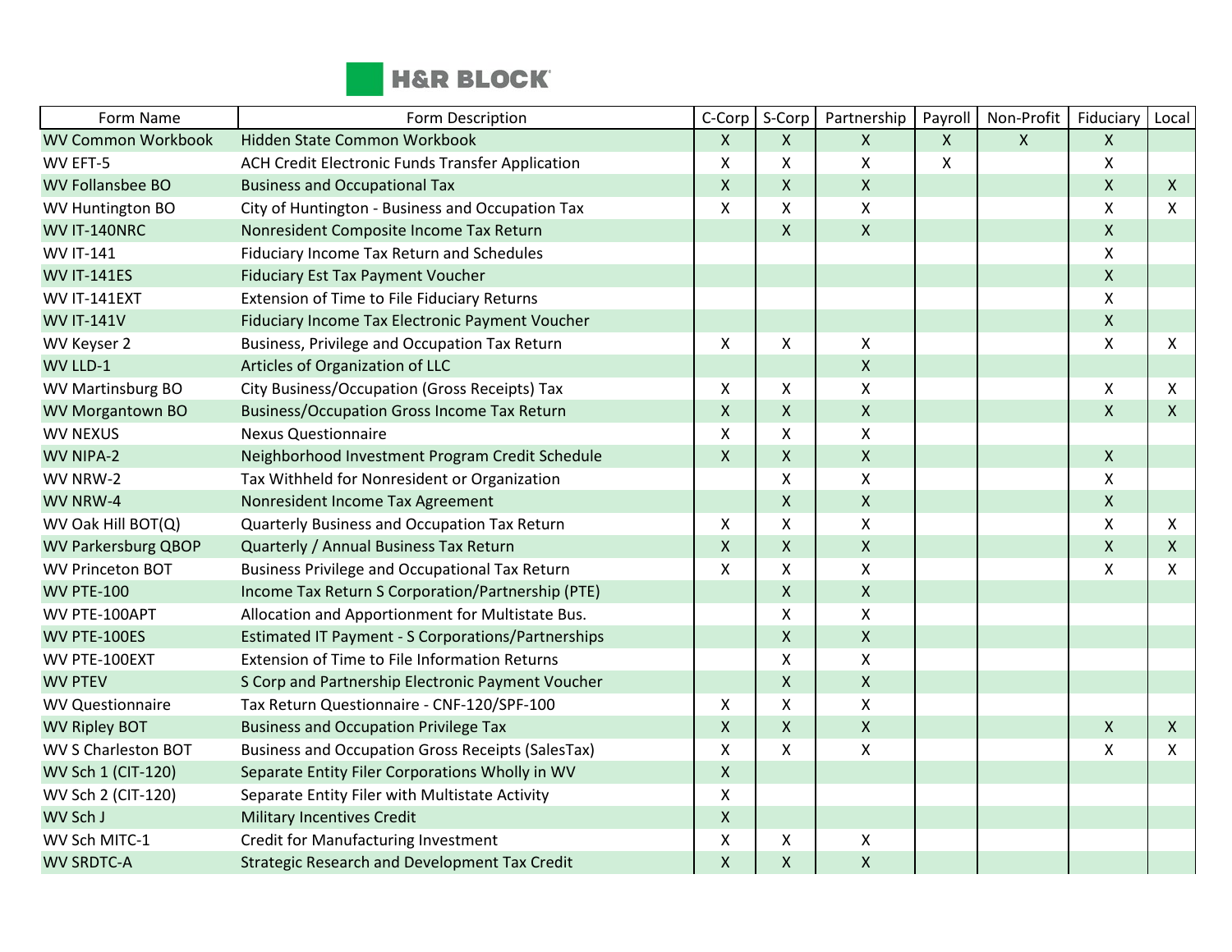| Form Name | Form Description | C-Corp | S-Corp | Partnership | Payroll | Non-Profit | Fiduciary | Local |
|---|---|---|---|---|---|---|---|---|
| WV Common Workbook | Hidden State Common Workbook | X | X | X | X | X | X | |
| WV EFT-5 | ACH Credit Electronic Funds Transfer Application | X | X | X | X | | X | |
| WV Follansbee BO | Business and Occupational Tax | X | X | X | | | X | X |
| WV Huntington BO | City of Huntington - Business and Occupation Tax | X | X | X | | | X | X |
| WV IT-140NRC | Nonresident Composite Income Tax Return | | X | X | | | X | |
| WV IT-141 | Fiduciary Income Tax Return and Schedules | | | | | | X | |
| WV IT-141ES | Fiduciary Est Tax Payment Voucher | | | | | | X | |
| WV IT-141EXT | Extension of Time to File Fiduciary Returns | | | | | | X | |
| WV IT-141V | Fiduciary Income Tax Electronic Payment Voucher | | | | | | X | |
| WV Keyser 2 | Business, Privilege and Occupation Tax Return | X | X | X | | | X | X |
| WV LLD-1 | Articles of Organization of LLC | | | X | | | | |
| WV Martinsburg BO | City Business/Occupation (Gross Receipts) Tax | X | X | X | | | X | X |
| WV Morgantown BO | Business/Occupation Gross Income Tax Return | X | X | X | | | X | X |
| WV NEXUS | Nexus Questionnaire | X | X | X | | | | |
| WV NIPA-2 | Neighborhood Investment Program Credit Schedule | X | X | X | | | X | |
| WV NRW-2 | Tax Withheld for Nonresident or Organization | | X | X | | | X | |
| WV NRW-4 | Nonresident Income Tax Agreement | | X | X | | | X | |
| WV Oak Hill BOT(Q) | Quarterly Business and Occupation Tax Return | X | X | X | | | X | X |
| WV Parkersburg QBOP | Quarterly / Annual Business Tax Return | X | X | X | | | X | X |
| WV Princeton BOT | Business Privilege and Occupational Tax Return | X | X | X | | | X | X |
| WV PTE-100 | Income Tax Return S Corporation/Partnership (PTE) | | X | X | | | | |
| WV PTE-100APT | Allocation and Apportionment for Multistate Bus. | | X | X | | | | |
| WV PTE-100ES | Estimated IT Payment - S Corporations/Partnerships | | X | X | | | | |
| WV PTE-100EXT | Extension of Time to File Information Returns | | X | X | | | | |
| WV PTEV | S Corp and Partnership Electronic Payment Voucher | | X | X | | | | |
| WV Questionnaire | Tax Return Questionnaire - CNF-120/SPF-100 | X | X | X | | | | |
| WV Ripley BOT | Business and Occupation Privilege Tax | X | X | X | | | X | X |
| WV S Charleston BOT | Business and Occupation Gross Receipts (SalesTax) | X | X | X | | | X | X |
| WV Sch 1 (CIT-120) | Separate Entity Filer Corporations Wholly in WV | X | | | | | | |
| WV Sch 2 (CIT-120) | Separate Entity Filer with Multistate Activity | X | | | | | | |
| WV Sch J | Military Incentives Credit | X | | | | | | |
| WV Sch MITC-1 | Credit for Manufacturing Investment | X | X | X | | | | |
| WV SRDTC-A | Strategic Research and Development Tax Credit | X | X | X | | | | |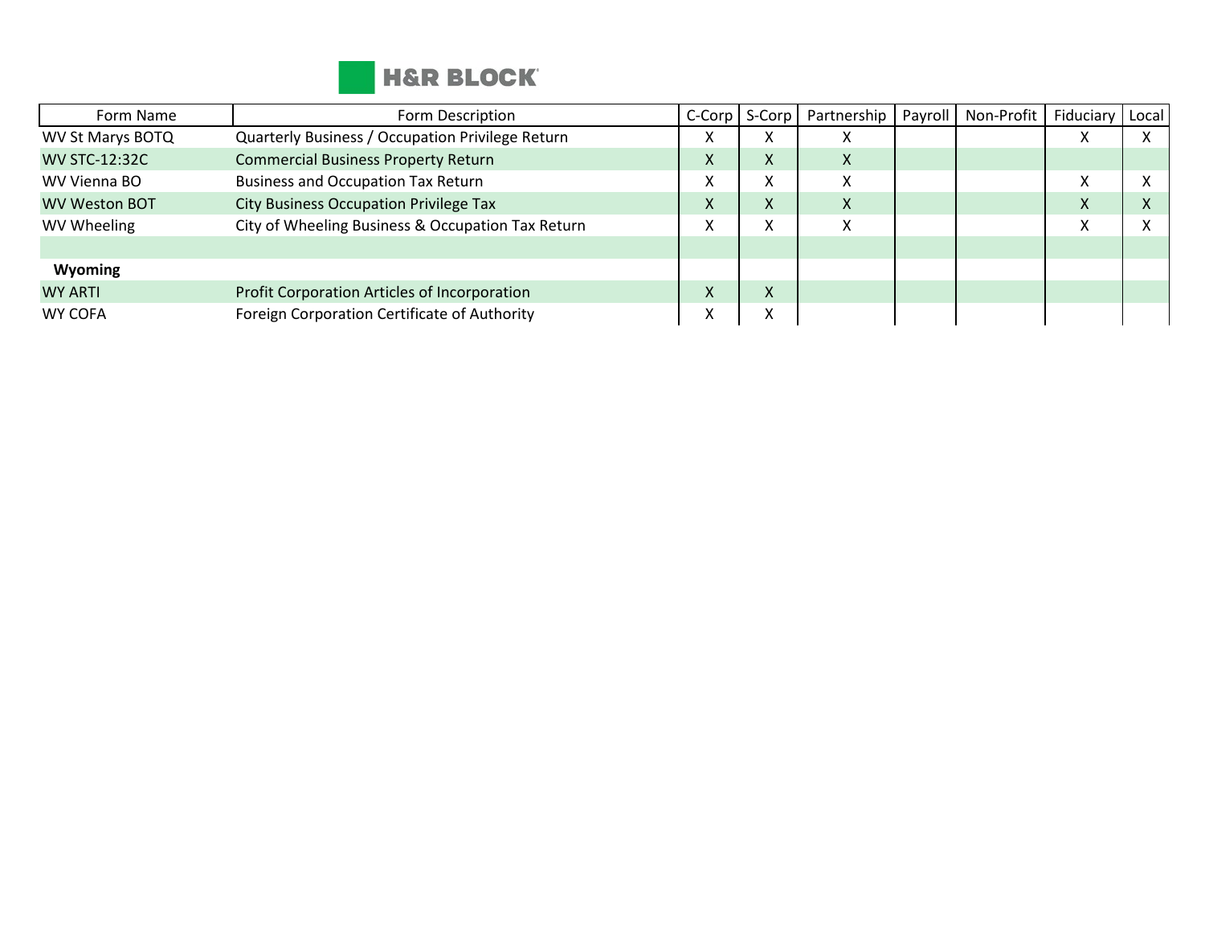| Form Name | Form Description | C-Corp | S-Corp | Partnership | Payroll | Non-Profit | Fiduciary | Local |
|---|---|---|---|---|---|---|---|---|
| WV St Marys BOTQ | Quarterly Business / Occupation Privilege Return | X | X | X | | | X | X |
| WV STC-12:32C | Commercial Business Property Return | X | X | X | | | | |
| WV Vienna BO | Business and Occupation Tax Return | X | X | X | | | X | X |
| WV Weston BOT | City Business Occupation Privilege Tax | X | X | X | | | X | X |
| WV Wheeling | City of Wheeling Business & Occupation Tax Return | X | X | X | | | X | X |
| | | | | | | | | |
| **Wyoming** | | | | | | | | |
| WY ARTI | Profit Corporation Articles of Incorporation | X | X | | | | | |
| WY COFA | Foreign Corporation Certificate of Authority | X | X | | | | | |